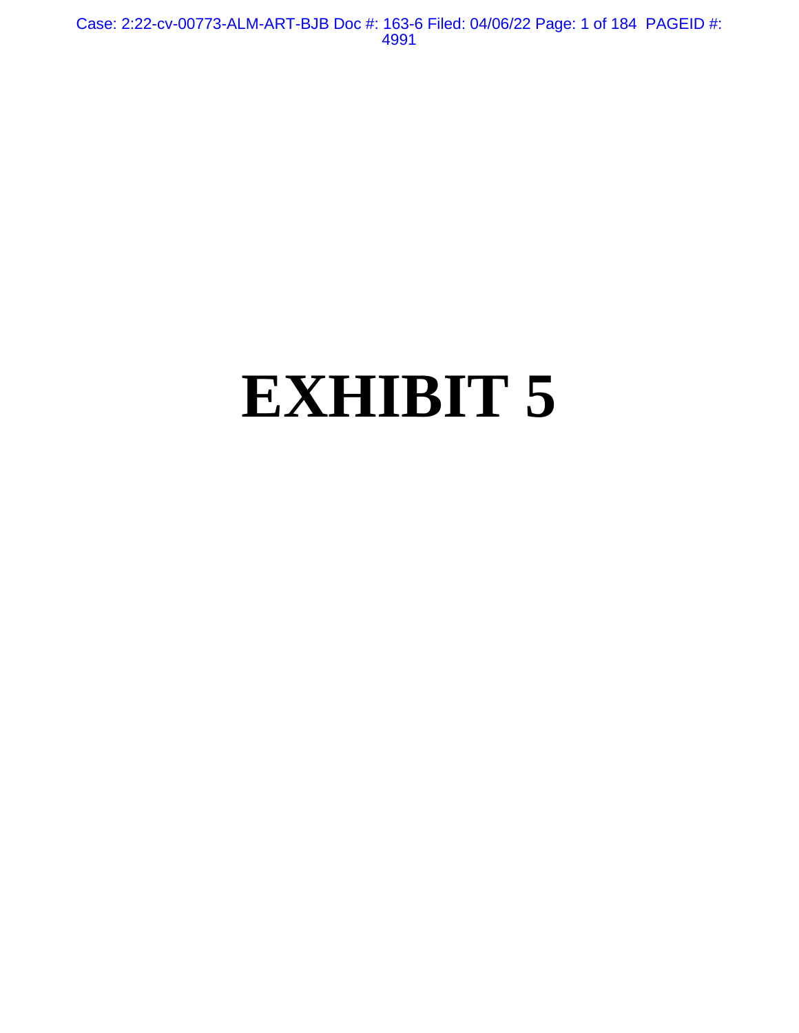# EXHIBIT 5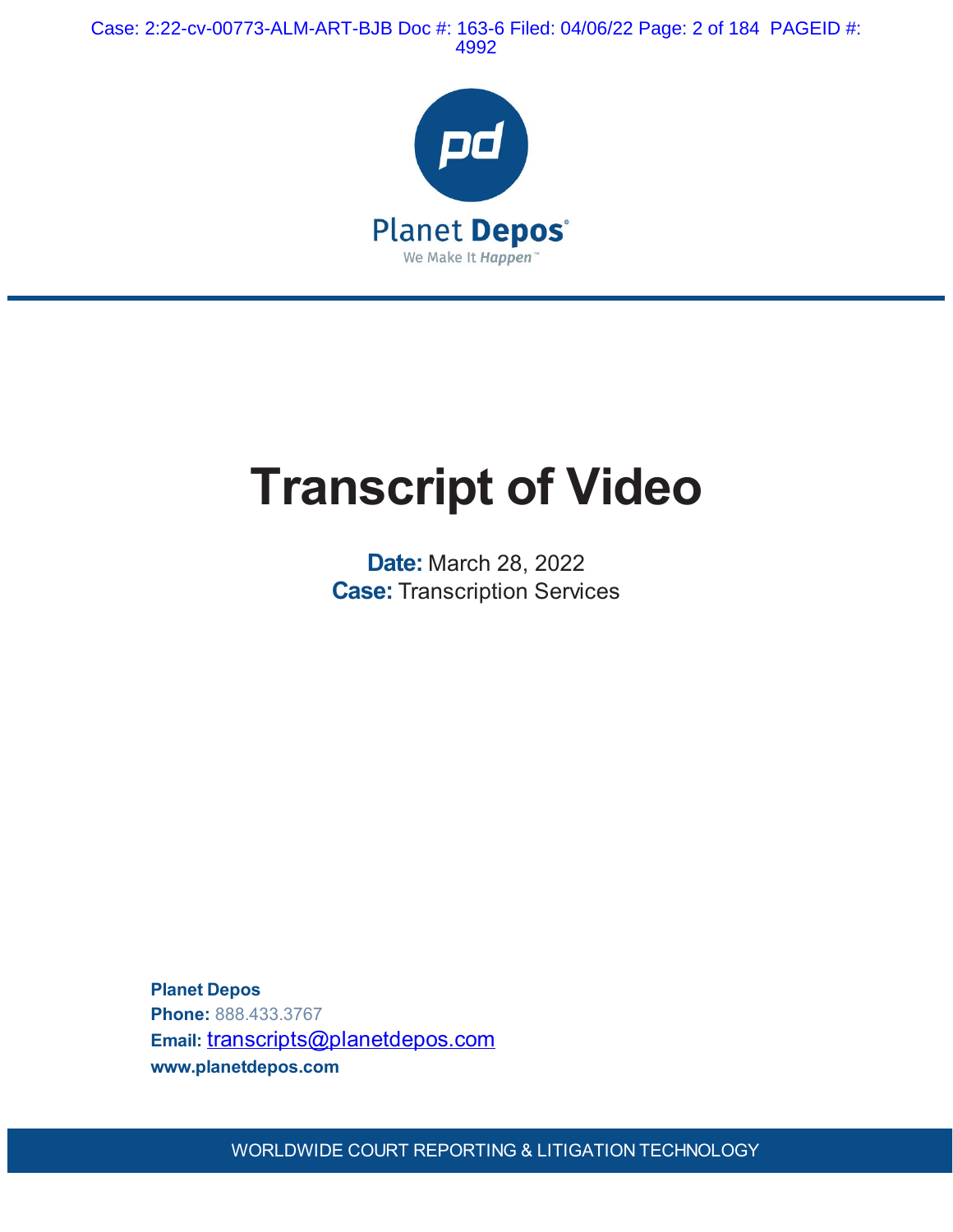Planet Depos

We Make It Happen™

# Transcript of Video

**Date:** March 28, 2022
**Case:** Transcription Services

**Planet Depos**
**Phone:** 888.433.3767
**Email:** transcripts@planetdepos.com
**www.planetdepos.com**

WORLDWIDE COURT REPORTING & LITIGATION TECHNOLOGY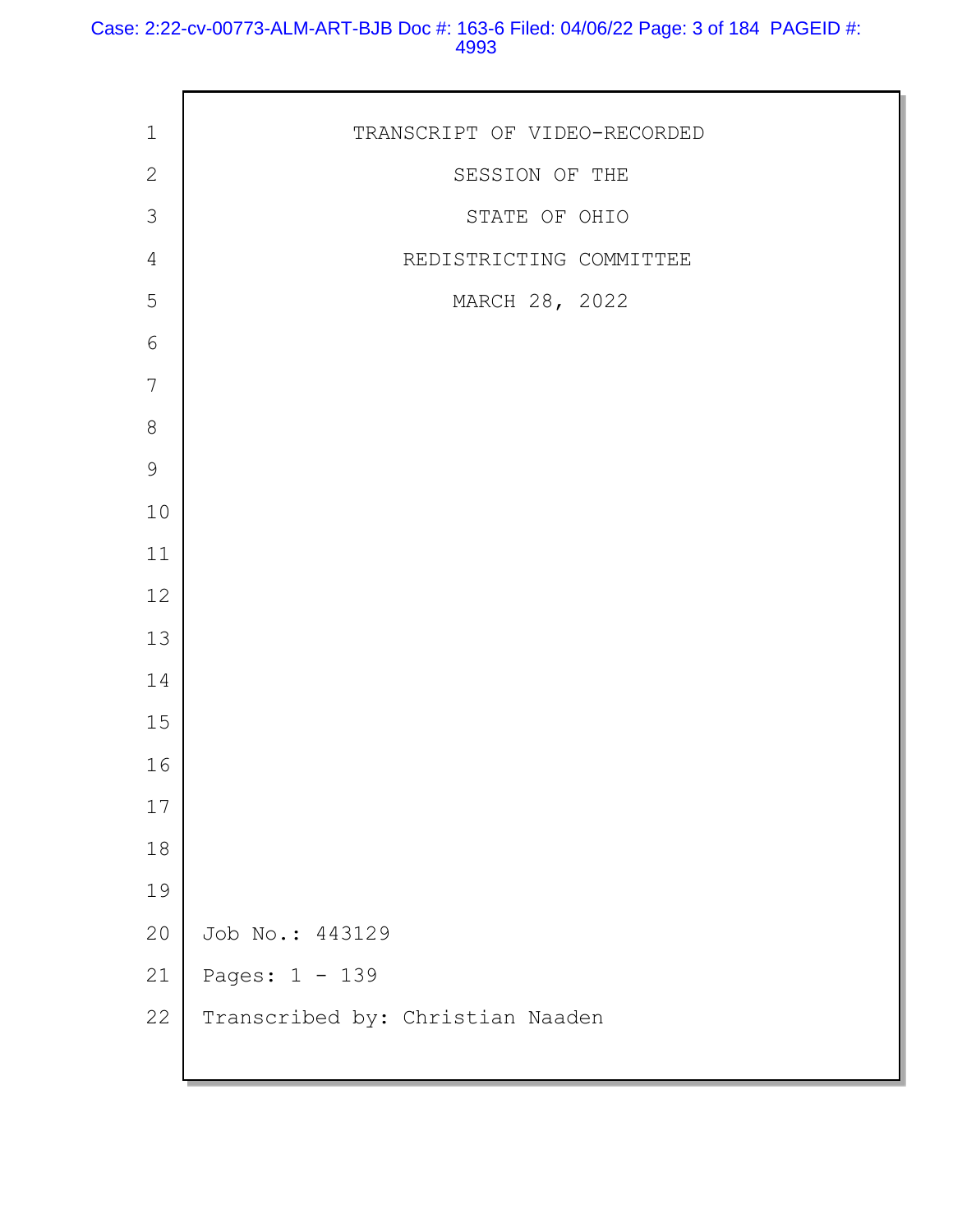TRANSCRIPT OF VIDEO-RECORDED

SESSION OF THE

STATE OF OHIO

REDISTRICTING COMMITTEE

MARCH 28, 2022

Job No.: 443129

Pages: 1 - 139

Transcribed by: Christian Naaden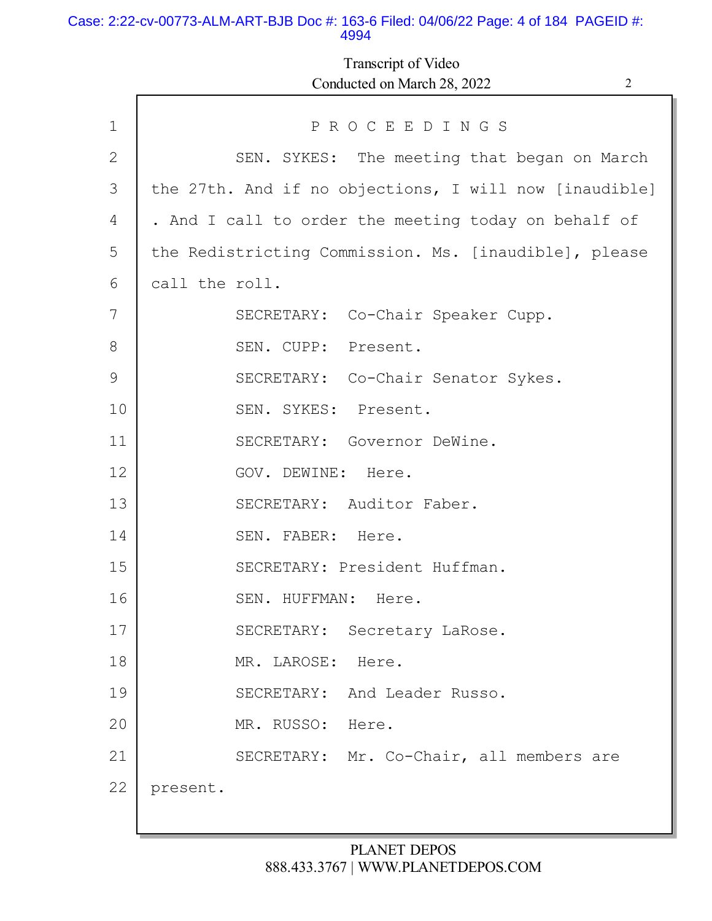PROCEEDINGS

SEN. SYKES: The meeting that began on March the 27th. And if no objections, I will now [inaudible] . And I call to order the meeting today on behalf of the Redistricting Commission. Ms. [inaudible], please call the roll.

SECRETARY: Co-Chair Speaker Cupp.

SEN. CUPP: Present.

SECRETARY: Co-Chair Senator Sykes.

SEN. SYKES: Present.

SECRETARY: Governor DeWine.

GOV. DEWINE: Here.

SECRETARY: Auditor Faber.

SEN. FABER: Here.

SECRETARY: President Huffman.

SEN. HUFFMAN: Here.

SECRETARY: Secretary LaRose.

MR. LAROSE: Here.

SECRETARY: And Leader Russo.

MR. RUSSO: Here.

SECRETARY: Mr. Co-Chair, all members are present.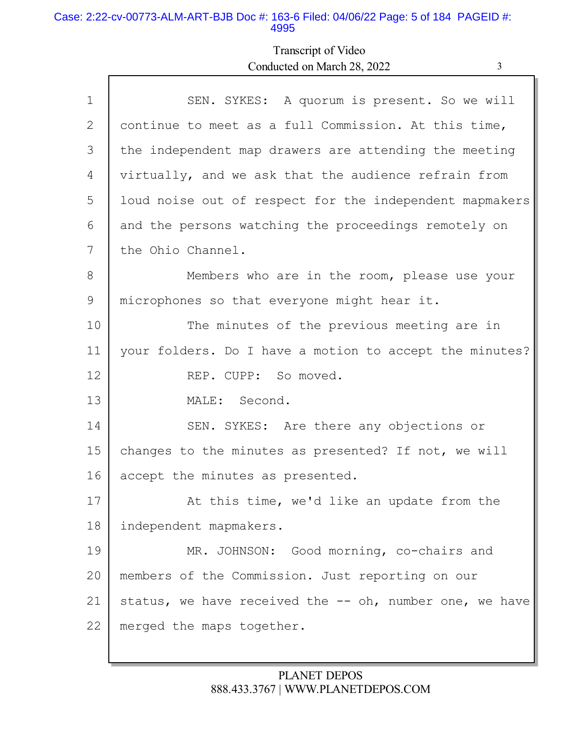SEN. SYKES: A quorum is present. So we will continue to meet as a full Commission. At this time, the independent map drawers are attending the meeting virtually, and we ask that the audience refrain from loud noise out of respect for the independent mapmakers and the persons watching the proceedings remotely on the Ohio Channel.

Members who are in the room, please use your microphones so that everyone might hear it.

The minutes of the previous meeting are in your folders. Do I have a motion to accept the minutes?

REP. CUPP: So moved.

MALE: Second.

SEN. SYKES: Are there any objections or changes to the minutes as presented? If not, we will accept the minutes as presented.

At this time, we'd like an update from the independent mapmakers.

MR. JOHNSON: Good morning, co-chairs and members of the Commission. Just reporting on our status, we have received the -- oh, number one, we have merged the maps together.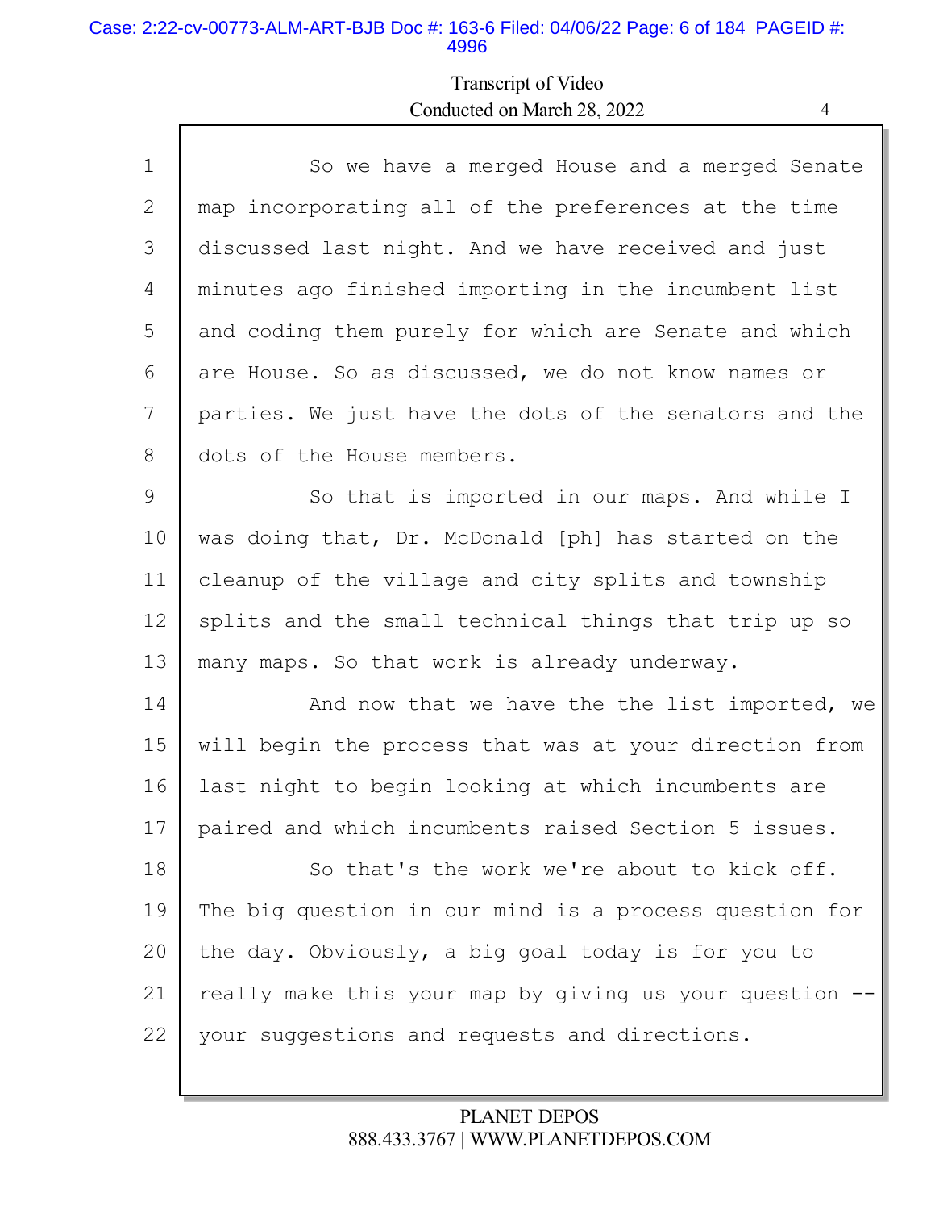So we have a merged House and a merged Senate map incorporating all of the preferences at the time discussed last night. And we have received and just minutes ago finished importing in the incumbent list and coding them purely for which are Senate and which are House. So as discussed, we do not know names or parties. We just have the dots of the senators and the dots of the House members.

So that is imported in our maps. And while I was doing that, Dr. McDonald [ph] has started on the cleanup of the village and city splits and township splits and the small technical things that trip up so many maps. So that work is already underway.

And now that we have the the list imported, we will begin the process that was at your direction from last night to begin looking at which incumbents are paired and which incumbents raised Section 5 issues.

So that's the work we're about to kick off. The big question in our mind is a process question for the day. Obviously, a big goal today is for you to really make this your map by giving us your question -- your suggestions and requests and directions.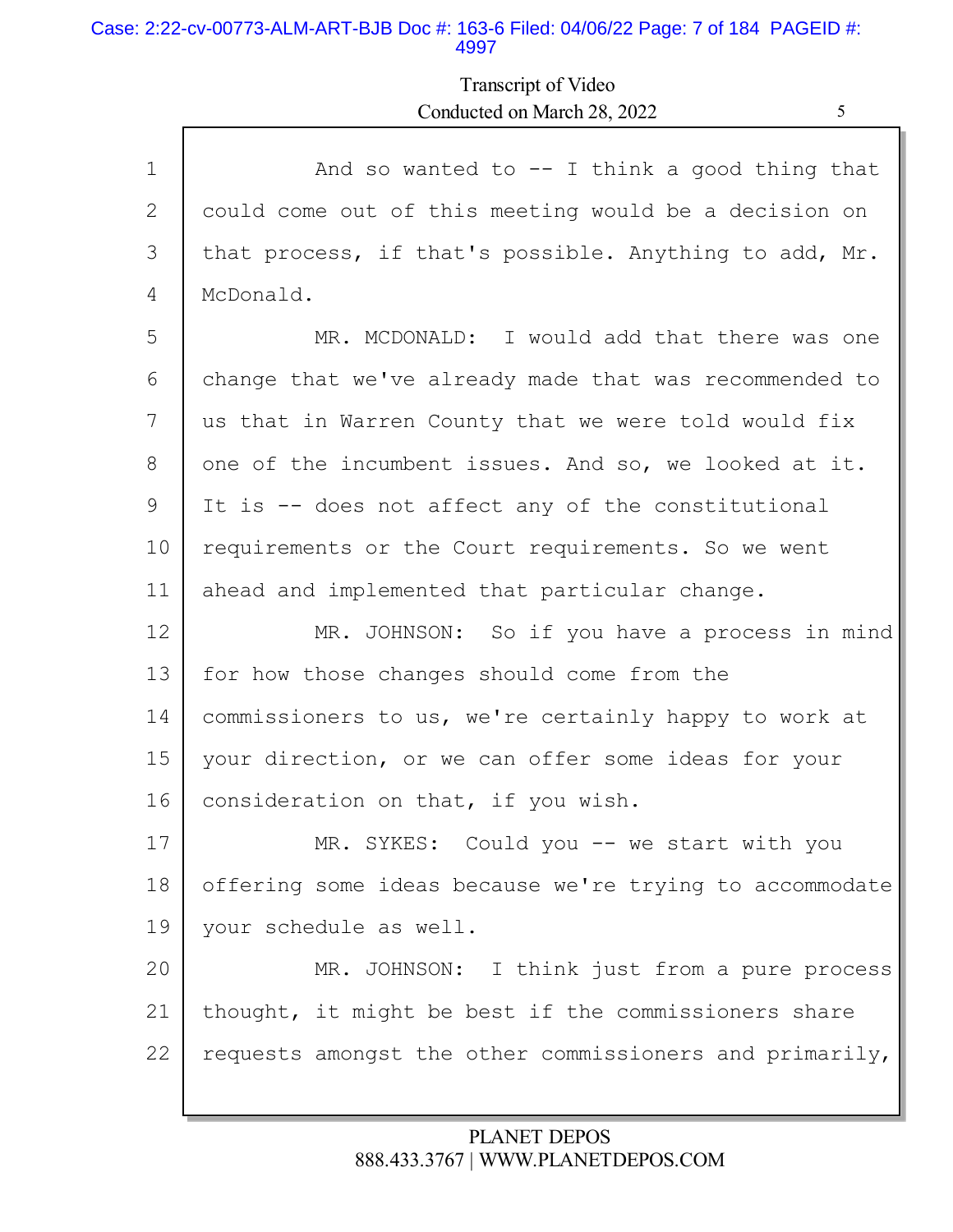And so wanted to -- I think a good thing that could come out of this meeting would be a decision on that process, if that's possible. Anything to add, Mr. McDonald.

MR. MCDONALD: I would add that there was one change that we've already made that was recommended to us that in Warren County that we were told would fix one of the incumbent issues. And so, we looked at it. It is -- does not affect any of the constitutional requirements or the Court requirements. So we went ahead and implemented that particular change.

MR. JOHNSON: So if you have a process in mind for how those changes should come from the commissioners to us, we're certainly happy to work at your direction, or we can offer some ideas for your consideration on that, if you wish.

MR. SYKES: Could you -- we start with you offering some ideas because we're trying to accommodate your schedule as well.

MR. JOHNSON: I think just from a pure process thought, it might be best if the commissioners share requests amongst the other commissioners and primarily,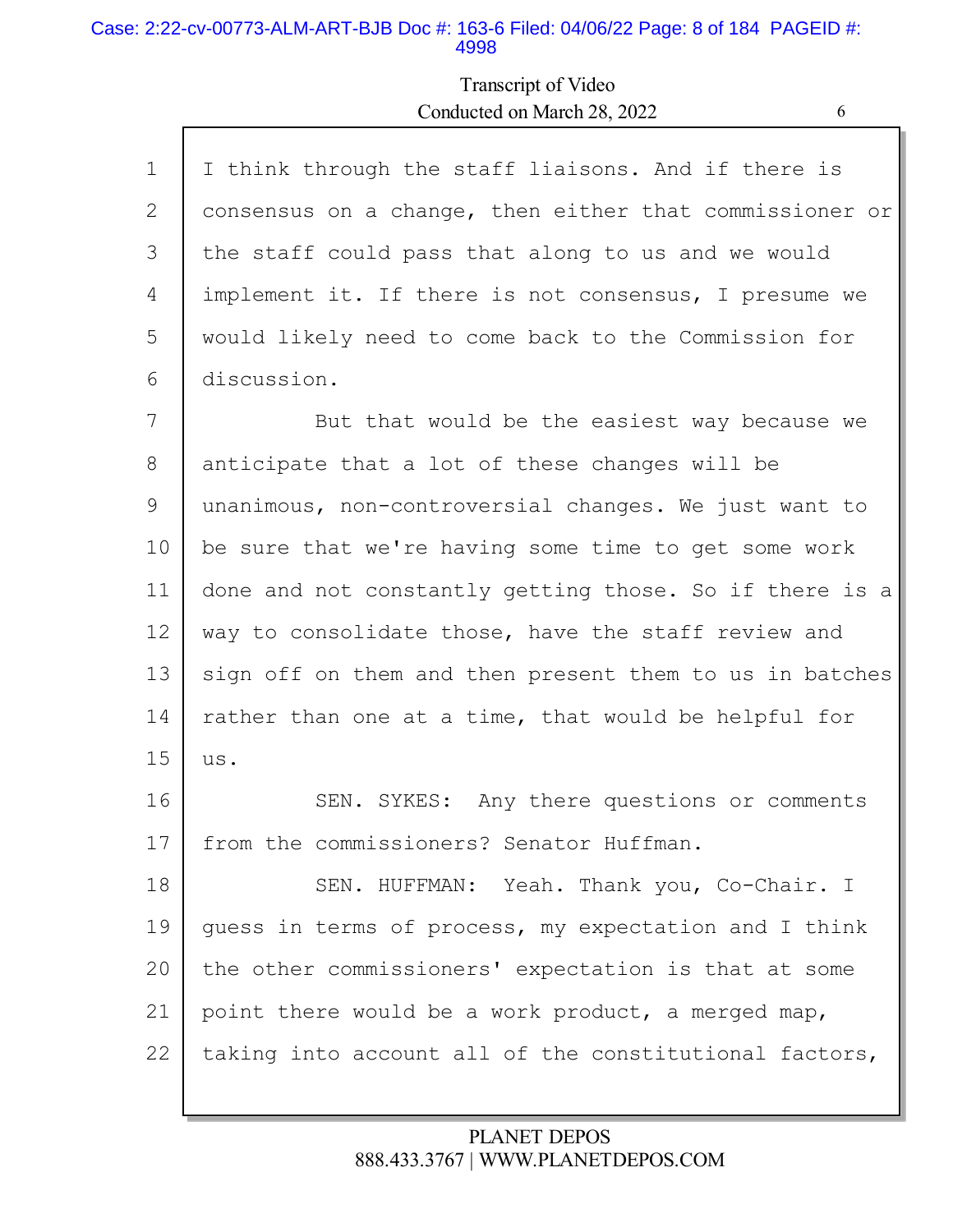I think through the staff liaisons. And if there is consensus on a change, then either that commissioner or the staff could pass that along to us and we would implement it. If there is not consensus, I presume we would likely need to come back to the Commission for discussion.

But that would be the easiest way because we anticipate that a lot of these changes will be unanimous, non-controversial changes. We just want to be sure that we're having some time to get some work done and not constantly getting those. So if there is a way to consolidate those, have the staff review and sign off on them and then present them to us in batches rather than one at a time, that would be helpful for us.

SEN. SYKES: Any there questions or comments from the commissioners? Senator Huffman.

SEN. HUFFMAN: Yeah. Thank you, Co-Chair. I guess in terms of process, my expectation and I think the other commissioners' expectation is that at some point there would be a work product, a merged map, taking into account all of the constitutional factors,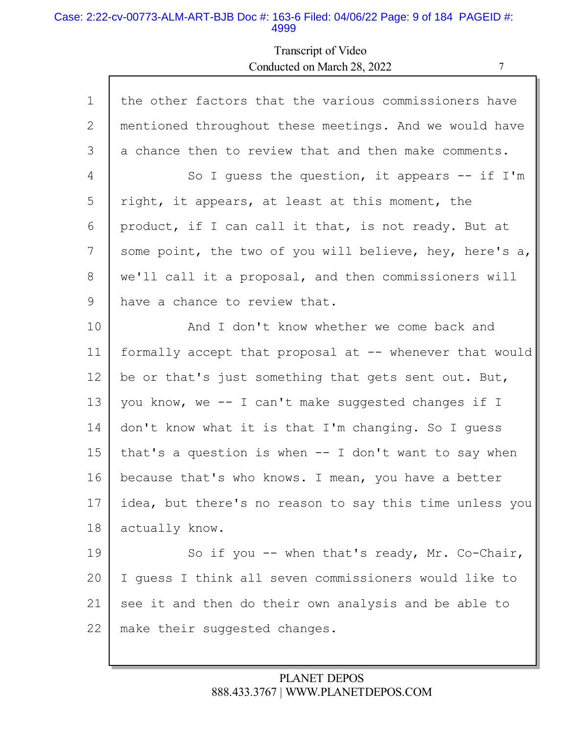1 the other factors that the various commissioners have
2 mentioned throughout these meetings. And we would have
3 a chance then to review that and then make comments.
4 So I guess the question, it appears -- if I'm
5 right, it appears, at least at this moment, the
6 product, if I can call it that, is not ready. But at
7 some point, the two of you will believe, hey, here's a,
8 we'll call it a proposal, and then commissioners will
9 have a chance to review that.
10 And I don't know whether we come back and
11 formally accept that proposal at -- whenever that would
12 be or that's just something that gets sent out. But,
13 you know, we -- I can't make suggested changes if I
14 don't know what it is that I'm changing. So I guess
15 that's a question is when -- I don't want to say when
16 because that's who knows. I mean, you have a better
17 idea, but there's no reason to say this time unless you
18 actually know.
19 So if you -- when that's ready, Mr. Co-Chair,
20 I guess I think all seven commissioners would like to
21 see it and then do their own analysis and be able to
22 make their suggested changes.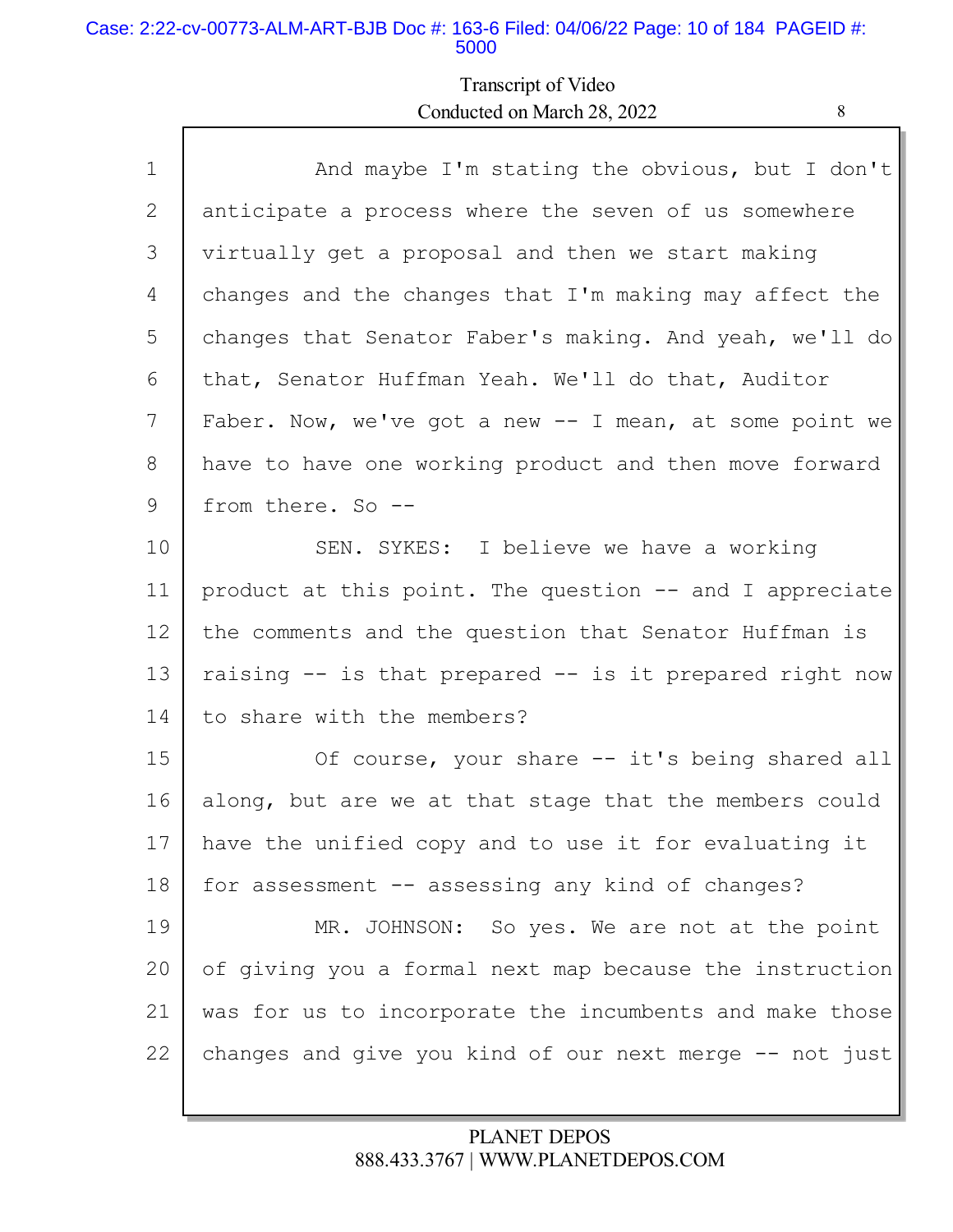1 And maybe I'm stating the obvious, but I don't
2 anticipate a process where the seven of us somewhere
3 virtually get a proposal and then we start making
4 changes and the changes that I'm making may affect the
5 changes that Senator Faber's making. And yeah, we'll do
6 that, Senator Huffman Yeah. We'll do that, Auditor
7 Faber. Now, we've got a new -- I mean, at some point we
8 have to have one working product and then move forward
9 from there. So --
10 SEN. SYKES: I believe we have a working
11 product at this point. The question -- and I appreciate
12 the comments and the question that Senator Huffman is
13 raising -- is that prepared -- is it prepared right now
14 to share with the members?
15 Of course, your share -- it's being shared all
16 along, but are we at that stage that the members could
17 have the unified copy and to use it for evaluating it
18 for assessment -- assessing any kind of changes?
19 MR. JOHNSON: So yes. We are not at the point
20 of giving you a formal next map because the instruction
21 was for us to incorporate the incumbents and make those
22 changes and give you kind of our next merge -- not just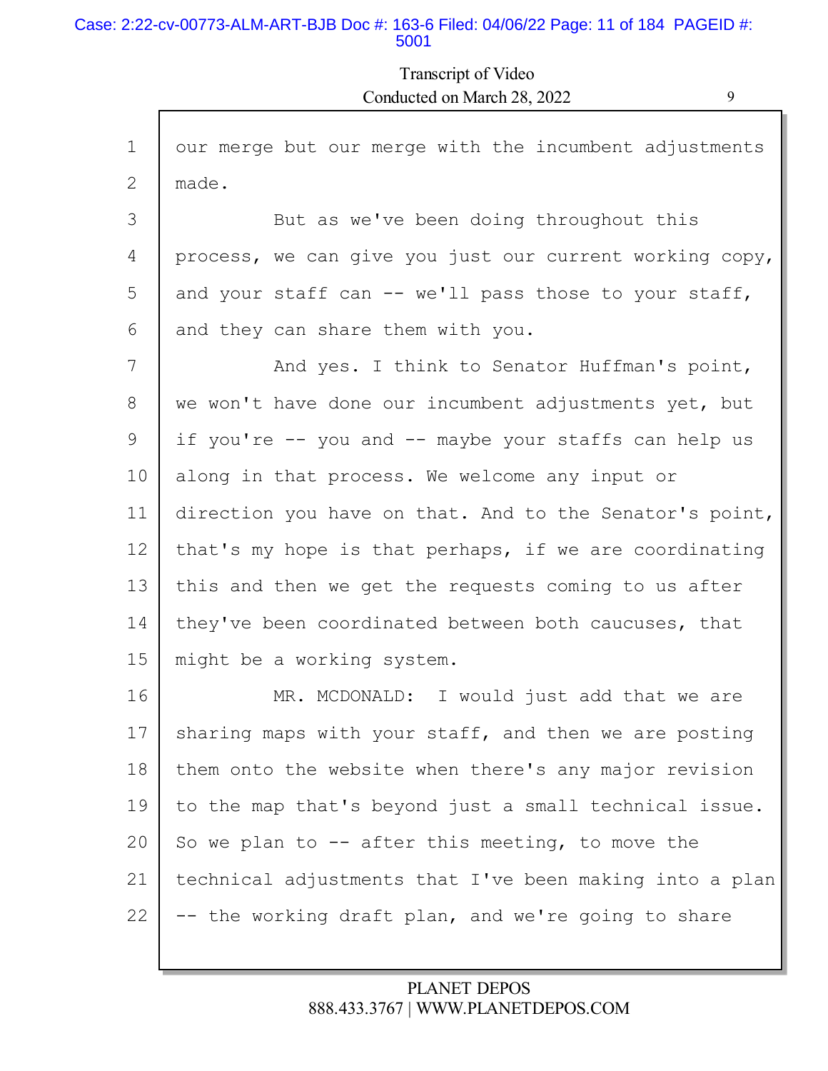1 our merge but our merge with the incumbent adjustments
2 made.
3 But as we've been doing throughout this
4 process, we can give you just our current working copy,
5 and your staff can -- we'll pass those to your staff,
6 and they can share them with you.
7 And yes. I think to Senator Huffman's point,
8 we won't have done our incumbent adjustments yet, but
9 if you're -- you and -- maybe your staffs can help us
10 along in that process. We welcome any input or
11 direction you have on that. And to the Senator's point,
12 that's my hope is that perhaps, if we are coordinating
13 this and then we get the requests coming to us after
14 they've been coordinated between both caucuses, that
15 might be a working system.
16 MR. MCDONALD: I would just add that we are
17 sharing maps with your staff, and then we are posting
18 them onto the website when there's any major revision
19 to the map that's beyond just a small technical issue.
20 So we plan to -- after this meeting, to move the
21 technical adjustments that I've been making into a plan
22 -- the working draft plan, and we're going to share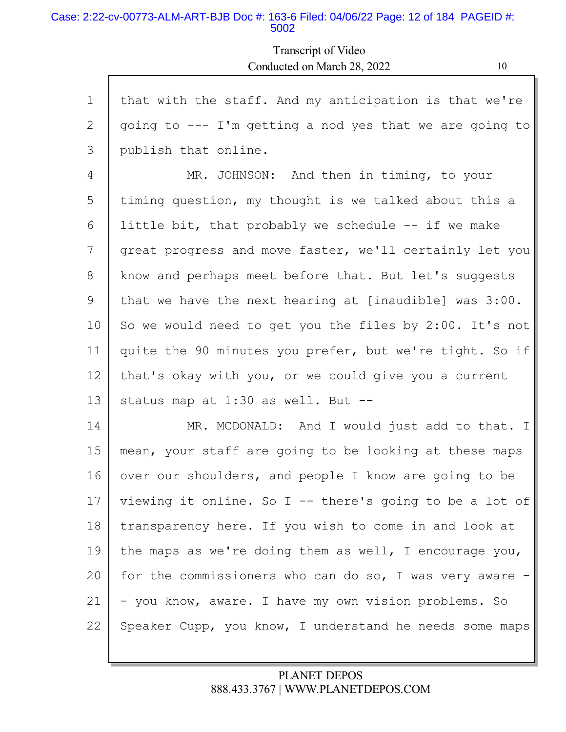1 that with the staff. And my anticipation is that we're
2 going to --- I'm getting a nod yes that we are going to
3 publish that online.
4 MR. JOHNSON: And then in timing, to your
5 timing question, my thought is we talked about this a
6 little bit, that probably we schedule -- if we make
7 great progress and move faster, we'll certainly let you
8 know and perhaps meet before that. But let's suggests
9 that we have the next hearing at [inaudible] was 3:00.
10 So we would need to get you the files by 2:00. It's not
11 quite the 90 minutes you prefer, but we're tight. So if
12 that's okay with you, or we could give you a current
13 status map at 1:30 as well. But --
14 MR. MCDONALD: And I would just add to that. I
15 mean, your staff are going to be looking at these maps
16 over our shoulders, and people I know are going to be
17 viewing it online. So I -- there's going to be a lot of
18 transparency here. If you wish to come in and look at
19 the maps as we're doing them as well, I encourage you,
20 for the commissioners who can do so, I was very aware -
21 - you know, aware. I have my own vision problems. So
22 Speaker Cupp, you know, I understand he needs some maps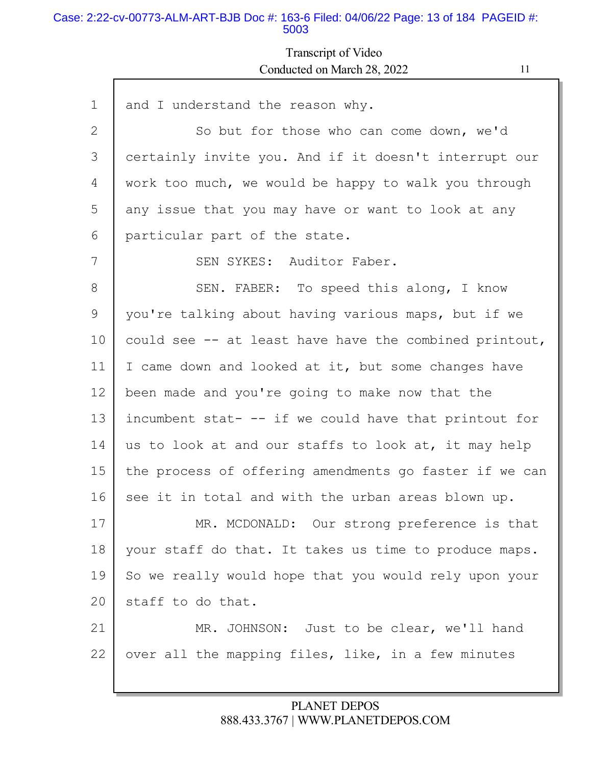1 and I understand the reason why.

2 So but for those who can come down, we'd

3 certainly invite you. And if it doesn't interrupt our

4 work too much, we would be happy to walk you through

5 any issue that you may have or want to look at any

6 particular part of the state.

7 SEN SYKES: Auditor Faber.

8 SEN. FABER: To speed this along, I know

9 you're talking about having various maps, but if we

10 could see -- at least have have the combined printout,

11 I came down and looked at it, but some changes have

12 been made and you're going to make now that the

13 incumbent stat- -- if we could have that printout for

14 us to look at and our staffs to look at, it may help

15 the process of offering amendments go faster if we can

16 see it in total and with the urban areas blown up.

17 MR. MCDONALD: Our strong preference is that

18 your staff do that. It takes us time to produce maps.

19 So we really would hope that you would rely upon your

20 staff to do that.

21 MR. JOHNSON: Just to be clear, we'll hand

22 over all the mapping files, like, in a few minutes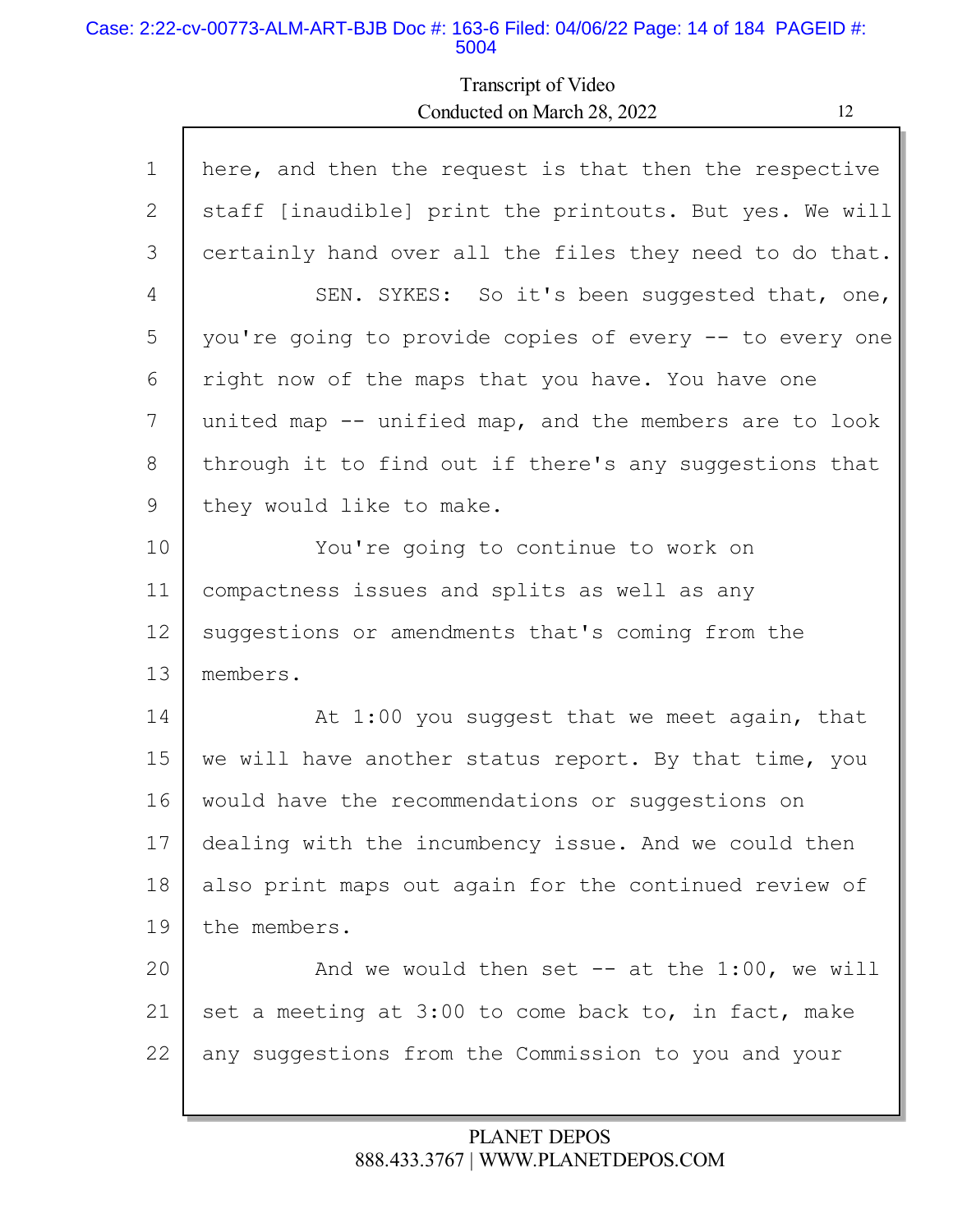here, and then the request is that then the respective staff [inaudible] print the printouts. But yes. We will certainly hand over all the files they need to do that.

SEN. SYKES: So it's been suggested that, one, you're going to provide copies of every -- to every one right now of the maps that you have. You have one united map -- unified map, and the members are to look through it to find out if there's any suggestions that they would like to make.

You're going to continue to work on compactness issues and splits as well as any suggestions or amendments that's coming from the members.

At 1:00 you suggest that we meet again, that we will have another status report. By that time, you would have the recommendations or suggestions on dealing with the incumbency issue. And we could then also print maps out again for the continued review of the members.

And we would then set -- at the 1:00, we will set a meeting at 3:00 to come back to, in fact, make any suggestions from the Commission to you and your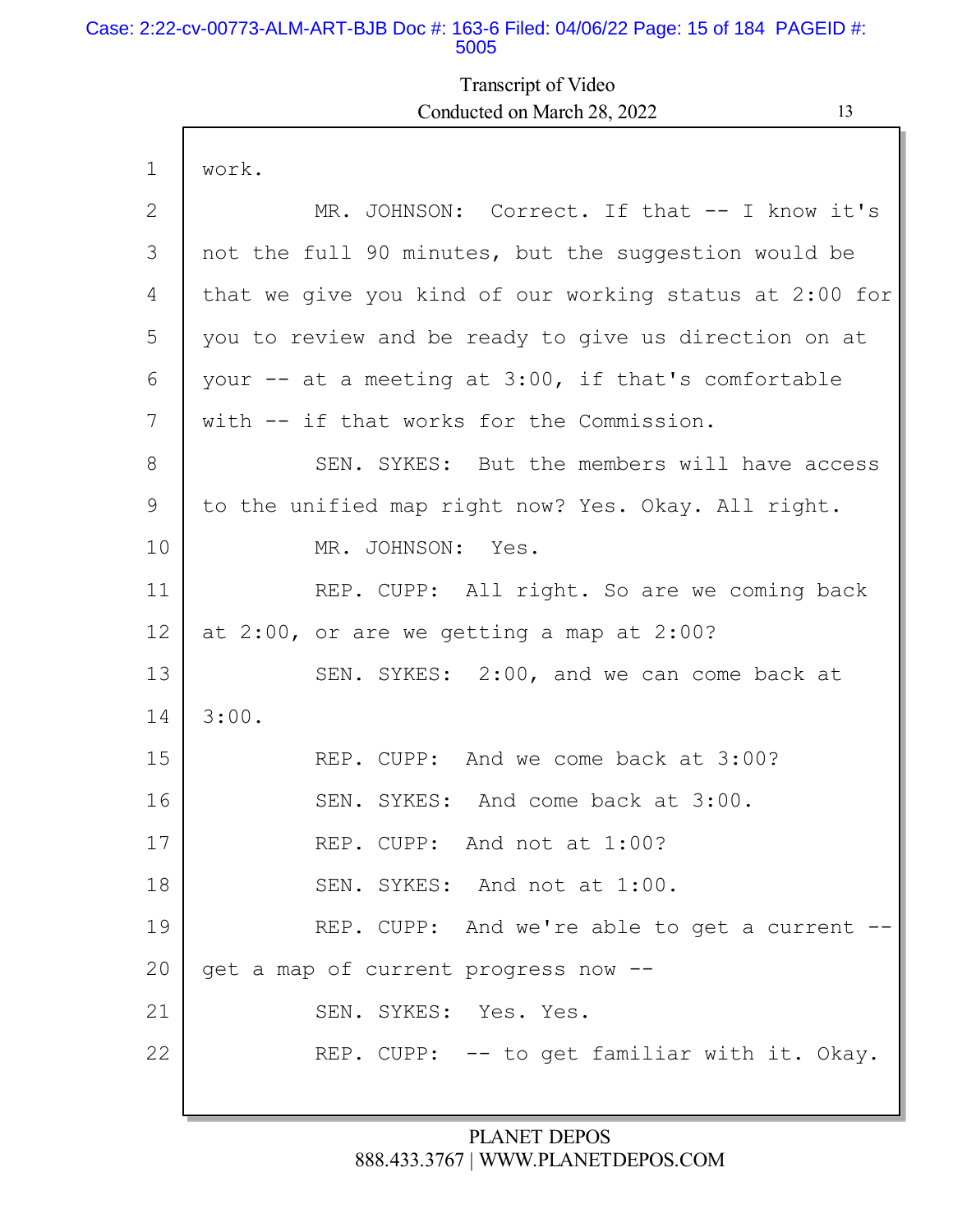work.

MR. JOHNSON: Correct. If that -- I know it's not the full 90 minutes, but the suggestion would be that we give you kind of our working status at 2:00 for you to review and be ready to give us direction on at your -- at a meeting at 3:00, if that's comfortable with -- if that works for the Commission.

SEN. SYKES: But the members will have access to the unified map right now? Yes. Okay. All right.

MR. JOHNSON: Yes.

REP. CUPP: All right. So are we coming back at 2:00, or are we getting a map at 2:00?

SEN. SYKES: 2:00, and we can come back at 3:00.

REP. CUPP: And we come back at 3:00?

SEN. SYKES: And come back at 3:00.

REP. CUPP: And not at 1:00?

SEN. SYKES: And not at 1:00.

REP. CUPP: And we're able to get a current -- get a map of current progress now --

SEN. SYKES: Yes. Yes.

REP. CUPP: -- to get familiar with it. Okay.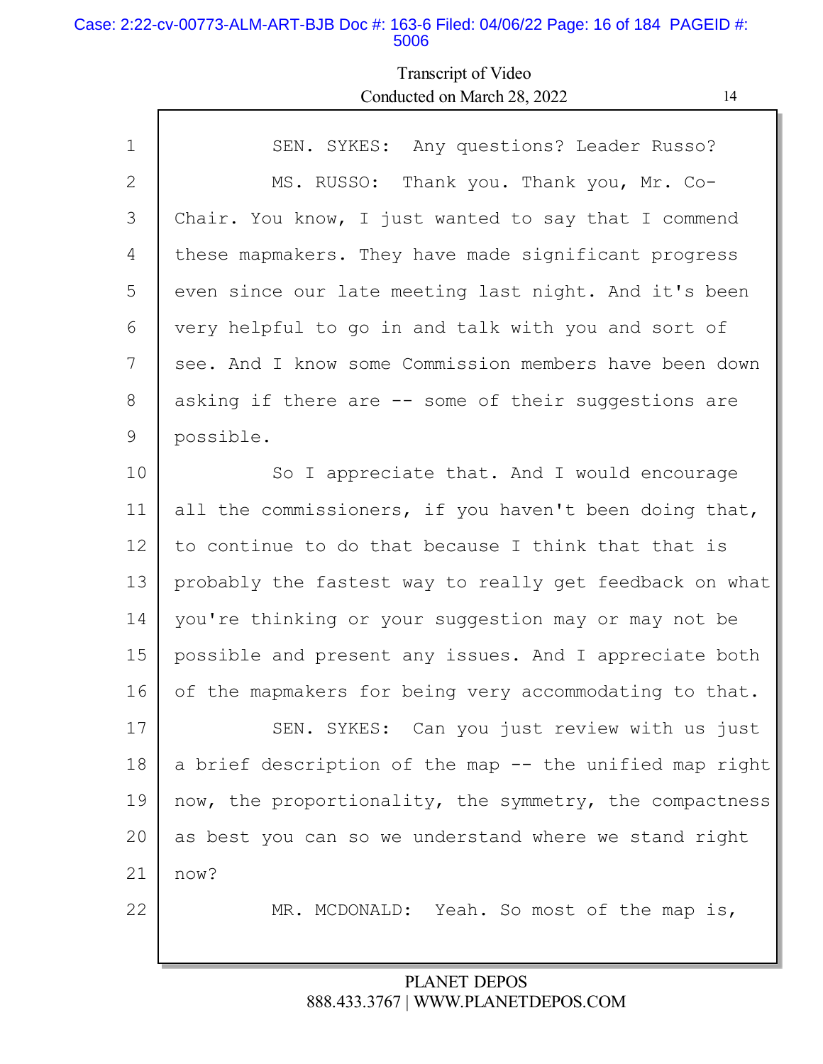Transcript of Video
Conducted on March 28, 2022

1 SEN. SYKES: Any questions? Leader Russo?
2 MS. RUSSO: Thank you. Thank you, Mr. Co-
3 Chair. You know, I just wanted to say that I commend
4 these mapmakers. They have made significant progress
5 even since our late meeting last night. And it's been
6 very helpful to go in and talk with you and sort of
7 see. And I know some Commission members have been down
8 asking if there are -- some of their suggestions are
9 possible.
10 So I appreciate that. And I would encourage
11 all the commissioners, if you haven't been doing that,
12 to continue to do that because I think that that is
13 probably the fastest way to really get feedback on what
14 you're thinking or your suggestion may or may not be
15 possible and present any issues. And I appreciate both
16 of the mapmakers for being very accommodating to that.
17 SEN. SYKES: Can you just review with us just
18 a brief description of the map -- the unified map right
19 now, the proportionality, the symmetry, the compactness
20 as best you can so we understand where we stand right
21 now?
22 MR. MCDONALD: Yeah. So most of the map is,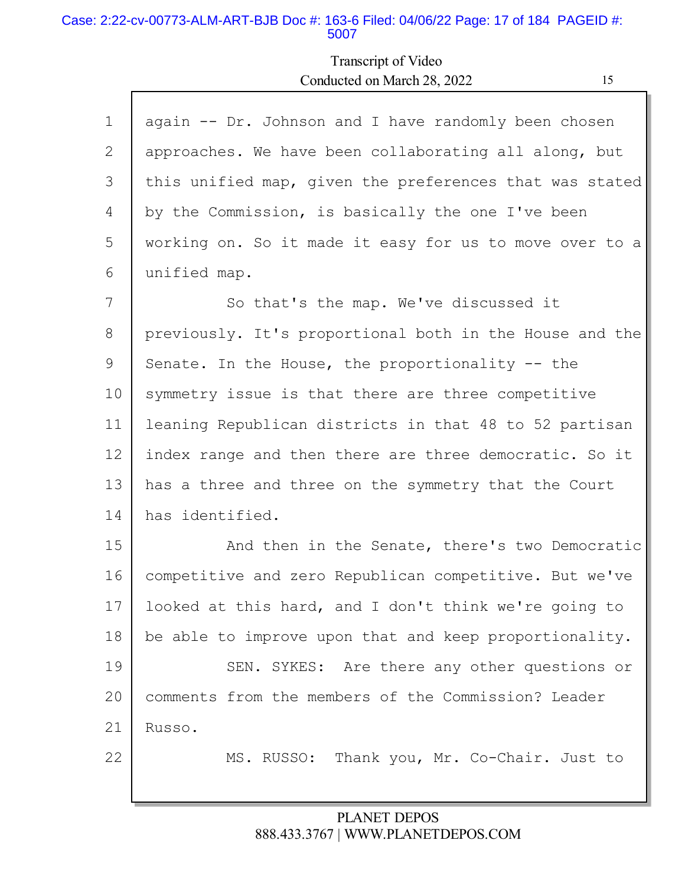Transcript of Video
Conducted on March 28, 2022

1 again -- Dr. Johnson and I have randomly been chosen
2 approaches. We have been collaborating all along, but
3 this unified map, given the preferences that was stated
4 by the Commission, is basically the one I've been
5 working on. So it made it easy for us to move over to a
6 unified map.
7 So that's the map. We've discussed it
8 previously. It's proportional both in the House and the
9 Senate. In the House, the proportionality -- the
10 symmetry issue is that there are three competitive
11 leaning Republican districts in that 48 to 52 partisan
12 index range and then there are three democratic. So it
13 has a three and three on the symmetry that the Court
14 has identified.
15 And then in the Senate, there's two Democratic
16 competitive and zero Republican competitive. But we've
17 looked at this hard, and I don't think we're going to
18 be able to improve upon that and keep proportionality.
19 SEN. SYKES: Are there any other questions or
20 comments from the members of the Commission? Leader
21 Russo.
22 MS. RUSSO: Thank you, Mr. Co-Chair. Just to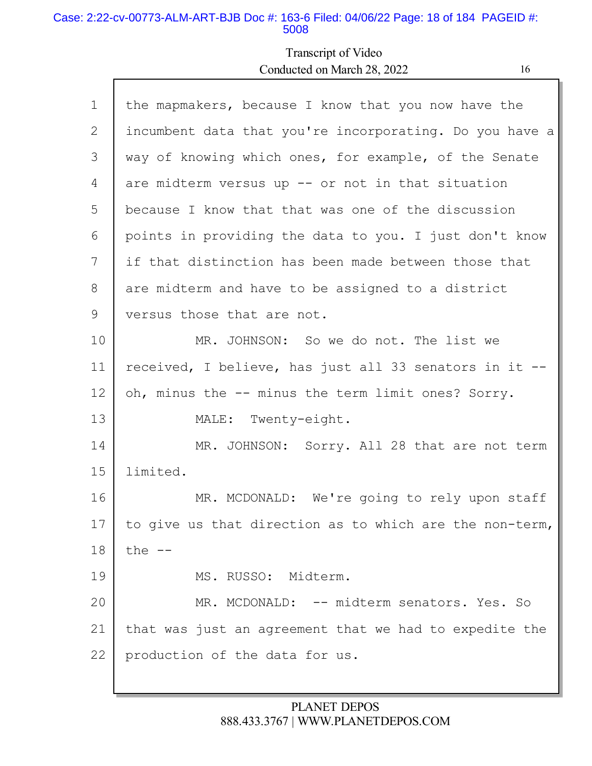1 the mapmakers, because I know that you now have the
2 incumbent data that you're incorporating. Do you have a
3 way of knowing which ones, for example, of the Senate
4 are midterm versus up -- or not in that situation
5 because I know that that was one of the discussion
6 points in providing the data to you. I just don't know
7 if that distinction has been made between those that
8 are midterm and have to be assigned to a district
9 versus those that are not.

10 MR. JOHNSON: So we do not. The list we
11 received, I believe, has just all 33 senators in it --
12 oh, minus the -- minus the term limit ones? Sorry.

13 MALE: Twenty-eight.

14 MR. JOHNSON: Sorry. All 28 that are not term
15 limited.

16 MR. MCDONALD: We're going to rely upon staff
17 to give us that direction as to which are the non-term,
18 the --

19 MS. RUSSO: Midterm.

20 MR. MCDONALD: -- midterm senators. Yes. So
21 that was just an agreement that we had to expedite the
22 production of the data for us.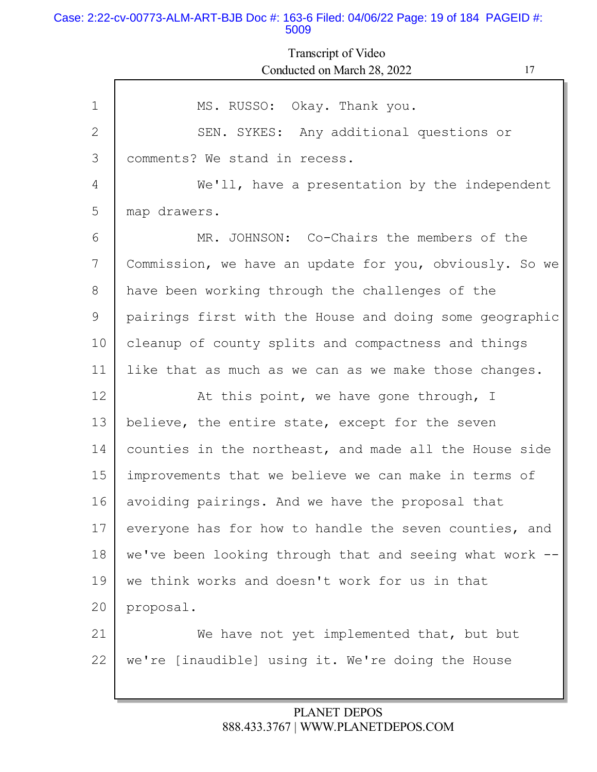Transcript of Video
Conducted on March 28, 2022

1 MS. RUSSO: Okay. Thank you.
2 SEN. SYKES: Any additional questions or
3 comments? We stand in recess.
4 We'll, have a presentation by the independent
5 map drawers.
6 MR. JOHNSON: Co-Chairs the members of the
7 Commission, we have an update for you, obviously. So we
8 have been working through the challenges of the
9 pairings first with the House and doing some geographic
10 cleanup of county splits and compactness and things
11 like that as much as we can as we make those changes.
12 At this point, we have gone through, I
13 believe, the entire state, except for the seven
14 counties in the northeast, and made all the House side
15 improvements that we believe we can make in terms of
16 avoiding pairings. And we have the proposal that
17 everyone has for how to handle the seven counties, and
18 we've been looking through that and seeing what work --
19 we think works and doesn't work for us in that
20 proposal.
21 We have not yet implemented that, but but
22 we're [inaudible] using it. We're doing the House

PLANET DEPOS
888.433.3767 | WWW.PLANETDEPOS.COM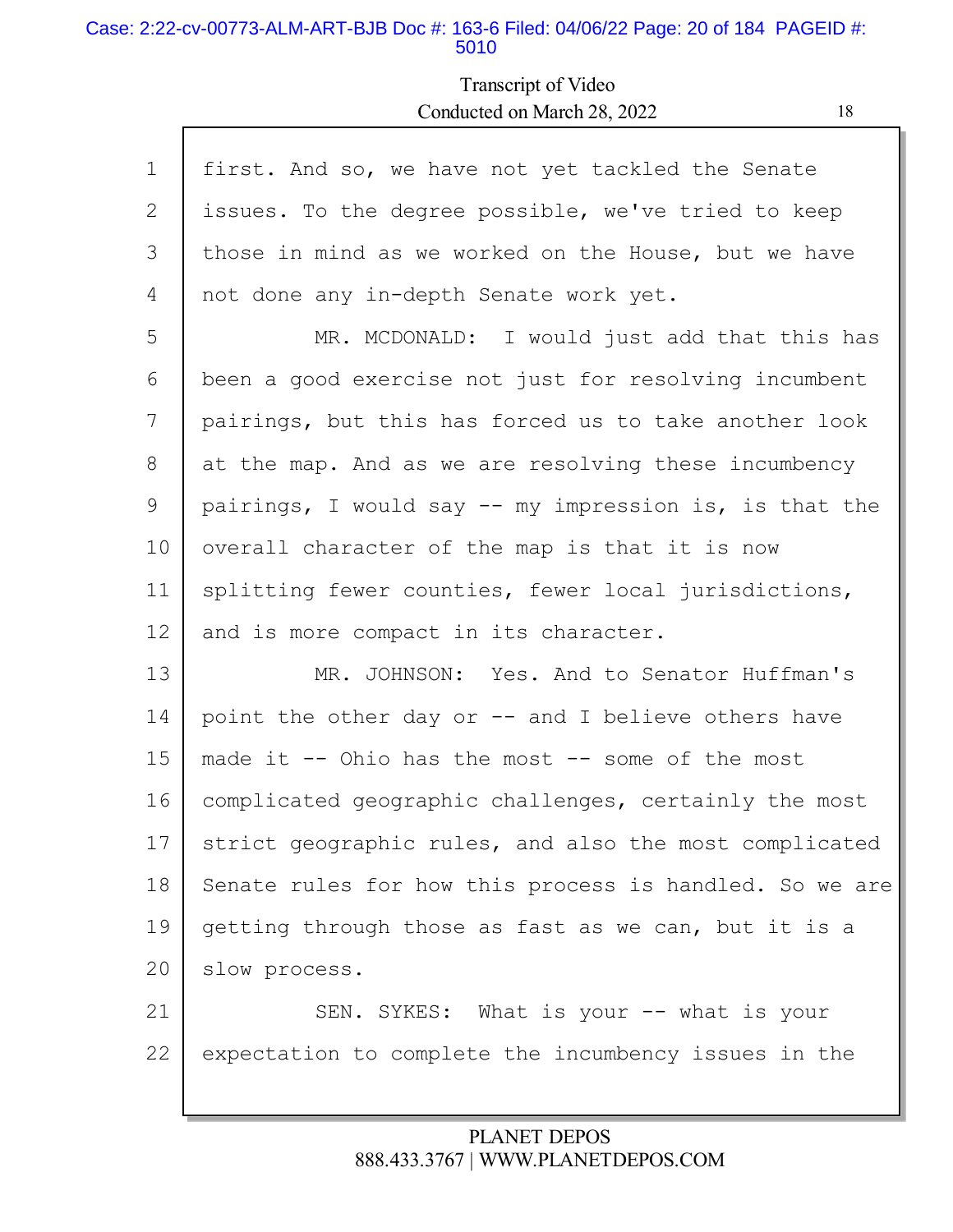first. And so, we have not yet tackled the Senate issues. To the degree possible, we've tried to keep those in mind as we worked on the House, but we have not done any in-depth Senate work yet.

MR. MCDONALD: I would just add that this has been a good exercise not just for resolving incumbent pairings, but this has forced us to take another look at the map. And as we are resolving these incumbency pairings, I would say -- my impression is, is that the overall character of the map is that it is now splitting fewer counties, fewer local jurisdictions, and is more compact in its character.

MR. JOHNSON: Yes. And to Senator Huffman's point the other day or -- and I believe others have made it -- Ohio has the most -- some of the most complicated geographic challenges, certainly the most strict geographic rules, and also the most complicated Senate rules for how this process is handled. So we are getting through those as fast as we can, but it is a slow process.

SEN. SYKES: What is your -- what is your expectation to complete the incumbency issues in the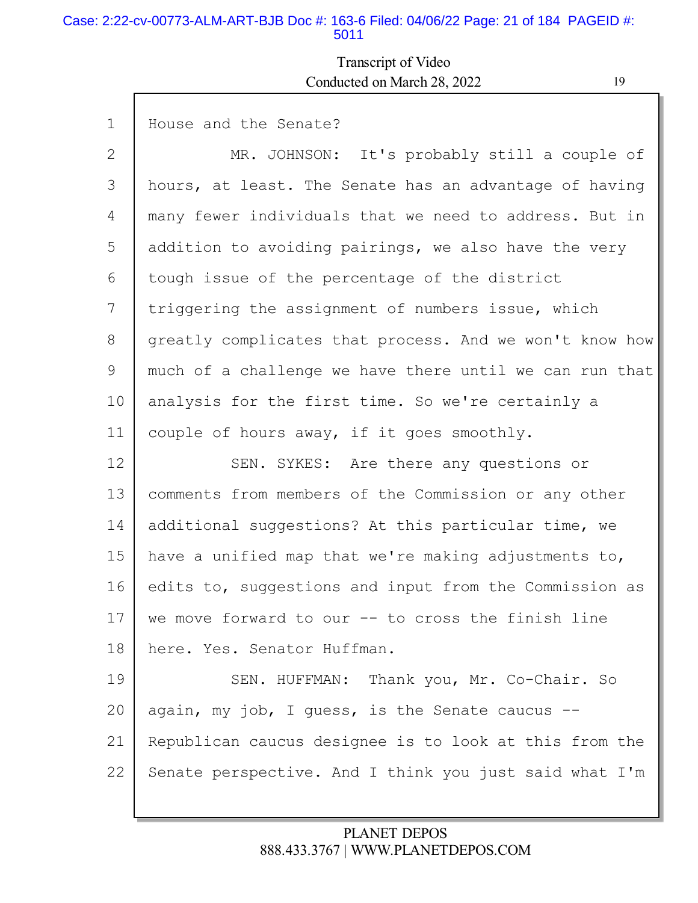House and the Senate?

MR. JOHNSON: It's probably still a couple of hours, at least. The Senate has an advantage of having many fewer individuals that we need to address. But in addition to avoiding pairings, we also have the very tough issue of the percentage of the district triggering the assignment of numbers issue, which greatly complicates that process. And we won't know how much of a challenge we have there until we can run that analysis for the first time. So we're certainly a couple of hours away, if it goes smoothly.

SEN. SYKES: Are there any questions or comments from members of the Commission or any other additional suggestions? At this particular time, we have a unified map that we're making adjustments to, edits to, suggestions and input from the Commission as we move forward to our -- to cross the finish line here. Yes. Senator Huffman.

SEN. HUFFMAN: Thank you, Mr. Co-Chair. So again, my job, I guess, is the Senate caucus -- Republican caucus designee is to look at this from the Senate perspective. And I think you just said what I'm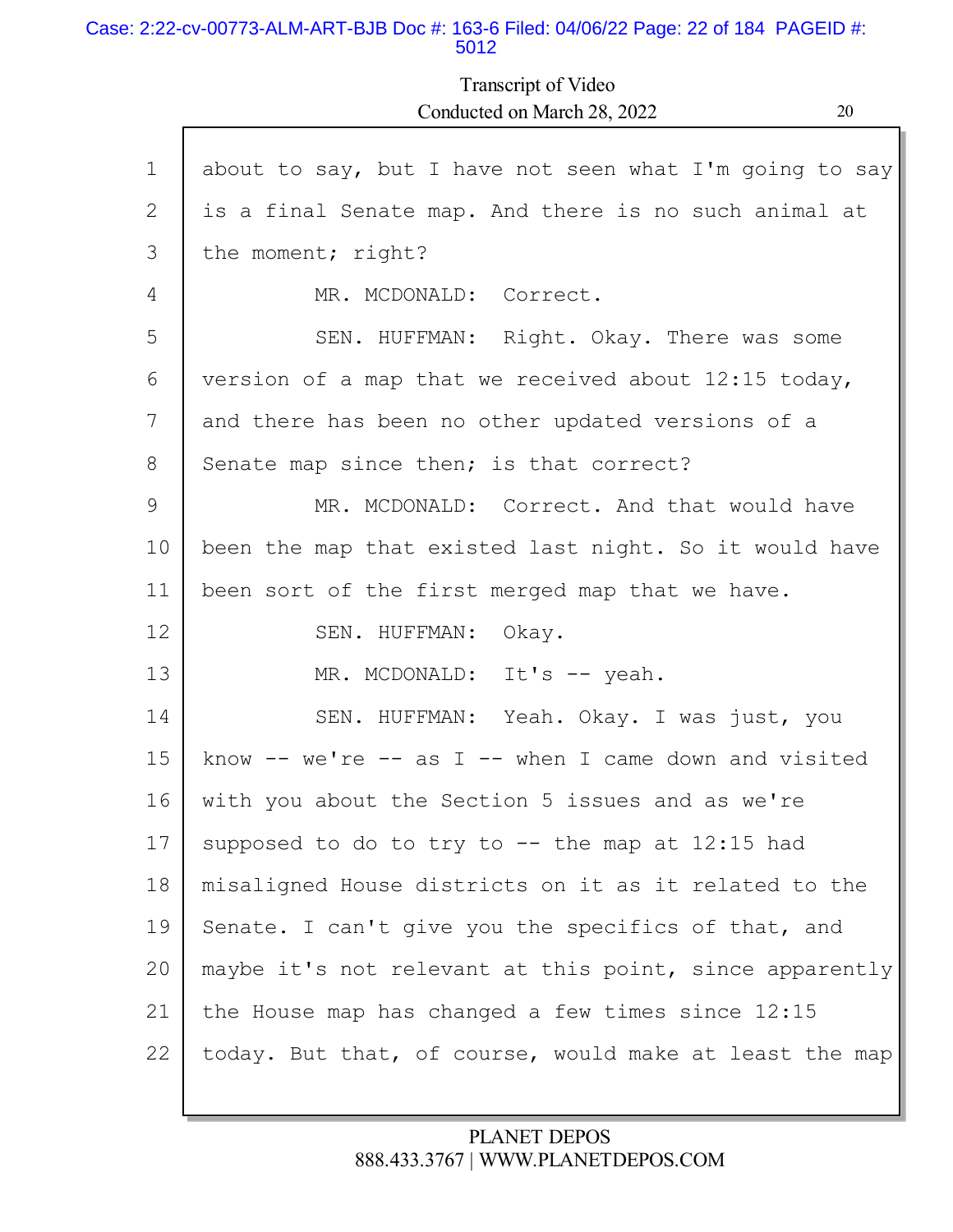about to say, but I have not seen what I'm going to say is a final Senate map. And there is no such animal at the moment; right?

MR. MCDONALD: Correct.

SEN. HUFFMAN: Right. Okay. There was some version of a map that we received about 12:15 today, and there has been no other updated versions of a Senate map since then; is that correct?

MR. MCDONALD: Correct. And that would have been the map that existed last night. So it would have been sort of the first merged map that we have.

SEN. HUFFMAN: Okay.

MR. MCDONALD: It's -- yeah.

SEN. HUFFMAN: Yeah. Okay. I was just, you know -- we're -- as I -- when I came down and visited with you about the Section 5 issues and as we're supposed to do to try to -- the map at 12:15 had misaligned House districts on it as it related to the Senate. I can't give you the specifics of that, and maybe it's not relevant at this point, since apparently the House map has changed a few times since 12:15 today. But that, of course, would make at least the map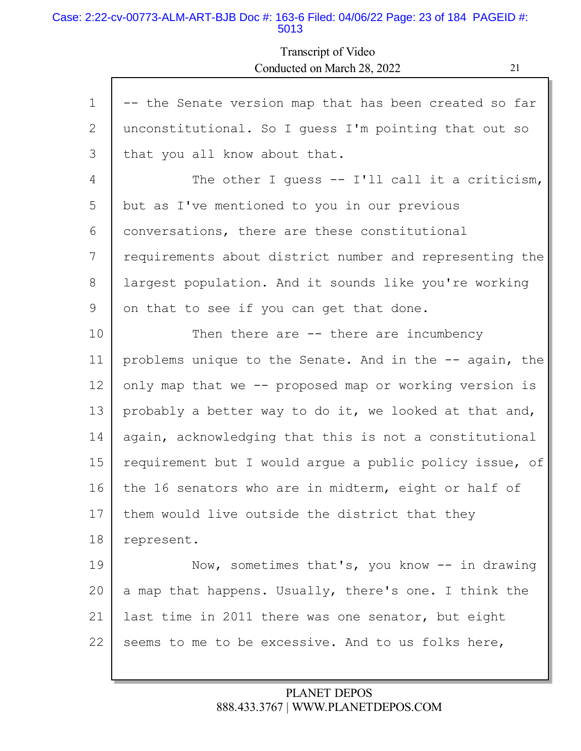1 -- the Senate version map that has been created so far
2 unconstitutional. So I guess I'm pointing that out so
3 that you all know about that.
4 The other I guess -- I'll call it a criticism,
5 but as I've mentioned to you in our previous
6 conversations, there are these constitutional
7 requirements about district number and representing the
8 largest population. And it sounds like you're working
9 on that to see if you can get that done.
10 Then there are -- there are incumbency
11 problems unique to the Senate. And in the -- again, the
12 only map that we -- proposed map or working version is
13 probably a better way to do it, we looked at that and,
14 again, acknowledging that this is not a constitutional
15 requirement but I would argue a public policy issue, of
16 the 16 senators who are in midterm, eight or half of
17 them would live outside the district that they
18 represent.
19 Now, sometimes that's, you know -- in drawing
20 a map that happens. Usually, there's one. I think the
21 last time in 2011 there was one senator, but eight
22 seems to me to be excessive. And to us folks here,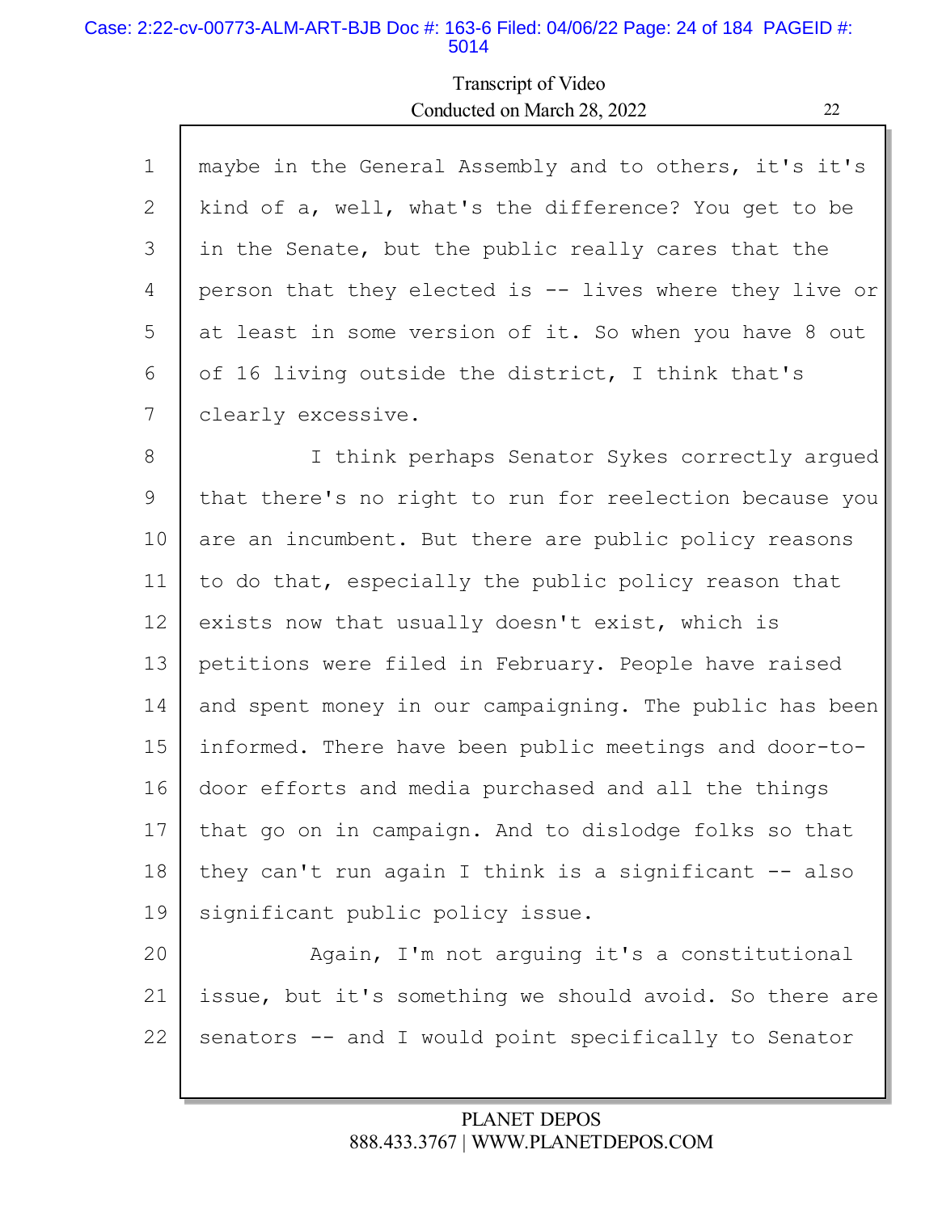Transcript of Video
Conducted on March 28, 2022

1 maybe in the General Assembly and to others, it's it's
2 kind of a, well, what's the difference? You get to be
3 in the Senate, but the public really cares that the
4 person that they elected is -- lives where they live or
5 at least in some version of it. So when you have 8 out
6 of 16 living outside the district, I think that's
7 clearly excessive.
8 I think perhaps Senator Sykes correctly argued
9 that there's no right to run for reelection because you
10 are an incumbent. But there are public policy reasons
11 to do that, especially the public policy reason that
12 exists now that usually doesn't exist, which is
13 petitions were filed in February. People have raised
14 and spent money in our campaigning. The public has been
15 informed. There have been public meetings and door-to-
16 door efforts and media purchased and all the things
17 that go on in campaign. And to dislodge folks so that
18 they can't run again I think is a significant -- also
19 significant public policy issue.
20 Again, I'm not arguing it's a constitutional
21 issue, but it's something we should avoid. So there are
22 senators -- and I would point specifically to Senator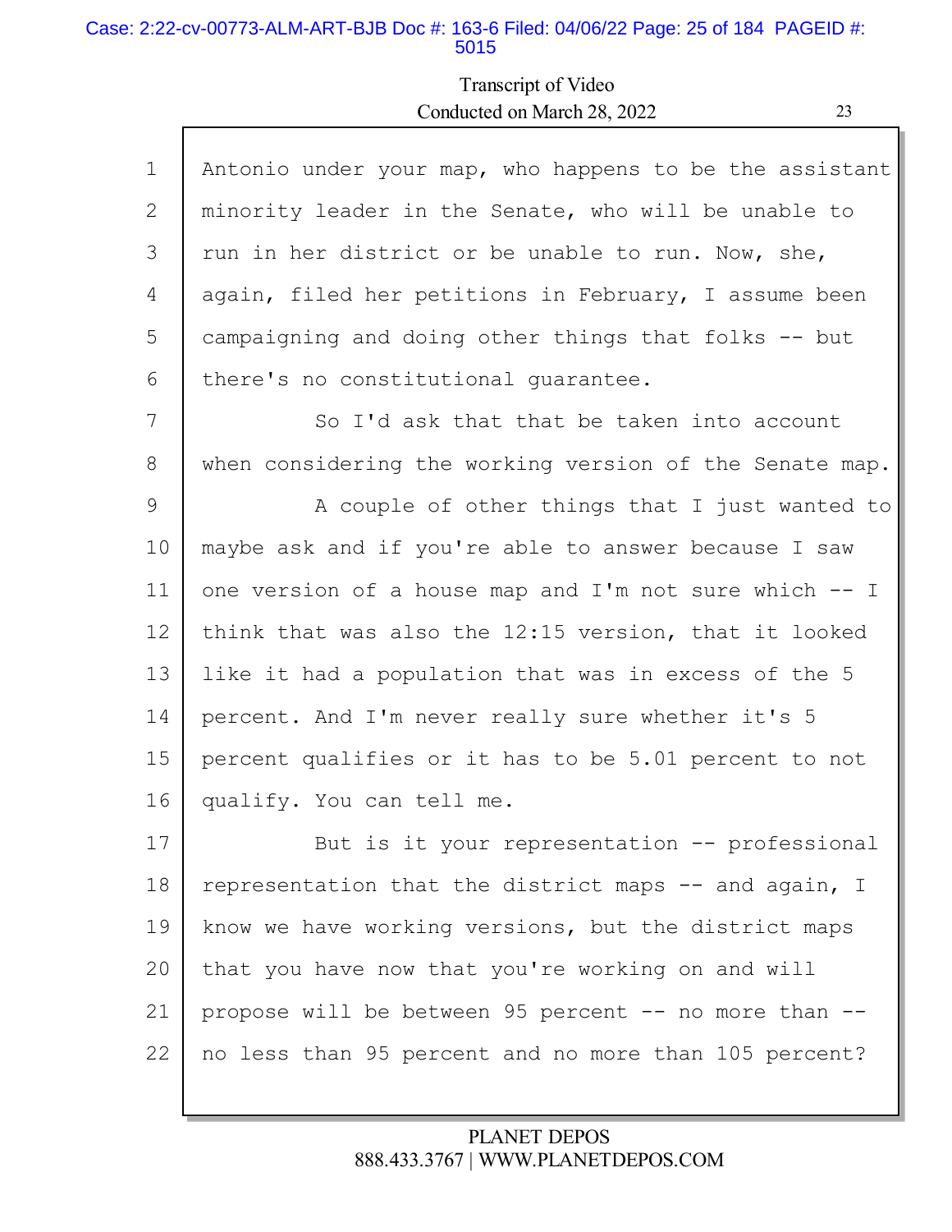Transcript of Video
Conducted on March 28, 2022

1 Antonio under your map, who happens to be the assistant
2 minority leader in the Senate, who will be unable to
3 run in her district or be unable to run. Now, she,
4 again, filed her petitions in February, I assume been
5 campaigning and doing other things that folks -- but
6 there's no constitutional guarantee.
7 So I'd ask that that be taken into account
8 when considering the working version of the Senate map.
9 A couple of other things that I just wanted to
10 maybe ask and if you're able to answer because I saw
11 one version of a house map and I'm not sure which -- I
12 think that was also the 12:15 version, that it looked
13 like it had a population that was in excess of the 5
14 percent. And I'm never really sure whether it's 5
15 percent qualifies or it has to be 5.01 percent to not
16 qualify. You can tell me.
17 But is it your representation -- professional
18 representation that the district maps -- and again, I
19 know we have working versions, but the district maps
20 that you have now that you're working on and will
21 propose will be between 95 percent -- no more than --
22 no less than 95 percent and no more than 105 percent?

PLANET DEPOS
888.433.3767 | WWW.PLANETDEPOS.COM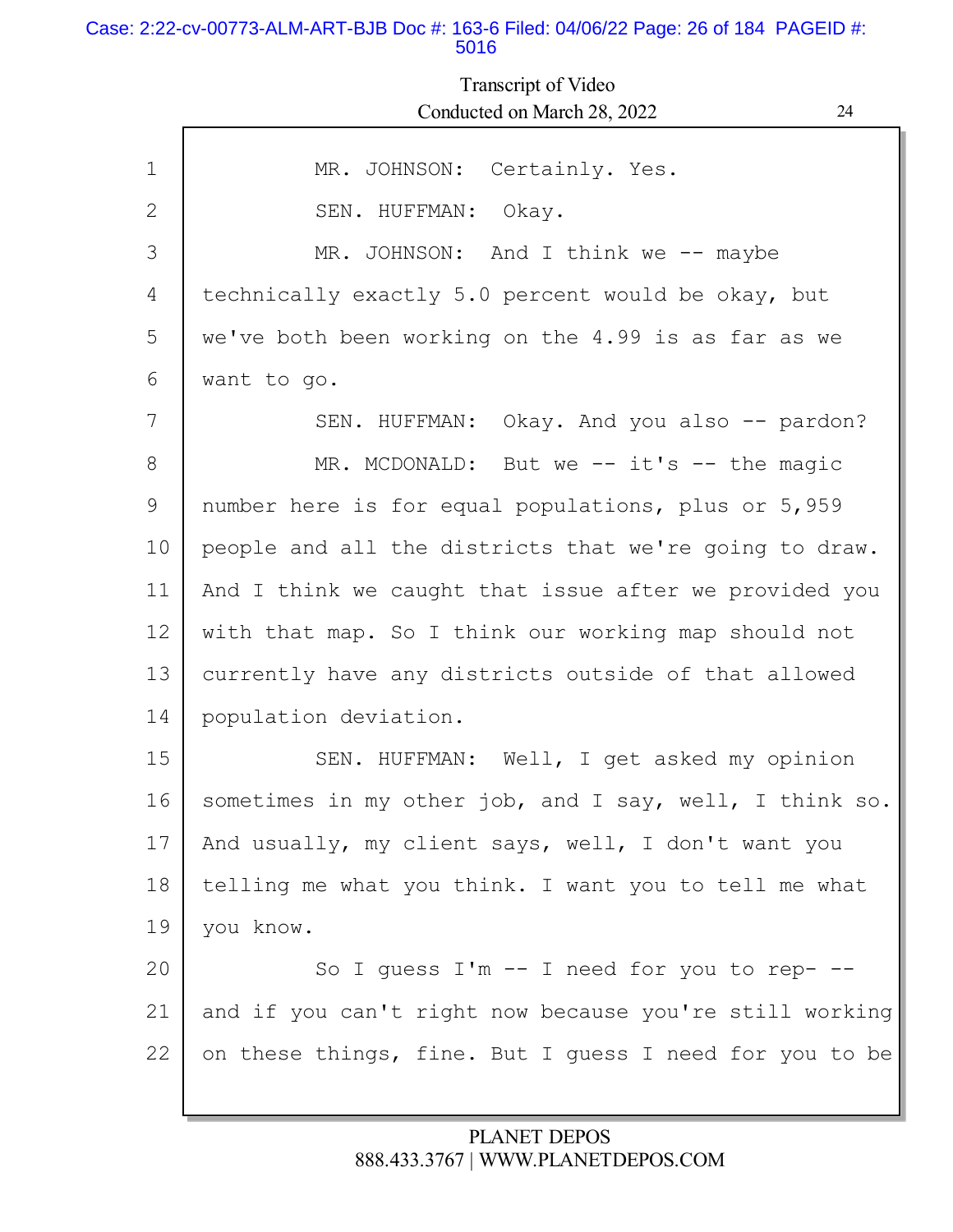Transcript of Video
Conducted on March 28, 2022

MR. JOHNSON: Certainly. Yes.

SEN. HUFFMAN: Okay.

MR. JOHNSON: And I think we -- maybe technically exactly 5.0 percent would be okay, but we've both been working on the 4.99 is as far as we want to go.

SEN. HUFFMAN: Okay. And you also -- pardon?

MR. MCDONALD: But we -- it's -- the magic number here is for equal populations, plus or 5,959 people and all the districts that we're going to draw. And I think we caught that issue after we provided you with that map. So I think our working map should not currently have any districts outside of that allowed population deviation.

SEN. HUFFMAN: Well, I get asked my opinion sometimes in my other job, and I say, well, I think so. And usually, my client says, well, I don't want you telling me what you think. I want you to tell me what you know.

So I guess I'm -- I need for you to rep- -- and if you can't right now because you're still working on these things, fine. But I guess I need for you to be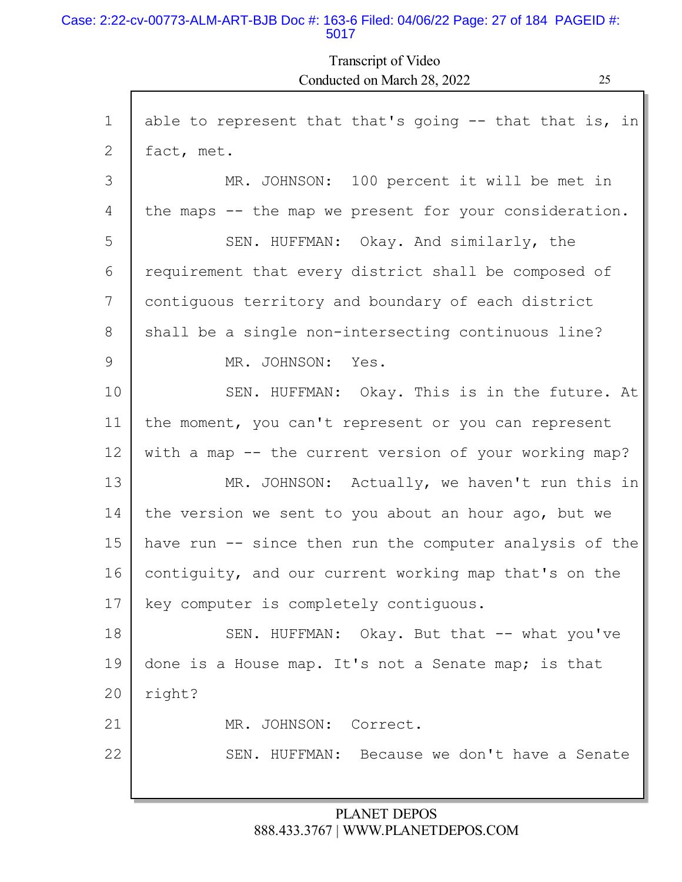Transcript of Video
Conducted on March 28, 2022

1 able to represent that that's going -- that that is, in
2 fact, met.
3 MR. JOHNSON: 100 percent it will be met in
4 the maps -- the map we present for your consideration.
5 SEN. HUFFMAN: Okay. And similarly, the
6 requirement that every district shall be composed of
7 contiguous territory and boundary of each district
8 shall be a single non-intersecting continuous line?
9 MR. JOHNSON: Yes.
10 SEN. HUFFMAN: Okay. This is in the future. At
11 the moment, you can't represent or you can represent
12 with a map -- the current version of your working map?
13 MR. JOHNSON: Actually, we haven't run this in
14 the version we sent to you about an hour ago, but we
15 have run -- since then run the computer analysis of the
16 contiguity, and our current working map that's on the
17 key computer is completely contiguous.
18 SEN. HUFFMAN: Okay. But that -- what you've
19 done is a House map. It's not a Senate map; is that
20 right?
21 MR. JOHNSON: Correct.
22 SEN. HUFFMAN: Because we don't have a Senate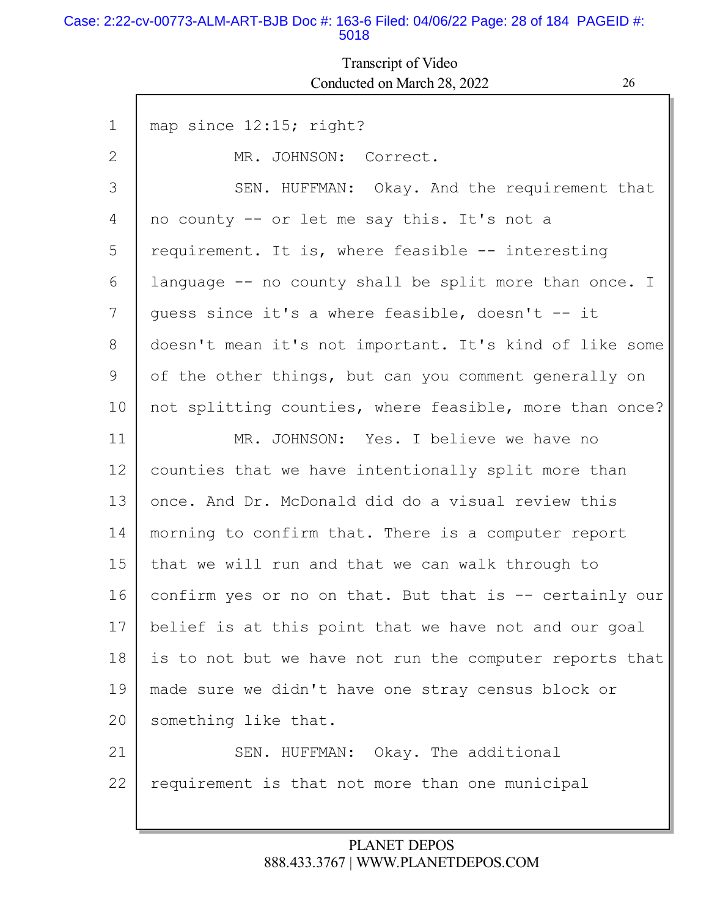1 map since 12:15; right?

2 MR. JOHNSON: Correct.

3 SEN. HUFFMAN: Okay. And the requirement that

4 no county -- or let me say this. It's not a

5 requirement. It is, where feasible -- interesting

6 language -- no county shall be split more than once. I

7 guess since it's a where feasible, doesn't -- it

8 doesn't mean it's not important. It's kind of like some

9 of the other things, but can you comment generally on

10 not splitting counties, where feasible, more than once?

11 MR. JOHNSON: Yes. I believe we have no

12 counties that we have intentionally split more than

13 once. And Dr. McDonald did do a visual review this

14 morning to confirm that. There is a computer report

15 that we will run and that we can walk through to

16 confirm yes or no on that. But that is -- certainly our

17 belief is at this point that we have not and our goal

18 is to not but we have not run the computer reports that

19 made sure we didn't have one stray census block or

20 something like that.

21 SEN. HUFFMAN: Okay. The additional

22 requirement is that not more than one municipal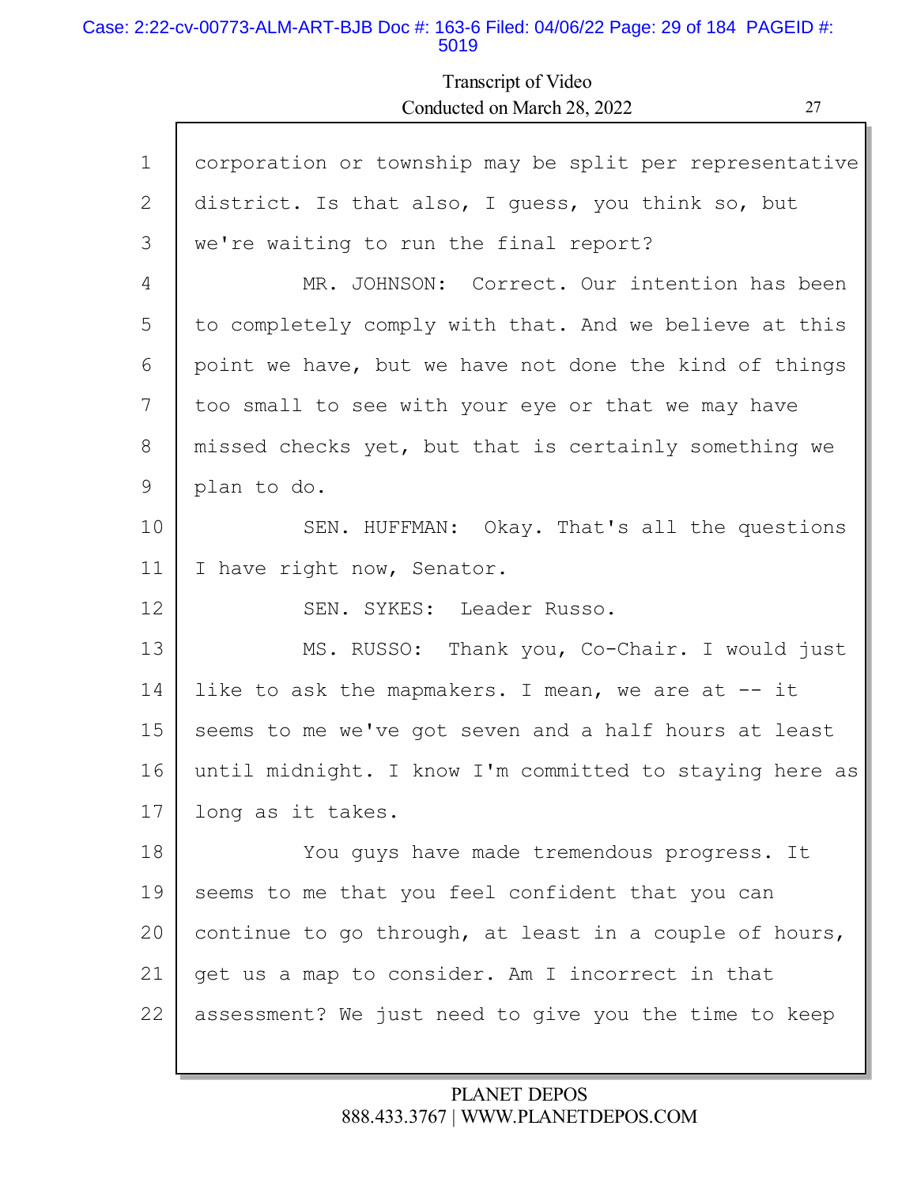1 corporation or township may be split per representative
2 district. Is that also, I guess, you think so, but
3 we're waiting to run the final report?
4 MR. JOHNSON: Correct. Our intention has been
5 to completely comply with that. And we believe at this
6 point we have, but we have not done the kind of things
7 too small to see with your eye or that we may have
8 missed checks yet, but that is certainly something we
9 plan to do.
10 SEN. HUFFMAN: Okay. That's all the questions
11 I have right now, Senator.
12 SEN. SYKES: Leader Russo.
13 MS. RUSSO: Thank you, Co-Chair. I would just
14 like to ask the mapmakers. I mean, we are at -- it
15 seems to me we've got seven and a half hours at least
16 until midnight. I know I'm committed to staying here as
17 long as it takes.
18 You guys have made tremendous progress. It
19 seems to me that you feel confident that you can
20 continue to go through, at least in a couple of hours,
21 get us a map to consider. Am I incorrect in that
22 assessment? We just need to give you the time to keep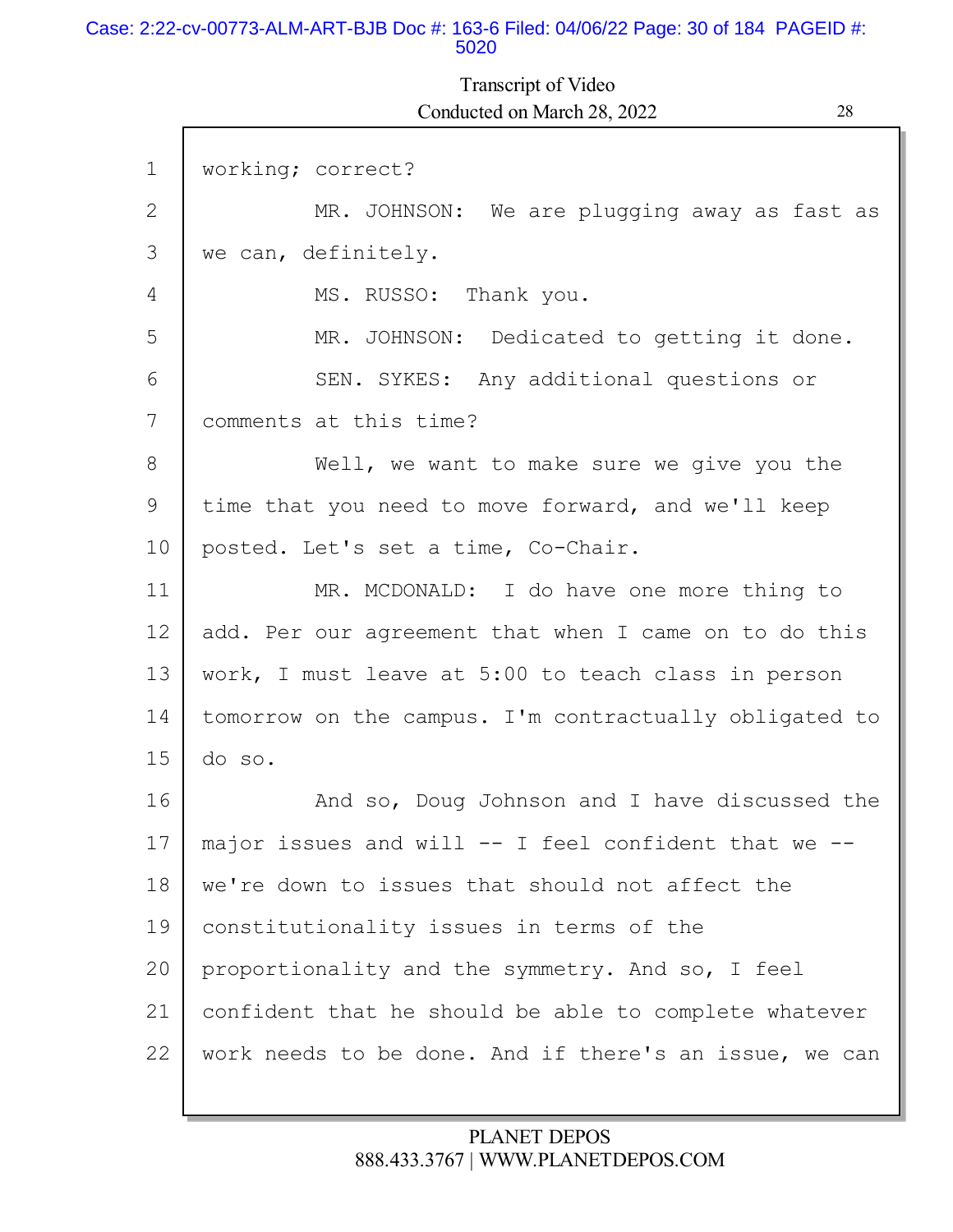Transcript of Video
Conducted on March 28, 2022

1 working; correct?
2 MR. JOHNSON: We are plugging away as fast as
3 we can, definitely.
4 MS. RUSSO: Thank you.
5 MR. JOHNSON: Dedicated to getting it done.
6 SEN. SYKES: Any additional questions or
7 comments at this time?
8 Well, we want to make sure we give you the
9 time that you need to move forward, and we'll keep
10 posted. Let's set a time, Co-Chair.
11 MR. MCDONALD: I do have one more thing to
12 add. Per our agreement that when I came on to do this
13 work, I must leave at 5:00 to teach class in person
14 tomorrow on the campus. I'm contractually obligated to
15 do so.
16 And so, Doug Johnson and I have discussed the
17 major issues and will -- I feel confident that we --
18 we're down to issues that should not affect the
19 constitutionality issues in terms of the
20 proportionality and the symmetry. And so, I feel
21 confident that he should be able to complete whatever
22 work needs to be done. And if there's an issue, we can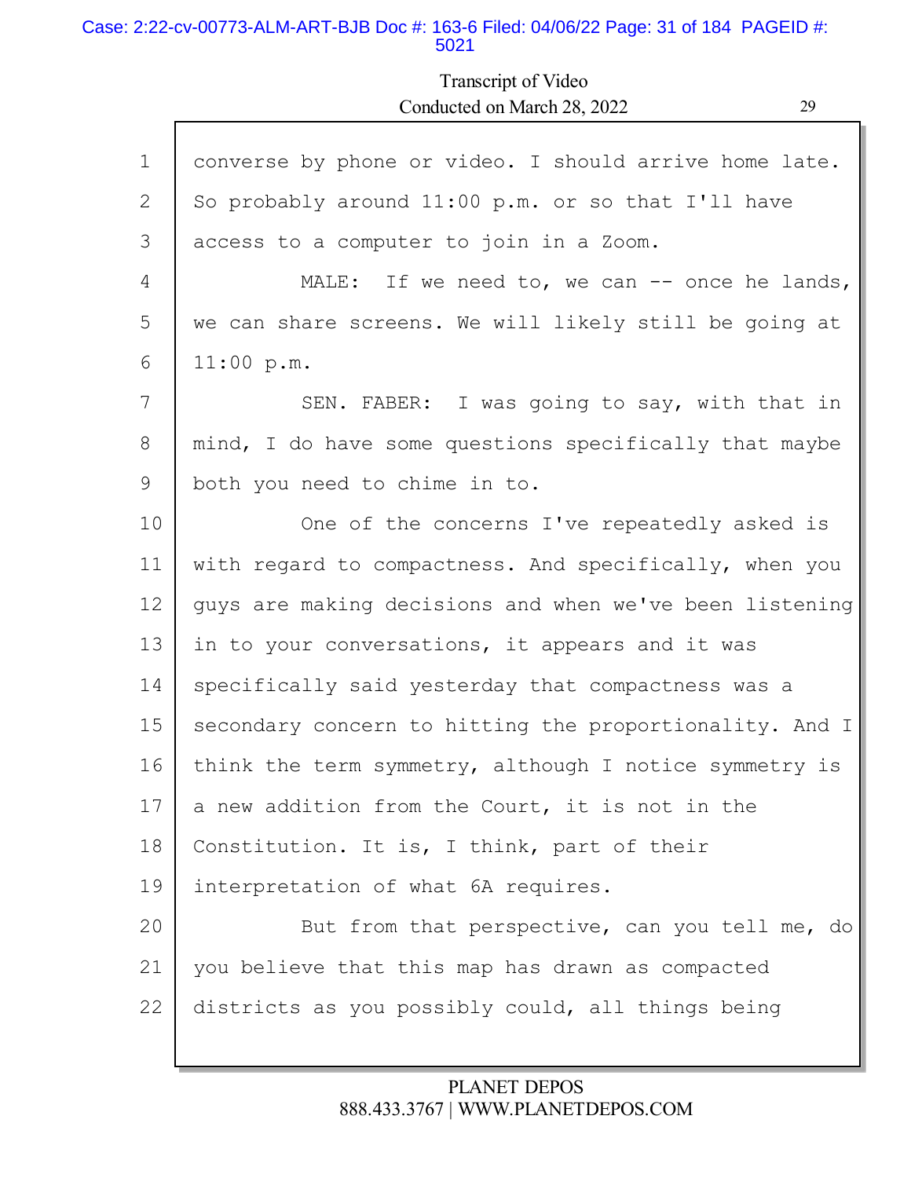1 converse by phone or video. I should arrive home late.
2 So probably around 11:00 p.m. or so that I'll have
3 access to a computer to join in a Zoom.
4 MALE: If we need to, we can -- once he lands,
5 we can share screens. We will likely still be going at
6 11:00 p.m.
7 SEN. FABER: I was going to say, with that in
8 mind, I do have some questions specifically that maybe
9 both you need to chime in to.
10 One of the concerns I've repeatedly asked is
11 with regard to compactness. And specifically, when you
12 guys are making decisions and when we've been listening
13 in to your conversations, it appears and it was
14 specifically said yesterday that compactness was a
15 secondary concern to hitting the proportionality. And I
16 think the term symmetry, although I notice symmetry is
17 a new addition from the Court, it is not in the
18 Constitution. It is, I think, part of their
19 interpretation of what 6A requires.
20 But from that perspective, can you tell me, do
21 you believe that this map has drawn as compacted
22 districts as you possibly could, all things being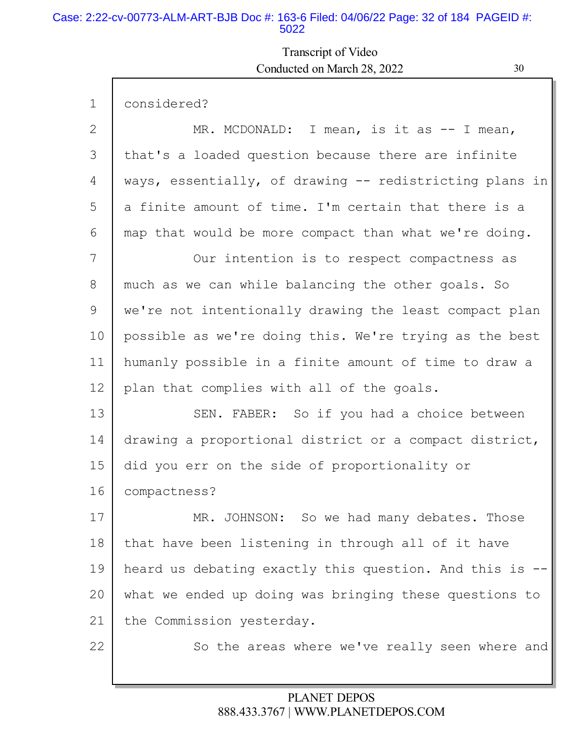considered?

MR. MCDONALD: I mean, is it as -- I mean, that's a loaded question because there are infinite ways, essentially, of drawing -- redistricting plans in a finite amount of time. I'm certain that there is a map that would be more compact than what we're doing.

Our intention is to respect compactness as much as we can while balancing the other goals. So we're not intentionally drawing the least compact plan possible as we're doing this. We're trying as the best humanly possible in a finite amount of time to draw a plan that complies with all of the goals.

SEN. FABER: So if you had a choice between drawing a proportional district or a compact district, did you err on the side of proportionality or compactness?

MR. JOHNSON: So we had many debates. Those that have been listening in through all of it have heard us debating exactly this question. And this is -- what we ended up doing was bringing these questions to the Commission yesterday.

So the areas where we've really seen where and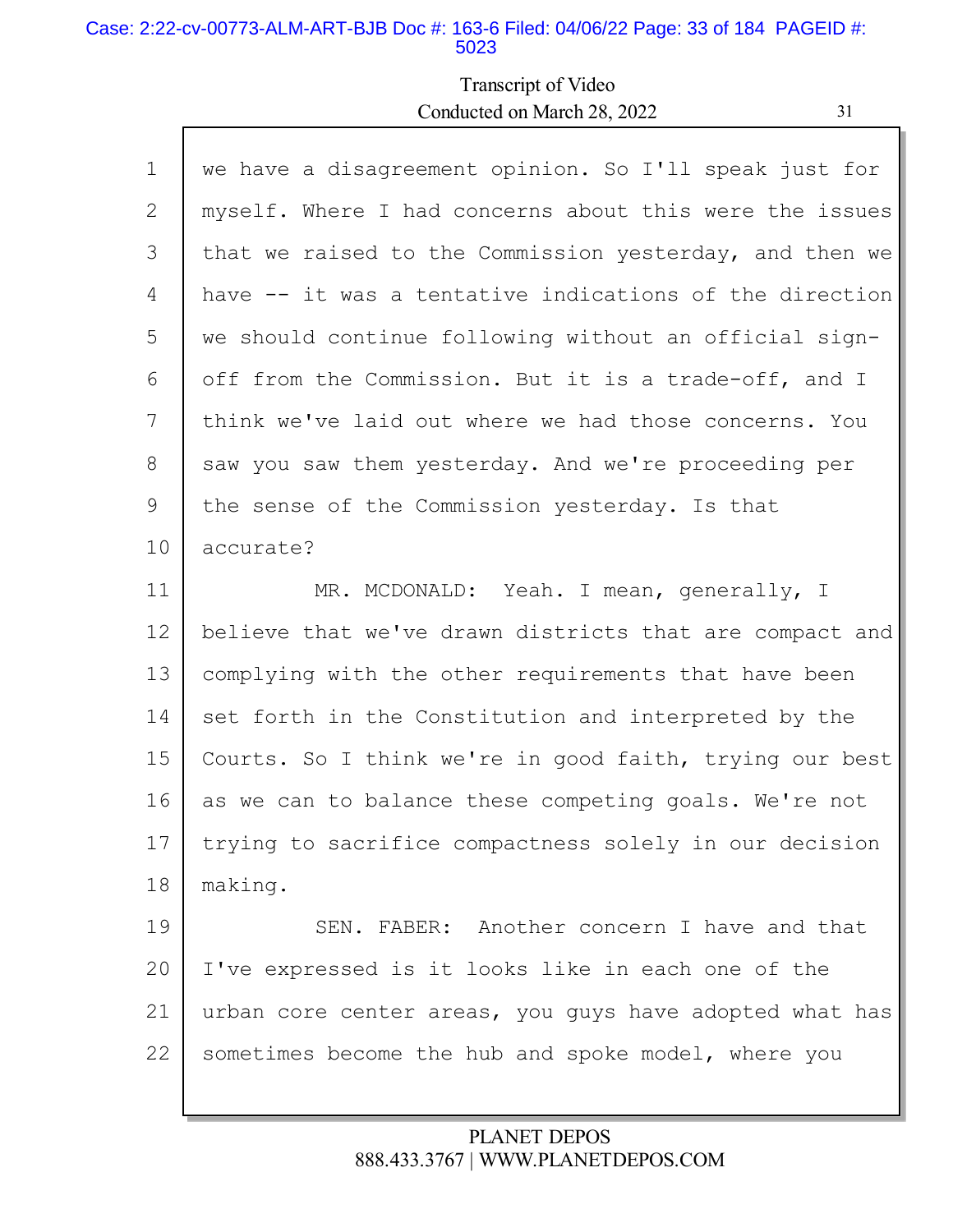Transcript of Video
Conducted on March 28, 2022

1 we have a disagreement opinion. So I'll speak just for
2 myself. Where I had concerns about this were the issues
3 that we raised to the Commission yesterday, and then we
4 have -- it was a tentative indications of the direction
5 we should continue following without an official sign-
6 off from the Commission. But it is a trade-off, and I
7 think we've laid out where we had those concerns. You
8 saw you saw them yesterday. And we're proceeding per
9 the sense of the Commission yesterday. Is that
10 accurate?
11 MR. MCDONALD: Yeah. I mean, generally, I
12 believe that we've drawn districts that are compact and
13 complying with the other requirements that have been
14 set forth in the Constitution and interpreted by the
15 Courts. So I think we're in good faith, trying our best
16 as we can to balance these competing goals. We're not
17 trying to sacrifice compactness solely in our decision
18 making.
19 SEN. FABER: Another concern I have and that
20 I've expressed is it looks like in each one of the
21 urban core center areas, you guys have adopted what has
22 sometimes become the hub and spoke model, where you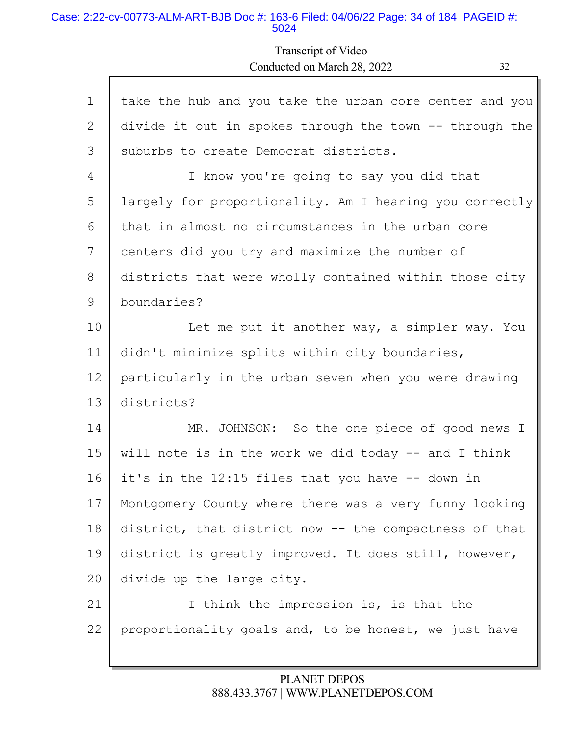Transcript of Video
Conducted on March 28, 2022

1 take the hub and you take the urban core center and you
2 divide it out in spokes through the town -- through the
3 suburbs to create Democrat districts.
4 I know you're going to say you did that
5 largely for proportionality. Am I hearing you correctly
6 that in almost no circumstances in the urban core
7 centers did you try and maximize the number of
8 districts that were wholly contained within those city
9 boundaries?
10 Let me put it another way, a simpler way. You
11 didn't minimize splits within city boundaries,
12 particularly in the urban seven when you were drawing
13 districts?
14 MR. JOHNSON: So the one piece of good news I
15 will note is in the work we did today -- and I think
16 it's in the 12:15 files that you have -- down in
17 Montgomery County where there was a very funny looking
18 district, that district now -- the compactness of that
19 district is greatly improved. It does still, however,
20 divide up the large city.
21 I think the impression is, is that the
22 proportionality goals and, to be honest, we just have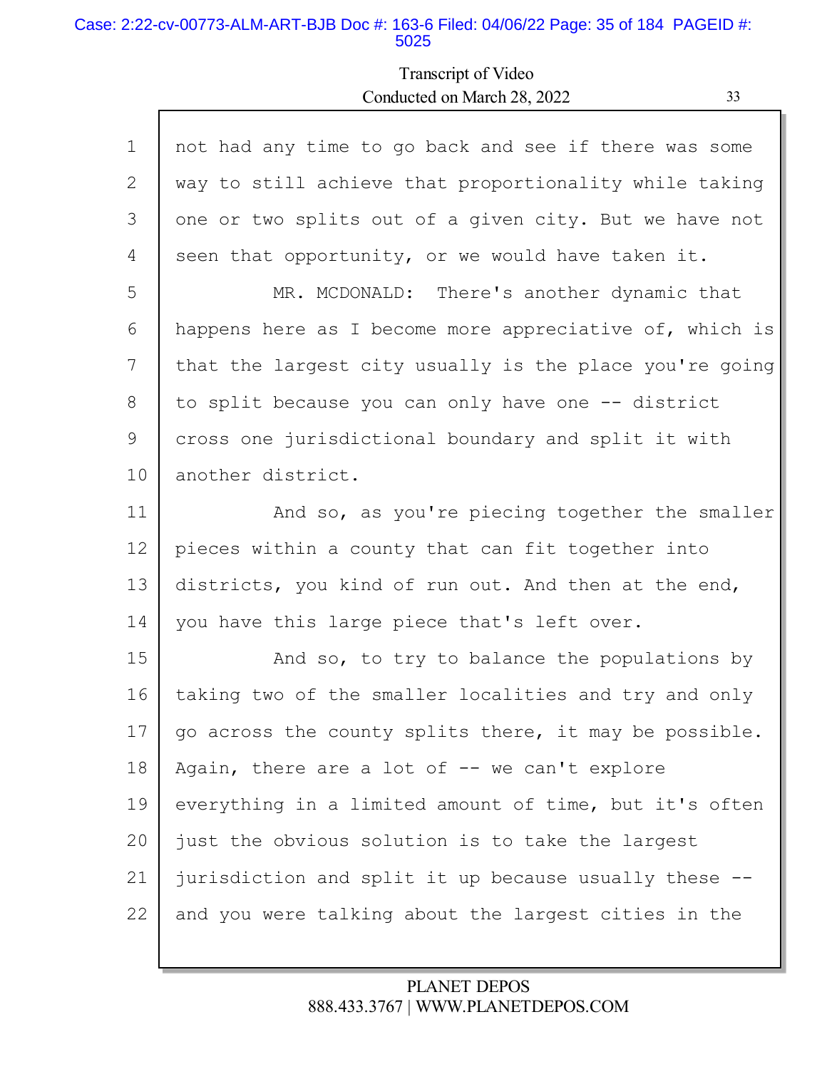not had any time to go back and see if there was some way to still achieve that proportionality while taking one or two splits out of a given city. But we have not seen that opportunity, or we would have taken it.

MR. MCDONALD: There's another dynamic that happens here as I become more appreciative of, which is that the largest city usually is the place you're going to split because you can only have one -- district cross one jurisdictional boundary and split it with another district.

And so, as you're piecing together the smaller pieces within a county that can fit together into districts, you kind of run out. And then at the end, you have this large piece that's left over.

And so, to try to balance the populations by taking two of the smaller localities and try and only go across the county splits there, it may be possible. Again, there are a lot of -- we can't explore everything in a limited amount of time, but it's often just the obvious solution is to take the largest jurisdiction and split it up because usually these -- and you were talking about the largest cities in the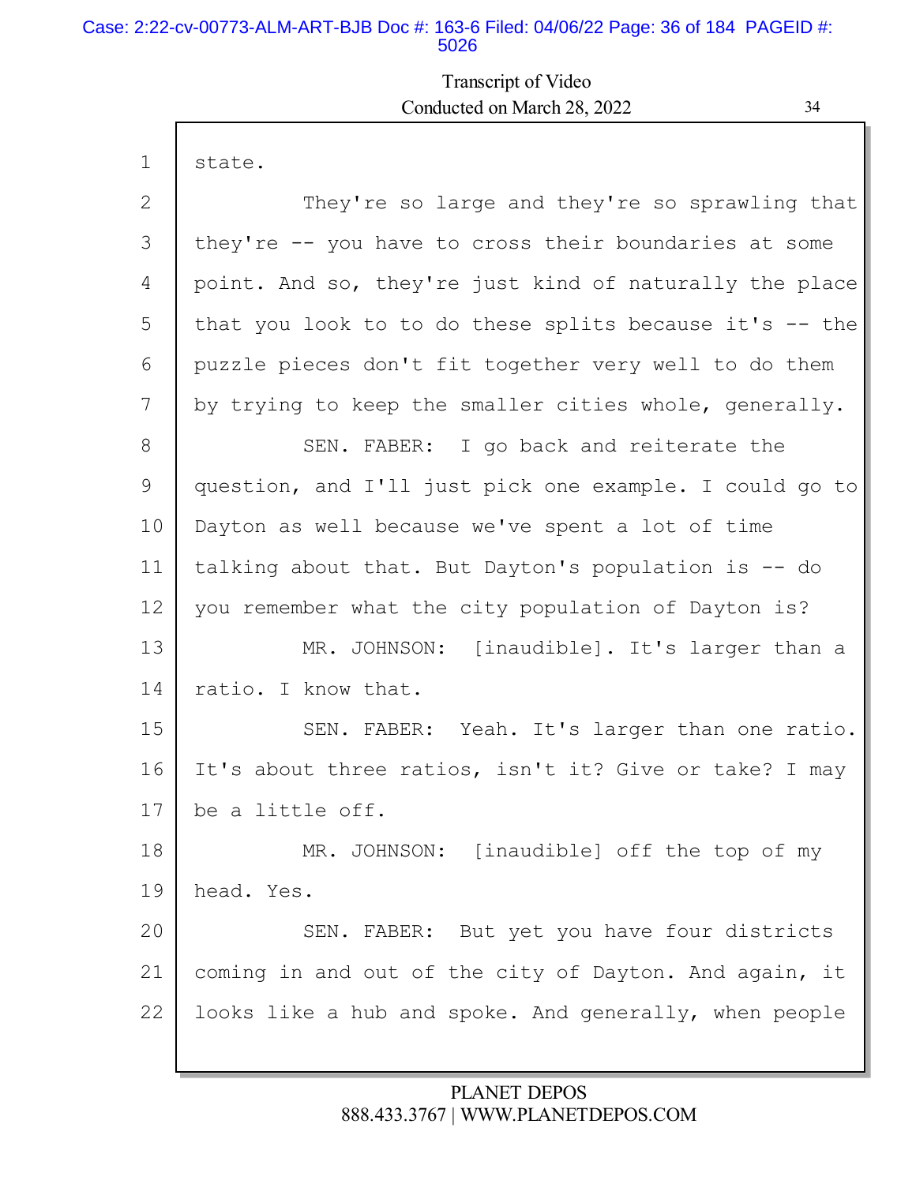state.

They're so large and they're so sprawling that they're -- you have to cross their boundaries at some point. And so, they're just kind of naturally the place that you look to to do these splits because it's -- the puzzle pieces don't fit together very well to do them by trying to keep the smaller cities whole, generally.

SEN. FABER: I go back and reiterate the question, and I'll just pick one example. I could go to Dayton as well because we've spent a lot of time talking about that. But Dayton's population is -- do you remember what the city population of Dayton is?

MR. JOHNSON: [inaudible]. It's larger than a ratio. I know that.

SEN. FABER: Yeah. It's larger than one ratio. It's about three ratios, isn't it? Give or take? I may be a little off.

MR. JOHNSON: [inaudible] off the top of my head. Yes.

SEN. FABER: But yet you have four districts coming in and out of the city of Dayton. And again, it looks like a hub and spoke. And generally, when people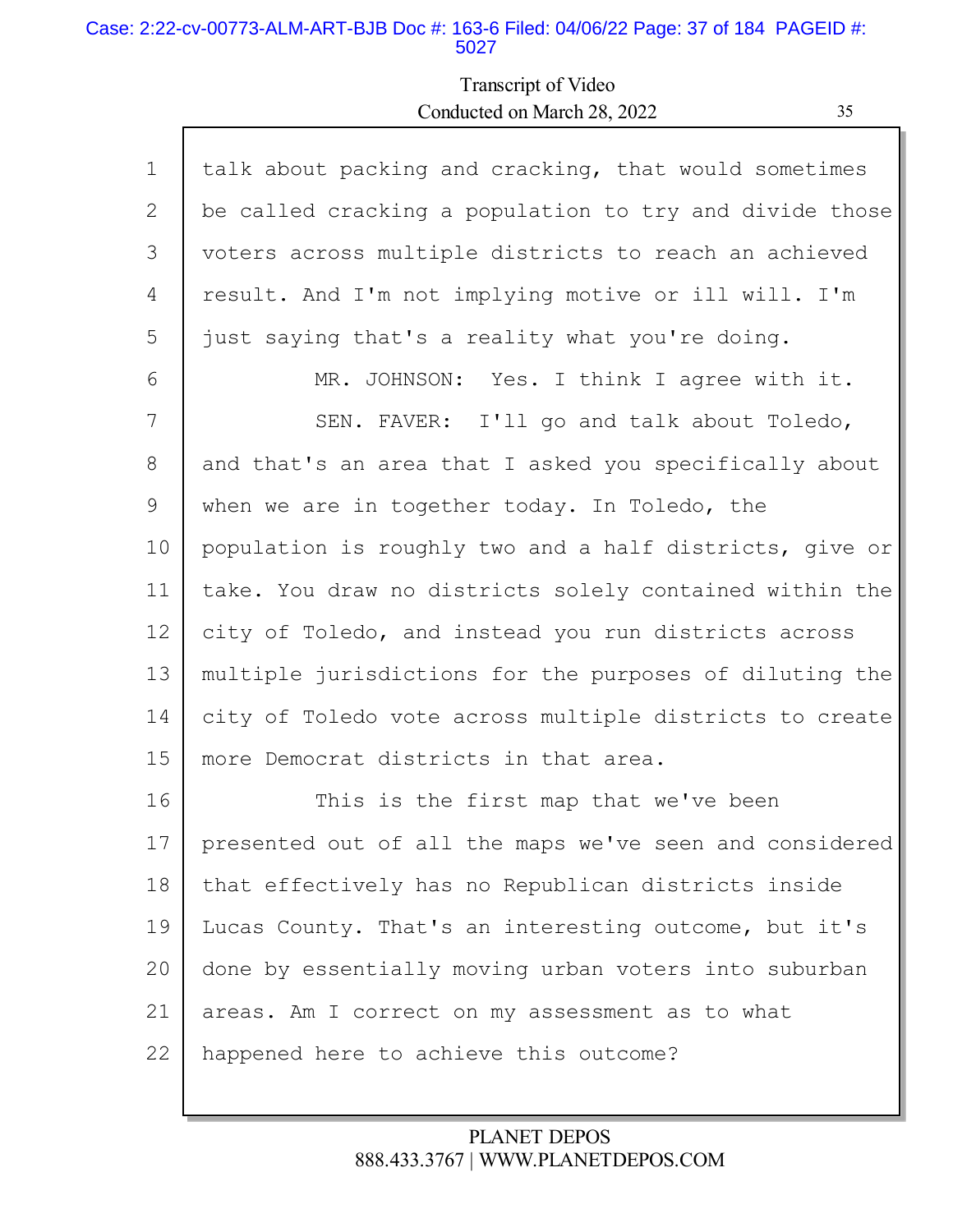1 talk about packing and cracking, that would sometimes
2 be called cracking a population to try and divide those
3 voters across multiple districts to reach an achieved
4 result. And I'm not implying motive or ill will. I'm
5 just saying that's a reality what you're doing.
6 MR. JOHNSON: Yes. I think I agree with it.
7 SEN. FAVER: I'll go and talk about Toledo,
8 and that's an area that I asked you specifically about
9 when we are in together today. In Toledo, the
10 population is roughly two and a half districts, give or
11 take. You draw no districts solely contained within the
12 city of Toledo, and instead you run districts across
13 multiple jurisdictions for the purposes of diluting the
14 city of Toledo vote across multiple districts to create
15 more Democrat districts in that area.
16 This is the first map that we've been
17 presented out of all the maps we've seen and considered
18 that effectively has no Republican districts inside
19 Lucas County. That's an interesting outcome, but it's
20 done by essentially moving urban voters into suburban
21 areas. Am I correct on my assessment as to what
22 happened here to achieve this outcome?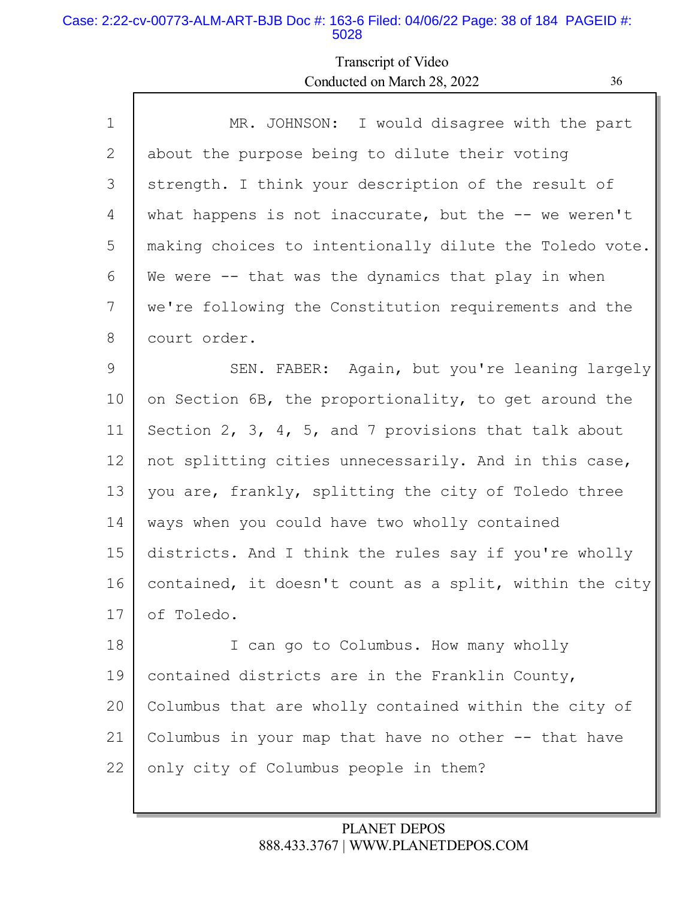1 MR. JOHNSON: I would disagree with the part
2 about the purpose being to dilute their voting
3 strength. I think your description of the result of
4 what happens is not inaccurate, but the -- we weren't
5 making choices to intentionally dilute the Toledo vote.
6 We were -- that was the dynamics that play in when
7 we're following the Constitution requirements and the
8 court order.
9 SEN. FABER: Again, but you're leaning largely
10 on Section 6B, the proportionality, to get around the
11 Section 2, 3, 4, 5, and 7 provisions that talk about
12 not splitting cities unnecessarily. And in this case,
13 you are, frankly, splitting the city of Toledo three
14 ways when you could have two wholly contained
15 districts. And I think the rules say if you're wholly
16 contained, it doesn't count as a split, within the city
17 of Toledo.
18 I can go to Columbus. How many wholly
19 contained districts are in the Franklin County,
20 Columbus that are wholly contained within the city of
21 Columbus in your map that have no other -- that have
22 only city of Columbus people in them?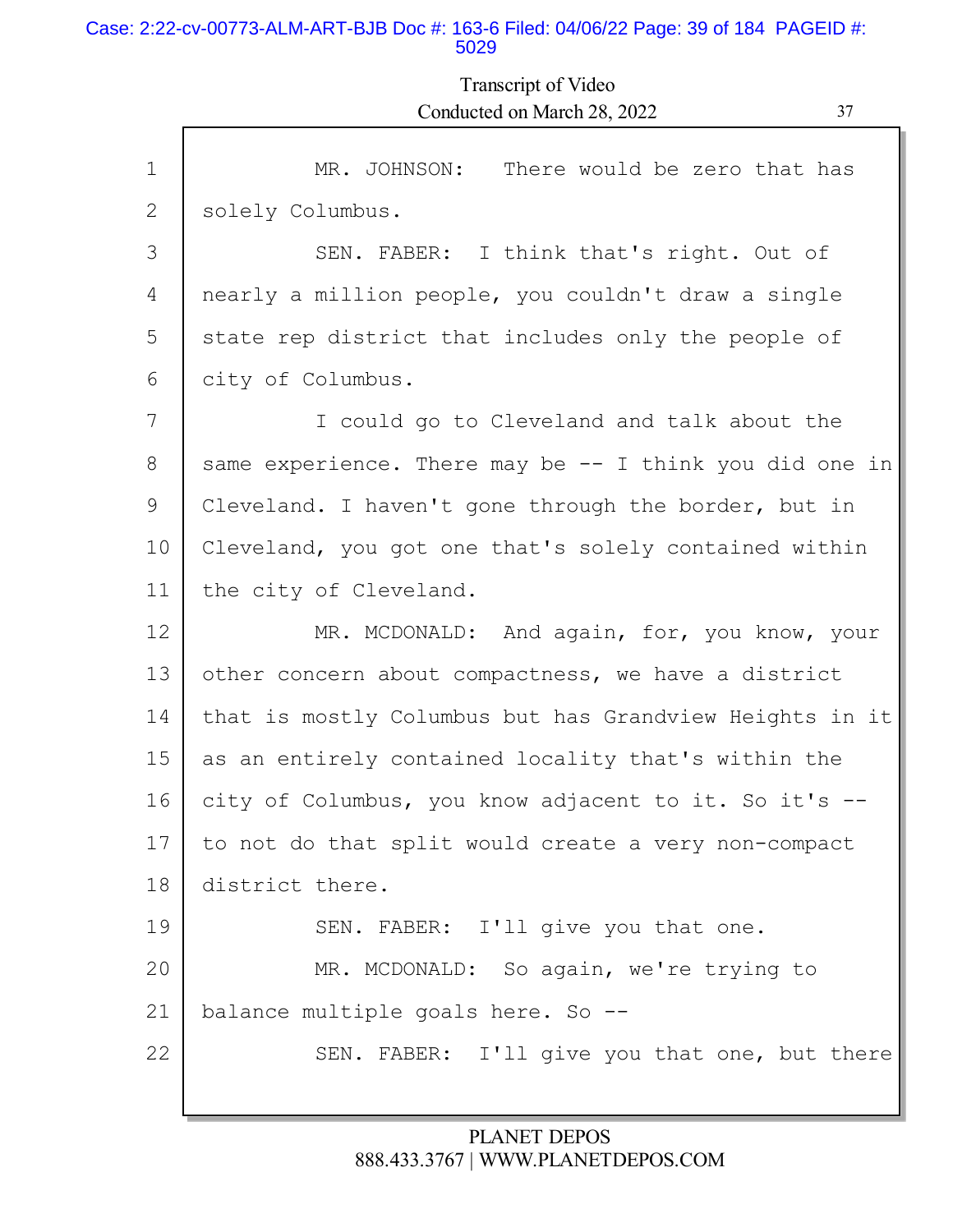1 MR. JOHNSON: There would be zero that has
2 solely Columbus.
3 SEN. FABER: I think that's right. Out of
4 nearly a million people, you couldn't draw a single
5 state rep district that includes only the people of
6 city of Columbus.
7 I could go to Cleveland and talk about the
8 same experience. There may be -- I think you did one in
9 Cleveland. I haven't gone through the border, but in
10 Cleveland, you got one that's solely contained within
11 the city of Cleveland.
12 MR. MCDONALD: And again, for, you know, your
13 other concern about compactness, we have a district
14 that is mostly Columbus but has Grandview Heights in it
15 as an entirely contained locality that's within the
16 city of Columbus, you know adjacent to it. So it's --
17 to not do that split would create a very non-compact
18 district there.
19 SEN. FABER: I'll give you that one.
20 MR. MCDONALD: So again, we're trying to
21 balance multiple goals here. So --
22 SEN. FABER: I'll give you that one, but there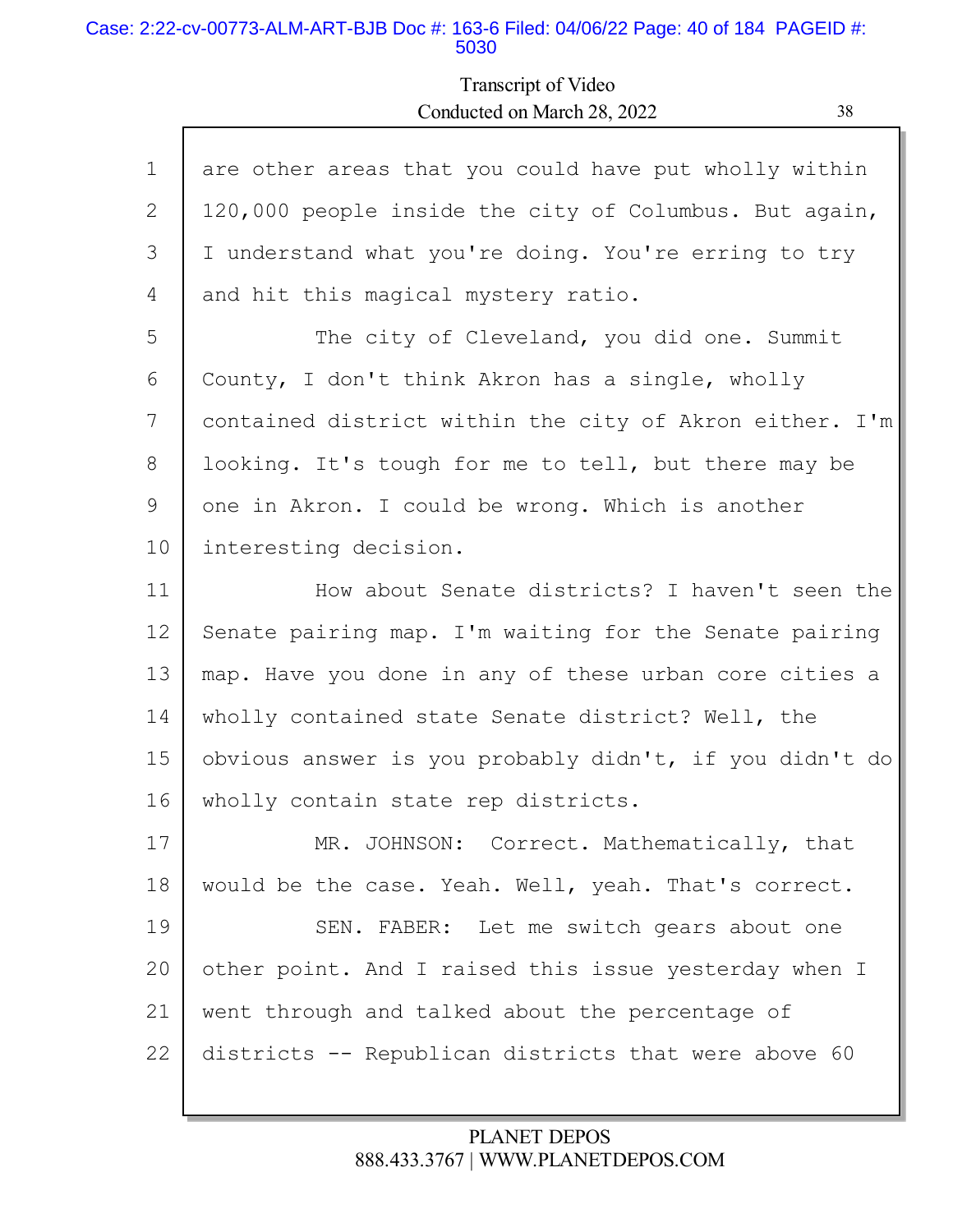are other areas that you could have put wholly within 120,000 people inside the city of Columbus. But again, I understand what you're doing. You're erring to try and hit this magical mystery ratio.

The city of Cleveland, you did one. Summit County, I don't think Akron has a single, wholly contained district within the city of Akron either. I'm looking. It's tough for me to tell, but there may be one in Akron. I could be wrong. Which is another interesting decision.

How about Senate districts? I haven't seen the Senate pairing map. I'm waiting for the Senate pairing map. Have you done in any of these urban core cities a wholly contained state Senate district? Well, the obvious answer is you probably didn't, if you didn't do wholly contain state rep districts.

MR. JOHNSON: Correct. Mathematically, that would be the case. Yeah. Well, yeah. That's correct.

SEN. FABER: Let me switch gears about one other point. And I raised this issue yesterday when I went through and talked about the percentage of districts -- Republican districts that were above 60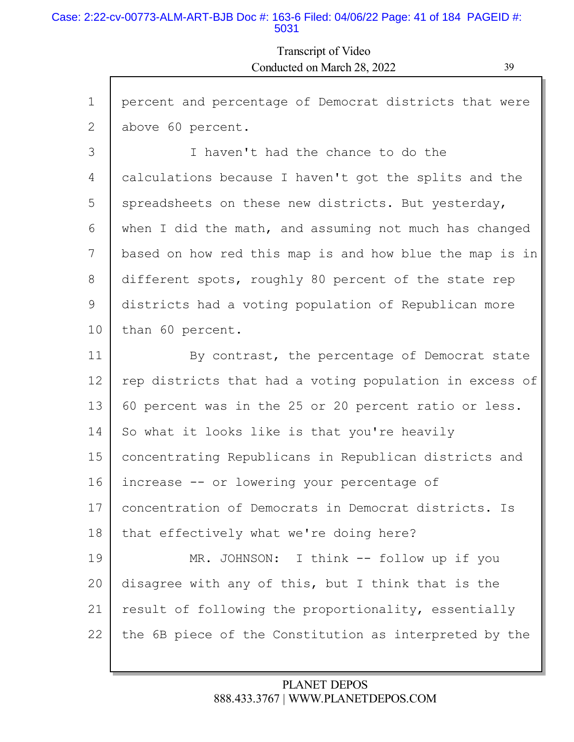percent and percentage of Democrat districts that were above 60 percent.

I haven't had the chance to do the calculations because I haven't got the splits and the spreadsheets on these new districts. But yesterday, when I did the math, and assuming not much has changed based on how red this map is and how blue the map is in different spots, roughly 80 percent of the state rep districts had a voting population of Republican more than 60 percent.

By contrast, the percentage of Democrat state rep districts that had a voting population in excess of 60 percent was in the 25 or 20 percent ratio or less. So what it looks like is that you're heavily concentrating Republicans in Republican districts and increase -- or lowering your percentage of concentration of Democrats in Democrat districts. Is that effectively what we're doing here?

MR. JOHNSON: I think -- follow up if you disagree with any of this, but I think that is the result of following the proportionality, essentially the 6B piece of the Constitution as interpreted by the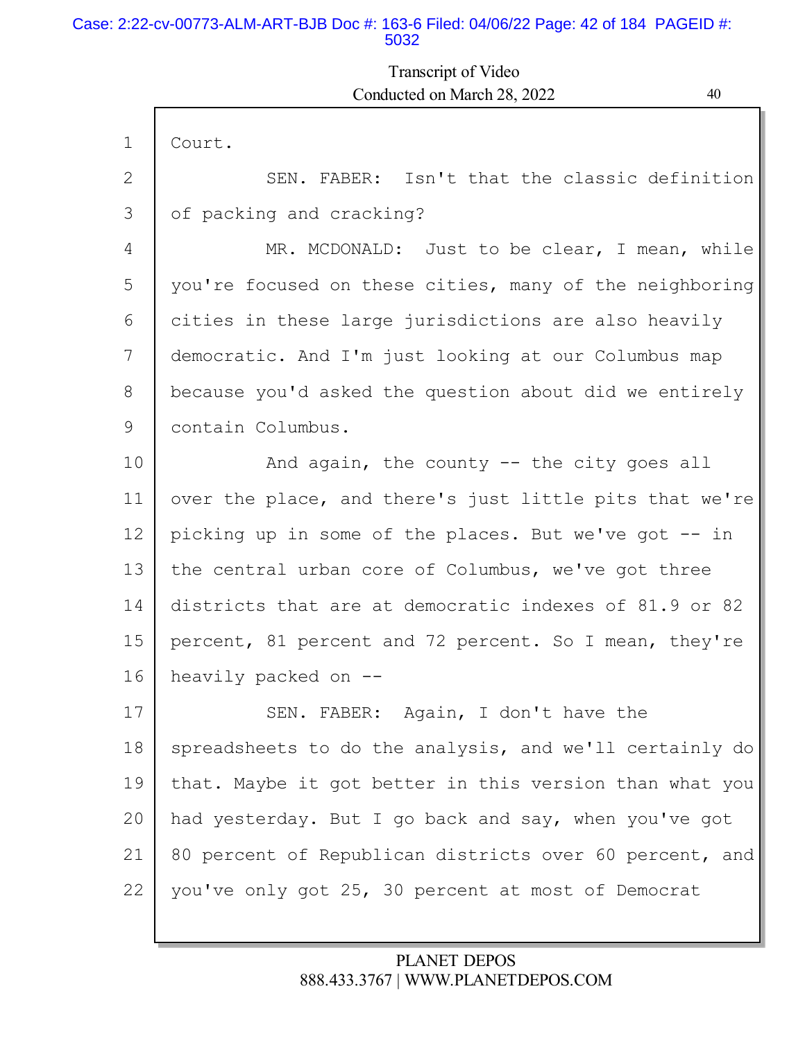1 Court.

2 SEN. FABER: Isn't that the classic definition

3 of packing and cracking?

4 MR. MCDONALD: Just to be clear, I mean, while

5 you're focused on these cities, many of the neighboring

6 cities in these large jurisdictions are also heavily

7 democratic. And I'm just looking at our Columbus map

8 because you'd asked the question about did we entirely

9 contain Columbus.

10 And again, the county -- the city goes all

11 over the place, and there's just little pits that we're

12 picking up in some of the places. But we've got -- in

13 the central urban core of Columbus, we've got three

14 districts that are at democratic indexes of 81.9 or 82

15 percent, 81 percent and 72 percent. So I mean, they're

16 heavily packed on --

17 SEN. FABER: Again, I don't have the

18 spreadsheets to do the analysis, and we'll certainly do

19 that. Maybe it got better in this version than what you

20 had yesterday. But I go back and say, when you've got

21 80 percent of Republican districts over 60 percent, and

22 you've only got 25, 30 percent at most of Democrat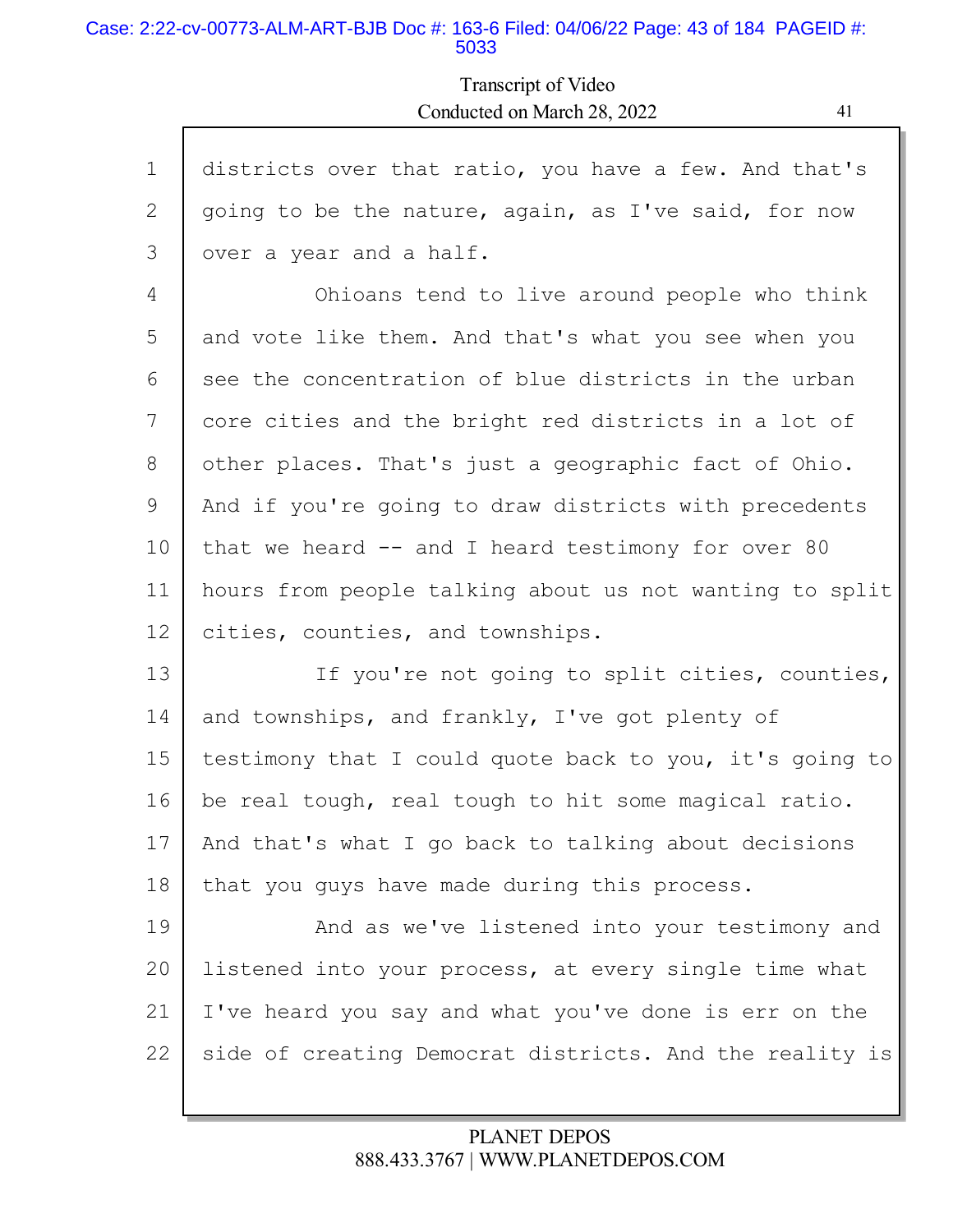Transcript of Video
Conducted on March 28, 2022

1 districts over that ratio, you have a few. And that's
2 going to be the nature, again, as I've said, for now
3 over a year and a half.
4 Ohioans tend to live around people who think
5 and vote like them. And that's what you see when you
6 see the concentration of blue districts in the urban
7 core cities and the bright red districts in a lot of
8 other places. That's just a geographic fact of Ohio.
9 And if you're going to draw districts with precedents
10 that we heard -- and I heard testimony for over 80
11 hours from people talking about us not wanting to split
12 cities, counties, and townships.
13 If you're not going to split cities, counties,
14 and townships, and frankly, I've got plenty of
15 testimony that I could quote back to you, it's going to
16 be real tough, real tough to hit some magical ratio.
17 And that's what I go back to talking about decisions
18 that you guys have made during this process.
19 And as we've listened into your testimony and
20 listened into your process, at every single time what
21 I've heard you say and what you've done is err on the
22 side of creating Democrat districts. And the reality is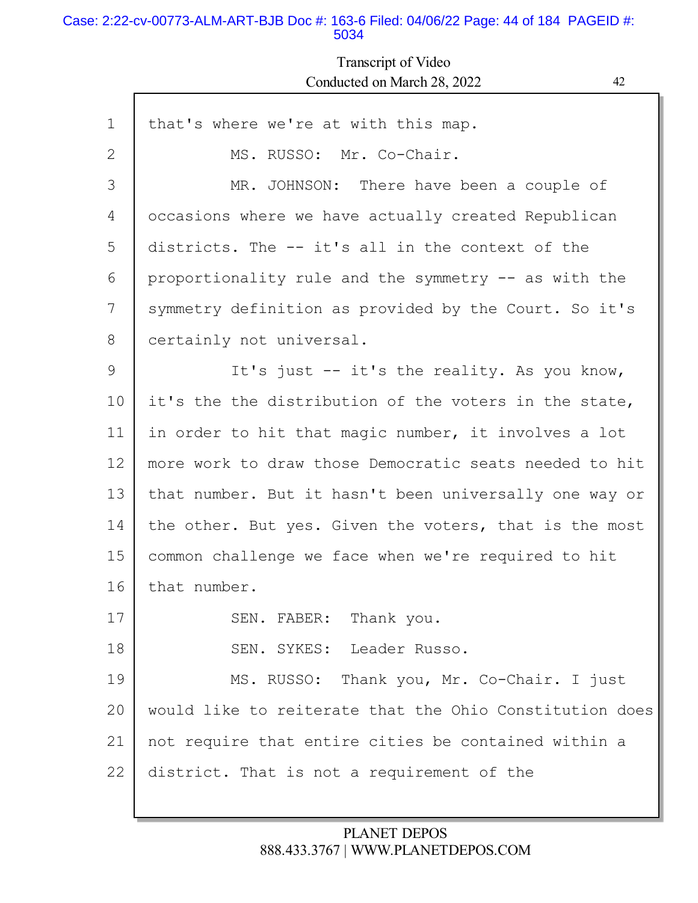1 that's where we're at with this map.

2 MS. RUSSO: Mr. Co-Chair.

3 MR. JOHNSON: There have been a couple of

4 occasions where we have actually created Republican

5 districts. The -- it's all in the context of the

6 proportionality rule and the symmetry -- as with the

7 symmetry definition as provided by the Court. So it's

8 certainly not universal.

9 It's just -- it's the reality. As you know,

10 it's the the distribution of the voters in the state,

11 in order to hit that magic number, it involves a lot

12 more work to draw those Democratic seats needed to hit

13 that number. But it hasn't been universally one way or

14 the other. But yes. Given the voters, that is the most

15 common challenge we face when we're required to hit

16 that number.

17 SEN. FABER: Thank you.

18 SEN. SYKES: Leader Russo.

19 MS. RUSSO: Thank you, Mr. Co-Chair. I just

20 would like to reiterate that the Ohio Constitution does

21 not require that entire cities be contained within a

22 district. That is not a requirement of the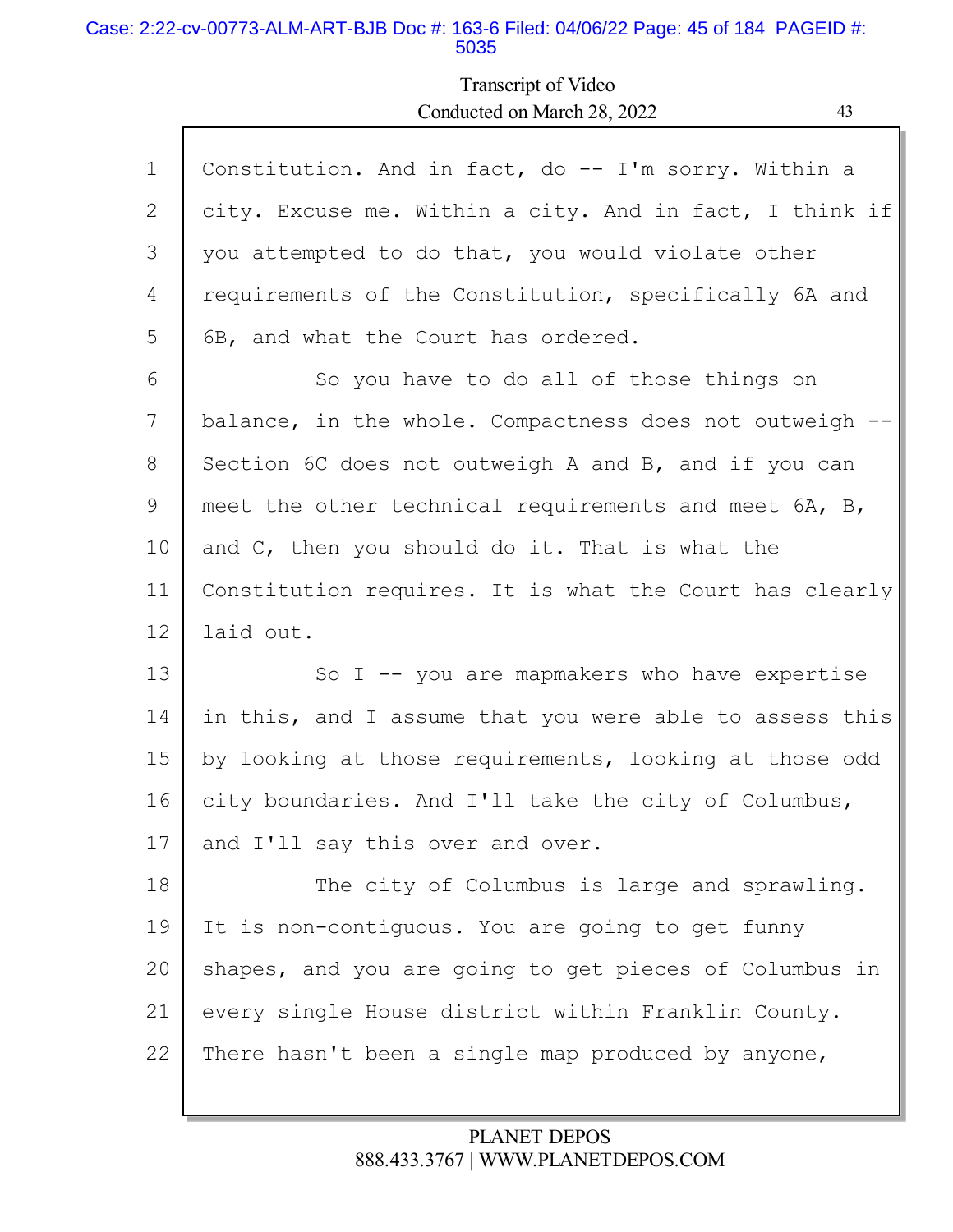Constitution. And in fact, do -- I'm sorry. Within a city. Excuse me. Within a city. And in fact, I think if you attempted to do that, you would violate other requirements of the Constitution, specifically 6A and 6B, and what the Court has ordered.

So you have to do all of those things on balance, in the whole. Compactness does not outweigh -- Section 6C does not outweigh A and B, and if you can meet the other technical requirements and meet 6A, B, and C, then you should do it. That is what the Constitution requires. It is what the Court has clearly laid out.

So I -- you are mapmakers who have expertise in this, and I assume that you were able to assess this by looking at those requirements, looking at those odd city boundaries. And I'll take the city of Columbus, and I'll say this over and over.

The city of Columbus is large and sprawling. It is non-contiguous. You are going to get funny shapes, and you are going to get pieces of Columbus in every single House district within Franklin County. There hasn't been a single map produced by anyone,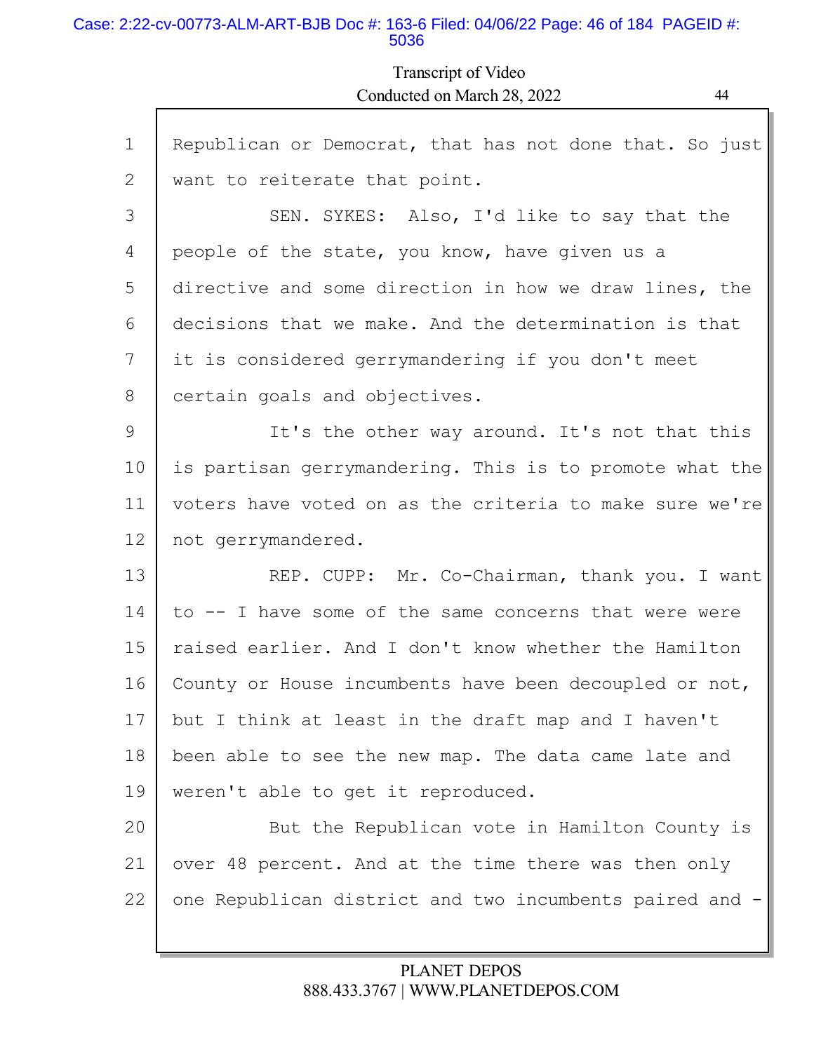Republican or Democrat, that has not done that. So just want to reiterate that point.

SEN. SYKES: Also, I'd like to say that the people of the state, you know, have given us a directive and some direction in how we draw lines, the decisions that we make. And the determination is that it is considered gerrymandering if you don't meet certain goals and objectives.

It's the other way around. It's not that this is partisan gerrymandering. This is to promote what the voters have voted on as the criteria to make sure we're not gerrymandered.

REP. CUPP: Mr. Co-Chairman, thank you. I want to -- I have some of the same concerns that were were raised earlier. And I don't know whether the Hamilton County or House incumbents have been decoupled or not, but I think at least in the draft map and I haven't been able to see the new map. The data came late and weren't able to get it reproduced.

But the Republican vote in Hamilton County is over 48 percent. And at the time there was then only one Republican district and two incumbents paired and -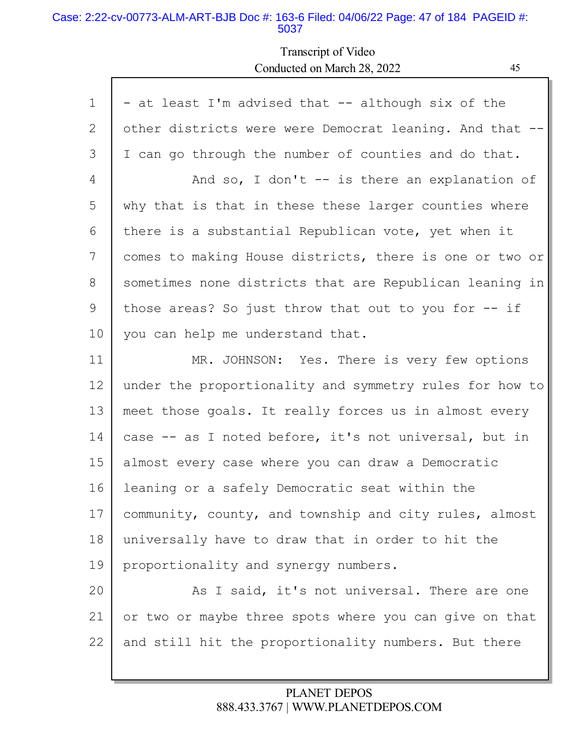- at least I'm advised that -- although six of the other districts were were Democrat leaning. And that -- I can go through the number of counties and do that.

And so, I don't -- is there an explanation of why that is that in these these larger counties where there is a substantial Republican vote, yet when it comes to making House districts, there is one or two or sometimes none districts that are Republican leaning in those areas? So just throw that out to you for -- if you can help me understand that.

MR. JOHNSON: Yes. There is very few options under the proportionality and symmetry rules for how to meet those goals. It really forces us in almost every case -- as I noted before, it's not universal, but in almost every case where you can draw a Democratic leaning or a safely Democratic seat within the community, county, and township and city rules, almost universally have to draw that in order to hit the proportionality and synergy numbers.

As I said, it's not universal. There are one or two or maybe three spots where you can give on that and still hit the proportionality numbers. But there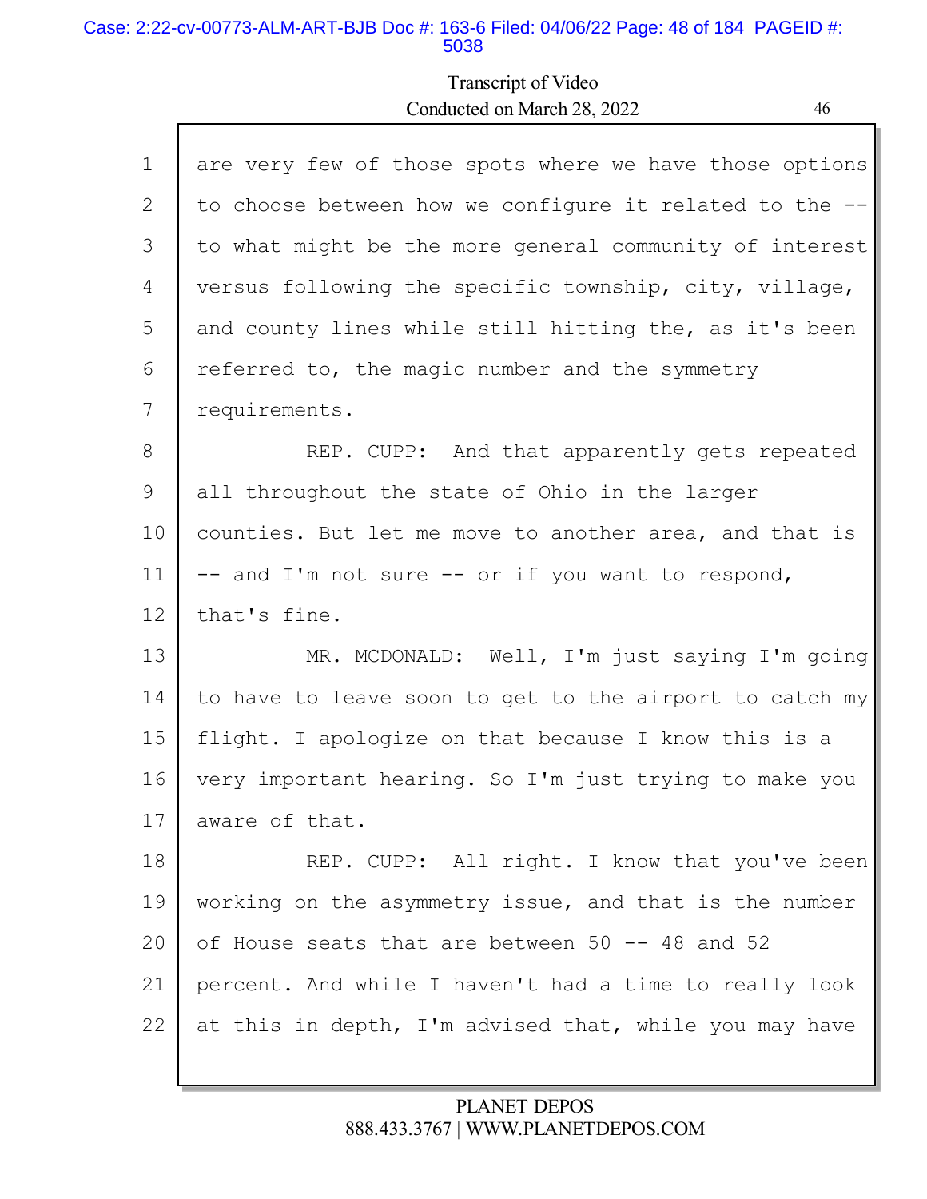are very few of those spots where we have those options to choose between how we configure it related to the -- to what might be the more general community of interest versus following the specific township, city, village, and county lines while still hitting the, as it's been referred to, the magic number and the symmetry requirements.

REP. CUPP: And that apparently gets repeated all throughout the state of Ohio in the larger counties. But let me move to another area, and that is -- and I'm not sure -- or if you want to respond, that's fine.

MR. MCDONALD: Well, I'm just saying I'm going to have to leave soon to get to the airport to catch my flight. I apologize on that because I know this is a very important hearing. So I'm just trying to make you aware of that.

REP. CUPP: All right. I know that you've been working on the asymmetry issue, and that is the number of House seats that are between 50 -- 48 and 52 percent. And while I haven't had a time to really look at this in depth, I'm advised that, while you may have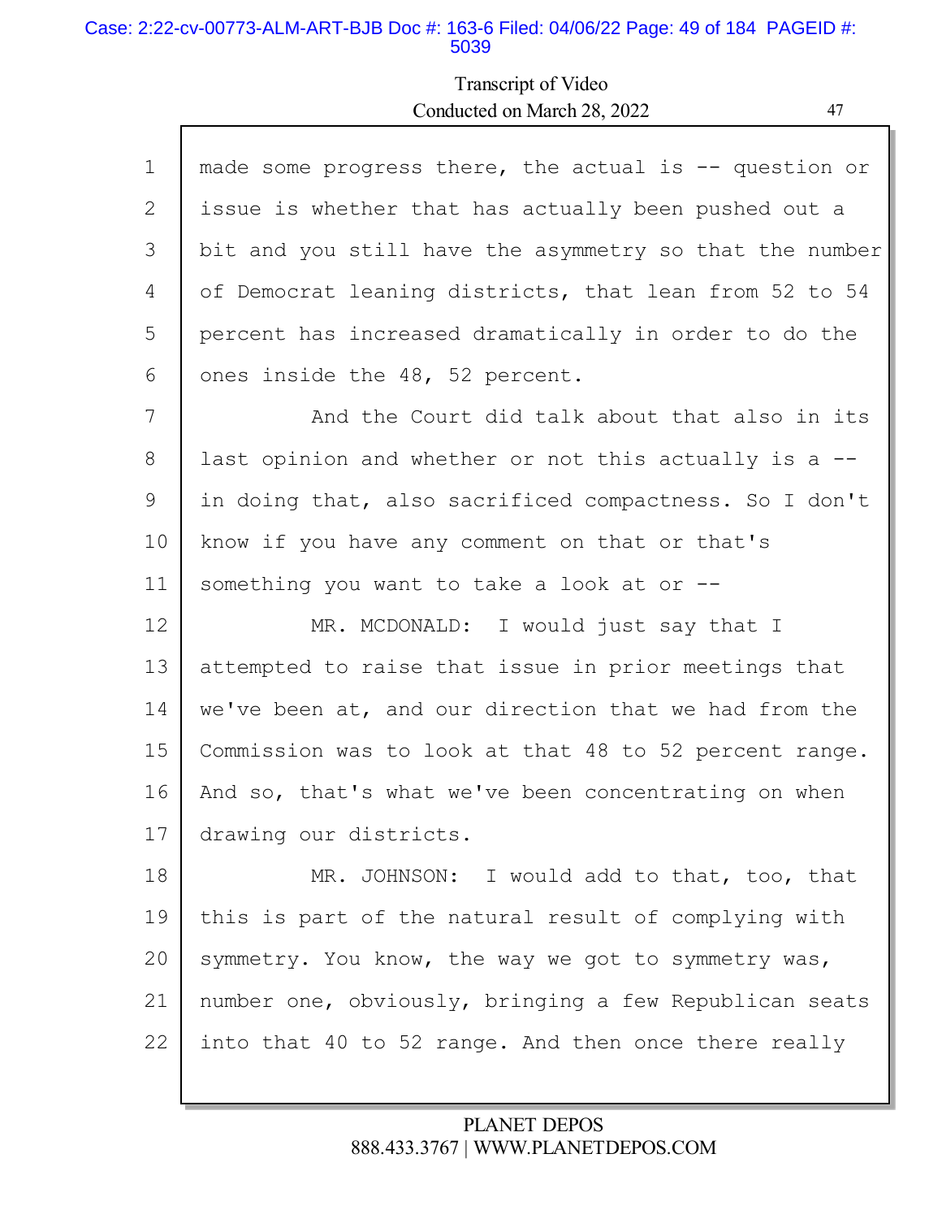made some progress there, the actual is -- question or issue is whether that has actually been pushed out a bit and you still have the asymmetry so that the number of Democrat leaning districts, that lean from 52 to 54 percent has increased dramatically in order to do the ones inside the 48, 52 percent.

And the Court did talk about that also in its last opinion and whether or not this actually is a -- in doing that, also sacrificed compactness. So I don't know if you have any comment on that or that's something you want to take a look at or --

MR. MCDONALD: I would just say that I attempted to raise that issue in prior meetings that we've been at, and our direction that we had from the Commission was to look at that 48 to 52 percent range. And so, that's what we've been concentrating on when drawing our districts.

MR. JOHNSON: I would add to that, too, that this is part of the natural result of complying with symmetry. You know, the way we got to symmetry was, number one, obviously, bringing a few Republican seats into that 40 to 52 range. And then once there really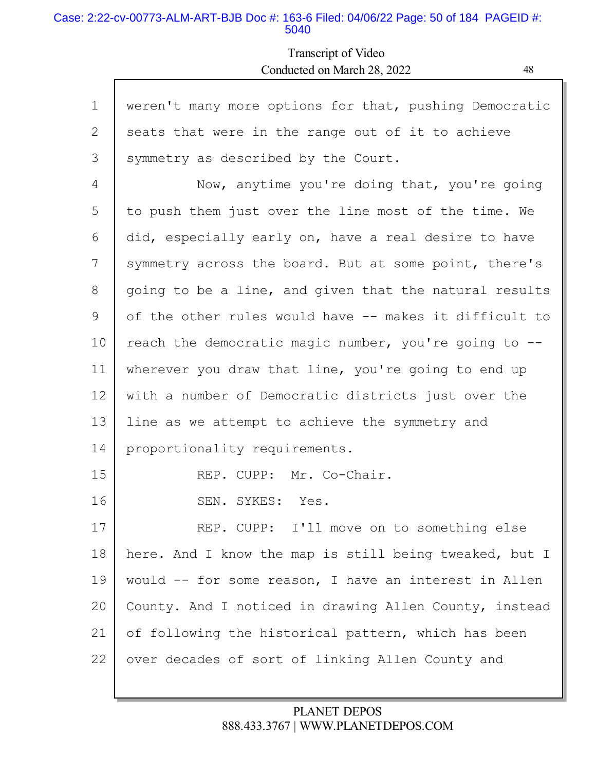1 weren't many more options for that, pushing Democratic
2 seats that were in the range out of it to achieve
3 symmetry as described by the Court.
4 Now, anytime you're doing that, you're going
5 to push them just over the line most of the time. We
6 did, especially early on, have a real desire to have
7 symmetry across the board. But at some point, there's
8 going to be a line, and given that the natural results
9 of the other rules would have -- makes it difficult to
10 reach the democratic magic number, you're going to --
11 wherever you draw that line, you're going to end up
12 with a number of Democratic districts just over the
13 line as we attempt to achieve the symmetry and
14 proportionality requirements.
15 REP. CUPP: Mr. Co-Chair.
16 SEN. SYKES: Yes.
17 REP. CUPP: I'll move on to something else
18 here. And I know the map is still being tweaked, but I
19 would -- for some reason, I have an interest in Allen
20 County. And I noticed in drawing Allen County, instead
21 of following the historical pattern, which has been
22 over decades of sort of linking Allen County and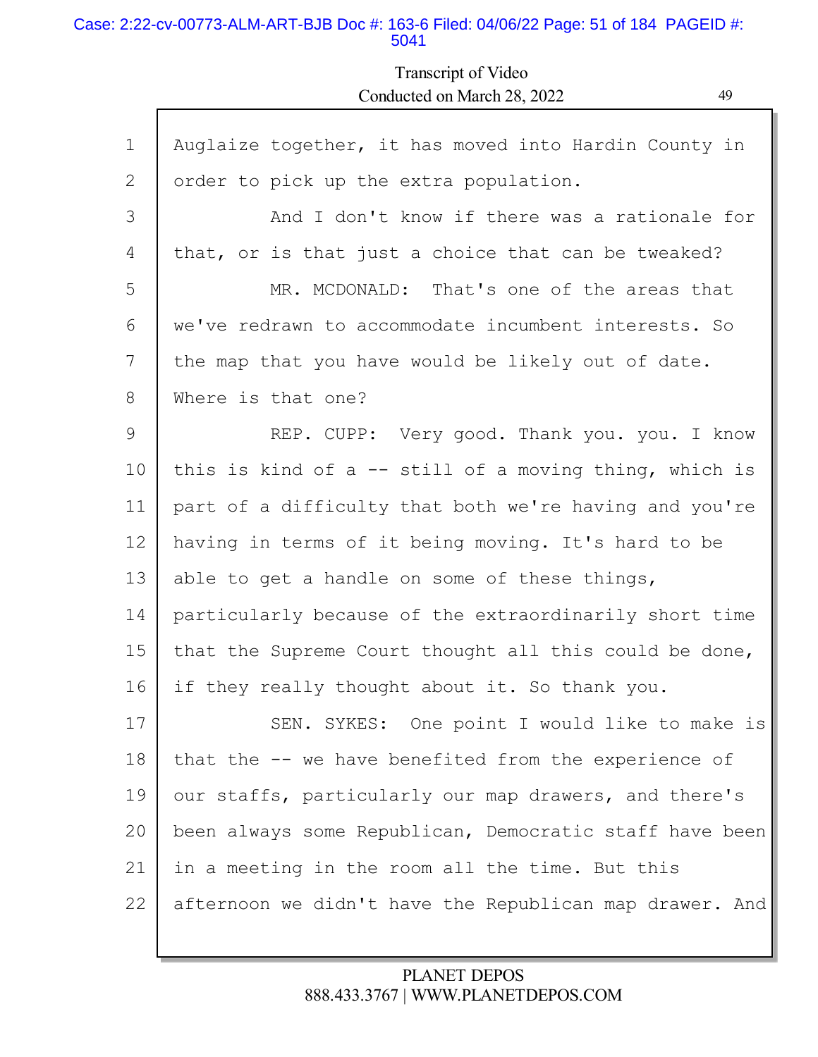1 Auglaize together, it has moved into Hardin County in
2 order to pick up the extra population.
3 And I don't know if there was a rationale for
4 that, or is that just a choice that can be tweaked?
5 MR. MCDONALD: That's one of the areas that
6 we've redrawn to accommodate incumbent interests. So
7 the map that you have would be likely out of date.
8 Where is that one?
9 REP. CUPP: Very good. Thank you. you. I know
10 this is kind of a -- still of a moving thing, which is
11 part of a difficulty that both we're having and you're
12 having in terms of it being moving. It's hard to be
13 able to get a handle on some of these things,
14 particularly because of the extraordinarily short time
15 that the Supreme Court thought all this could be done,
16 if they really thought about it. So thank you.
17 SEN. SYKES: One point I would like to make is
18 that the -- we have benefited from the experience of
19 our staffs, particularly our map drawers, and there's
20 been always some Republican, Democratic staff have been
21 in a meeting in the room all the time. But this
22 afternoon we didn't have the Republican map drawer. And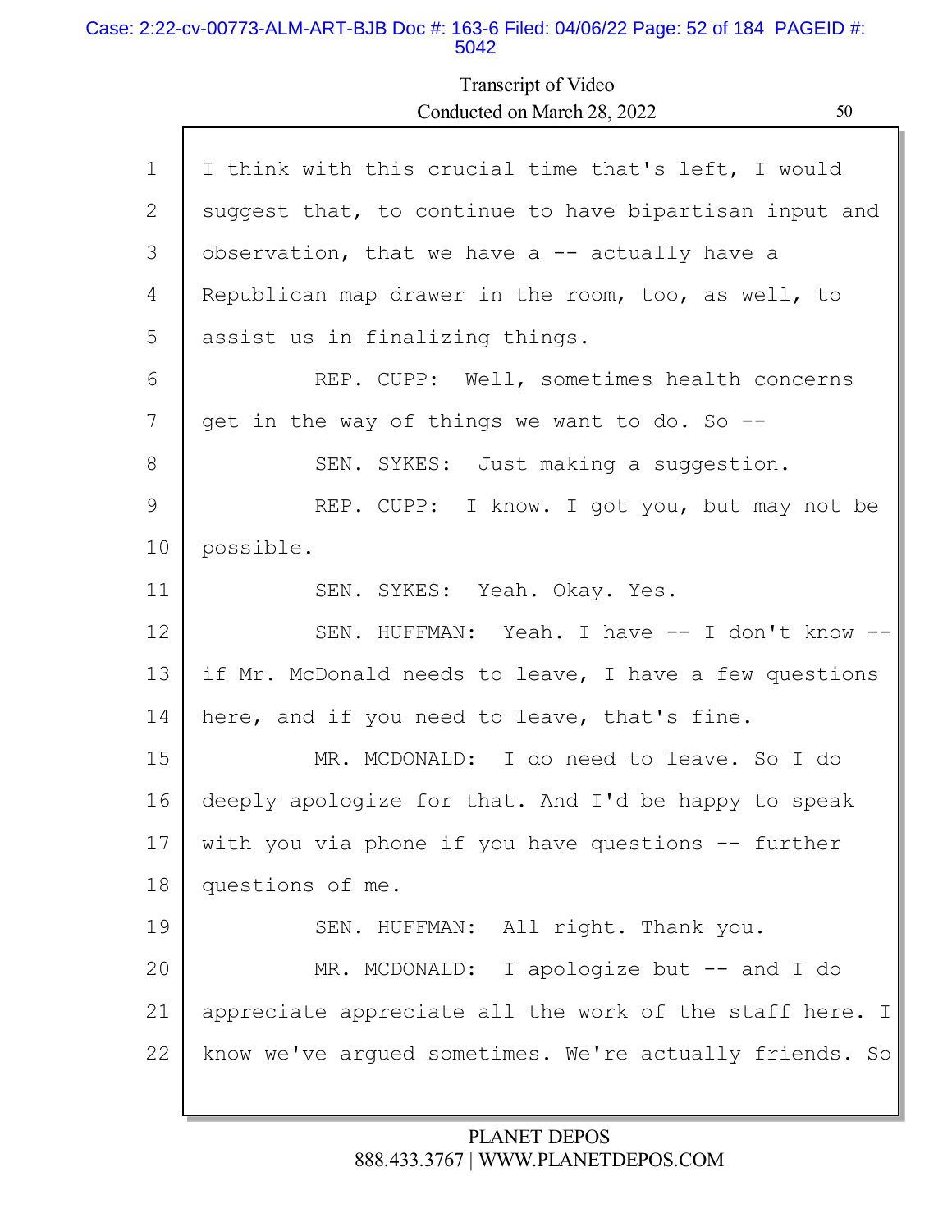I think with this crucial time that's left, I would suggest that, to continue to have bipartisan input and observation, that we have a -- actually have a Republican map drawer in the room, too, as well, to assist us in finalizing things.

REP. CUPP: Well, sometimes health concerns get in the way of things we want to do. So --

SEN. SYKES: Just making a suggestion.

REP. CUPP: I know. I got you, but may not be possible.

SEN. SYKES: Yeah. Okay. Yes.

SEN. HUFFMAN: Yeah. I have -- I don't know -- if Mr. McDonald needs to leave, I have a few questions here, and if you need to leave, that's fine.

MR. MCDONALD: I do need to leave. So I do deeply apologize for that. And I'd be happy to speak with you via phone if you have questions -- further questions of me.

SEN. HUFFMAN: All right. Thank you.

MR. MCDONALD: I apologize but -- and I do appreciate appreciate all the work of the staff here. I know we've argued sometimes. We're actually friends. So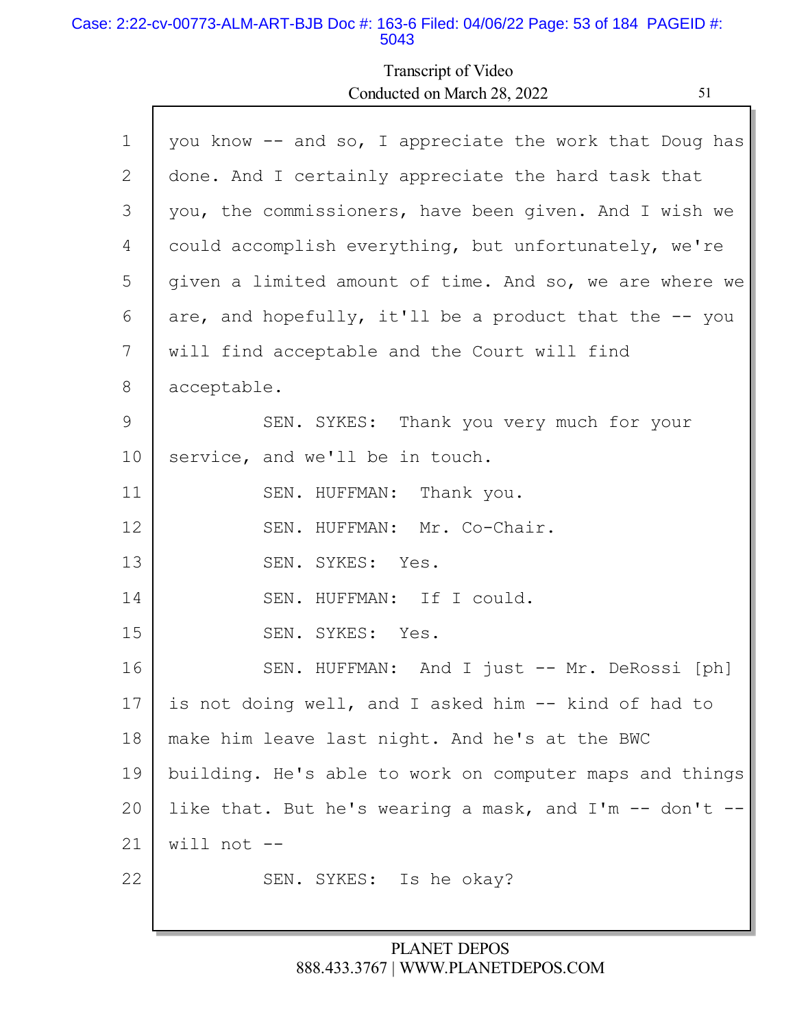Transcript of Video
Conducted on March 28, 2022

1 you know -- and so, I appreciate the work that Doug has
2 done. And I certainly appreciate the hard task that
3 you, the commissioners, have been given. And I wish we
4 could accomplish everything, but unfortunately, we're
5 given a limited amount of time. And so, we are where we
6 are, and hopefully, it'll be a product that the -- you
7 will find acceptable and the Court will find
8 acceptable.
9 SEN. SYKES: Thank you very much for your
10 service, and we'll be in touch.
11 SEN. HUFFMAN: Thank you.
12 SEN. HUFFMAN: Mr. Co-Chair.
13 SEN. SYKES: Yes.
14 SEN. HUFFMAN: If I could.
15 SEN. SYKES: Yes.
16 SEN. HUFFMAN: And I just -- Mr. DeRossi [ph]
17 is not doing well, and I asked him -- kind of had to
18 make him leave last night. And he's at the BWC
19 building. He's able to work on computer maps and things
20 like that. But he's wearing a mask, and I'm -- don't --
21 will not --
22 SEN. SYKES: Is he okay?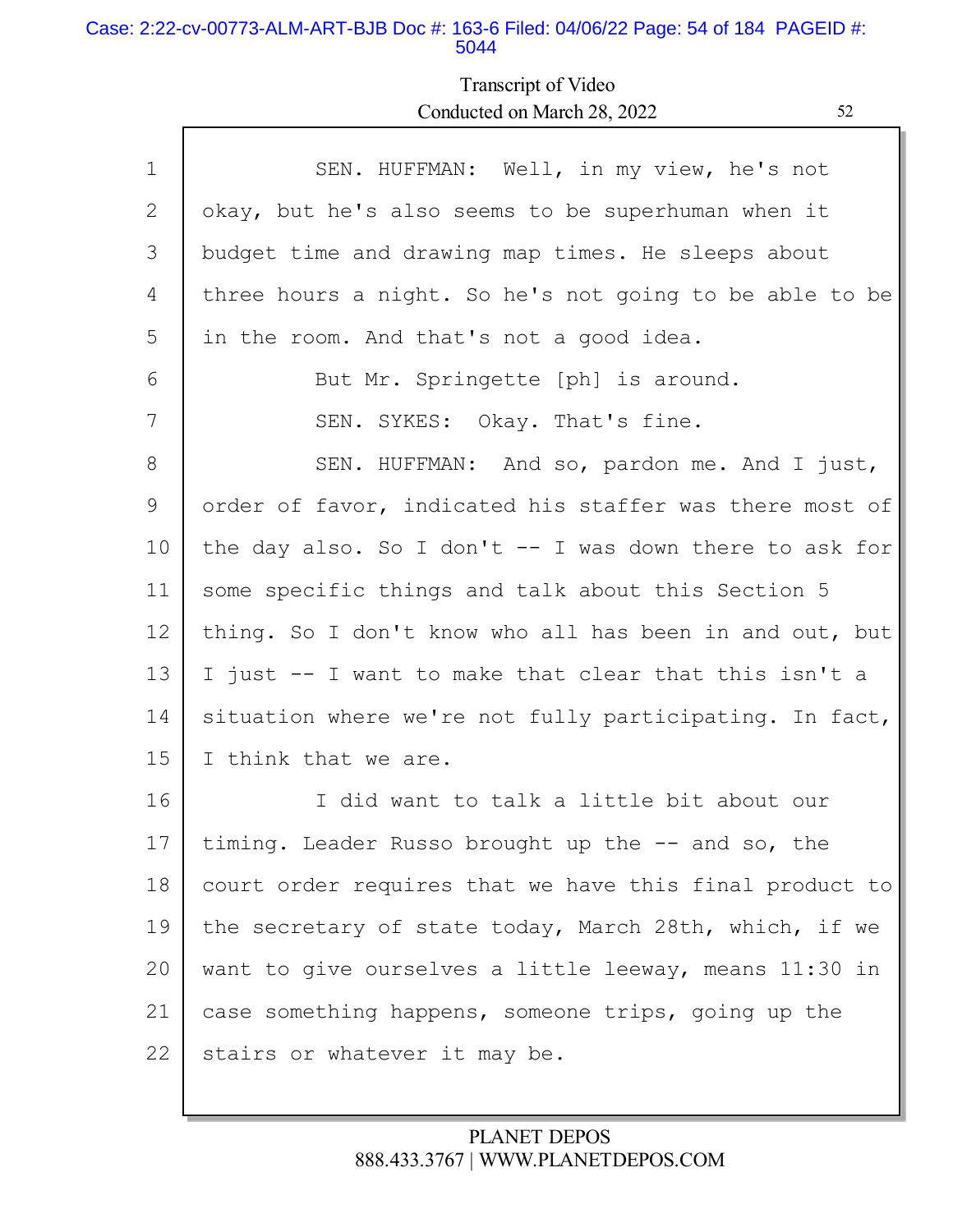SEN. HUFFMAN: Well, in my view, he's not okay, but he's also seems to be superhuman when it budget time and drawing map times. He sleeps about three hours a night. So he's not going to be able to be in the room. And that's not a good idea.

But Mr. Springette [ph] is around.

SEN. SYKES: Okay. That's fine.

SEN. HUFFMAN: And so, pardon me. And I just, order of favor, indicated his staffer was there most of the day also. So I don't -- I was down there to ask for some specific things and talk about this Section 5 thing. So I don't know who all has been in and out, but I just -- I want to make that clear that this isn't a situation where we're not fully participating. In fact, I think that we are.

I did want to talk a little bit about our timing. Leader Russo brought up the -- and so, the court order requires that we have this final product to the secretary of state today, March 28th, which, if we want to give ourselves a little leeway, means 11:30 in case something happens, someone trips, going up the stairs or whatever it may be.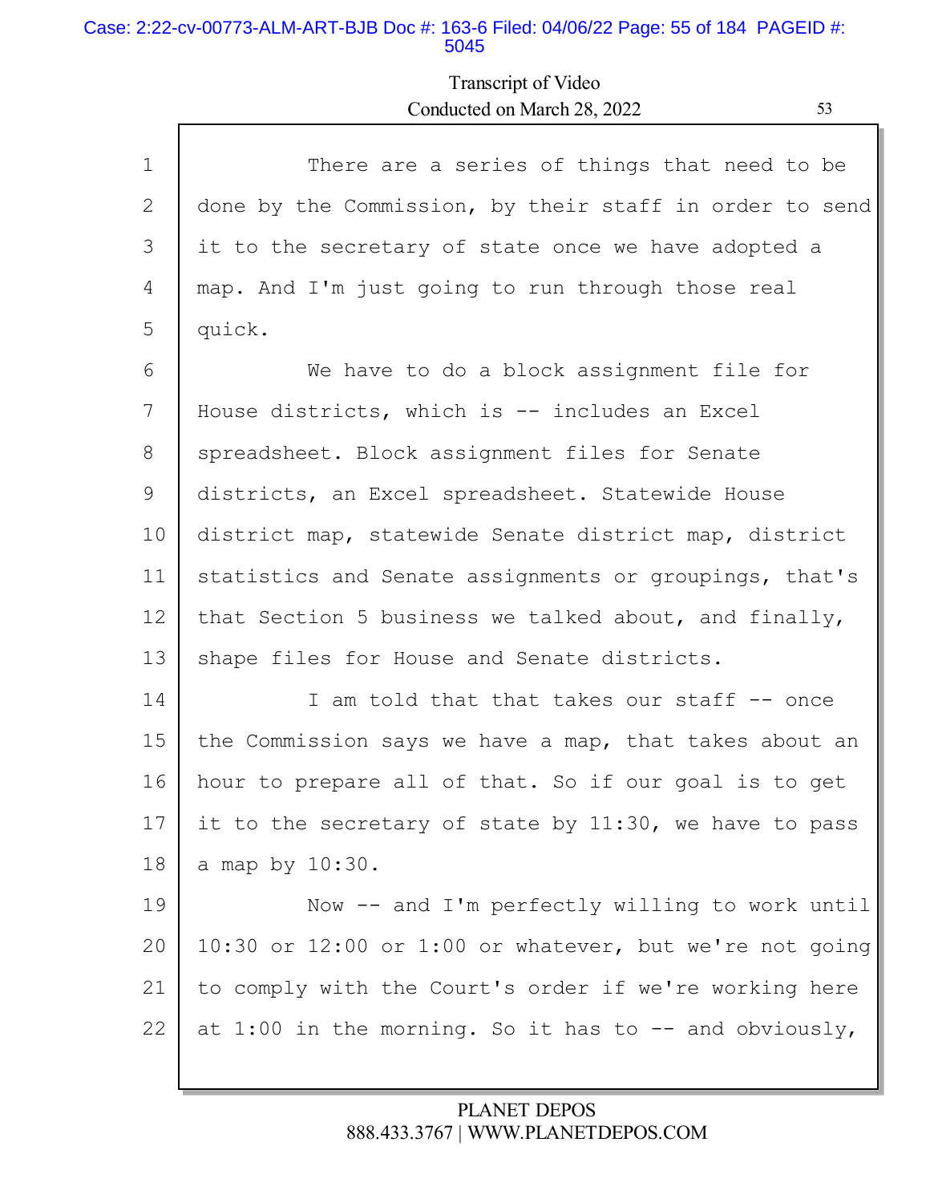There are a series of things that need to be done by the Commission, by their staff in order to send it to the secretary of state once we have adopted a map. And I'm just going to run through those real quick.

We have to do a block assignment file for House districts, which is -- includes an Excel spreadsheet. Block assignment files for Senate districts, an Excel spreadsheet. Statewide House district map, statewide Senate district map, district statistics and Senate assignments or groupings, that's that Section 5 business we talked about, and finally, shape files for House and Senate districts.

I am told that that takes our staff -- once the Commission says we have a map, that takes about an hour to prepare all of that. So if our goal is to get it to the secretary of state by 11:30, we have to pass a map by 10:30.

Now -- and I'm perfectly willing to work until 10:30 or 12:00 or 1:00 or whatever, but we're not going to comply with the Court's order if we're working here at 1:00 in the morning. So it has to -- and obviously,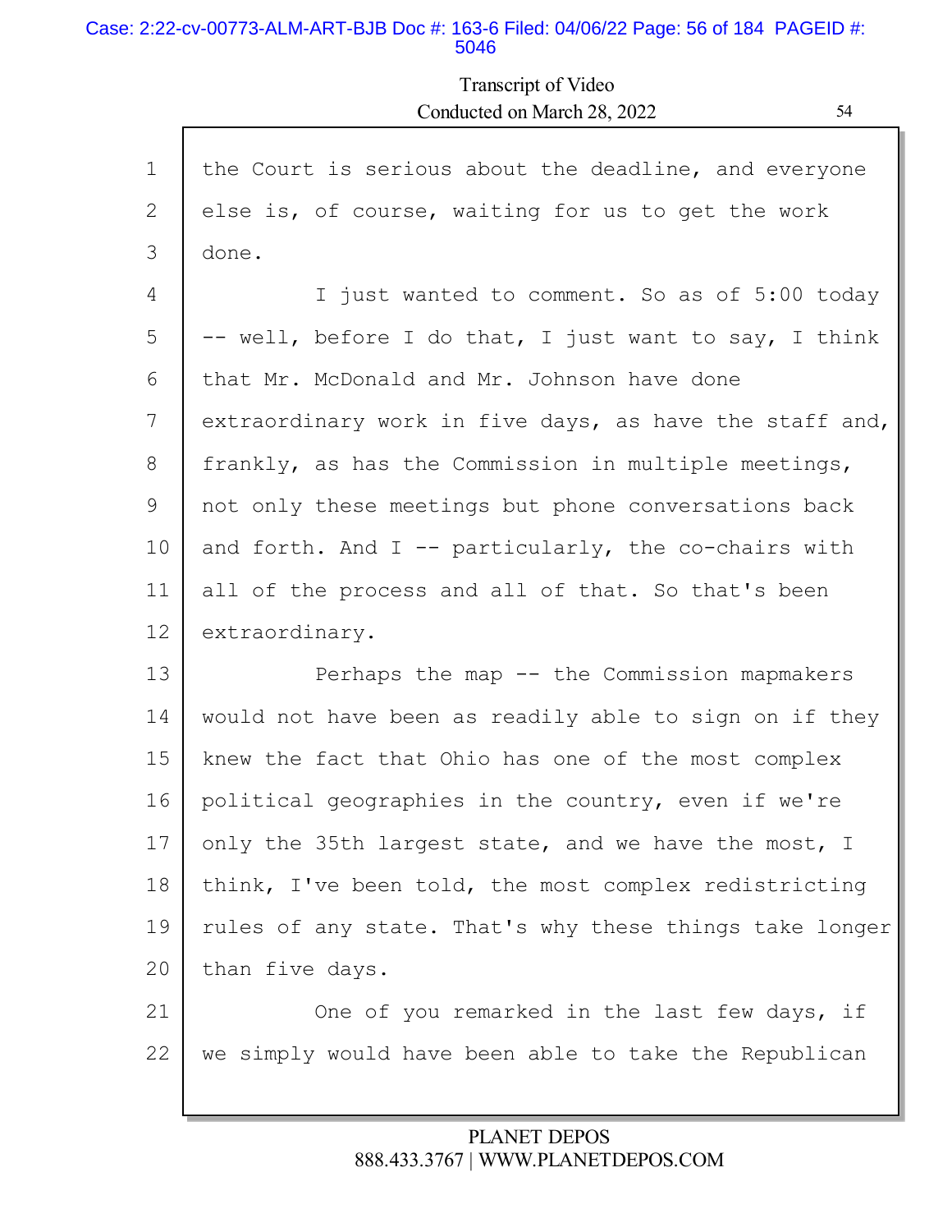the Court is serious about the deadline, and everyone else is, of course, waiting for us to get the work done.

I just wanted to comment. So as of 5:00 today -- well, before I do that, I just want to say, I think that Mr. McDonald and Mr. Johnson have done extraordinary work in five days, as have the staff and, frankly, as has the Commission in multiple meetings, not only these meetings but phone conversations back and forth. And I -- particularly, the co-chairs with all of the process and all of that. So that's been extraordinary.

Perhaps the map -- the Commission mapmakers would not have been as readily able to sign on if they knew the fact that Ohio has one of the most complex political geographies in the country, even if we're only the 35th largest state, and we have the most, I think, I've been told, the most complex redistricting rules of any state. That's why these things take longer than five days.

One of you remarked in the last few days, if we simply would have been able to take the Republican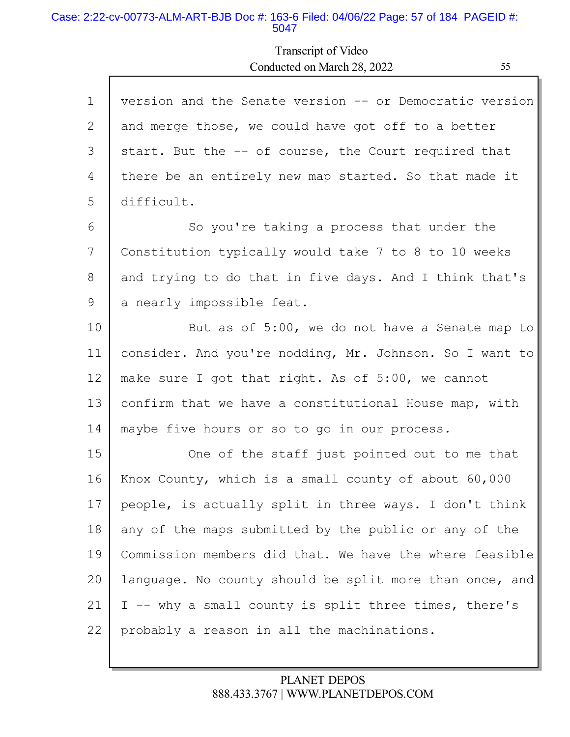Transcript of Video
Conducted on March 28, 2022

1 version and the Senate version -- or Democratic version
2 and merge those, we could have got off to a better
3 start. But the -- of course, the Court required that
4 there be an entirely new map started. So that made it
5 difficult.
6 So you're taking a process that under the
7 Constitution typically would take 7 to 8 to 10 weeks
8 and trying to do that in five days. And I think that's
9 a nearly impossible feat.
10 But as of 5:00, we do not have a Senate map to
11 consider. And you're nodding, Mr. Johnson. So I want to
12 make sure I got that right. As of 5:00, we cannot
13 confirm that we have a constitutional House map, with
14 maybe five hours or so to go in our process.
15 One of the staff just pointed out to me that
16 Knox County, which is a small county of about 60,000
17 people, is actually split in three ways. I don't think
18 any of the maps submitted by the public or any of the
19 Commission members did that. We have the where feasible
20 language. No county should be split more than once, and
21 I -- why a small county is split three times, there's
22 probably a reason in all the machinations.

PLANET DEPOS
888.433.3767 | WWW.PLANETDEPOS.COM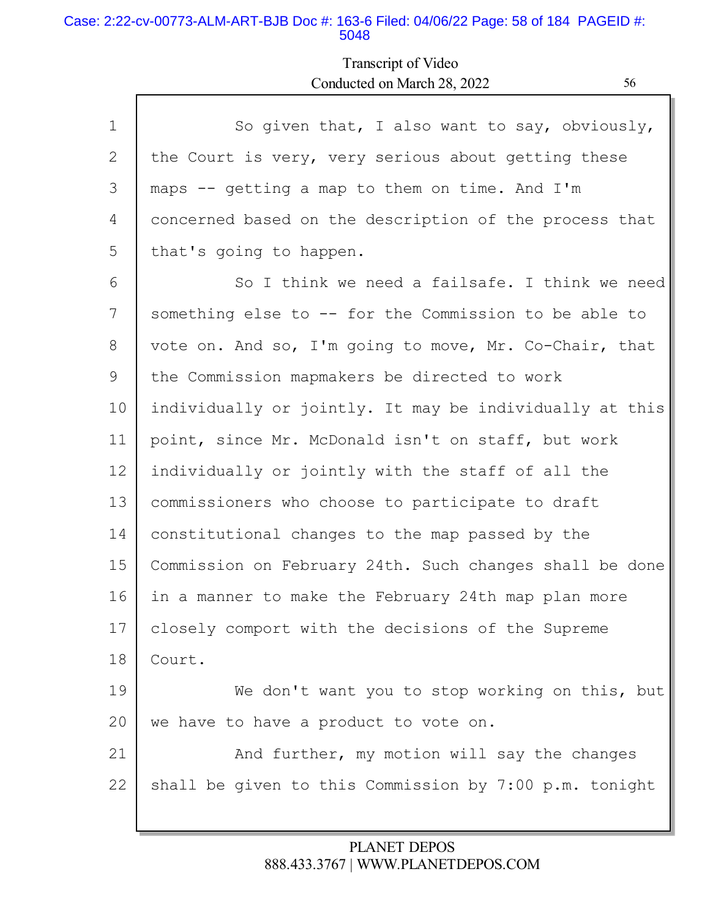So given that, I also want to say, obviously, the Court is very, very serious about getting these maps -- getting a map to them on time. And I'm concerned based on the description of the process that that's going to happen.

So I think we need a failsafe. I think we need something else to -- for the Commission to be able to vote on. And so, I'm going to move, Mr. Co-Chair, that the Commission mapmakers be directed to work individually or jointly. It may be individually at this point, since Mr. McDonald isn't on staff, but work individually or jointly with the staff of all the commissioners who choose to participate to draft constitutional changes to the map passed by the Commission on February 24th. Such changes shall be done in a manner to make the February 24th map plan more closely comport with the decisions of the Supreme Court.

We don't want you to stop working on this, but we have to have a product to vote on.

And further, my motion will say the changes shall be given to this Commission by 7:00 p.m. tonight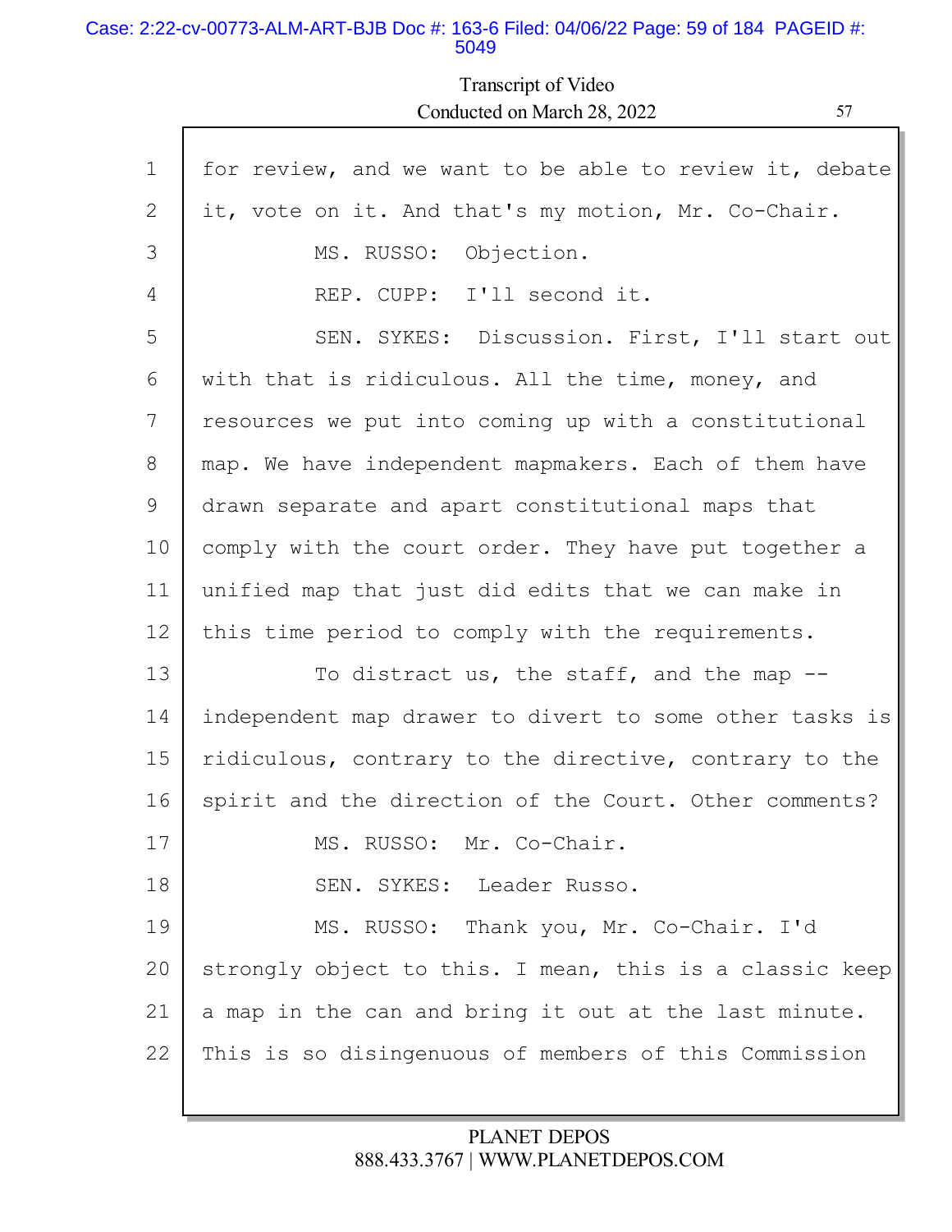for review, and we want to be able to review it, debate it, vote on it. And that's my motion, Mr. Co-Chair.

MS. RUSSO: Objection.

REP. CUPP: I'll second it.

SEN. SYKES: Discussion. First, I'll start out with that is ridiculous. All the time, money, and resources we put into coming up with a constitutional map. We have independent mapmakers. Each of them have drawn separate and apart constitutional maps that comply with the court order. They have put together a unified map that just did edits that we can make in this time period to comply with the requirements.

To distract us, the staff, and the map -- independent map drawer to divert to some other tasks is ridiculous, contrary to the directive, contrary to the spirit and the direction of the Court. Other comments?

MS. RUSSO: Mr. Co-Chair.

SEN. SYKES: Leader Russo.

MS. RUSSO: Thank you, Mr. Co-Chair. I'd strongly object to this. I mean, this is a classic keep a map in the can and bring it out at the last minute. This is so disingenuous of members of this Commission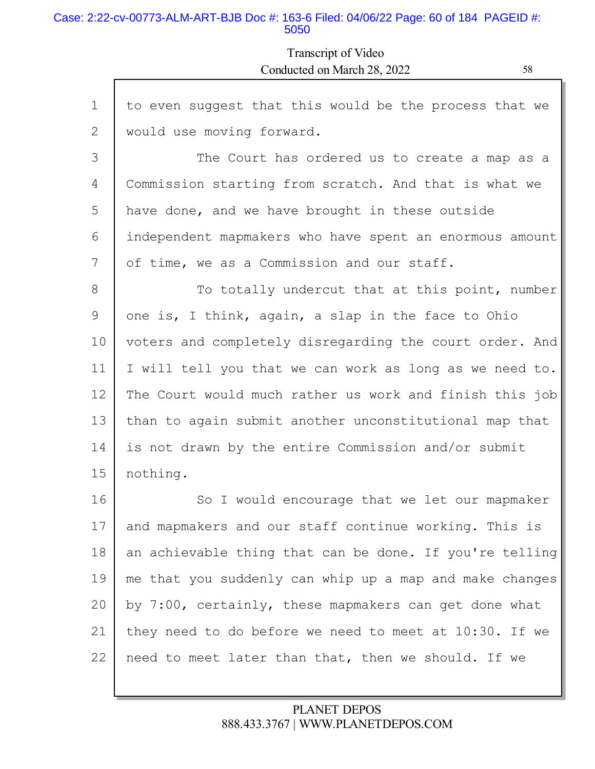to even suggest that this would be the process that we would use moving forward.

The Court has ordered us to create a map as a Commission starting from scratch. And that is what we have done, and we have brought in these outside independent mapmakers who have spent an enormous amount of time, we as a Commission and our staff.

To totally undercut that at this point, number one is, I think, again, a slap in the face to Ohio voters and completely disregarding the court order. And I will tell you that we can work as long as we need to. The Court would much rather us work and finish this job than to again submit another unconstitutional map that is not drawn by the entire Commission and/or submit nothing.

So I would encourage that we let our mapmaker and mapmakers and our staff continue working. This is an achievable thing that can be done. If you're telling me that you suddenly can whip up a map and make changes by 7:00, certainly, these mapmakers can get done what they need to do before we need to meet at 10:30. If we need to meet later than that, then we should. If we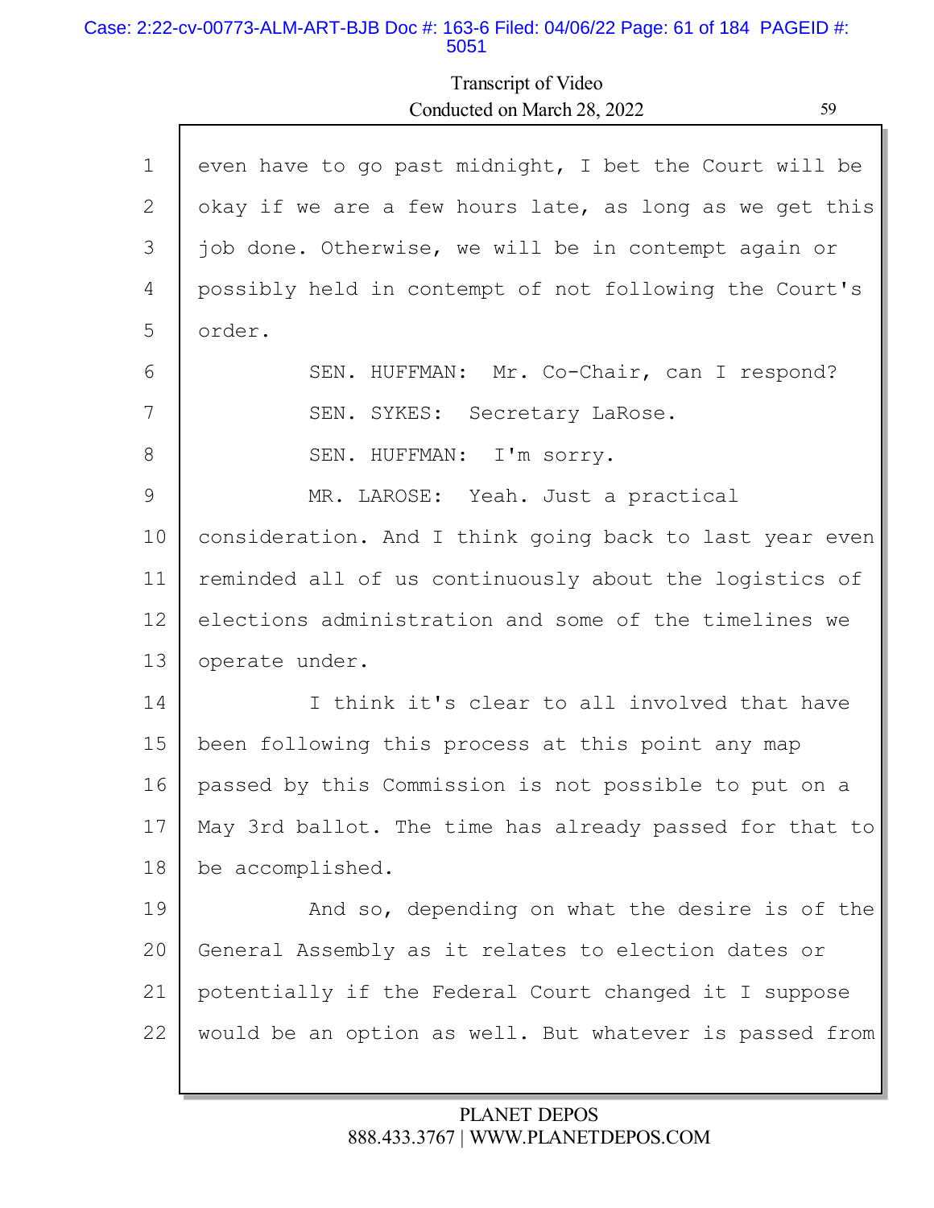even have to go past midnight, I bet the Court will be okay if we are a few hours late, as long as we get this job done. Otherwise, we will be in contempt again or possibly held in contempt of not following the Court's order.

SEN. HUFFMAN: Mr. Co-Chair, can I respond?

SEN. SYKES: Secretary LaRose.

SEN. HUFFMAN: I'm sorry.

MR. LAROSE: Yeah. Just a practical consideration. And I think going back to last year even reminded all of us continuously about the logistics of elections administration and some of the timelines we operate under.

I think it's clear to all involved that have been following this process at this point any map passed by this Commission is not possible to put on a May 3rd ballot. The time has already passed for that to be accomplished.

And so, depending on what the desire is of the General Assembly as it relates to election dates or potentially if the Federal Court changed it I suppose would be an option as well. But whatever is passed from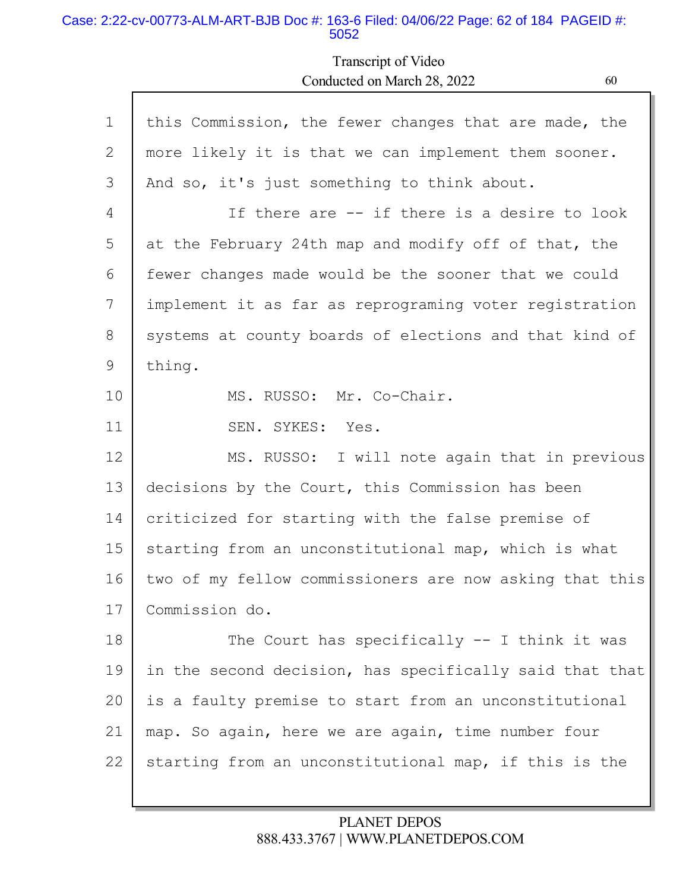Transcript of Video
Conducted on March 28, 2022

1 this Commission, the fewer changes that are made, the
2 more likely it is that we can implement them sooner.
3 And so, it's just something to think about.
4 If there are -- if there is a desire to look
5 at the February 24th map and modify off of that, the
6 fewer changes made would be the sooner that we could
7 implement it as far as reprograming voter registration
8 systems at county boards of elections and that kind of
9 thing.
10 MS. RUSSO: Mr. Co-Chair.
11 SEN. SYKES: Yes.
12 MS. RUSSO: I will note again that in previous
13 decisions by the Court, this Commission has been
14 criticized for starting with the false premise of
15 starting from an unconstitutional map, which is what
16 two of my fellow commissioners are now asking that this
17 Commission do.
18 The Court has specifically -- I think it was
19 in the second decision, has specifically said that that
20 is a faulty premise to start from an unconstitutional
21 map. So again, here we are again, time number four
22 starting from an unconstitutional map, if this is the

PLANET DEPOS
888.433.3767 | WWW.PLANETDEPOS.COM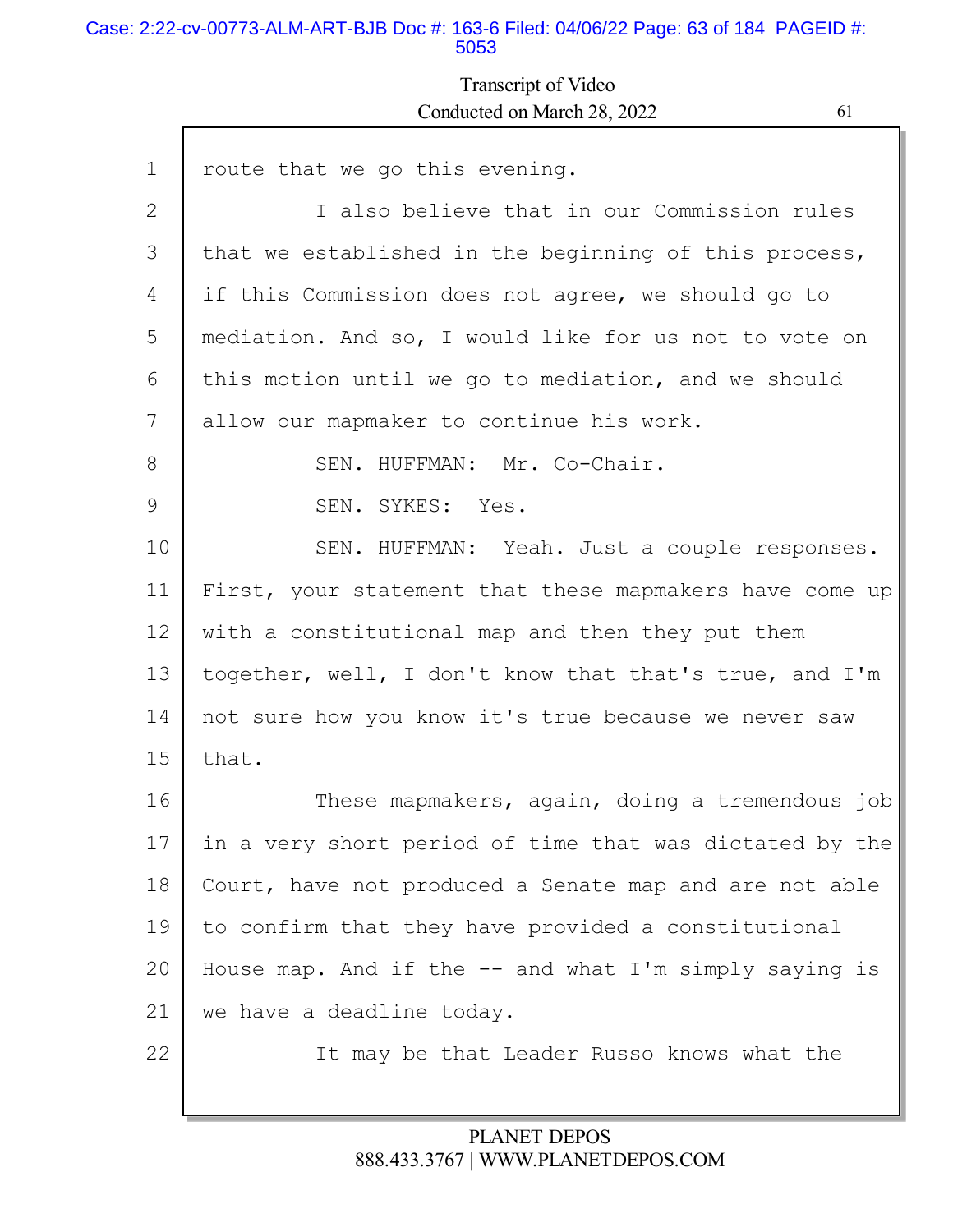1 route that we go this evening.

2 I also believe that in our Commission rules

3 that we established in the beginning of this process,

4 if this Commission does not agree, we should go to

5 mediation. And so, I would like for us not to vote on

6 this motion until we go to mediation, and we should

7 allow our mapmaker to continue his work.

8 SEN. HUFFMAN: Mr. Co-Chair.

9 SEN. SYKES: Yes.

10 SEN. HUFFMAN: Yeah. Just a couple responses.

11 First, your statement that these mapmakers have come up

12 with a constitutional map and then they put them

13 together, well, I don't know that that's true, and I'm

14 not sure how you know it's true because we never saw

15 that.

16 These mapmakers, again, doing a tremendous job

17 in a very short period of time that was dictated by the

18 Court, have not produced a Senate map and are not able

19 to confirm that they have provided a constitutional

20 House map. And if the -- and what I'm simply saying is

21 we have a deadline today.

22 It may be that Leader Russo knows what the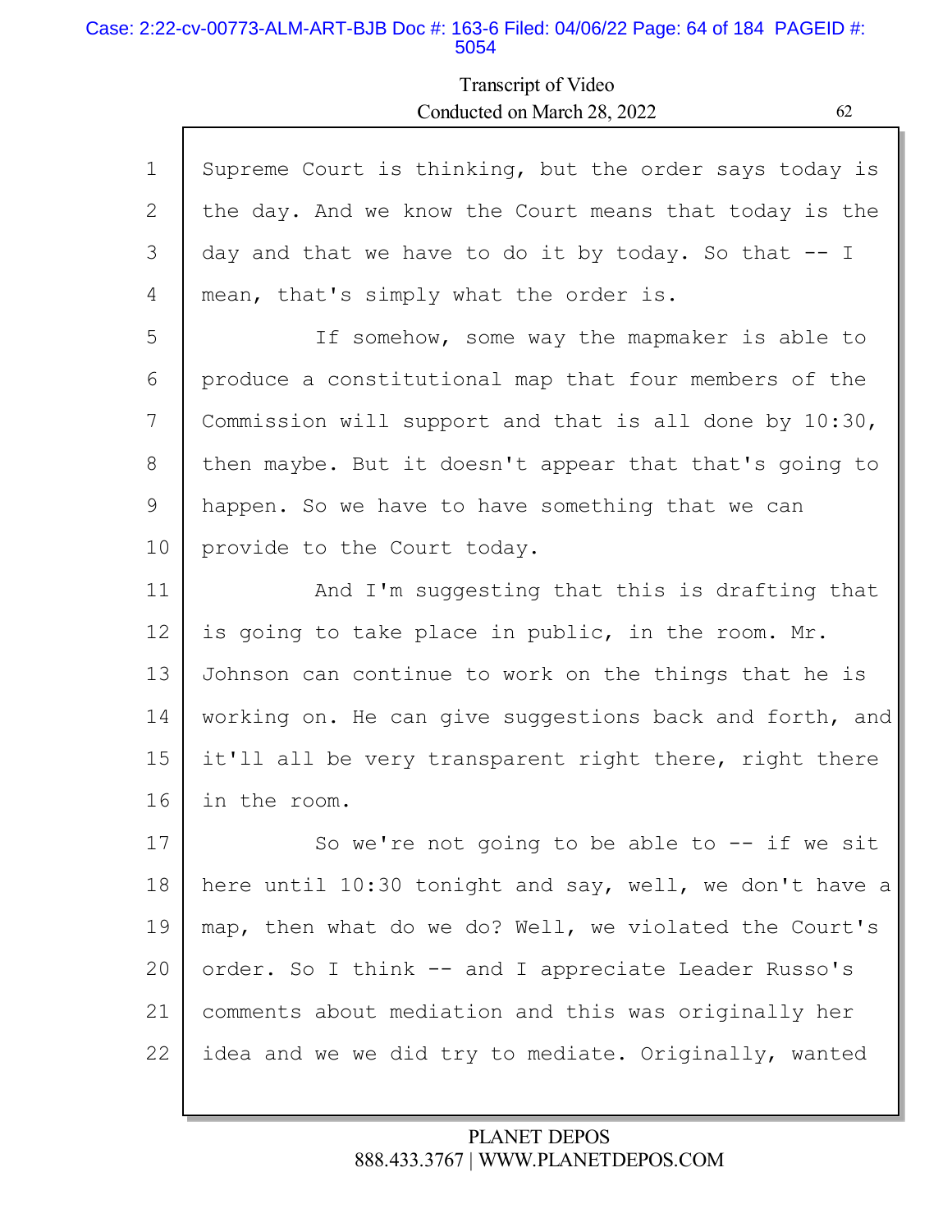1 Supreme Court is thinking, but the order says today is
2 the day. And we know the Court means that today is the
3 day and that we have to do it by today. So that -- I
4 mean, that's simply what the order is.
5 If somehow, some way the mapmaker is able to
6 produce a constitutional map that four members of the
7 Commission will support and that is all done by 10:30,
8 then maybe. But it doesn't appear that that's going to
9 happen. So we have to have something that we can
10 provide to the Court today.
11 And I'm suggesting that this is drafting that
12 is going to take place in public, in the room. Mr.
13 Johnson can continue to work on the things that he is
14 working on. He can give suggestions back and forth, and
15 it'll all be very transparent right there, right there
16 in the room.
17 So we're not going to be able to -- if we sit
18 here until 10:30 tonight and say, well, we don't have a
19 map, then what do we do? Well, we violated the Court's
20 order. So I think -- and I appreciate Leader Russo's
21 comments about mediation and this was originally her
22 idea and we we did try to mediate. Originally, wanted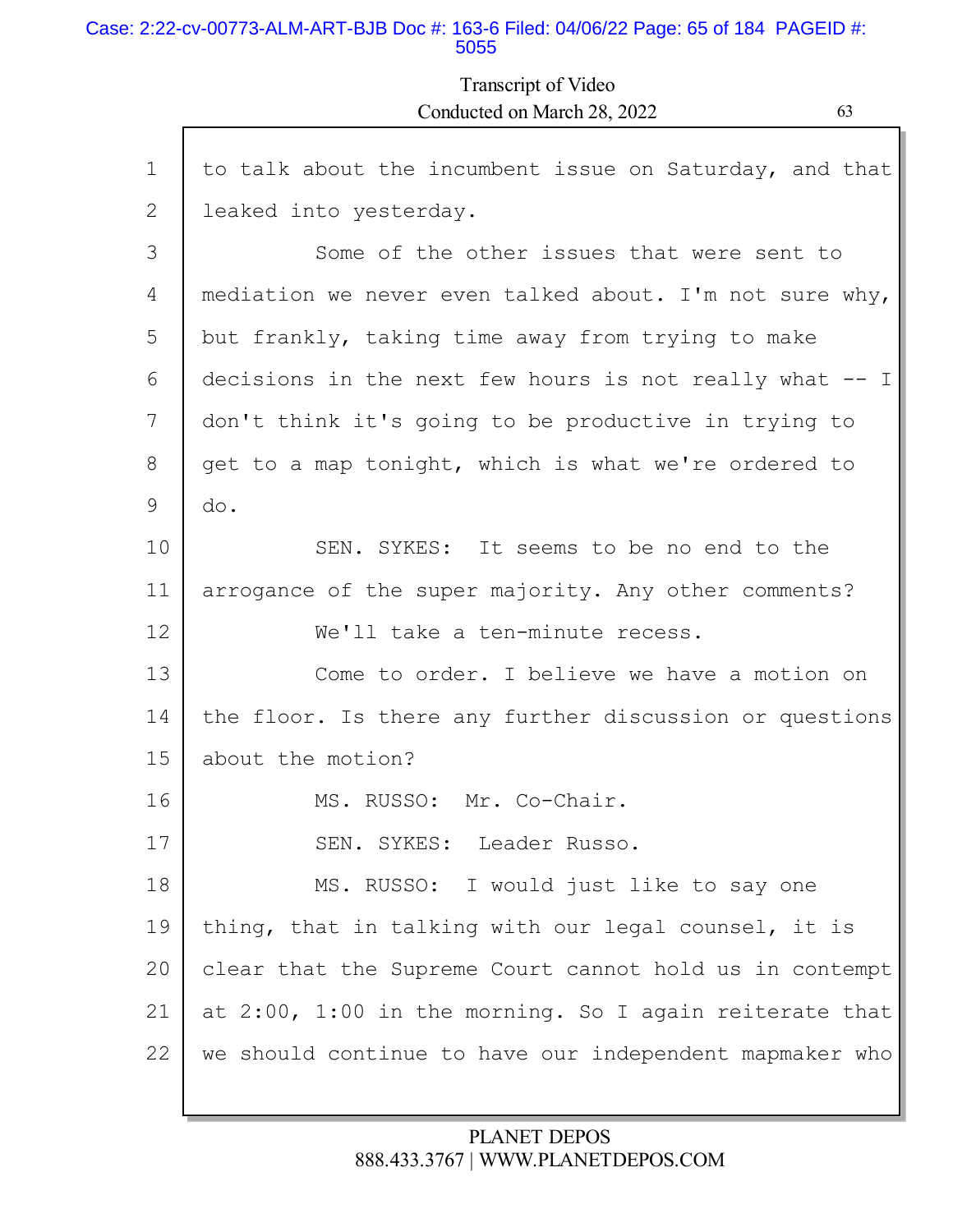to talk about the incumbent issue on Saturday, and that leaked into yesterday.

Some of the other issues that were sent to mediation we never even talked about. I'm not sure why, but frankly, taking time away from trying to make decisions in the next few hours is not really what -- I don't think it's going to be productive in trying to get to a map tonight, which is what we're ordered to do.

SEN. SYKES: It seems to be no end to the arrogance of the super majority. Any other comments?

We'll take a ten-minute recess.

Come to order. I believe we have a motion on the floor. Is there any further discussion or questions about the motion?

MS. RUSSO: Mr. Co-Chair.

SEN. SYKES: Leader Russo.

MS. RUSSO: I would just like to say one thing, that in talking with our legal counsel, it is clear that the Supreme Court cannot hold us in contempt at 2:00, 1:00 in the morning. So I again reiterate that we should continue to have our independent mapmaker who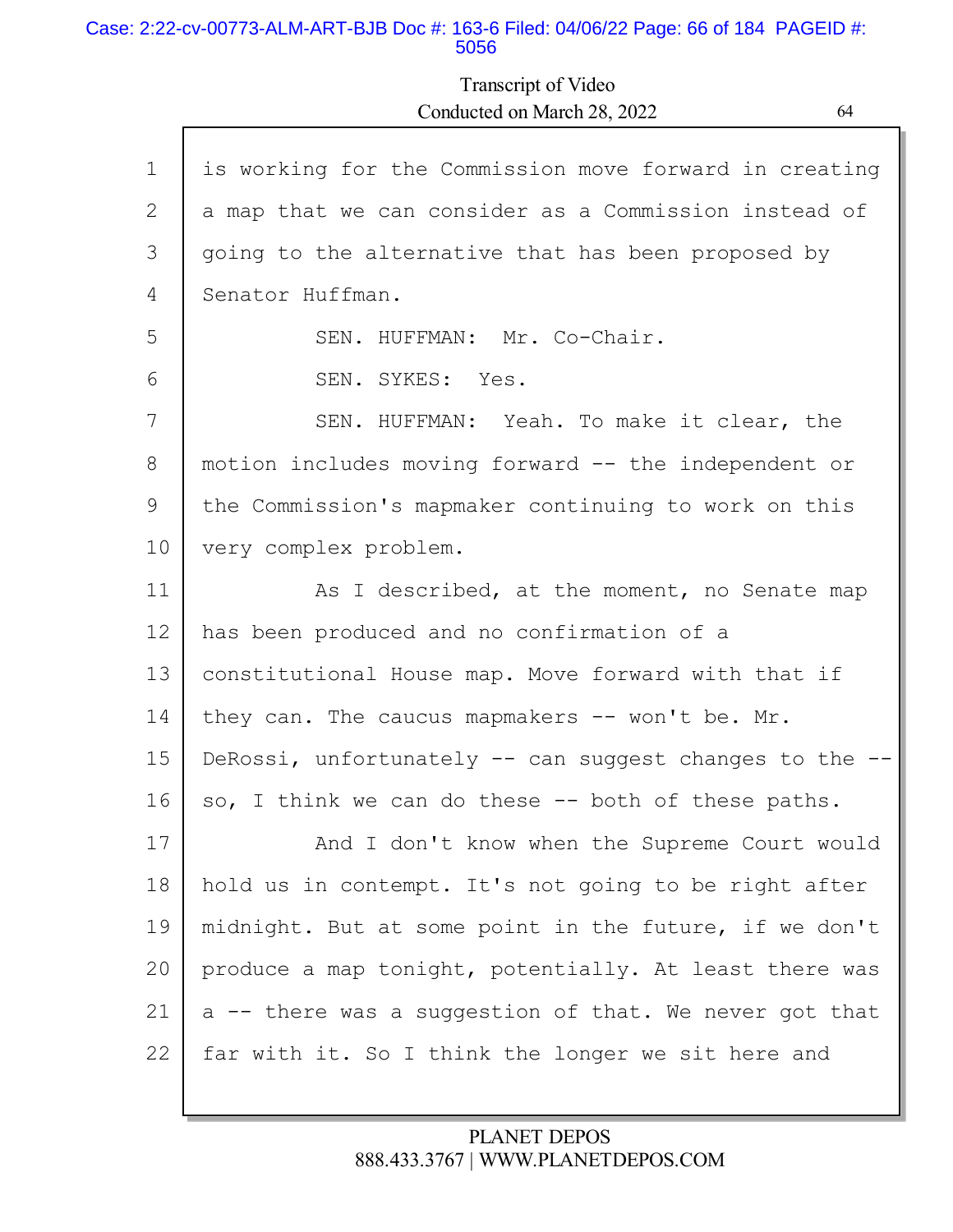is working for the Commission move forward in creating a map that we can consider as a Commission instead of going to the alternative that has been proposed by Senator Huffman.

SEN. HUFFMAN: Mr. Co-Chair.

SEN. SYKES: Yes.

SEN. HUFFMAN: Yeah. To make it clear, the motion includes moving forward -- the independent or the Commission's mapmaker continuing to work on this very complex problem.

As I described, at the moment, no Senate map has been produced and no confirmation of a constitutional House map. Move forward with that if they can. The caucus mapmakers -- won't be. Mr. DeRossi, unfortunately -- can suggest changes to the -- so, I think we can do these -- both of these paths.

And I don't know when the Supreme Court would hold us in contempt. It's not going to be right after midnight. But at some point in the future, if we don't produce a map tonight, potentially. At least there was a -- there was a suggestion of that. We never got that far with it. So I think the longer we sit here and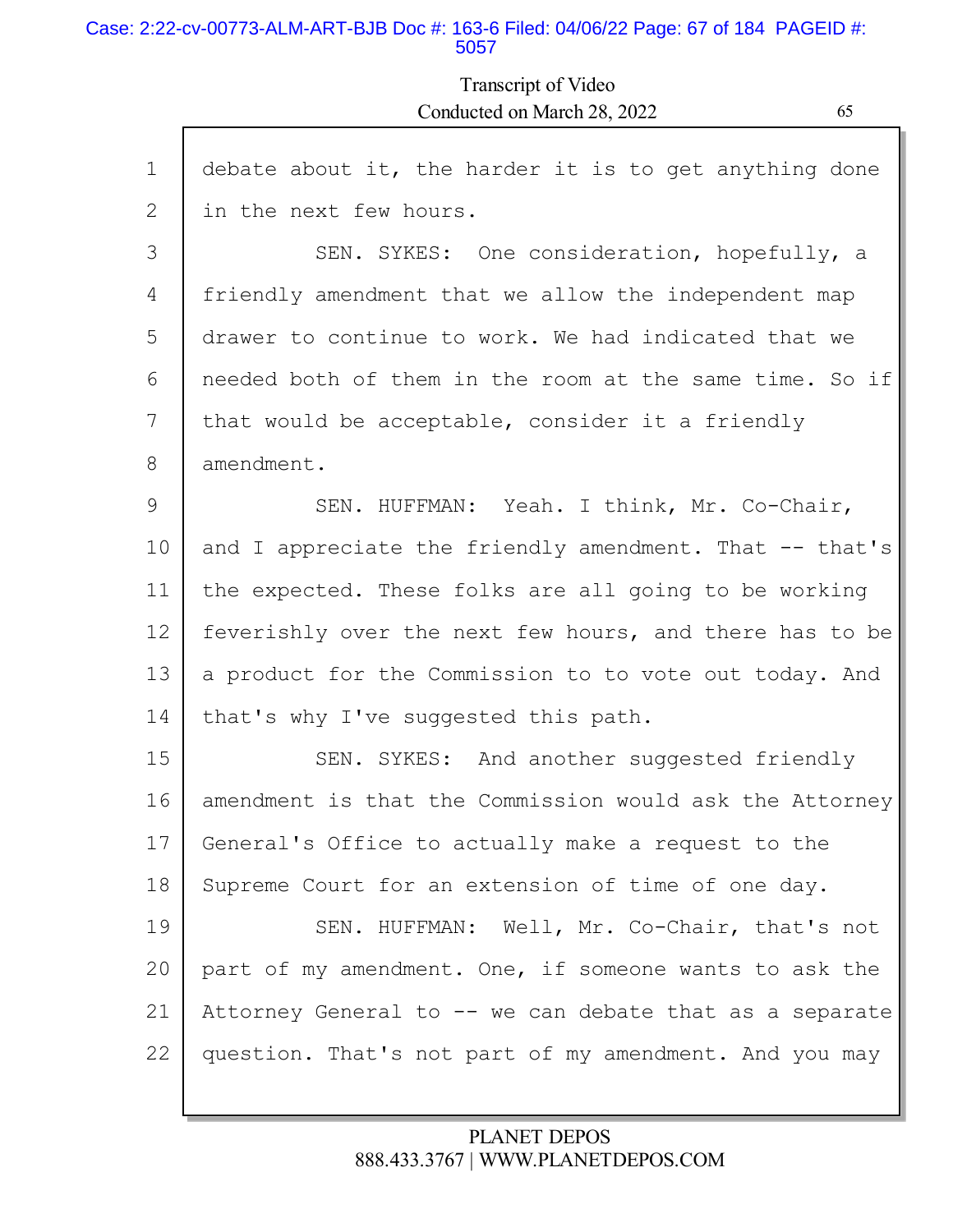1 debate about it, the harder it is to get anything done
2 in the next few hours.

3 SEN. SYKES: One consideration, hopefully, a
4 friendly amendment that we allow the independent map
5 drawer to continue to work. We had indicated that we
6 needed both of them in the room at the same time. So if
7 that would be acceptable, consider it a friendly
8 amendment.

9 SEN. HUFFMAN: Yeah. I think, Mr. Co-Chair,
10 and I appreciate the friendly amendment. That -- that's
11 the expected. These folks are all going to be working
12 feverishly over the next few hours, and there has to be
13 a product for the Commission to to vote out today. And
14 that's why I've suggested this path.

15 SEN. SYKES: And another suggested friendly
16 amendment is that the Commission would ask the Attorney
17 General's Office to actually make a request to the
18 Supreme Court for an extension of time of one day.

19 SEN. HUFFMAN: Well, Mr. Co-Chair, that's not
20 part of my amendment. One, if someone wants to ask the
21 Attorney General to -- we can debate that as a separate
22 question. That's not part of my amendment. And you may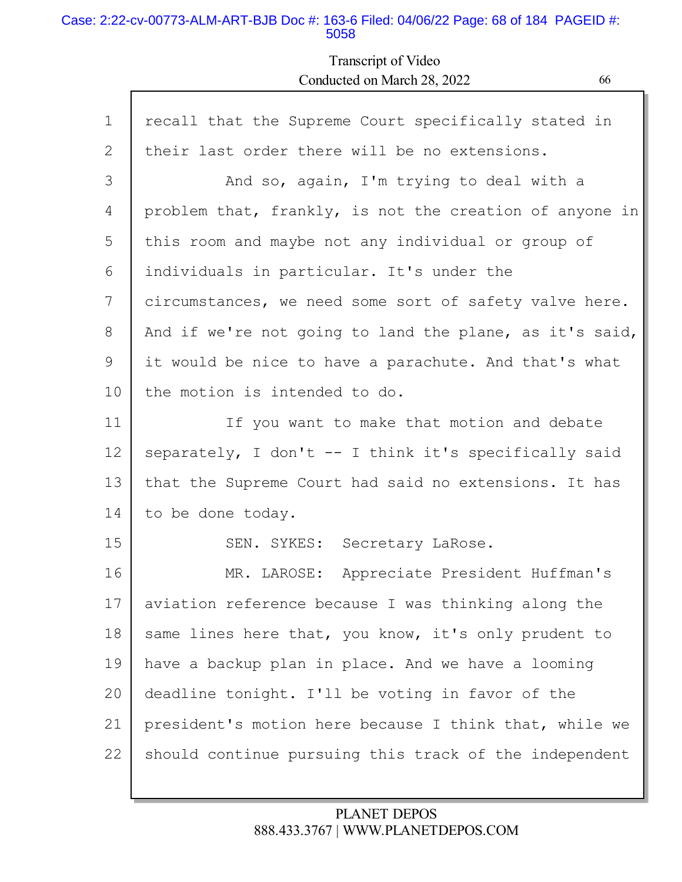recall that the Supreme Court specifically stated in their last order there will be no extensions.

And so, again, I'm trying to deal with a problem that, frankly, is not the creation of anyone in this room and maybe not any individual or group of individuals in particular. It's under the circumstances, we need some sort of safety valve here. And if we're not going to land the plane, as it's said, it would be nice to have a parachute. And that's what the motion is intended to do.

If you want to make that motion and debate separately, I don't -- I think it's specifically said that the Supreme Court had said no extensions. It has to be done today.

SEN. SYKES: Secretary LaRose.

MR. LAROSE: Appreciate President Huffman's aviation reference because I was thinking along the same lines here that, you know, it's only prudent to have a backup plan in place. And we have a looming deadline tonight. I'll be voting in favor of the president's motion here because I think that, while we should continue pursuing this track of the independent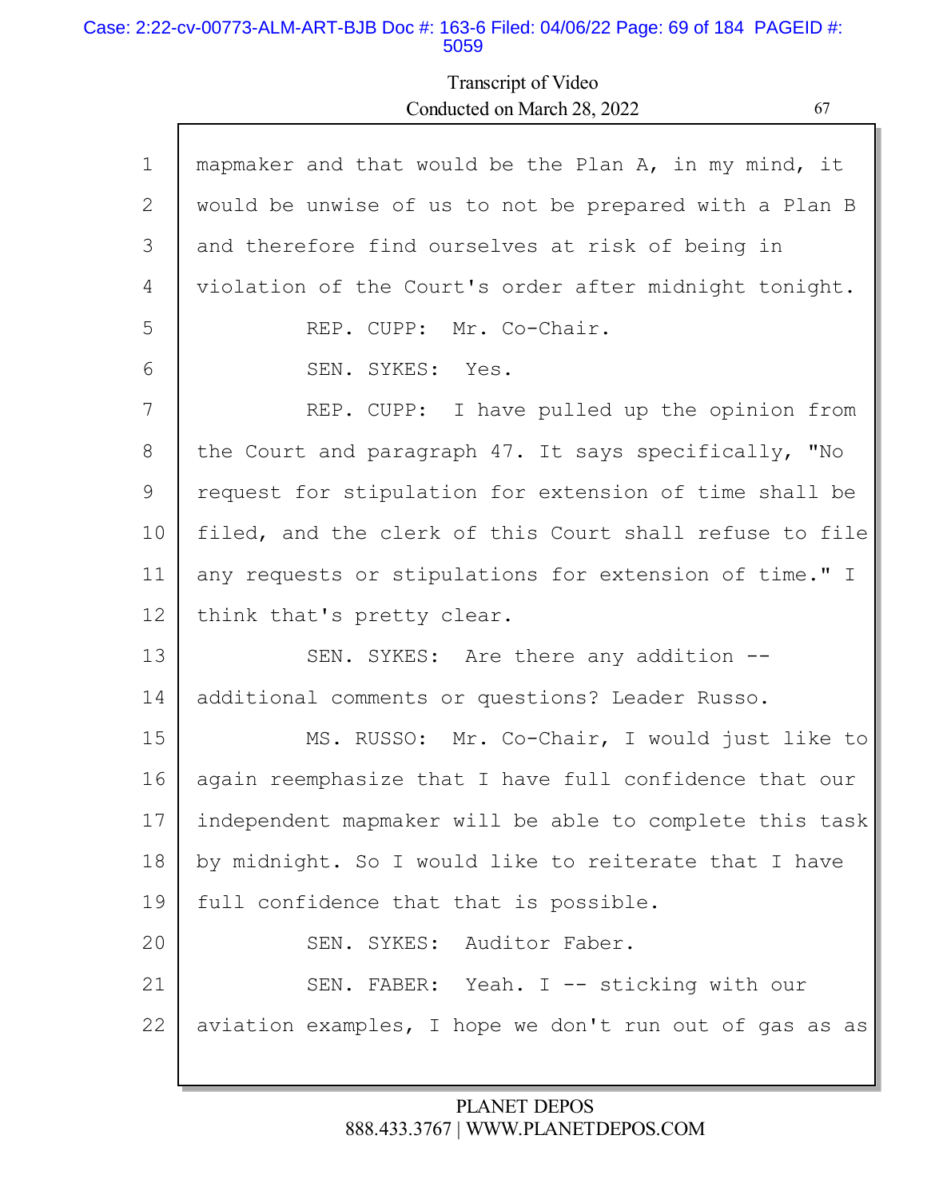mapmaker and that would be the Plan A, in my mind, it would be unwise of us to not be prepared with a Plan B and therefore find ourselves at risk of being in violation of the Court's order after midnight tonight.

REP. CUPP: Mr. Co-Chair.

SEN. SYKES: Yes.

REP. CUPP: I have pulled up the opinion from the Court and paragraph 47. It says specifically, "No request for stipulation for extension of time shall be filed, and the clerk of this Court shall refuse to file any requests or stipulations for extension of time." I think that's pretty clear.

SEN. SYKES: Are there any addition -- additional comments or questions? Leader Russo.

MS. RUSSO: Mr. Co-Chair, I would just like to again reemphasize that I have full confidence that our independent mapmaker will be able to complete this task by midnight. So I would like to reiterate that I have full confidence that that is possible.

SEN. SYKES: Auditor Faber.

SEN. FABER: Yeah. I -- sticking with our aviation examples, I hope we don't run out of gas as as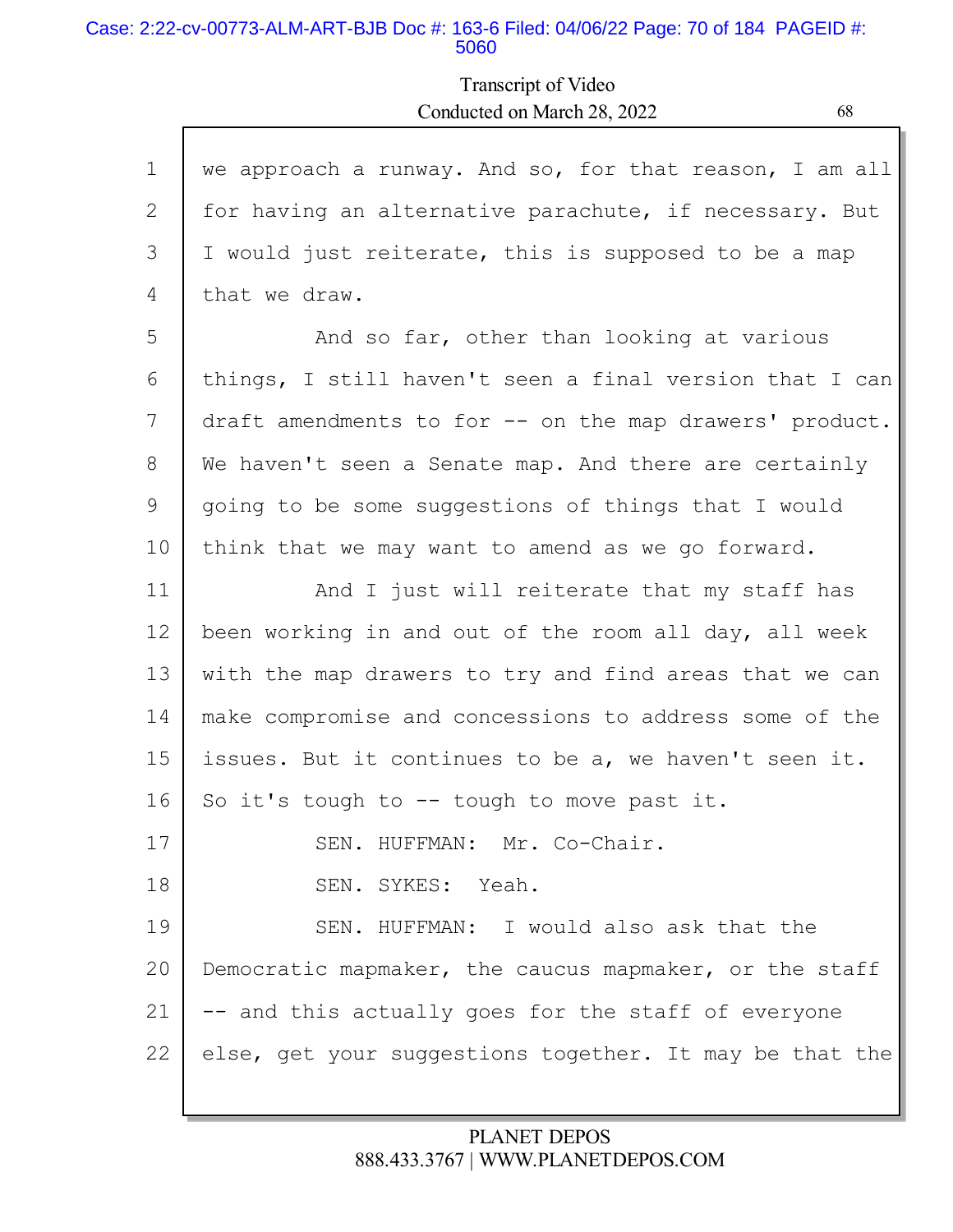1 we approach a runway. And so, for that reason, I am all
2 for having an alternative parachute, if necessary. But
3 I would just reiterate, this is supposed to be a map
4 that we draw.
5 And so far, other than looking at various
6 things, I still haven't seen a final version that I can
7 draft amendments to for -- on the map drawers' product.
8 We haven't seen a Senate map. And there are certainly
9 going to be some suggestions of things that I would
10 think that we may want to amend as we go forward.
11 And I just will reiterate that my staff has
12 been working in and out of the room all day, all week
13 with the map drawers to try and find areas that we can
14 make compromise and concessions to address some of the
15 issues. But it continues to be a, we haven't seen it.
16 So it's tough to -- tough to move past it.
17 SEN. HUFFMAN: Mr. Co-Chair.
18 SEN. SYKES: Yeah.
19 SEN. HUFFMAN: I would also ask that the
20 Democratic mapmaker, the caucus mapmaker, or the staff
21 -- and this actually goes for the staff of everyone
22 else, get your suggestions together. It may be that the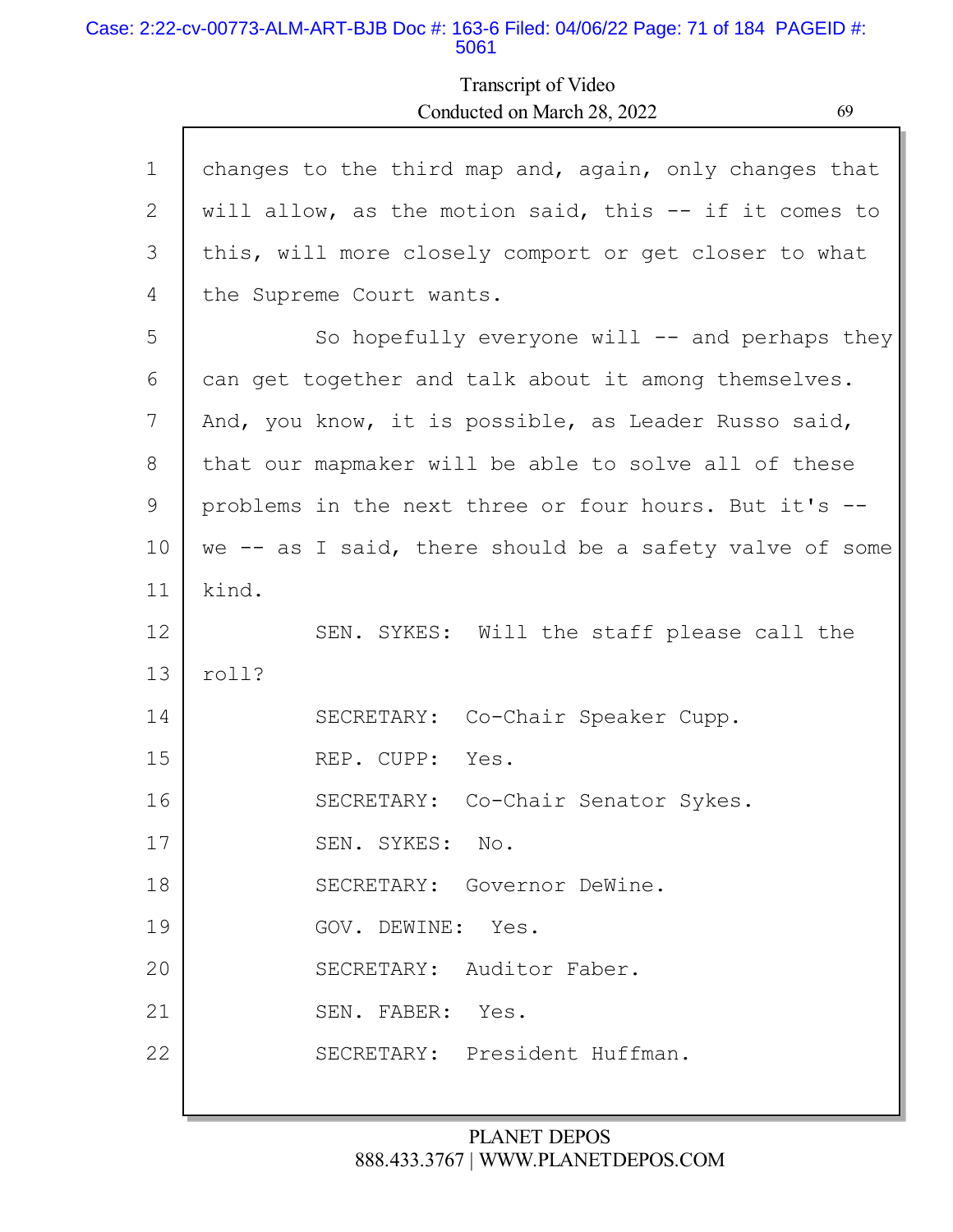changes to the third map and, again, only changes that will allow, as the motion said, this -- if it comes to this, will more closely comport or get closer to what the Supreme Court wants.

So hopefully everyone will -- and perhaps they can get together and talk about it among themselves. And, you know, it is possible, as Leader Russo said, that our mapmaker will be able to solve all of these problems in the next three or four hours. But it's -- we -- as I said, there should be a safety valve of some kind.

SEN. SYKES: Will the staff please call the roll?

SECRETARY: Co-Chair Speaker Cupp.

REP. CUPP: Yes.

SECRETARY: Co-Chair Senator Sykes.

SEN. SYKES: No.

SECRETARY: Governor DeWine.

GOV. DEWINE: Yes.

SECRETARY: Auditor Faber.

SEN. FABER: Yes.

SECRETARY: President Huffman.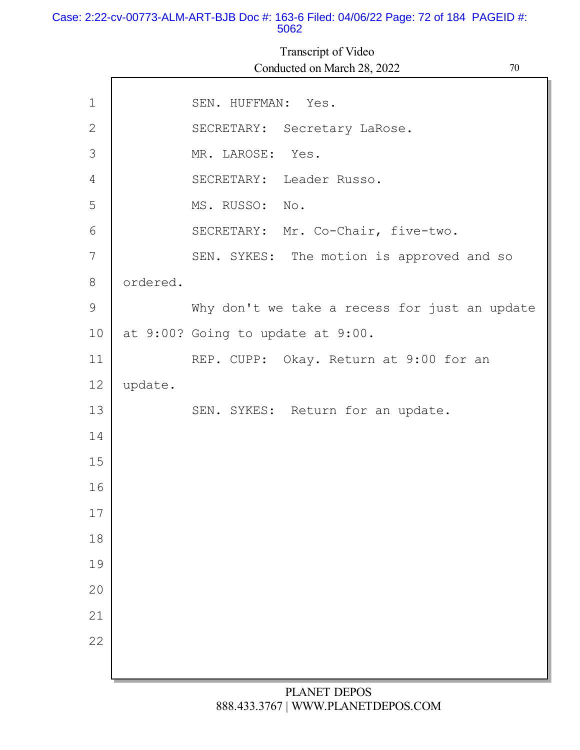SEN. HUFFMAN: Yes.

SECRETARY: Secretary LaRose.

MR. LAROSE: Yes.

SECRETARY: Leader Russo.

MS. RUSSO: No.

SECRETARY: Mr. Co-Chair, five-two.

SEN. SYKES: The motion is approved and so ordered.

Why don't we take a recess for just an update at 9:00? Going to update at 9:00.

REP. CUPP: Okay. Return at 9:00 for an update.

SEN. SYKES: Return for an update.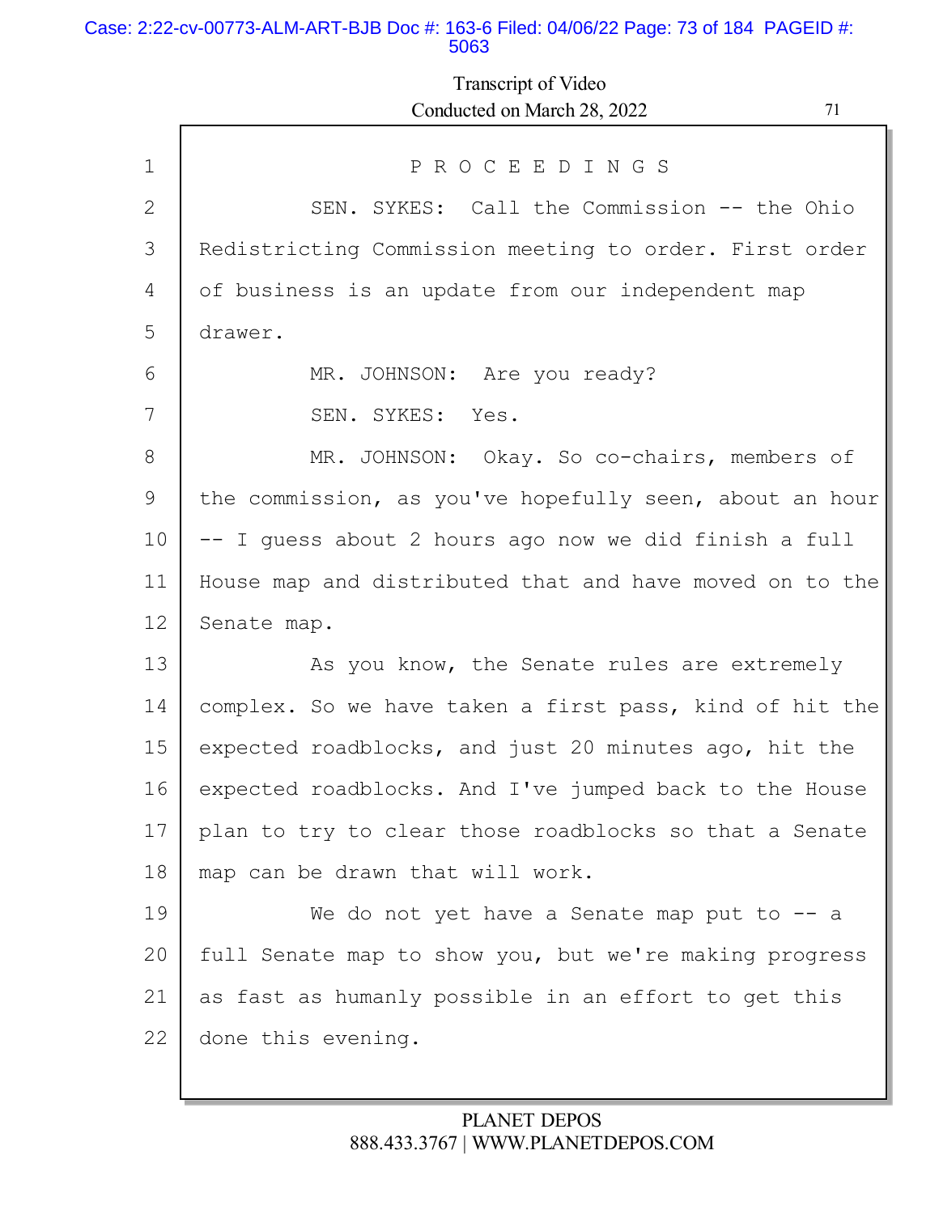PROCEEDINGS

SEN. SYKES: Call the Commission -- the Ohio Redistricting Commission meeting to order. First order of business is an update from our independent map drawer.

MR. JOHNSON: Are you ready?

SEN. SYKES: Yes.

MR. JOHNSON: Okay. So co-chairs, members of the commission, as you've hopefully seen, about an hour -- I guess about 2 hours ago now we did finish a full House map and distributed that and have moved on to the Senate map.

As you know, the Senate rules are extremely complex. So we have taken a first pass, kind of hit the expected roadblocks, and just 20 minutes ago, hit the expected roadblocks. And I've jumped back to the House plan to try to clear those roadblocks so that a Senate map can be drawn that will work.

We do not yet have a Senate map put to -- a full Senate map to show you, but we're making progress as fast as humanly possible in an effort to get this done this evening.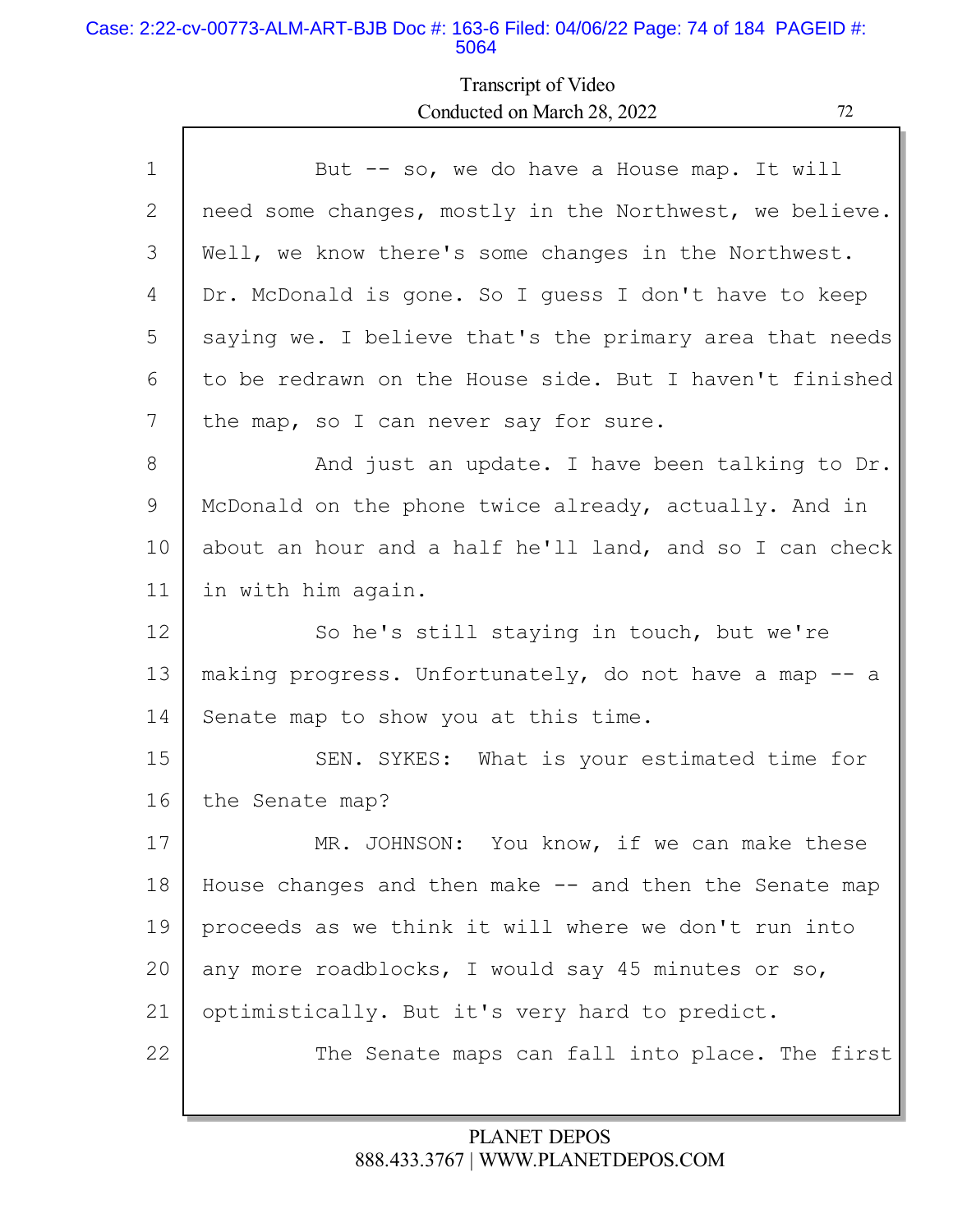Transcript of Video
Conducted on March 28, 2022

1 But -- so, we do have a House map. It will
2 need some changes, mostly in the Northwest, we believe.
3 Well, we know there's some changes in the Northwest.
4 Dr. McDonald is gone. So I guess I don't have to keep
5 saying we. I believe that's the primary area that needs
6 to be redrawn on the House side. But I haven't finished
7 the map, so I can never say for sure.
8 And just an update. I have been talking to Dr.
9 McDonald on the phone twice already, actually. And in
10 about an hour and a half he'll land, and so I can check
11 in with him again.
12 So he's still staying in touch, but we're
13 making progress. Unfortunately, do not have a map -- a
14 Senate map to show you at this time.
15 SEN. SYKES: What is your estimated time for
16 the Senate map?
17 MR. JOHNSON: You know, if we can make these
18 House changes and then make -- and then the Senate map
19 proceeds as we think it will where we don't run into
20 any more roadblocks, I would say 45 minutes or so,
21 optimistically. But it's very hard to predict.
22 The Senate maps can fall into place. The first

PLANET DEPOS
888.433.3767 | WWW.PLANETDEPOS.COM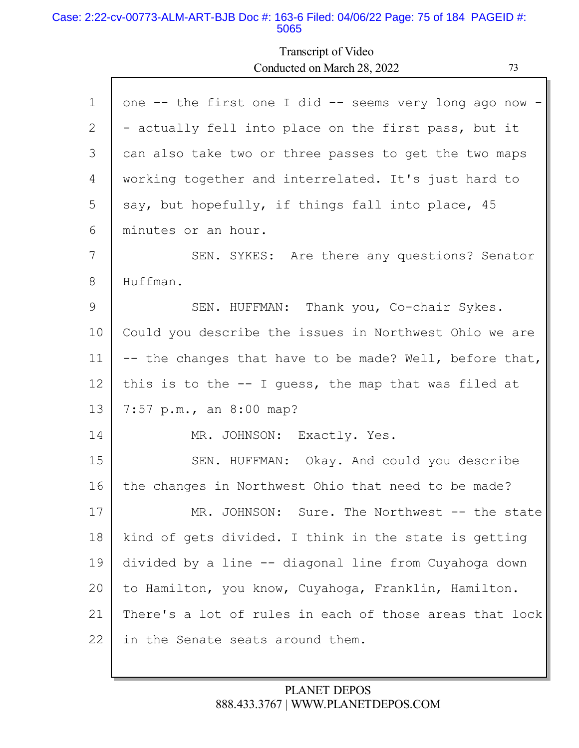1 one -- the first one I did -- seems very long ago now -
2 - actually fell into place on the first pass, but it
3 can also take two or three passes to get the two maps
4 working together and interrelated. It's just hard to
5 say, but hopefully, if things fall into place, 45
6 minutes or an hour.

7 SEN. SYKES: Are there any questions? Senator
8 Huffman.

9 SEN. HUFFMAN: Thank you, Co-chair Sykes.
10 Could you describe the issues in Northwest Ohio we are
11 -- the changes that have to be made? Well, before that,
12 this is to the -- I guess, the map that was filed at
13 7:57 p.m., an 8:00 map?

14 MR. JOHNSON: Exactly. Yes.

15 SEN. HUFFMAN: Okay. And could you describe
16 the changes in Northwest Ohio that need to be made?

17 MR. JOHNSON: Sure. The Northwest -- the state
18 kind of gets divided. I think in the state is getting
19 divided by a line -- diagonal line from Cuyahoga down
20 to Hamilton, you know, Cuyahoga, Franklin, Hamilton.
21 There's a lot of rules in each of those areas that lock
22 in the Senate seats around them.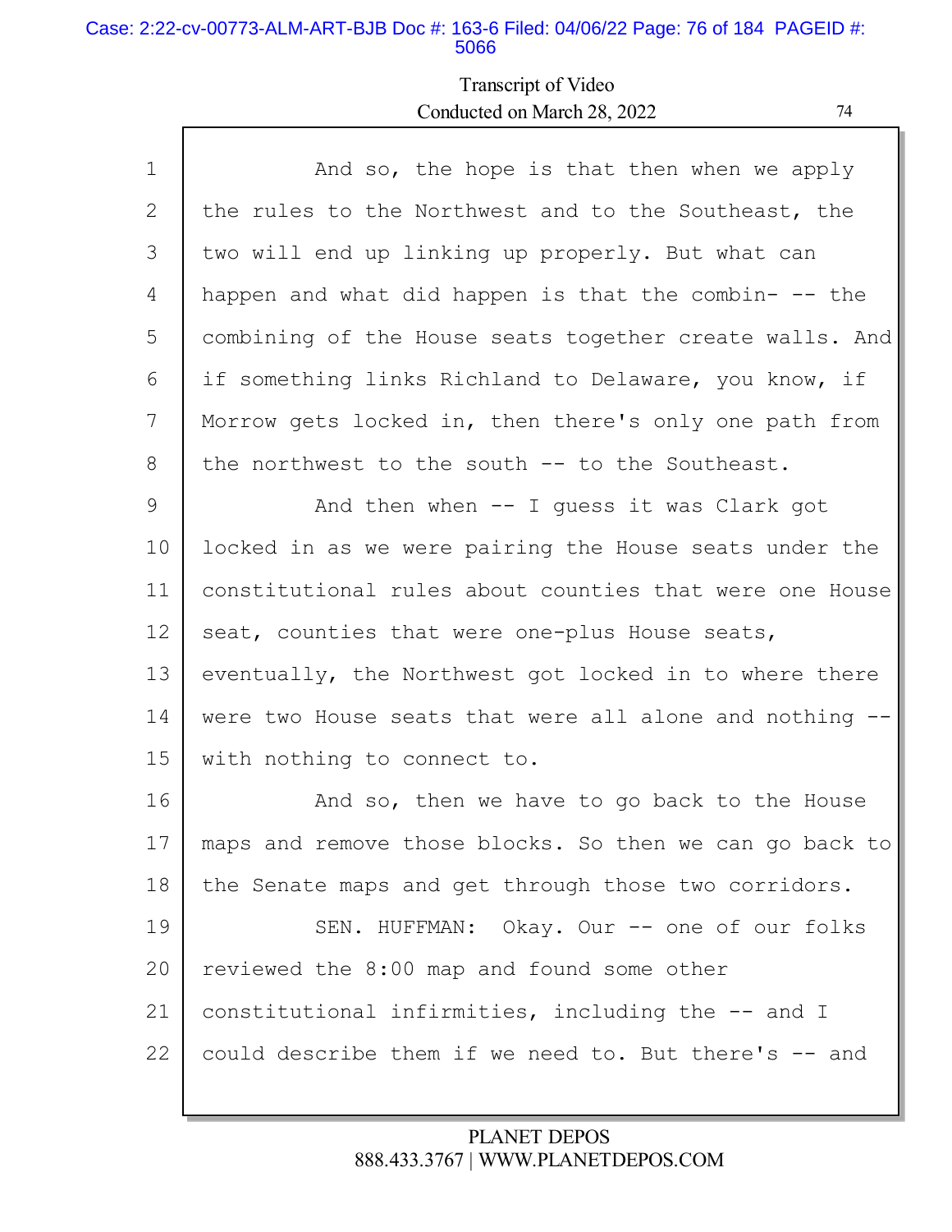And so, the hope is that then when we apply the rules to the Northwest and to the Southeast, the two will end up linking up properly. But what can happen and what did happen is that the combin- -- the combining of the House seats together create walls. And if something links Richland to Delaware, you know, if Morrow gets locked in, then there's only one path from the northwest to the south -- to the Southeast.

And then when -- I guess it was Clark got locked in as we were pairing the House seats under the constitutional rules about counties that were one House seat, counties that were one-plus House seats, eventually, the Northwest got locked in to where there were two House seats that were all alone and nothing -- with nothing to connect to.

And so, then we have to go back to the House maps and remove those blocks. So then we can go back to the Senate maps and get through those two corridors.

SEN. HUFFMAN: Okay. Our -- one of our folks reviewed the 8:00 map and found some other constitutional infirmities, including the -- and I could describe them if we need to. But there's -- and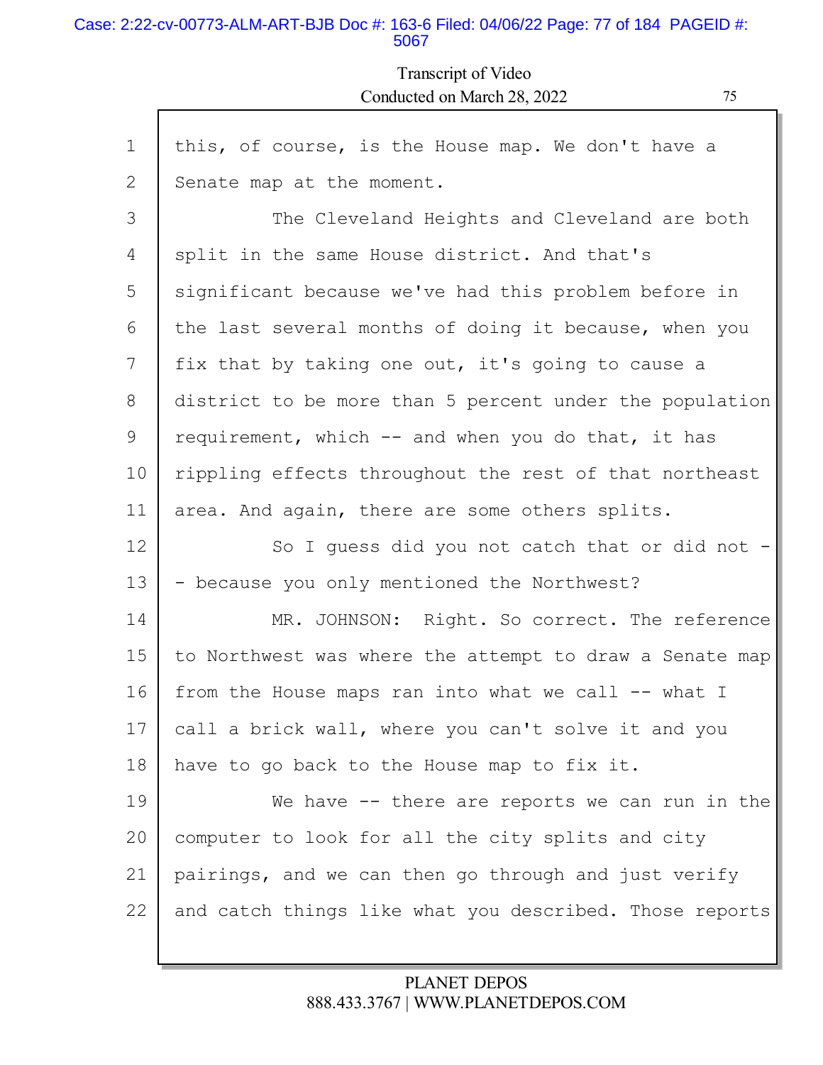this, of course, is the House map. We don't have a Senate map at the moment.

The Cleveland Heights and Cleveland are both split in the same House district. And that's significant because we've had this problem before in the last several months of doing it because, when you fix that by taking one out, it's going to cause a district to be more than 5 percent under the population requirement, which -- and when you do that, it has rippling effects throughout the rest of that northeast area. And again, there are some others splits.

So I guess did you not catch that or did not -- because you only mentioned the Northwest?

MR. JOHNSON: Right. So correct. The reference to Northwest was where the attempt to draw a Senate map from the House maps ran into what we call -- what I call a brick wall, where you can't solve it and you have to go back to the House map to fix it.

We have -- there are reports we can run in the computer to look for all the city splits and city pairings, and we can then go through and just verify and catch things like what you described. Those reports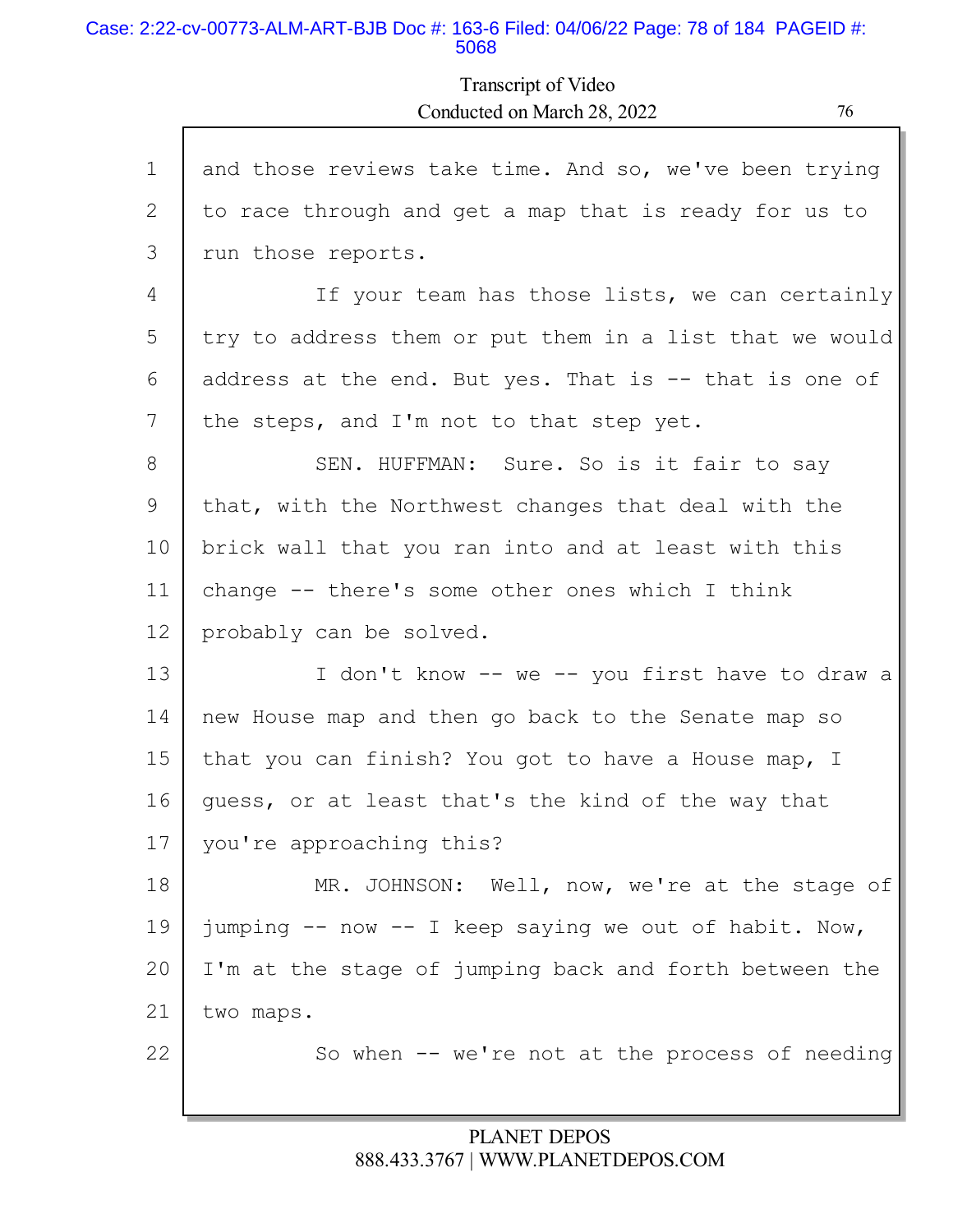and those reviews take time. And so, we've been trying to race through and get a map that is ready for us to run those reports.

If your team has those lists, we can certainly try to address them or put them in a list that we would address at the end. But yes. That is -- that is one of the steps, and I'm not to that step yet.

SEN. HUFFMAN: Sure. So is it fair to say that, with the Northwest changes that deal with the brick wall that you ran into and at least with this change -- there's some other ones which I think probably can be solved.

I don't know -- we -- you first have to draw a new House map and then go back to the Senate map so that you can finish? You got to have a House map, I guess, or at least that's the kind of the way that you're approaching this?

MR. JOHNSON: Well, now, we're at the stage of jumping -- now -- I keep saying we out of habit. Now, I'm at the stage of jumping back and forth between the two maps.

So when -- we're not at the process of needing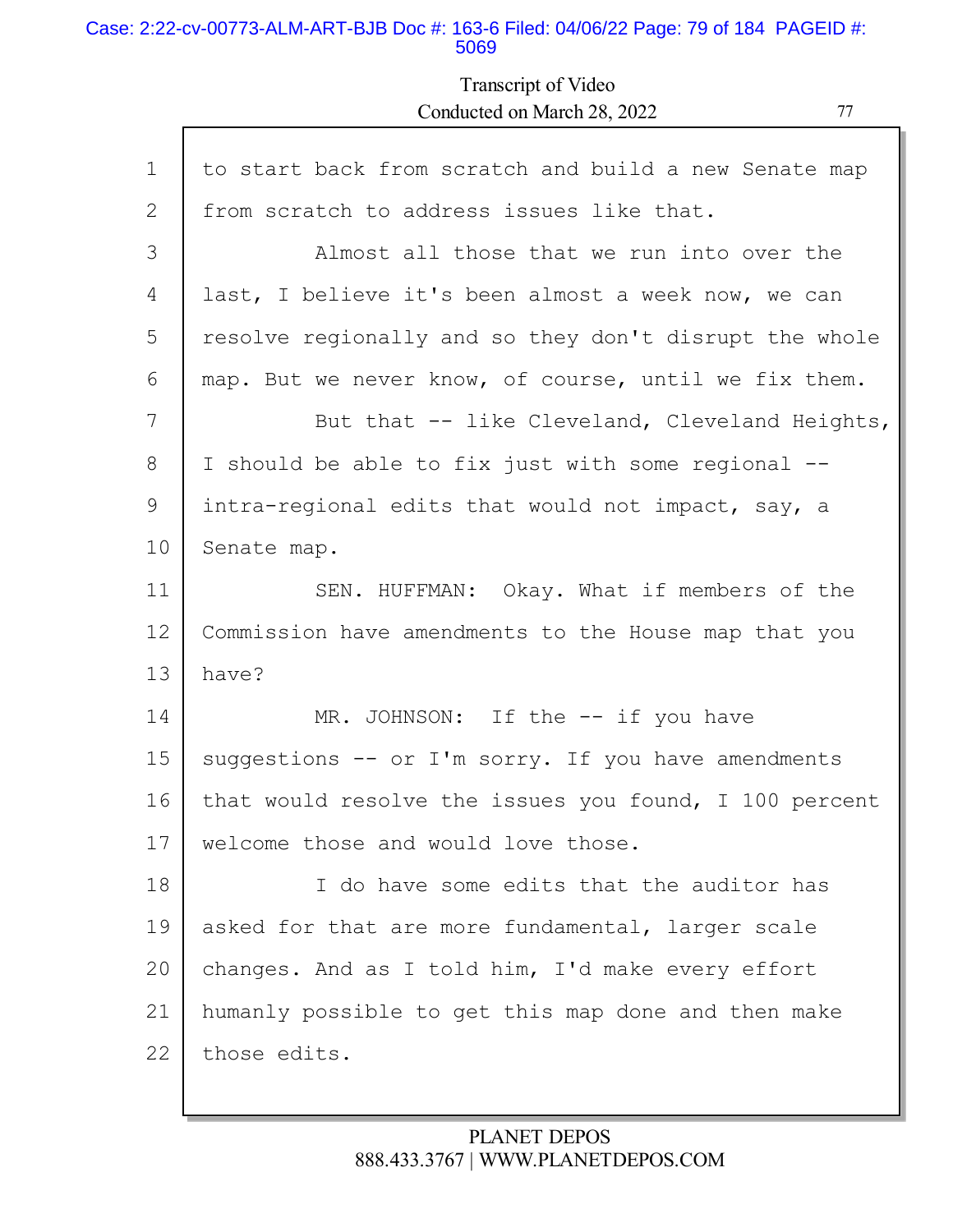to start back from scratch and build a new Senate map from scratch to address issues like that.

Almost all those that we run into over the last, I believe it's been almost a week now, we can resolve regionally and so they don't disrupt the whole map. But we never know, of course, until we fix them.

But that -- like Cleveland, Cleveland Heights, I should be able to fix just with some regional -- intra-regional edits that would not impact, say, a Senate map.

SEN. HUFFMAN: Okay. What if members of the Commission have amendments to the House map that you have?

MR. JOHNSON: If the -- if you have suggestions -- or I'm sorry. If you have amendments that would resolve the issues you found, I 100 percent welcome those and would love those.

I do have some edits that the auditor has asked for that are more fundamental, larger scale changes. And as I told him, I'd make every effort humanly possible to get this map done and then make those edits.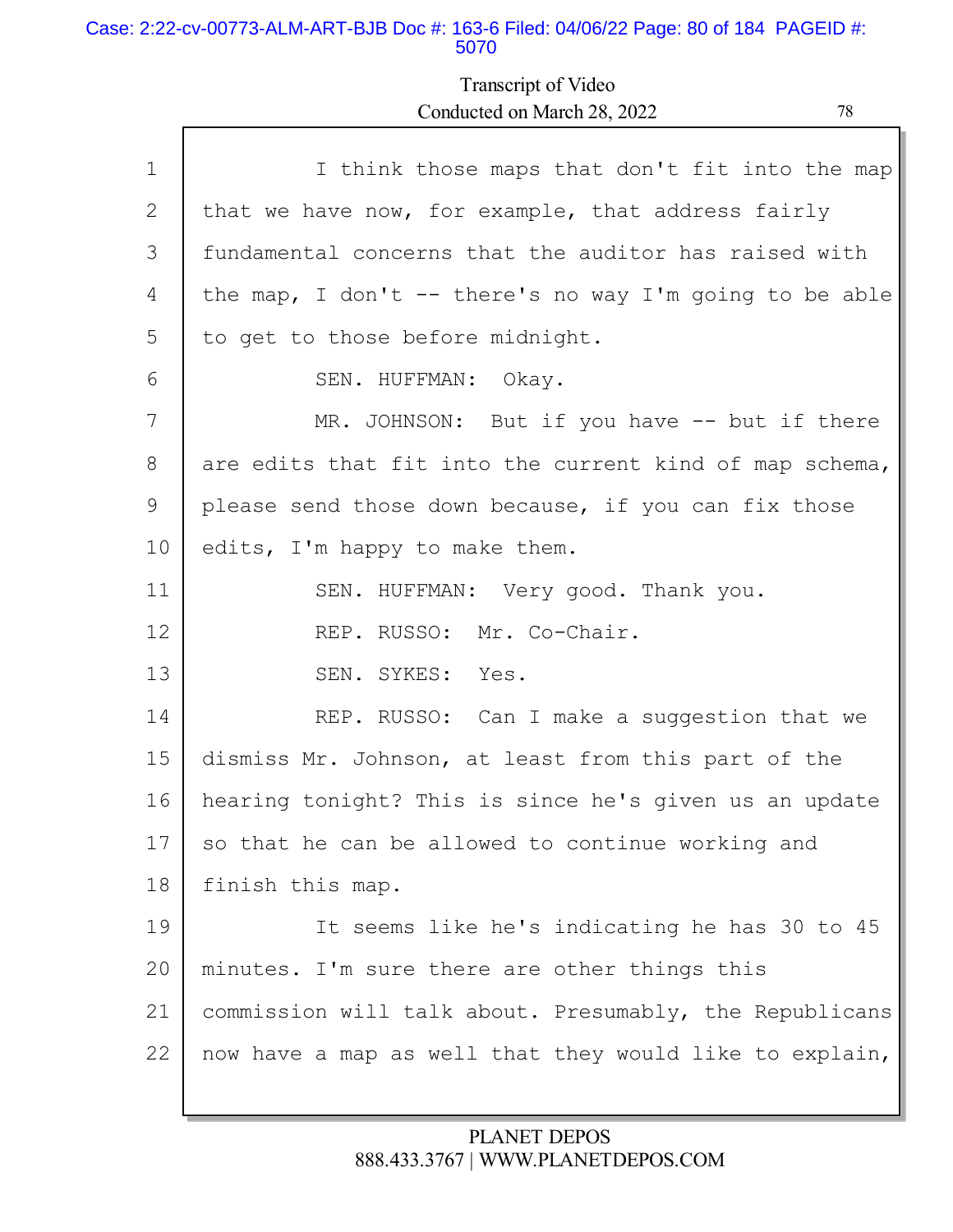1 I think those maps that don't fit into the map
2 that we have now, for example, that address fairly
3 fundamental concerns that the auditor has raised with
4 the map, I don't -- there's no way I'm going to be able
5 to get to those before midnight.
6 SEN. HUFFMAN: Okay.
7 MR. JOHNSON: But if you have -- but if there
8 are edits that fit into the current kind of map schema,
9 please send those down because, if you can fix those
10 edits, I'm happy to make them.
11 SEN. HUFFMAN: Very good. Thank you.
12 REP. RUSSO: Mr. Co-Chair.
13 SEN. SYKES: Yes.
14 REP. RUSSO: Can I make a suggestion that we
15 dismiss Mr. Johnson, at least from this part of the
16 hearing tonight? This is since he's given us an update
17 so that he can be allowed to continue working and
18 finish this map.
19 It seems like he's indicating he has 30 to 45
20 minutes. I'm sure there are other things this
21 commission will talk about. Presumably, the Republicans
22 now have a map as well that they would like to explain,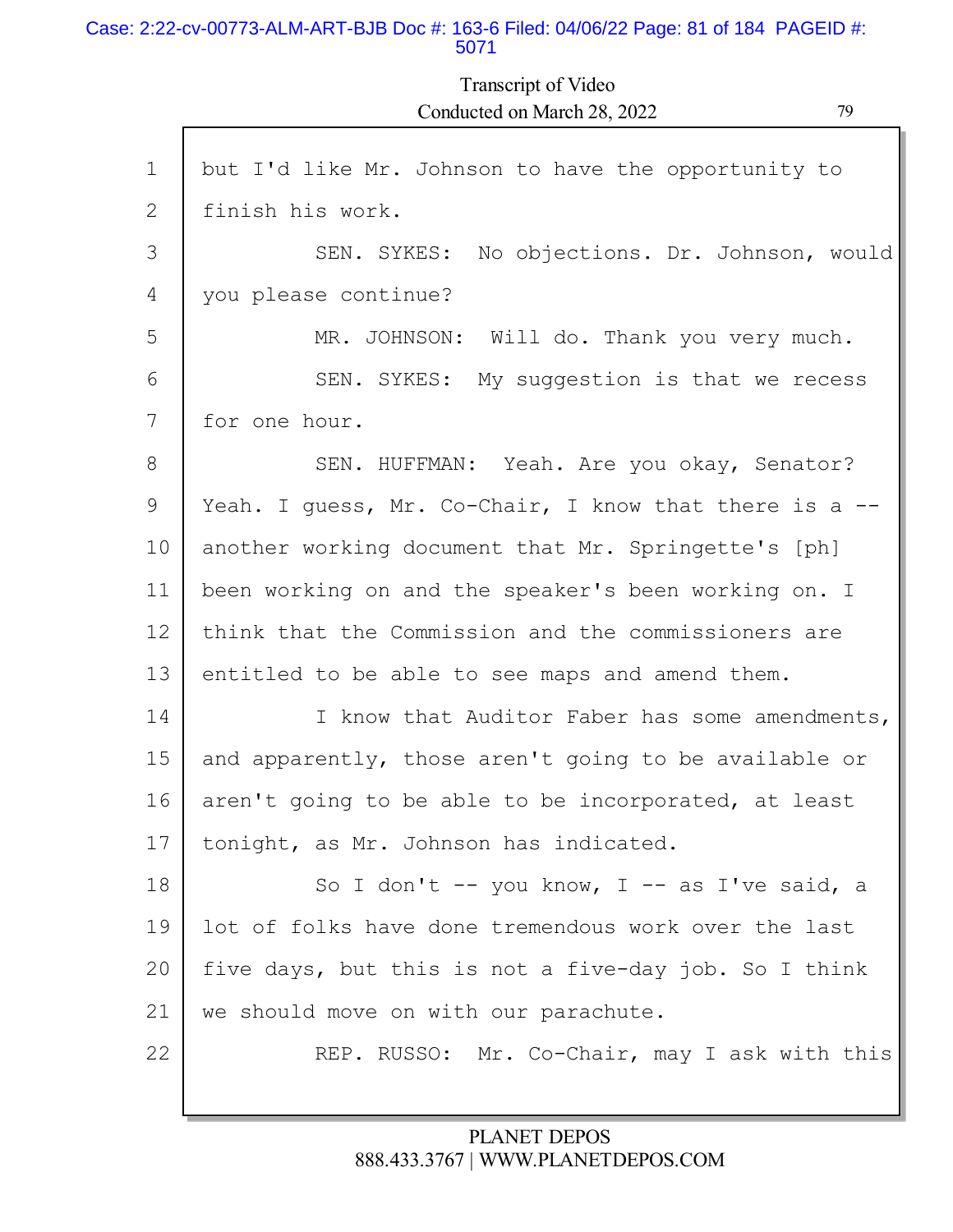but I'd like Mr. Johnson to have the opportunity to finish his work.

SEN. SYKES: No objections. Dr. Johnson, would you please continue?

MR. JOHNSON: Will do. Thank you very much.

SEN. SYKES: My suggestion is that we recess for one hour.

SEN. HUFFMAN: Yeah. Are you okay, Senator? Yeah. I guess, Mr. Co-Chair, I know that there is a -- another working document that Mr. Springette's [ph] been working on and the speaker's been working on. I think that the Commission and the commissioners are entitled to be able to see maps and amend them.

I know that Auditor Faber has some amendments, and apparently, those aren't going to be available or aren't going to be able to be incorporated, at least tonight, as Mr. Johnson has indicated.

So I don't -- you know, I -- as I've said, a lot of folks have done tremendous work over the last five days, but this is not a five-day job. So I think we should move on with our parachute.

REP. RUSSO: Mr. Co-Chair, may I ask with this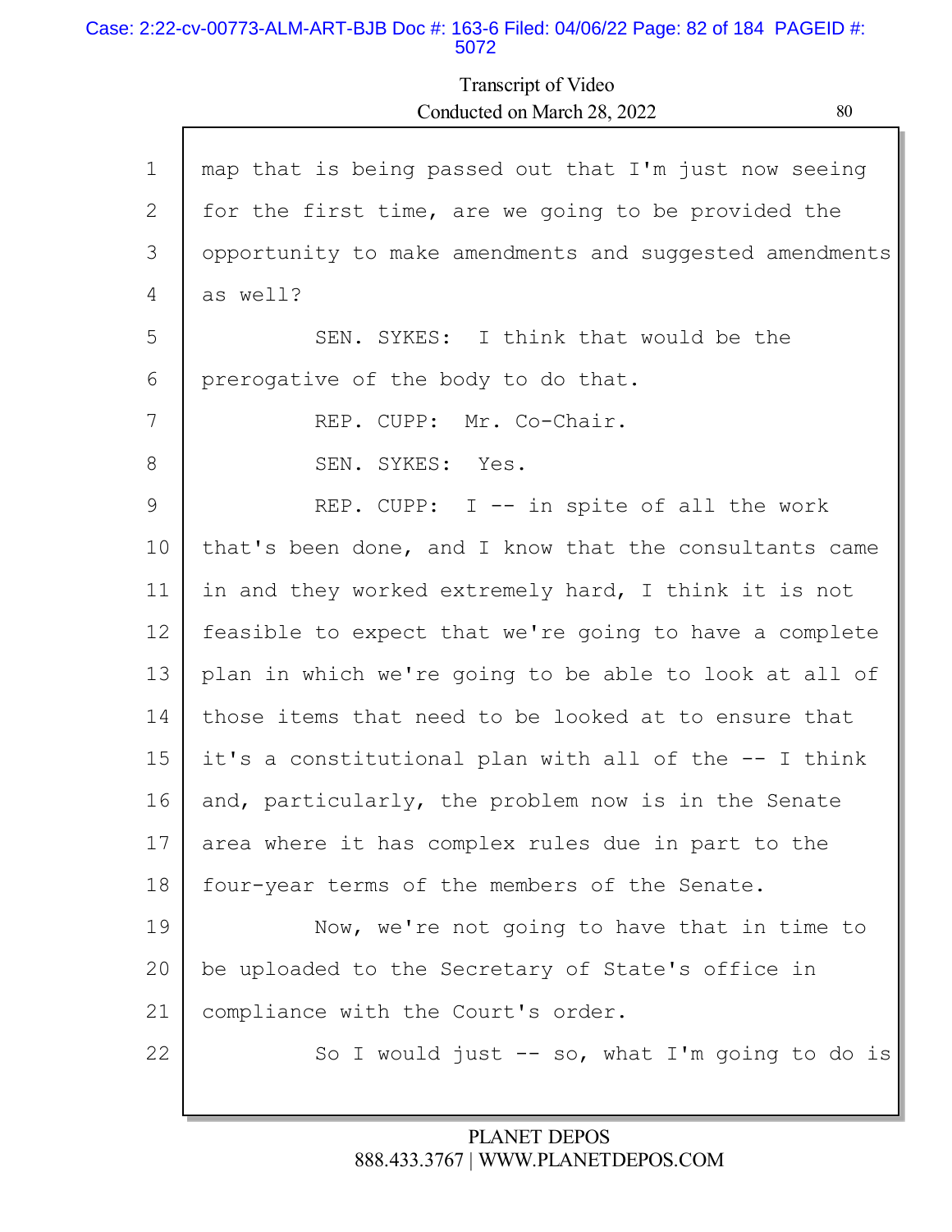map that is being passed out that I'm just now seeing for the first time, are we going to be provided the opportunity to make amendments and suggested amendments as well?

SEN. SYKES: I think that would be the prerogative of the body to do that.

REP. CUPP: Mr. Co-Chair.

SEN. SYKES: Yes.

REP. CUPP: I -- in spite of all the work that's been done, and I know that the consultants came in and they worked extremely hard, I think it is not feasible to expect that we're going to have a complete plan in which we're going to be able to look at all of those items that need to be looked at to ensure that it's a constitutional plan with all of the -- I think and, particularly, the problem now is in the Senate area where it has complex rules due in part to the four-year terms of the members of the Senate.

Now, we're not going to have that in time to be uploaded to the Secretary of State's office in compliance with the Court's order.

So I would just -- so, what I'm going to do is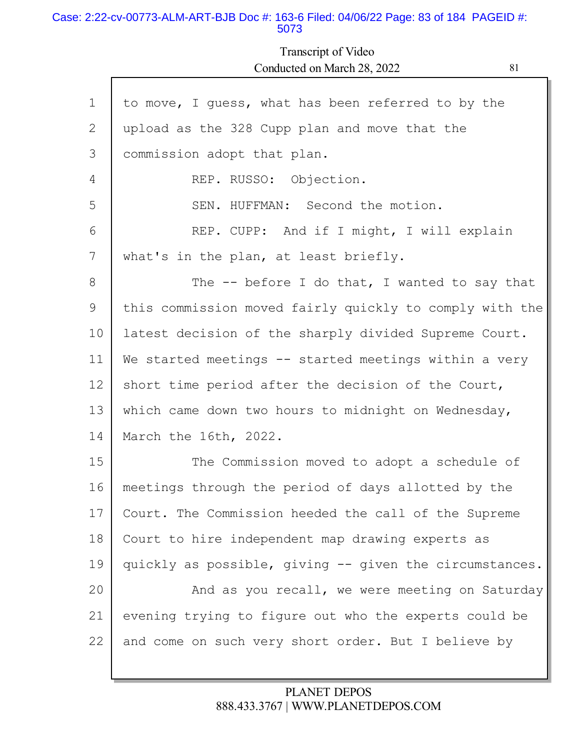1 to move, I guess, what has been referred to by the
2 upload as the 328 Cupp plan and move that the
3 commission adopt that plan.
4 REP. RUSSO: Objection.
5 SEN. HUFFMAN: Second the motion.
6 REP. CUPP: And if I might, I will explain
7 what's in the plan, at least briefly.
8 The -- before I do that, I wanted to say that
9 this commission moved fairly quickly to comply with the
10 latest decision of the sharply divided Supreme Court.
11 We started meetings -- started meetings within a very
12 short time period after the decision of the Court,
13 which came down two hours to midnight on Wednesday,
14 March the 16th, 2022.
15 The Commission moved to adopt a schedule of
16 meetings through the period of days allotted by the
17 Court. The Commission heeded the call of the Supreme
18 Court to hire independent map drawing experts as
19 quickly as possible, giving -- given the circumstances.
20 And as you recall, we were meeting on Saturday
21 evening trying to figure out who the experts could be
22 and come on such very short order. But I believe by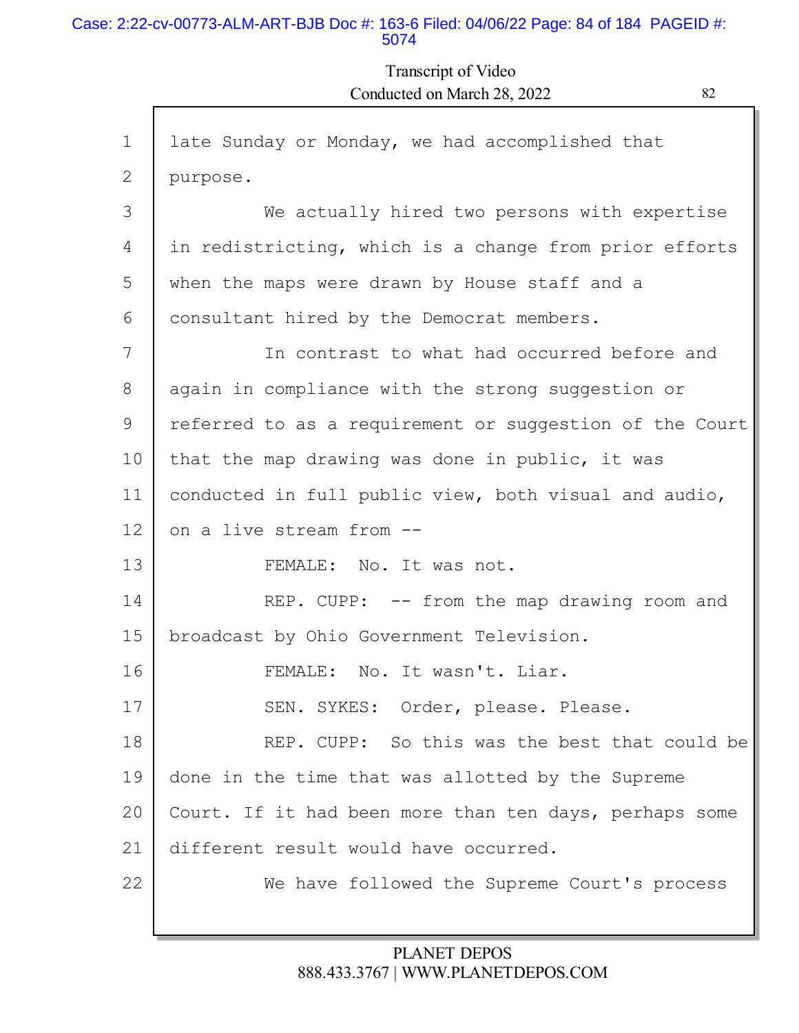late Sunday or Monday, we had accomplished that purpose.

We actually hired two persons with expertise in redistricting, which is a change from prior efforts when the maps were drawn by House staff and a consultant hired by the Democrat members.

In contrast to what had occurred before and again in compliance with the strong suggestion or referred to as a requirement or suggestion of the Court that the map drawing was done in public, it was conducted in full public view, both visual and audio, on a live stream from --

FEMALE: No. It was not.

REP. CUPP: -- from the map drawing room and broadcast by Ohio Government Television.

FEMALE: No. It wasn't. Liar.

SEN. SYKES: Order, please. Please.

REP. CUPP: So this was the best that could be done in the time that was allotted by the Supreme Court. If it had been more than ten days, perhaps some different result would have occurred.

We have followed the Supreme Court's process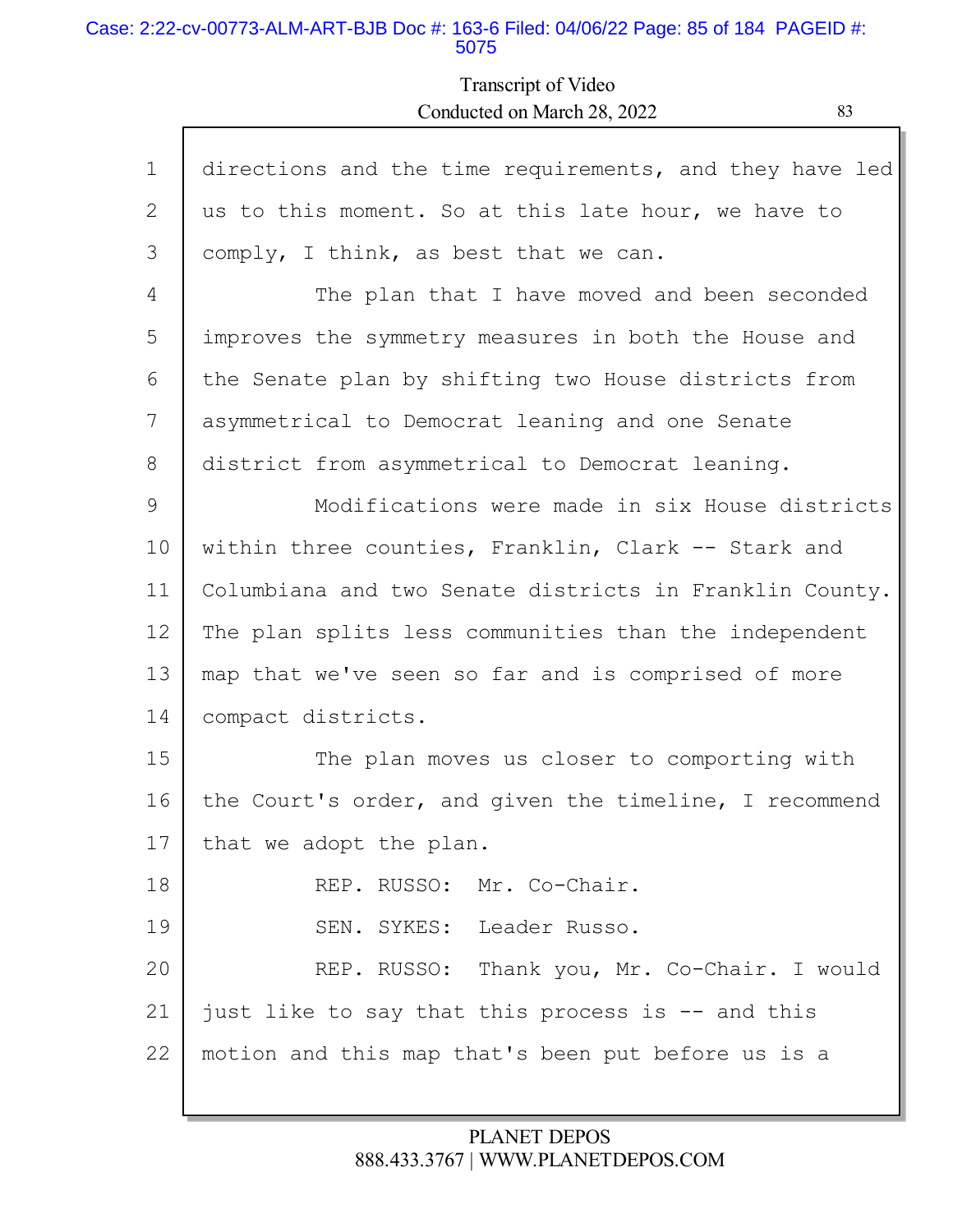directions and the time requirements, and they have led us to this moment. So at this late hour, we have to comply, I think, as best that we can.

The plan that I have moved and been seconded improves the symmetry measures in both the House and the Senate plan by shifting two House districts from asymmetrical to Democrat leaning and one Senate district from asymmetrical to Democrat leaning.

Modifications were made in six House districts within three counties, Franklin, Clark -- Stark and Columbiana and two Senate districts in Franklin County. The plan splits less communities than the independent map that we've seen so far and is comprised of more compact districts.

The plan moves us closer to comporting with the Court's order, and given the timeline, I recommend that we adopt the plan.

REP. RUSSO: Mr. Co-Chair.

SEN. SYKES: Leader Russo.

REP. RUSSO: Thank you, Mr. Co-Chair. I would just like to say that this process is -- and this motion and this map that's been put before us is a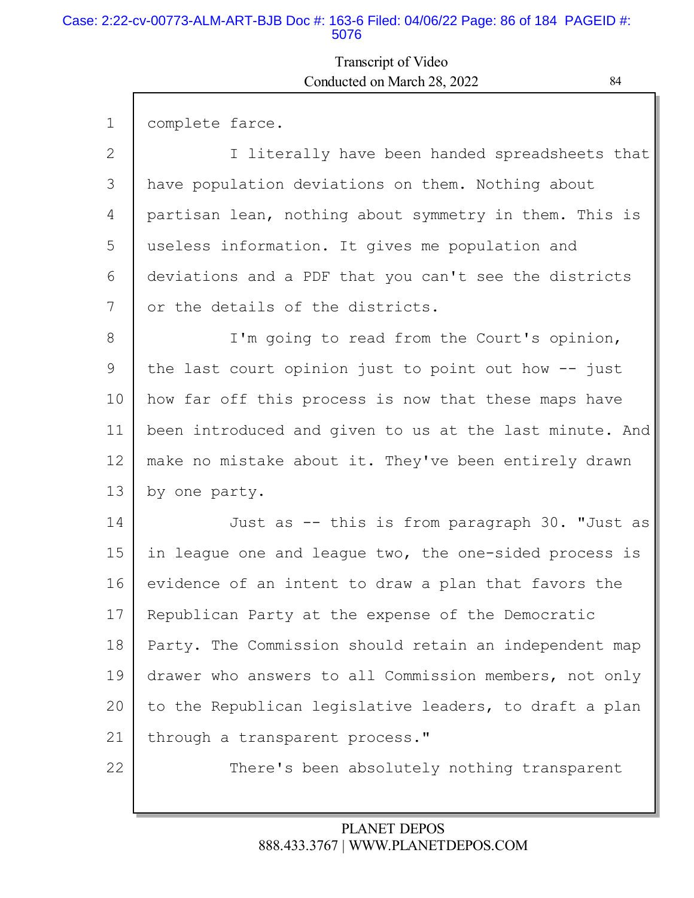complete farce.

I literally have been handed spreadsheets that have population deviations on them. Nothing about partisan lean, nothing about symmetry in them. This is useless information. It gives me population and deviations and a PDF that you can't see the districts or the details of the districts.

I'm going to read from the Court's opinion, the last court opinion just to point out how -- just how far off this process is now that these maps have been introduced and given to us at the last minute. And make no mistake about it. They've been entirely drawn by one party.

Just as -- this is from paragraph 30. "Just as in league one and league two, the one-sided process is evidence of an intent to draw a plan that favors the Republican Party at the expense of the Democratic Party. The Commission should retain an independent map drawer who answers to all Commission members, not only to the Republican legislative leaders, to draft a plan through a transparent process."

There's been absolutely nothing transparent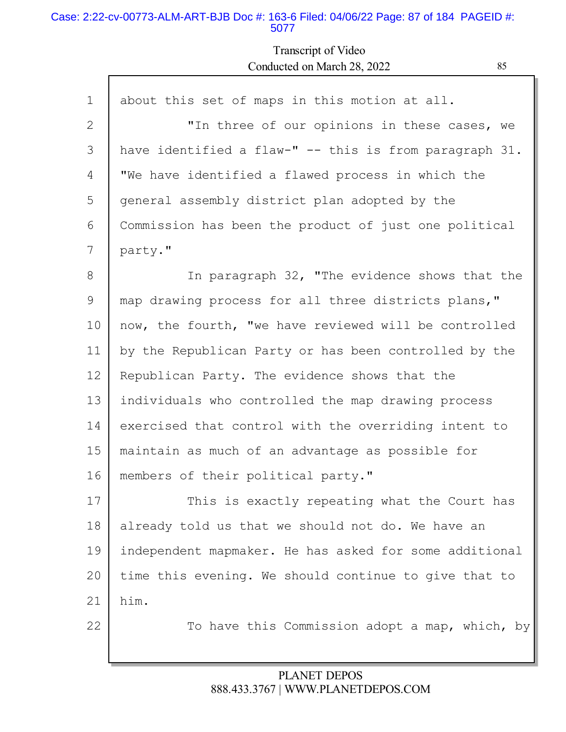1 about this set of maps in this motion at all.

2 "In three of our opinions in these cases, we

3 have identified a flaw-" -- this is from paragraph 31.

4 "We have identified a flawed process in which the

5 general assembly district plan adopted by the

6 Commission has been the product of just one political

7 party."

8 In paragraph 32, "The evidence shows that the

9 map drawing process for all three districts plans,"

10 now, the fourth, "we have reviewed will be controlled

11 by the Republican Party or has been controlled by the

12 Republican Party. The evidence shows that the

13 individuals who controlled the map drawing process

14 exercised that control with the overriding intent to

15 maintain as much of an advantage as possible for

16 members of their political party."

17 This is exactly repeating what the Court has

18 already told us that we should not do. We have an

19 independent mapmaker. He has asked for some additional

20 time this evening. We should continue to give that to

21 him.

22 To have this Commission adopt a map, which, by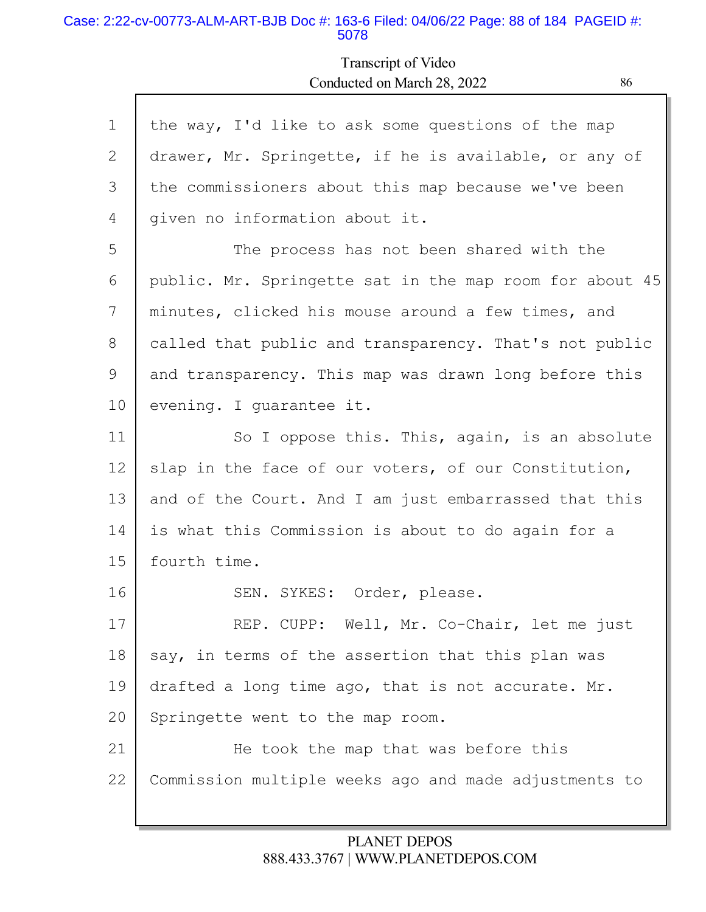Transcript of Video
Conducted on March 28, 2022

1 the way, I'd like to ask some questions of the map
2 drawer, Mr. Springette, if he is available, or any of
3 the commissioners about this map because we've been
4 given no information about it.
5 The process has not been shared with the
6 public. Mr. Springette sat in the map room for about 45
7 minutes, clicked his mouse around a few times, and
8 called that public and transparency. That's not public
9 and transparency. This map was drawn long before this
10 evening. I guarantee it.
11 So I oppose this. This, again, is an absolute
12 slap in the face of our voters, of our Constitution,
13 and of the Court. And I am just embarrassed that this
14 is what this Commission is about to do again for a
15 fourth time.
16 SEN. SYKES: Order, please.
17 REP. CUPP: Well, Mr. Co-Chair, let me just
18 say, in terms of the assertion that this plan was
19 drafted a long time ago, that is not accurate. Mr.
20 Springette went to the map room.
21 He took the map that was before this
22 Commission multiple weeks ago and made adjustments to

PLANET DEPOS
888.433.3767 | WWW.PLANETDEPOS.COM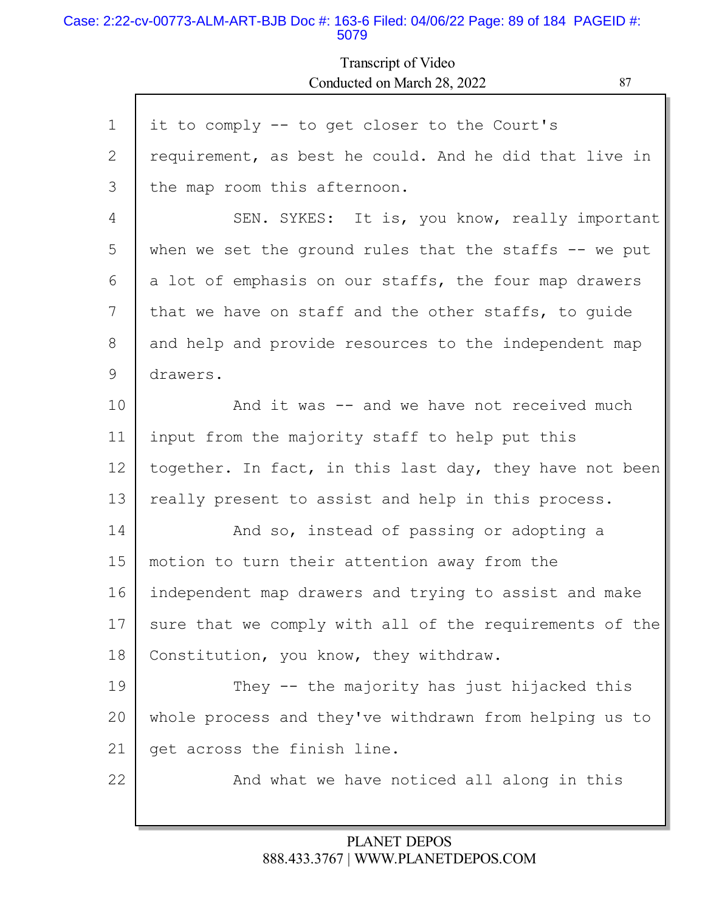it to comply -- to get closer to the Court's requirement, as best he could. And he did that live in the map room this afternoon.

SEN. SYKES: It is, you know, really important when we set the ground rules that the staffs -- we put a lot of emphasis on our staffs, the four map drawers that we have on staff and the other staffs, to guide and help and provide resources to the independent map drawers.

And it was -- and we have not received much input from the majority staff to help put this together. In fact, in this last day, they have not been really present to assist and help in this process.

And so, instead of passing or adopting a motion to turn their attention away from the independent map drawers and trying to assist and make sure that we comply with all of the requirements of the Constitution, you know, they withdraw.

They -- the majority has just hijacked this whole process and they've withdrawn from helping us to get across the finish line.

And what we have noticed all along in this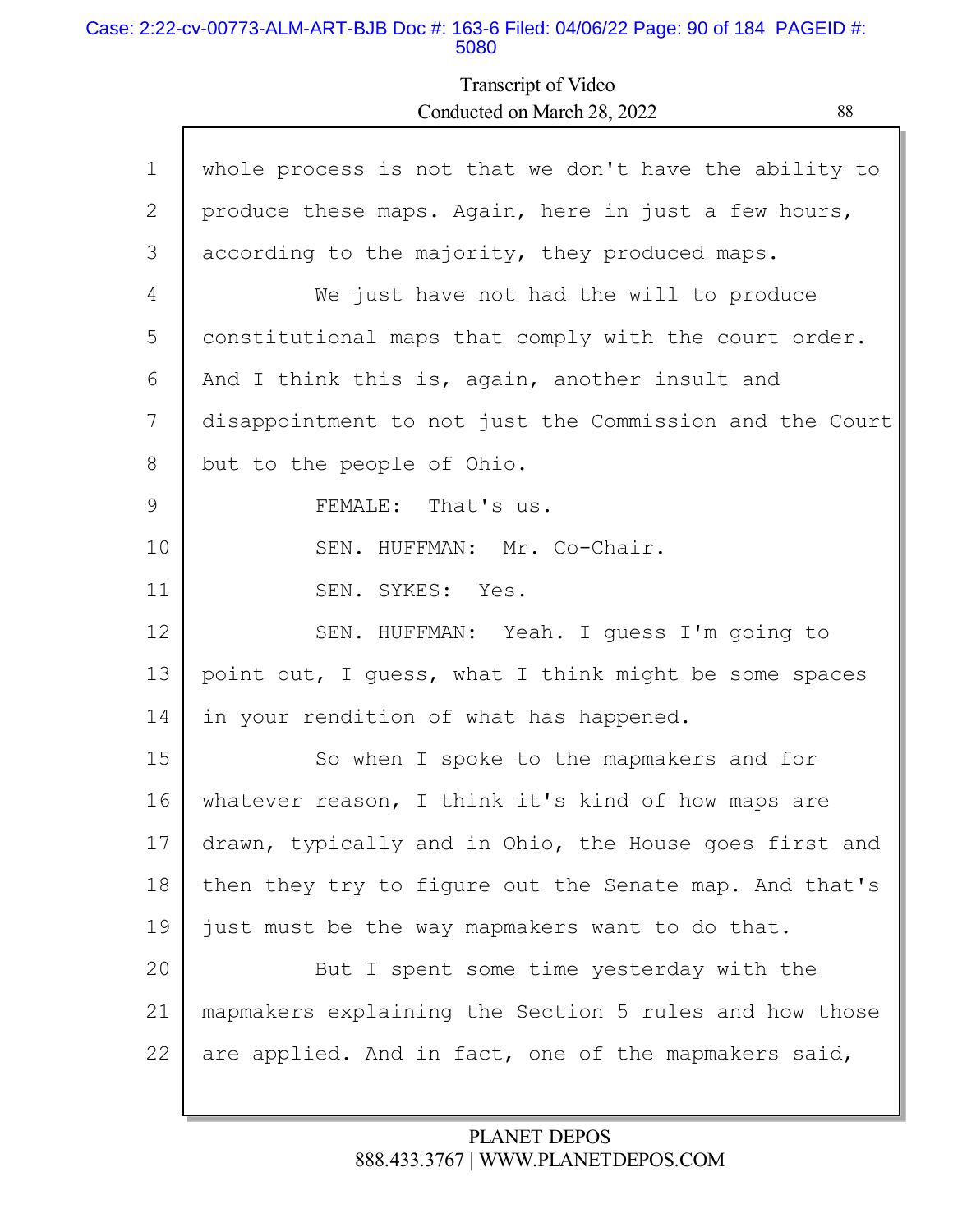1 whole process is not that we don't have the ability to
2 produce these maps. Again, here in just a few hours,
3 according to the majority, they produced maps.
4 We just have not had the will to produce
5 constitutional maps that comply with the court order.
6 And I think this is, again, another insult and
7 disappointment to not just the Commission and the Court
8 but to the people of Ohio.
9 FEMALE: That's us.
10 SEN. HUFFMAN: Mr. Co-Chair.
11 SEN. SYKES: Yes.
12 SEN. HUFFMAN: Yeah. I guess I'm going to
13 point out, I guess, what I think might be some spaces
14 in your rendition of what has happened.
15 So when I spoke to the mapmakers and for
16 whatever reason, I think it's kind of how maps are
17 drawn, typically and in Ohio, the House goes first and
18 then they try to figure out the Senate map. And that's
19 just must be the way mapmakers want to do that.
20 But I spent some time yesterday with the
21 mapmakers explaining the Section 5 rules and how those
22 are applied. And in fact, one of the mapmakers said,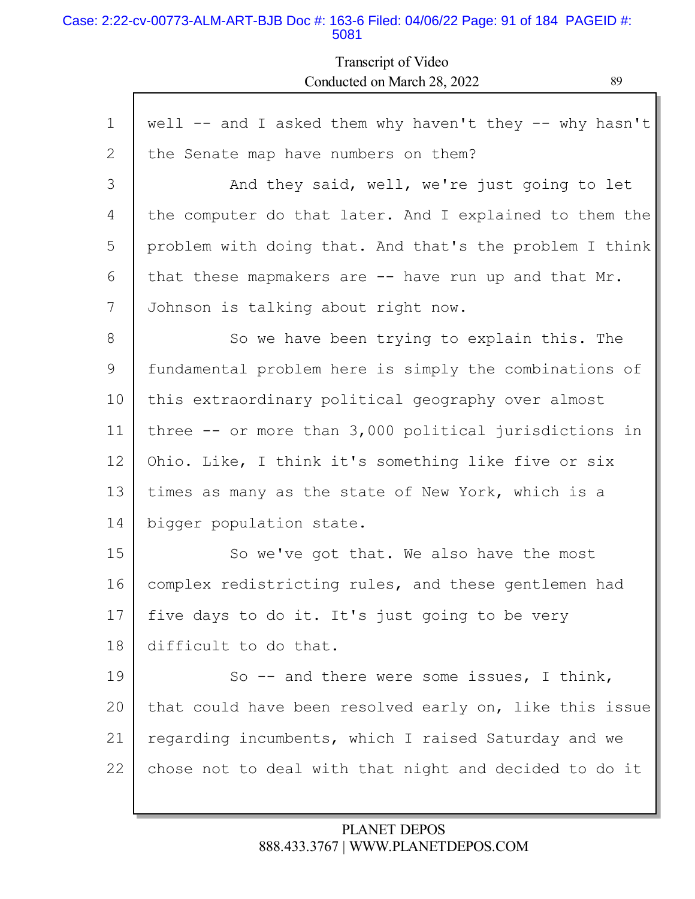1 well -- and I asked them why haven't they -- why hasn't
2 the Senate map have numbers on them?
3 And they said, well, we're just going to let
4 the computer do that later. And I explained to them the
5 problem with doing that. And that's the problem I think
6 that these mapmakers are -- have run up and that Mr.
7 Johnson is talking about right now.
8 So we have been trying to explain this. The
9 fundamental problem here is simply the combinations of
10 this extraordinary political geography over almost
11 three -- or more than 3,000 political jurisdictions in
12 Ohio. Like, I think it's something like five or six
13 times as many as the state of New York, which is a
14 bigger population state.
15 So we've got that. We also have the most
16 complex redistricting rules, and these gentlemen had
17 five days to do it. It's just going to be very
18 difficult to do that.
19 So -- and there were some issues, I think,
20 that could have been resolved early on, like this issue
21 regarding incumbents, which I raised Saturday and we
22 chose not to deal with that night and decided to do it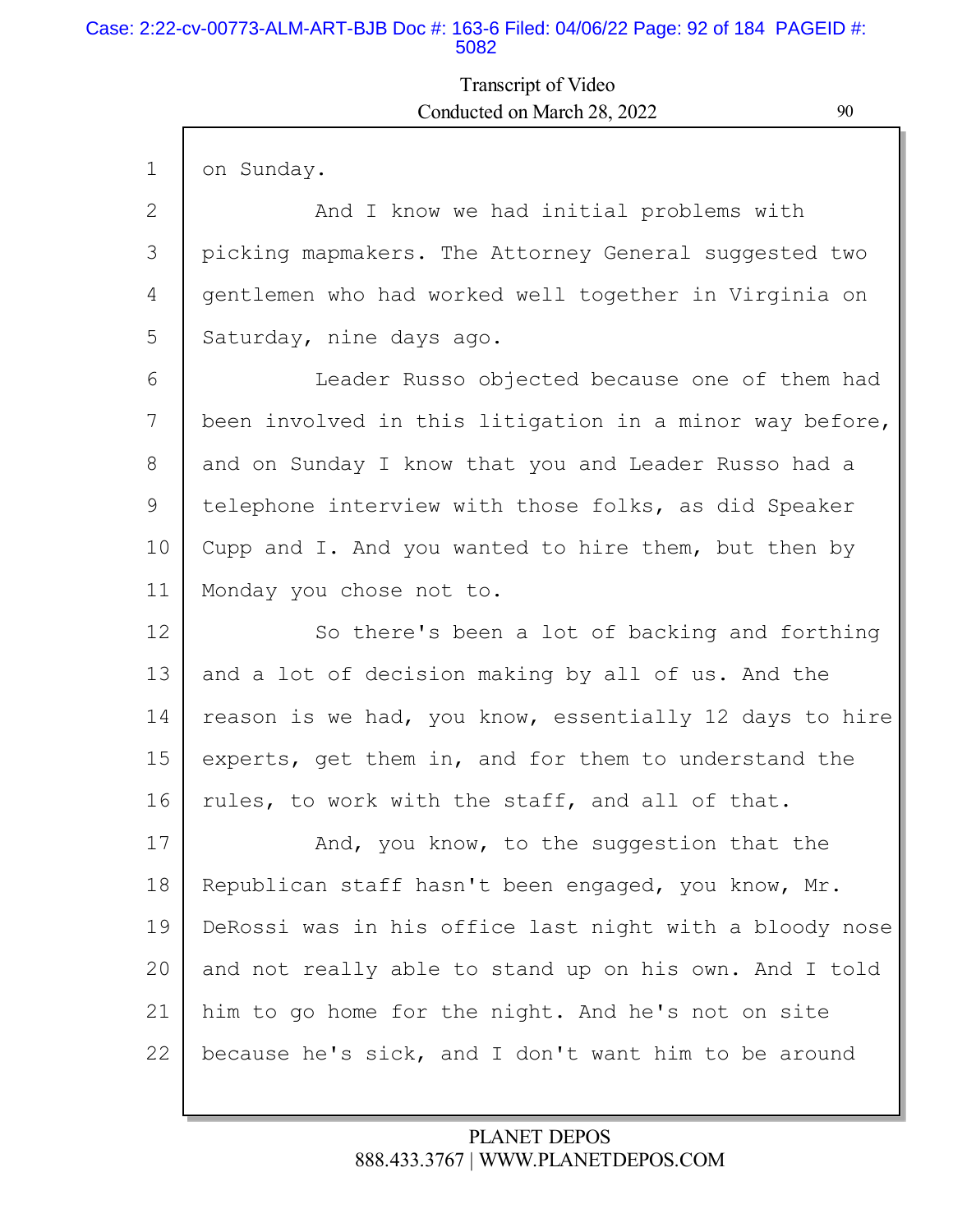1 on Sunday.

2 And I know we had initial problems with

3 picking mapmakers. The Attorney General suggested two

4 gentlemen who had worked well together in Virginia on

5 Saturday, nine days ago.

6 Leader Russo objected because one of them had

7 been involved in this litigation in a minor way before,

8 and on Sunday I know that you and Leader Russo had a

9 telephone interview with those folks, as did Speaker

10 Cupp and I. And you wanted to hire them, but then by

11 Monday you chose not to.

12 So there's been a lot of backing and forthing

13 and a lot of decision making by all of us. And the

14 reason is we had, you know, essentially 12 days to hire

15 experts, get them in, and for them to understand the

16 rules, to work with the staff, and all of that.

17 And, you know, to the suggestion that the

18 Republican staff hasn't been engaged, you know, Mr.

19 DeRossi was in his office last night with a bloody nose

20 and not really able to stand up on his own. And I told

21 him to go home for the night. And he's not on site

22 because he's sick, and I don't want him to be around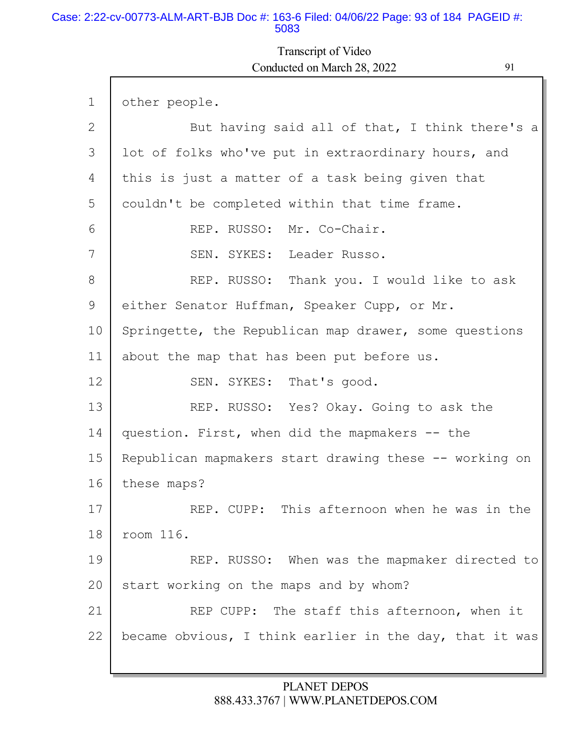other people.

But having said all of that, I think there's a lot of folks who've put in extraordinary hours, and this is just a matter of a task being given that couldn't be completed within that time frame.

REP. RUSSO: Mr. Co-Chair.

SEN. SYKES: Leader Russo.

REP. RUSSO: Thank you. I would like to ask either Senator Huffman, Speaker Cupp, or Mr. Springette, the Republican map drawer, some questions about the map that has been put before us.

SEN. SYKES: That's good.

REP. RUSSO: Yes? Okay. Going to ask the question. First, when did the mapmakers -- the Republican mapmakers start drawing these -- working on these maps?

REP. CUPP: This afternoon when he was in the room 116.

REP. RUSSO: When was the mapmaker directed to start working on the maps and by whom?

REP CUPP: The staff this afternoon, when it became obvious, I think earlier in the day, that it was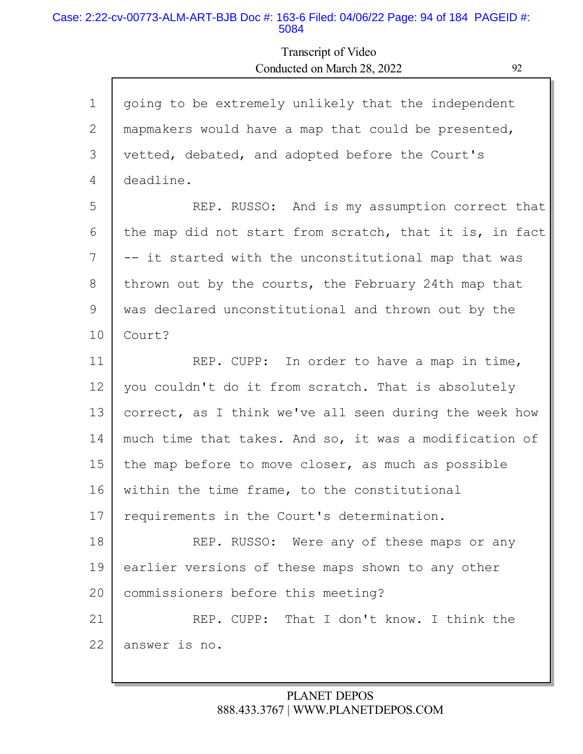going to be extremely unlikely that the independent mapmakers would have a map that could be presented, vetted, debated, and adopted before the Court's deadline.

REP. RUSSO: And is my assumption correct that the map did not start from scratch, that it is, in fact -- it started with the unconstitutional map that was thrown out by the courts, the February 24th map that was declared unconstitutional and thrown out by the Court?

REP. CUPP: In order to have a map in time, you couldn't do it from scratch. That is absolutely correct, as I think we've all seen during the week how much time that takes. And so, it was a modification of the map before to move closer, as much as possible within the time frame, to the constitutional requirements in the Court's determination.

REP. RUSSO: Were any of these maps or any earlier versions of these maps shown to any other commissioners before this meeting?

REP. CUPP: That I don't know. I think the answer is no.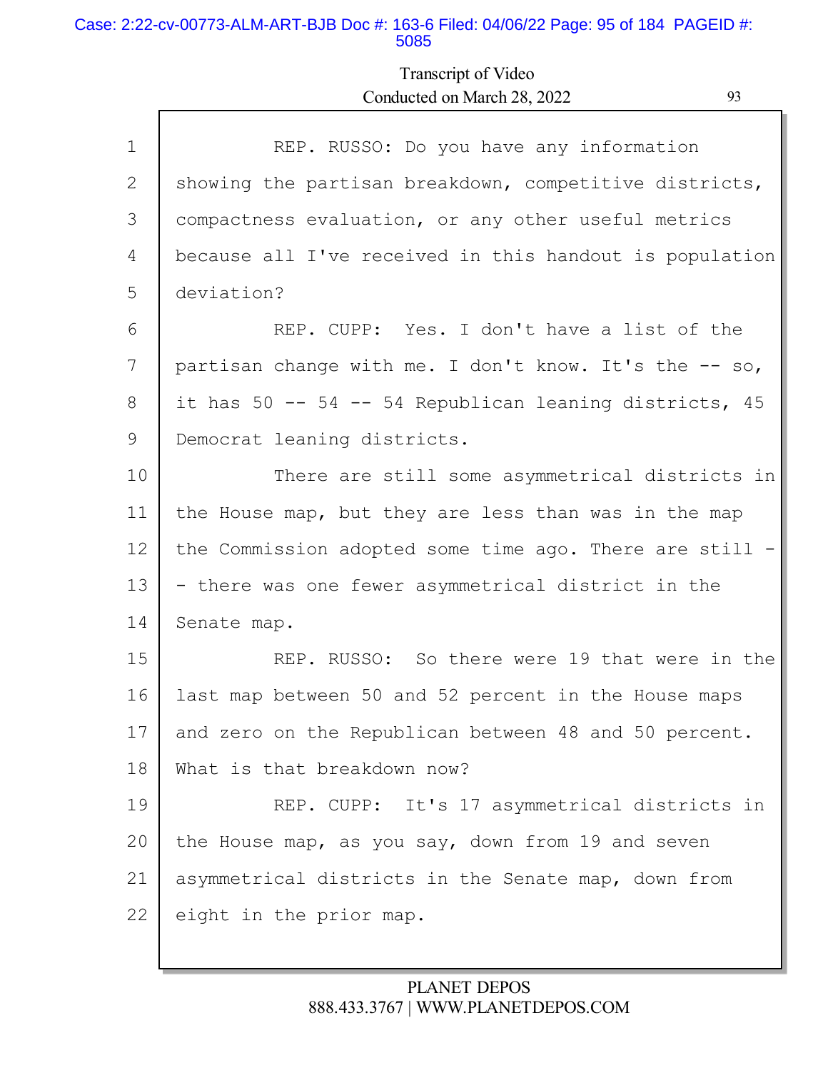REP. RUSSO: Do you have any information showing the partisan breakdown, competitive districts, compactness evaluation, or any other useful metrics because all I've received in this handout is population deviation?

REP. CUPP: Yes. I don't have a list of the partisan change with me. I don't know. It's the -- so, it has 50 -- 54 -- 54 Republican leaning districts, 45 Democrat leaning districts.

There are still some asymmetrical districts in the House map, but they are less than was in the map the Commission adopted some time ago. There are still -- there was one fewer asymmetrical district in the Senate map.

REP. RUSSO: So there were 19 that were in the last map between 50 and 52 percent in the House maps and zero on the Republican between 48 and 50 percent. What is that breakdown now?

REP. CUPP: It's 17 asymmetrical districts in the House map, as you say, down from 19 and seven asymmetrical districts in the Senate map, down from eight in the prior map.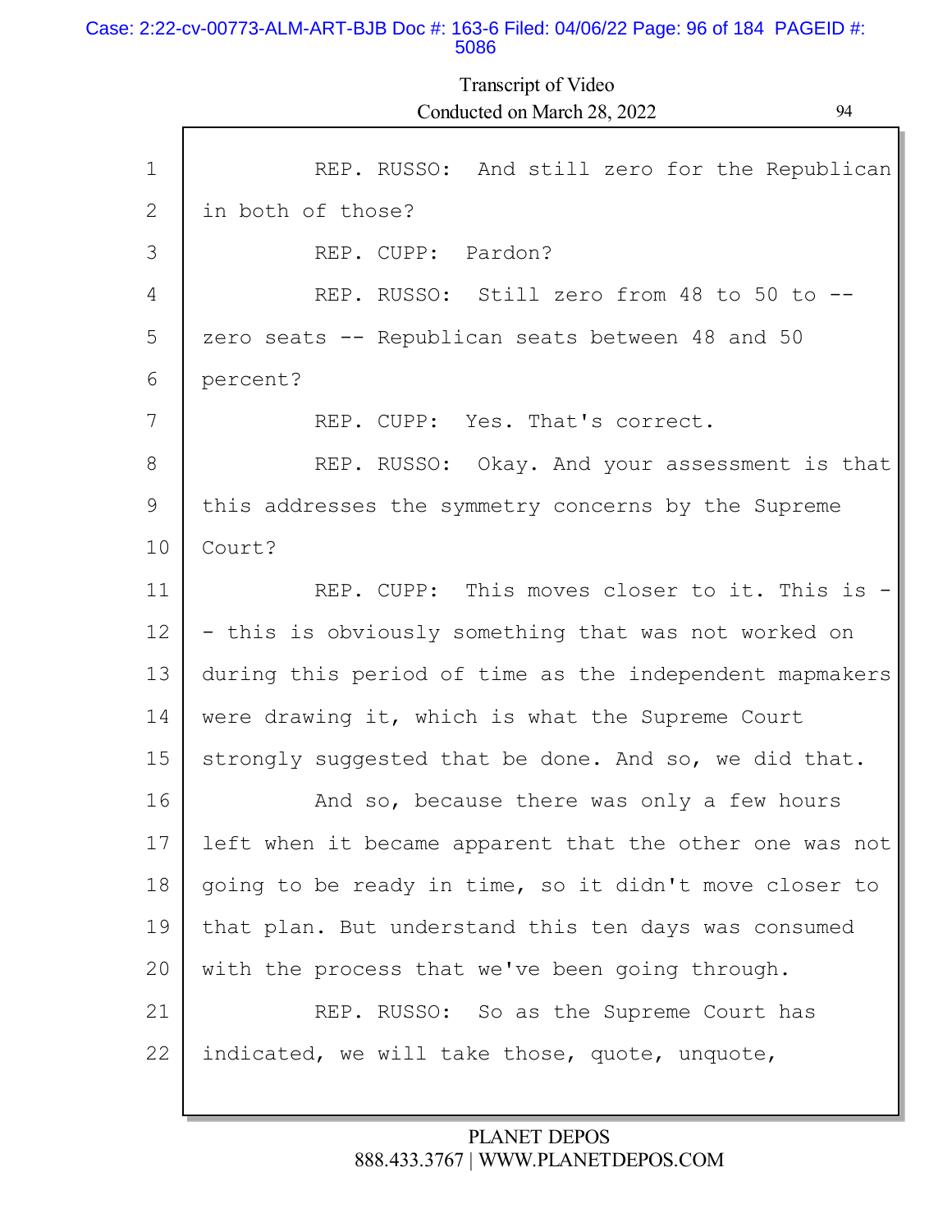REP. RUSSO: And still zero for the Republican in both of those?

REP. CUPP: Pardon?

REP. RUSSO: Still zero from 48 to 50 to -- zero seats -- Republican seats between 48 and 50 percent?

REP. CUPP: Yes. That's correct.

REP. RUSSO: Okay. And your assessment is that this addresses the symmetry concerns by the Supreme Court?

REP. CUPP: This moves closer to it. This is -- this is obviously something that was not worked on during this period of time as the independent mapmakers were drawing it, which is what the Supreme Court strongly suggested that be done. And so, we did that.

And so, because there was only a few hours left when it became apparent that the other one was not going to be ready in time, so it didn't move closer to that plan. But understand this ten days was consumed with the process that we've been going through.

REP. RUSSO: So as the Supreme Court has indicated, we will take those, quote, unquote,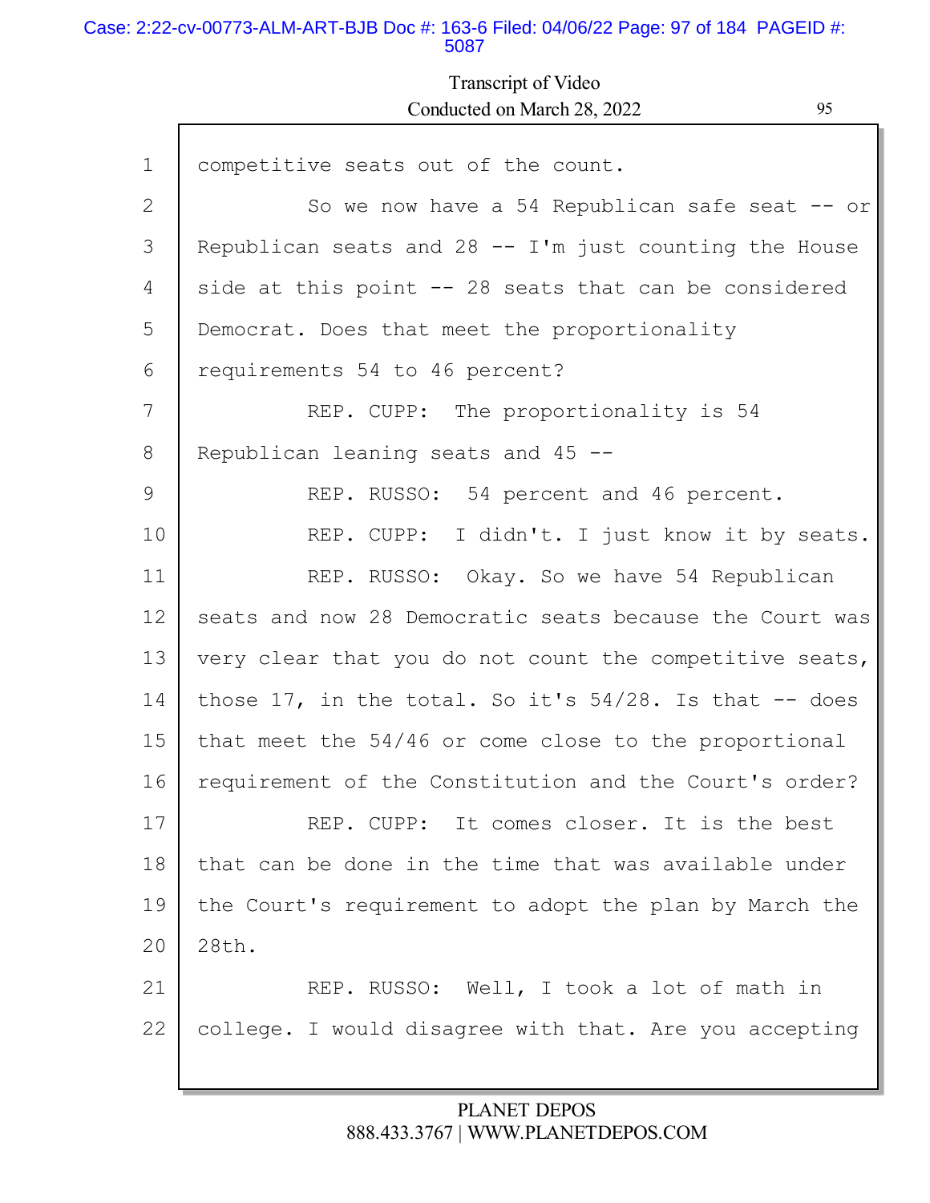1 competitive seats out of the count.

2 So we now have a 54 Republican safe seat -- or

3 Republican seats and 28 -- I'm just counting the House

4 side at this point -- 28 seats that can be considered

5 Democrat. Does that meet the proportionality

6 requirements 54 to 46 percent?

7 REP. CUPP: The proportionality is 54

8 Republican leaning seats and 45 --

9 REP. RUSSO: 54 percent and 46 percent.

10 REP. CUPP: I didn't. I just know it by seats.

11 REP. RUSSO: Okay. So we have 54 Republican

12 seats and now 28 Democratic seats because the Court was

13 very clear that you do not count the competitive seats,

14 those 17, in the total. So it's 54/28. Is that -- does

15 that meet the 54/46 or come close to the proportional

16 requirement of the Constitution and the Court's order?

17 REP. CUPP: It comes closer. It is the best

18 that can be done in the time that was available under

19 the Court's requirement to adopt the plan by March the

20 28th.

21 REP. RUSSO: Well, I took a lot of math in

22 college. I would disagree with that. Are you accepting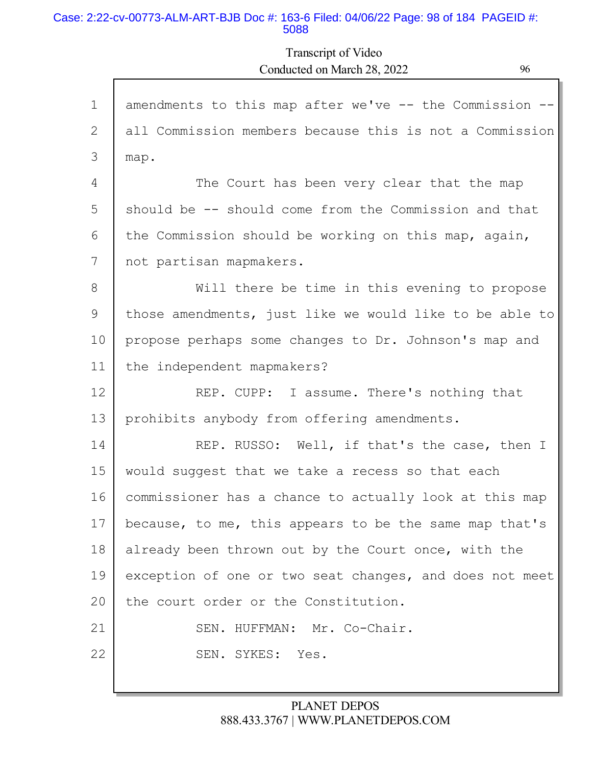1 amendments to this map after we've -- the Commission --
2 all Commission members because this is not a Commission
3 map.

4 The Court has been very clear that the map
5 should be -- should come from the Commission and that
6 the Commission should be working on this map, again,
7 not partisan mapmakers.

8 Will there be time in this evening to propose
9 those amendments, just like we would like to be able to
10 propose perhaps some changes to Dr. Johnson's map and
11 the independent mapmakers?

12 REP. CUPP: I assume. There's nothing that
13 prohibits anybody from offering amendments.

14 REP. RUSSO: Well, if that's the case, then I
15 would suggest that we take a recess so that each
16 commissioner has a chance to actually look at this map
17 because, to me, this appears to be the same map that's
18 already been thrown out by the Court once, with the
19 exception of one or two seat changes, and does not meet
20 the court order or the Constitution.

21 SEN. HUFFMAN: Mr. Co-Chair.

22 SEN. SYKES: Yes.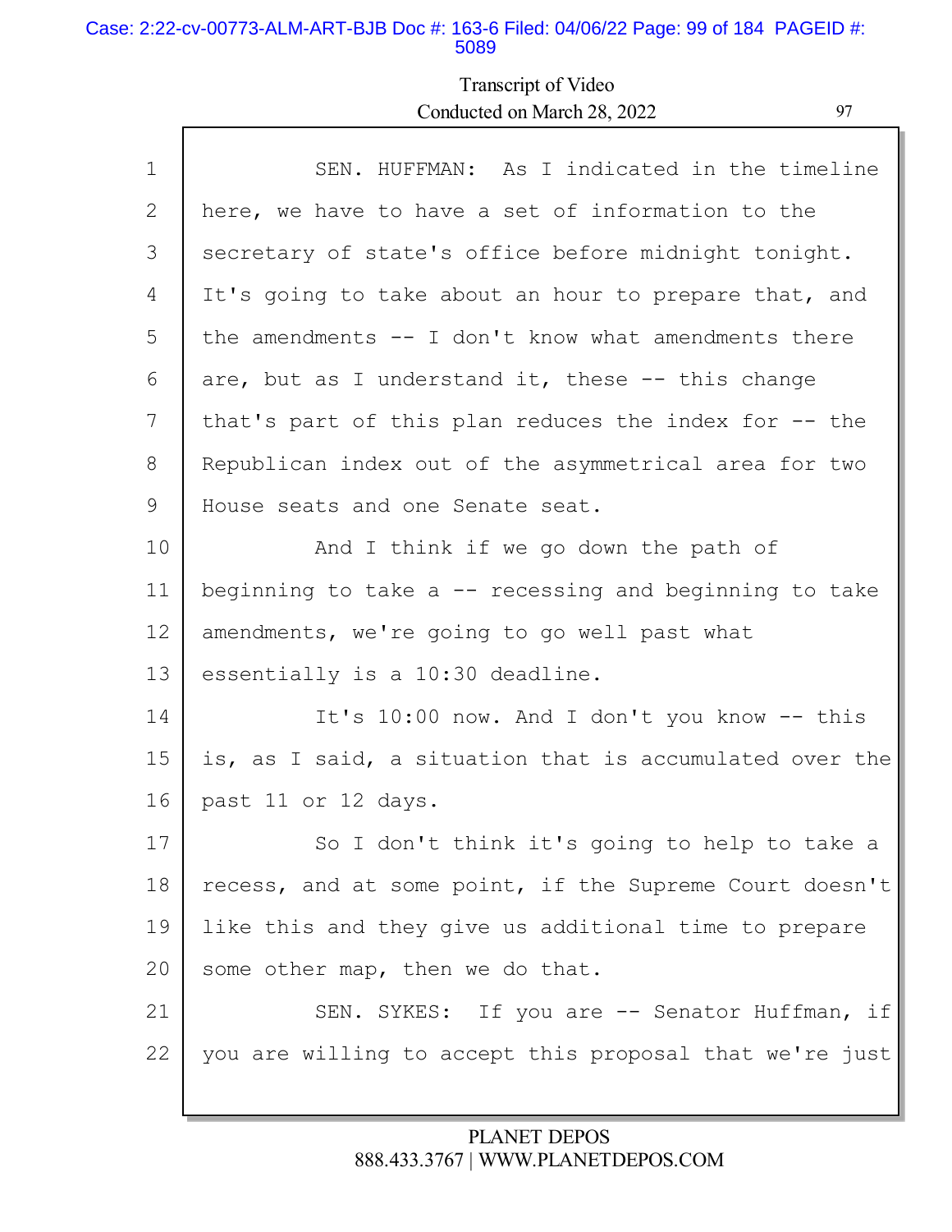SEN. HUFFMAN: As I indicated in the timeline here, we have to have a set of information to the secretary of state's office before midnight tonight. It's going to take about an hour to prepare that, and the amendments -- I don't know what amendments there are, but as I understand it, these -- this change that's part of this plan reduces the index for -- the Republican index out of the asymmetrical area for two House seats and one Senate seat.

And I think if we go down the path of beginning to take a -- recessing and beginning to take amendments, we're going to go well past what essentially is a 10:30 deadline.

It's 10:00 now. And I don't you know -- this is, as I said, a situation that is accumulated over the past 11 or 12 days.

So I don't think it's going to help to take a recess, and at some point, if the Supreme Court doesn't like this and they give us additional time to prepare some other map, then we do that.

SEN. SYKES: If you are -- Senator Huffman, if you are willing to accept this proposal that we're just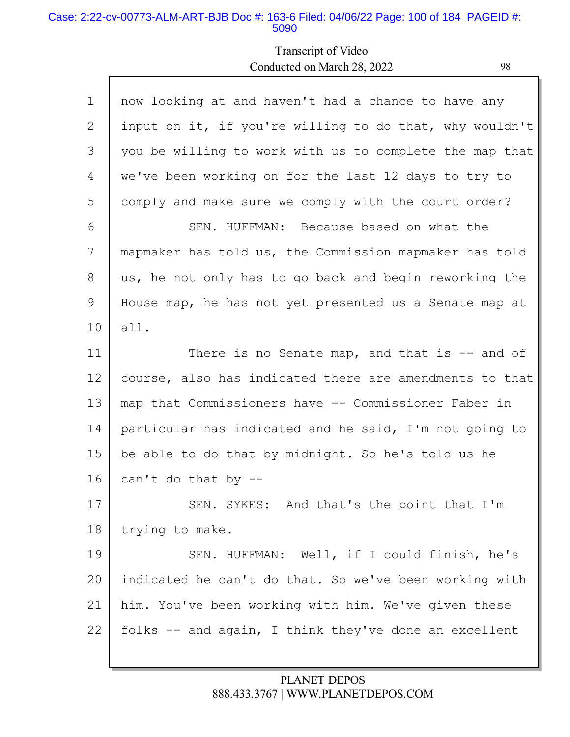Transcript of Video
Conducted on March 28, 2022

1 now looking at and haven't had a chance to have any
2 input on it, if you're willing to do that, why wouldn't
3 you be willing to work with us to complete the map that
4 we've been working on for the last 12 days to try to
5 comply and make sure we comply with the court order?
6 SEN. HUFFMAN: Because based on what the
7 mapmaker has told us, the Commission mapmaker has told
8 us, he not only has to go back and begin reworking the
9 House map, he has not yet presented us a Senate map at
10 all.
11 There is no Senate map, and that is -- and of
12 course, also has indicated there are amendments to that
13 map that Commissioners have -- Commissioner Faber in
14 particular has indicated and he said, I'm not going to
15 be able to do that by midnight. So he's told us he
16 can't do that by --
17 SEN. SYKES: And that's the point that I'm
18 trying to make.
19 SEN. HUFFMAN: Well, if I could finish, he's
20 indicated he can't do that. So we've been working with
21 him. You've been working with him. We've given these
22 folks -- and again, I think they've done an excellent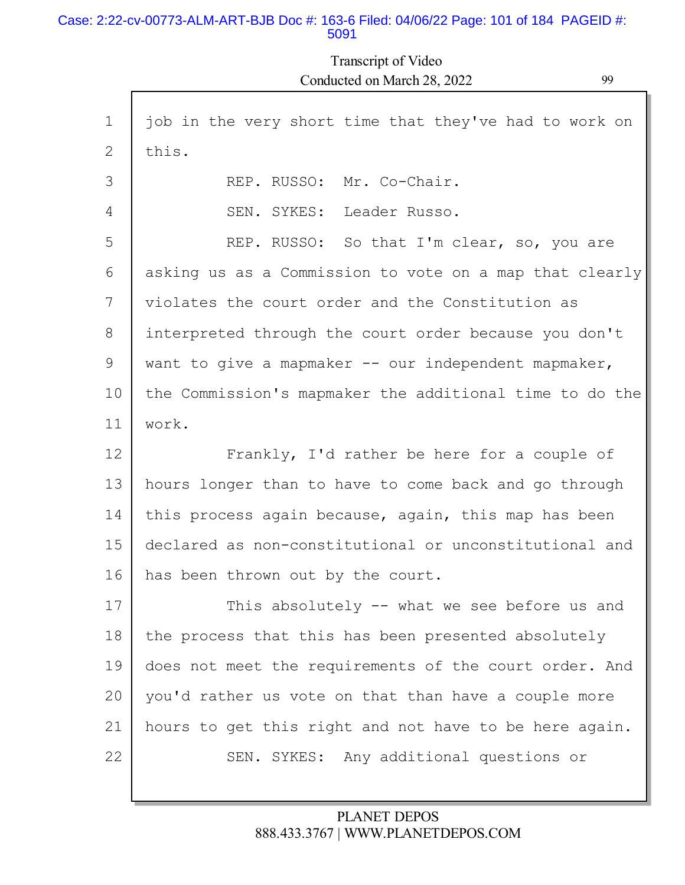1 job in the very short time that they've had to work on
2 this.
3 REP. RUSSO: Mr. Co-Chair.
4 SEN. SYKES: Leader Russo.
5 REP. RUSSO: So that I'm clear, so, you are
6 asking us as a Commission to vote on a map that clearly
7 violates the court order and the Constitution as
8 interpreted through the court order because you don't
9 want to give a mapmaker -- our independent mapmaker,
10 the Commission's mapmaker the additional time to do the
11 work.
12 Frankly, I'd rather be here for a couple of
13 hours longer than to have to come back and go through
14 this process again because, again, this map has been
15 declared as non-constitutional or unconstitutional and
16 has been thrown out by the court.
17 This absolutely -- what we see before us and
18 the process that this has been presented absolutely
19 does not meet the requirements of the court order. And
20 you'd rather us vote on that than have a couple more
21 hours to get this right and not have to be here again.
22 SEN. SYKES: Any additional questions or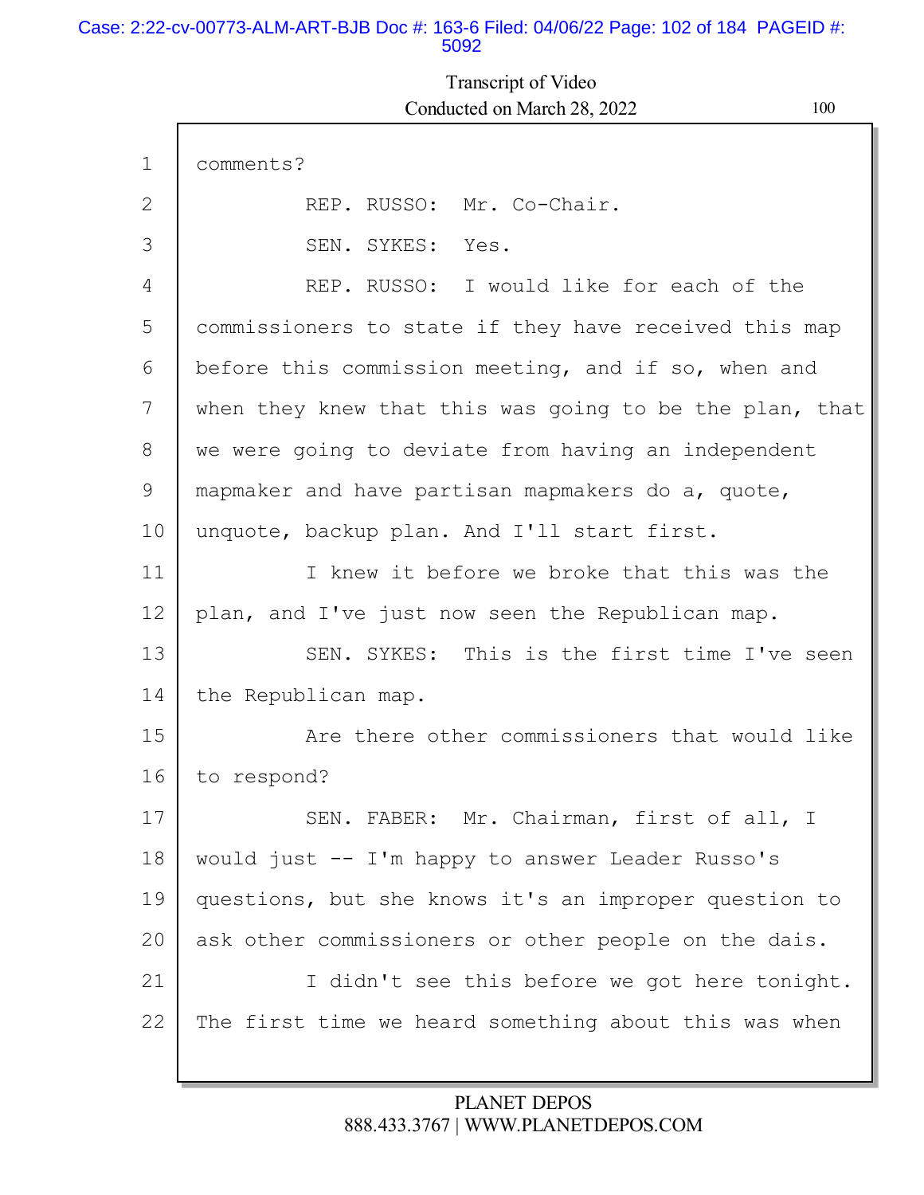Transcript of Video
Conducted on March 28, 2022

1 comments?

2 REP. RUSSO: Mr. Co-Chair.

3 SEN. SYKES: Yes.

4 REP. RUSSO: I would like for each of the

5 commissioners to state if they have received this map

6 before this commission meeting, and if so, when and

7 when they knew that this was going to be the plan, that

8 we were going to deviate from having an independent

9 mapmaker and have partisan mapmakers do a, quote,

10 unquote, backup plan. And I'll start first.

11 I knew it before we broke that this was the

12 plan, and I've just now seen the Republican map.

13 SEN. SYKES: This is the first time I've seen

14 the Republican map.

15 Are there other commissioners that would like

16 to respond?

17 SEN. FABER: Mr. Chairman, first of all, I

18 would just -- I'm happy to answer Leader Russo's

19 questions, but she knows it's an improper question to

20 ask other commissioners or other people on the dais.

21 I didn't see this before we got here tonight.

22 The first time we heard something about this was when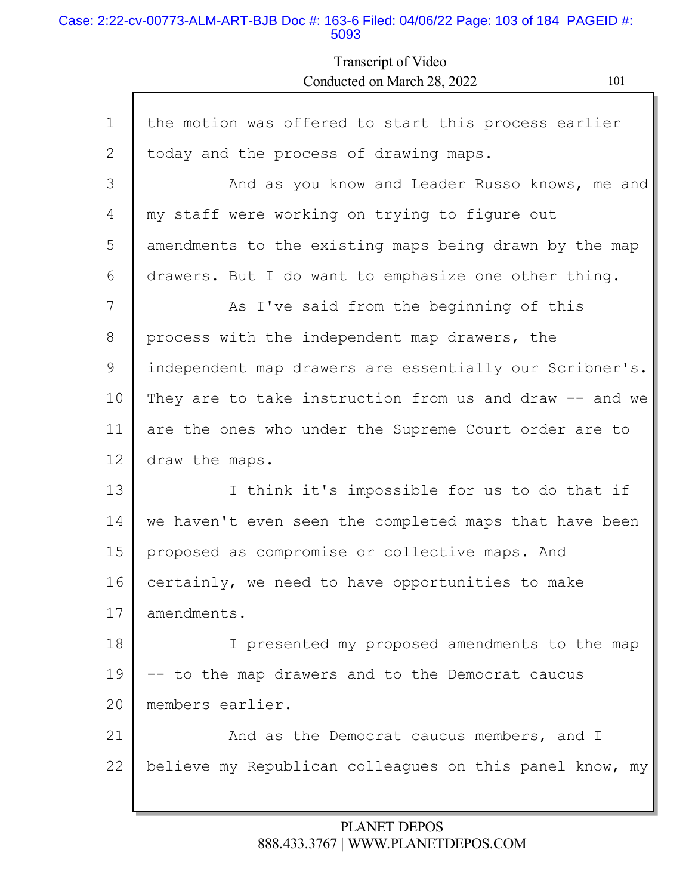the motion was offered to start this process earlier today and the process of drawing maps.

And as you know and Leader Russo knows, me and my staff were working on trying to figure out amendments to the existing maps being drawn by the map drawers. But I do want to emphasize one other thing.

As I've said from the beginning of this process with the independent map drawers, the independent map drawers are essentially our Scribner's. They are to take instruction from us and draw -- and we are the ones who under the Supreme Court order are to draw the maps.

I think it's impossible for us to do that if we haven't even seen the completed maps that have been proposed as compromise or collective maps. And certainly, we need to have opportunities to make amendments.

I presented my proposed amendments to the map -- to the map drawers and to the Democrat caucus members earlier.

And as the Democrat caucus members, and I believe my Republican colleagues on this panel know, my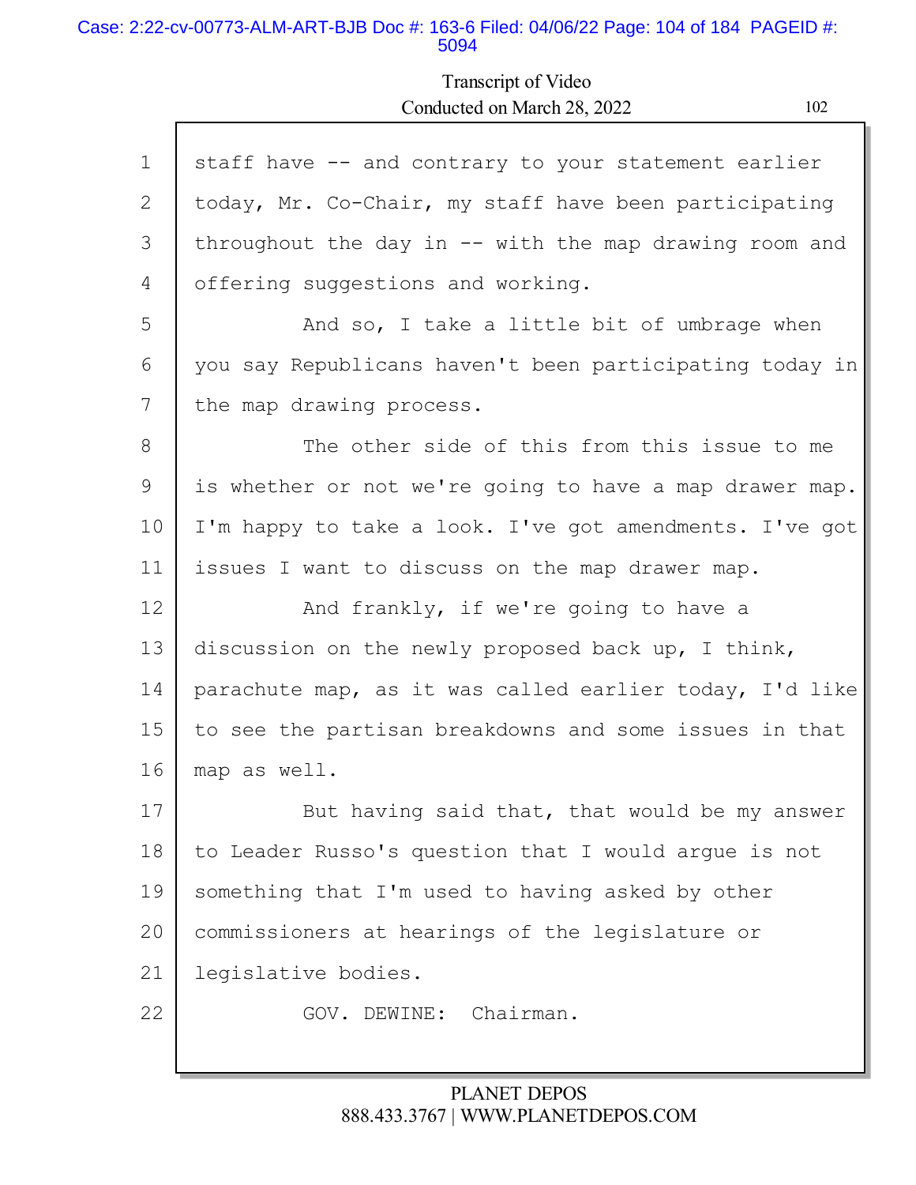staff have -- and contrary to your statement earlier today, Mr. Co-Chair, my staff have been participating throughout the day in -- with the map drawing room and offering suggestions and working.

And so, I take a little bit of umbrage when you say Republicans haven't been participating today in the map drawing process.

The other side of this from this issue to me is whether or not we're going to have a map drawer map. I'm happy to take a look. I've got amendments. I've got issues I want to discuss on the map drawer map.

And frankly, if we're going to have a discussion on the newly proposed back up, I think, parachute map, as it was called earlier today, I'd like to see the partisan breakdowns and some issues in that map as well.

But having said that, that would be my answer to Leader Russo's question that I would argue is not something that I'm used to having asked by other commissioners at hearings of the legislature or legislative bodies.

GOV. DEWINE: Chairman.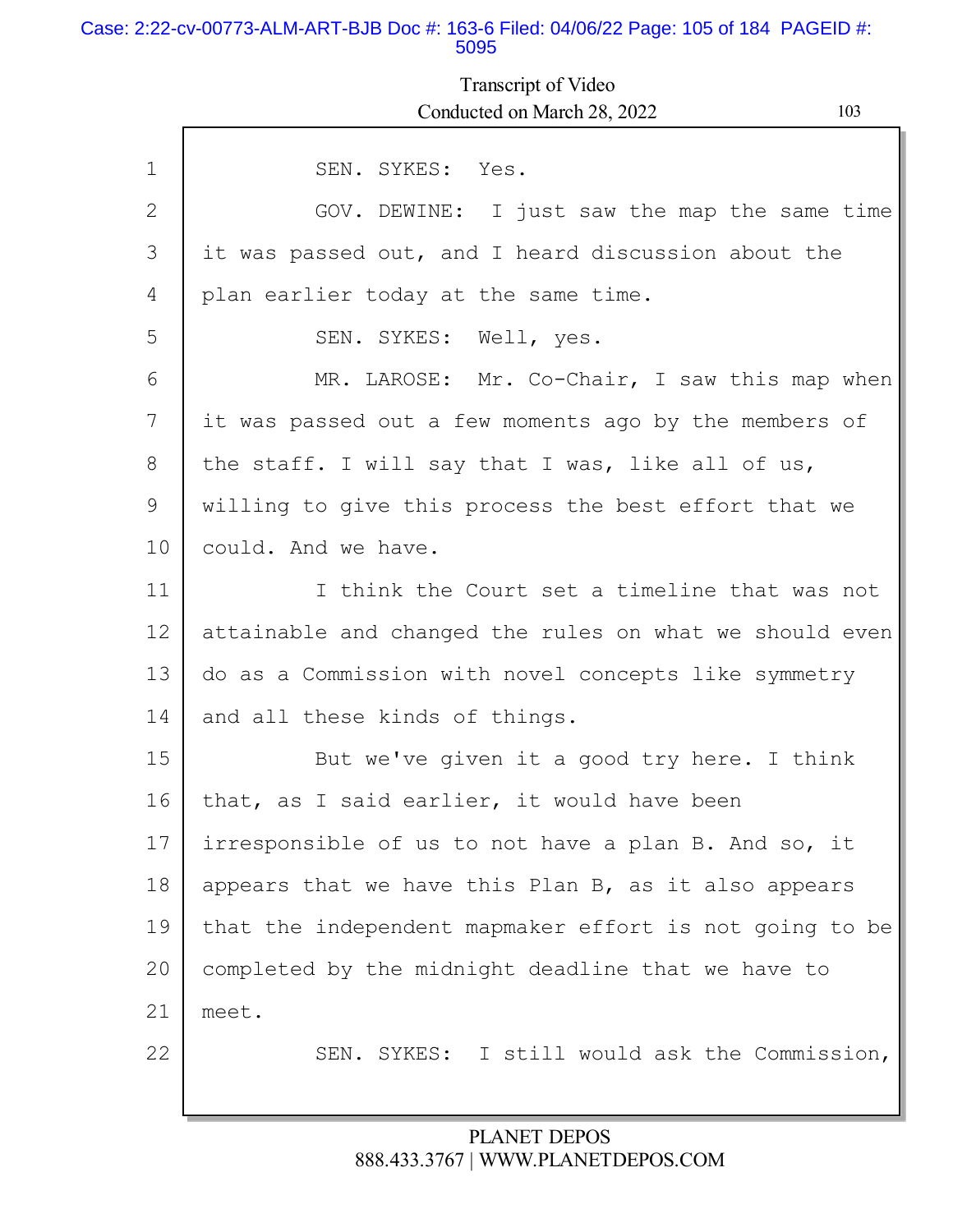Transcript of Video
Conducted on March 28, 2022

1 SEN. SYKES: Yes.

2 GOV. DEWINE: I just saw the map the same time
3 it was passed out, and I heard discussion about the
4 plan earlier today at the same time.

5 SEN. SYKES: Well, yes.

6 MR. LAROSE: Mr. Co-Chair, I saw this map when
7 it was passed out a few moments ago by the members of
8 the staff. I will say that I was, like all of us,
9 willing to give this process the best effort that we
10 could. And we have.

11 I think the Court set a timeline that was not
12 attainable and changed the rules on what we should even
13 do as a Commission with novel concepts like symmetry
14 and all these kinds of things.

15 But we've given it a good try here. I think
16 that, as I said earlier, it would have been
17 irresponsible of us to not have a plan B. And so, it
18 appears that we have this Plan B, as it also appears
19 that the independent mapmaker effort is not going to be
20 completed by the midnight deadline that we have to
21 meet.

22 SEN. SYKES: I still would ask the Commission,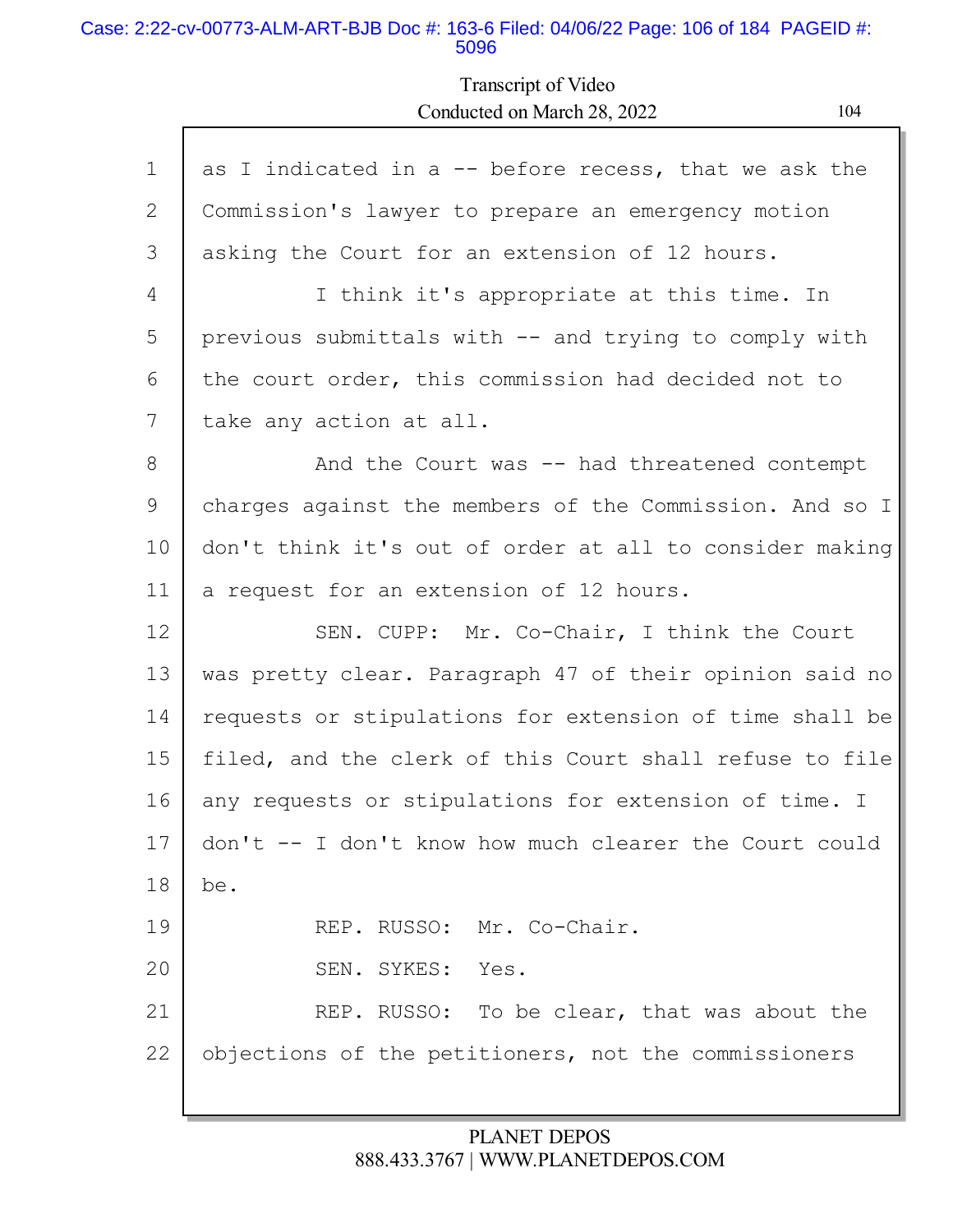as I indicated in a -- before recess, that we ask the Commission's lawyer to prepare an emergency motion asking the Court for an extension of 12 hours.

I think it's appropriate at this time. In previous submittals with -- and trying to comply with the court order, this commission had decided not to take any action at all.

And the Court was -- had threatened contempt charges against the members of the Commission. And so I don't think it's out of order at all to consider making a request for an extension of 12 hours.

SEN. CUPP: Mr. Co-Chair, I think the Court was pretty clear. Paragraph 47 of their opinion said no requests or stipulations for extension of time shall be filed, and the clerk of this Court shall refuse to file any requests or stipulations for extension of time. I don't -- I don't know how much clearer the Court could be.

REP. RUSSO: Mr. Co-Chair.

SEN. SYKES: Yes.

REP. RUSSO: To be clear, that was about the objections of the petitioners, not the commissioners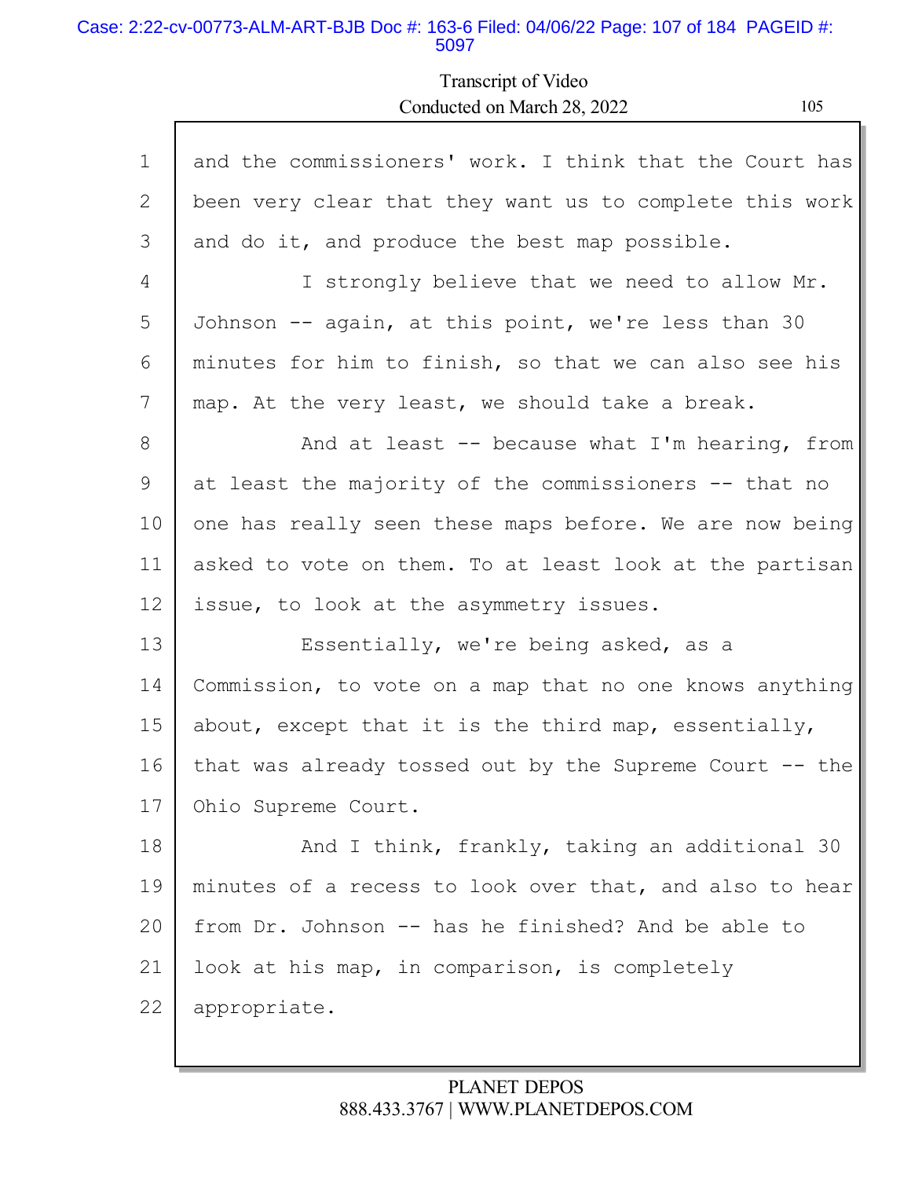and the commissioners' work. I think that the Court has been very clear that they want us to complete this work and do it, and produce the best map possible.

I strongly believe that we need to allow Mr. Johnson -- again, at this point, we're less than 30 minutes for him to finish, so that we can also see his map. At the very least, we should take a break.

And at least -- because what I'm hearing, from at least the majority of the commissioners -- that no one has really seen these maps before. We are now being asked to vote on them. To at least look at the partisan issue, to look at the asymmetry issues.

Essentially, we're being asked, as a Commission, to vote on a map that no one knows anything about, except that it is the third map, essentially, that was already tossed out by the Supreme Court -- the Ohio Supreme Court.

And I think, frankly, taking an additional 30 minutes of a recess to look over that, and also to hear from Dr. Johnson -- has he finished? And be able to look at his map, in comparison, is completely appropriate.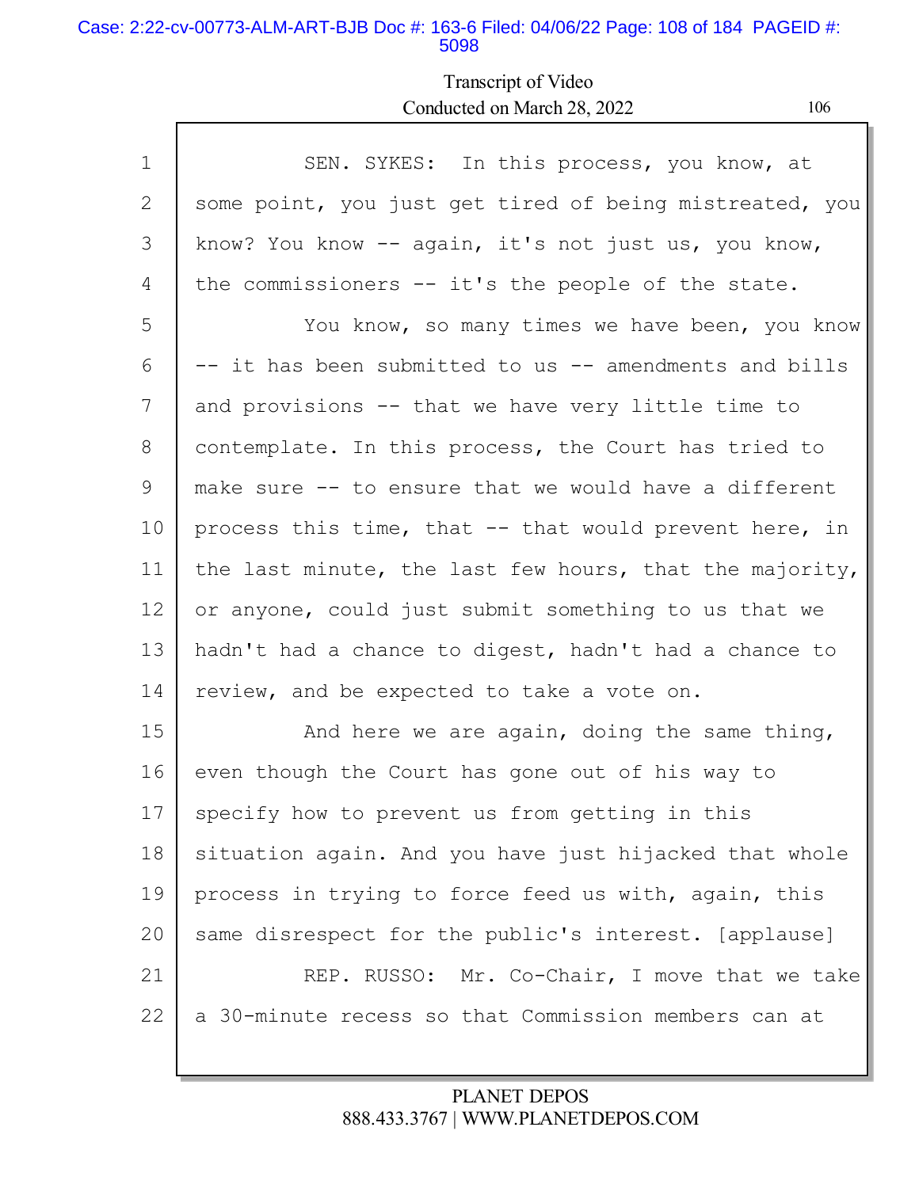Transcript of Video
Conducted on March 28, 2022

1 SEN. SYKES: In this process, you know, at
2 some point, you just get tired of being mistreated, you
3 know? You know -- again, it's not just us, you know,
4 the commissioners -- it's the people of the state.
5 You know, so many times we have been, you know
6 -- it has been submitted to us -- amendments and bills
7 and provisions -- that we have very little time to
8 contemplate. In this process, the Court has tried to
9 make sure -- to ensure that we would have a different
10 process this time, that -- that would prevent here, in
11 the last minute, the last few hours, that the majority,
12 or anyone, could just submit something to us that we
13 hadn't had a chance to digest, hadn't had a chance to
14 review, and be expected to take a vote on.
15 And here we are again, doing the same thing,
16 even though the Court has gone out of his way to
17 specify how to prevent us from getting in this
18 situation again. And you have just hijacked that whole
19 process in trying to force feed us with, again, this
20 same disrespect for the public's interest. [applause]
21 REP. RUSSO: Mr. Co-Chair, I move that we take
22 a 30-minute recess so that Commission members can at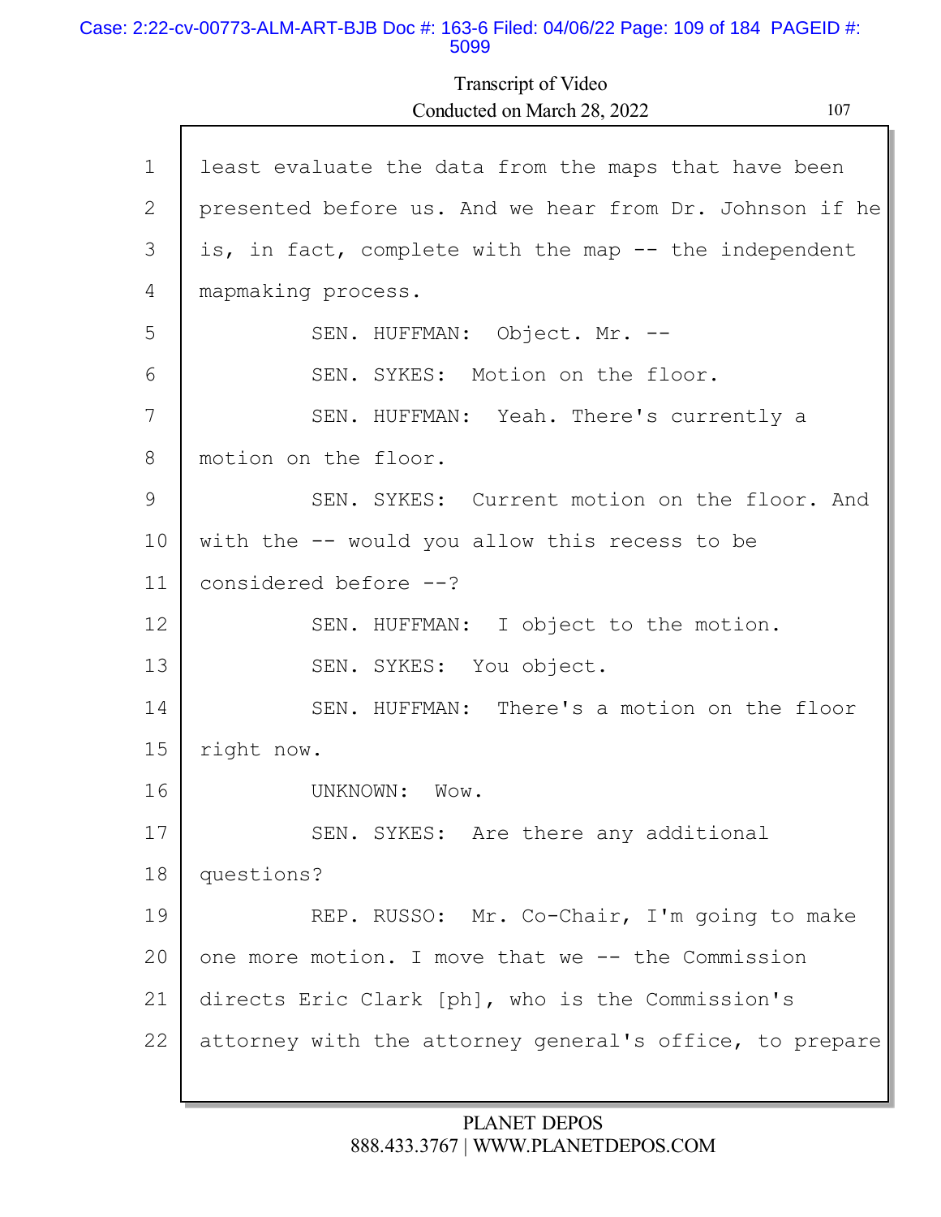least evaluate the data from the maps that have been presented before us. And we hear from Dr. Johnson if he is, in fact, complete with the map -- the independent mapmaking process.

SEN. HUFFMAN: Object. Mr. --

SEN. SYKES: Motion on the floor.

SEN. HUFFMAN: Yeah. There's currently a motion on the floor.

SEN. SYKES: Current motion on the floor. And with the -- would you allow this recess to be considered before --?

SEN. HUFFMAN: I object to the motion.

SEN. SYKES: You object.

SEN. HUFFMAN: There's a motion on the floor right now.

UNKNOWN: Wow.

SEN. SYKES: Are there any additional questions?

REP. RUSSO: Mr. Co-Chair, I'm going to make one more motion. I move that we -- the Commission directs Eric Clark [ph], who is the Commission's attorney with the attorney general's office, to prepare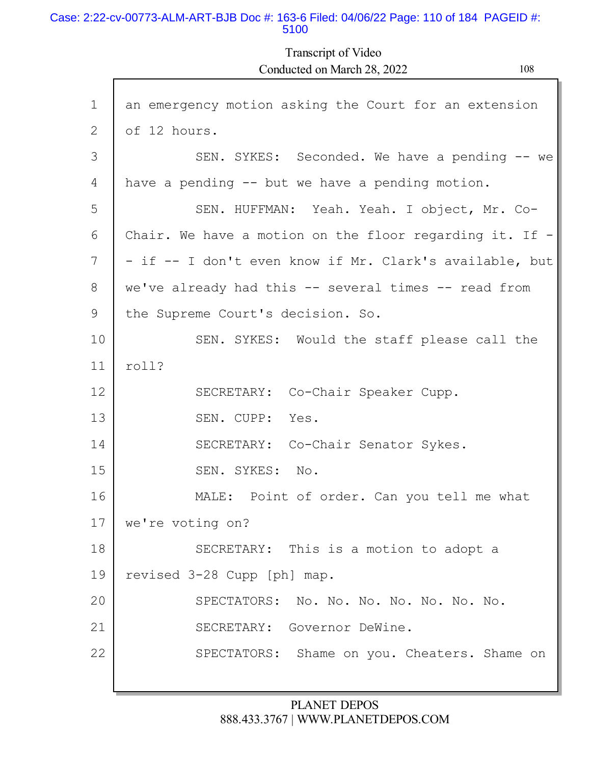1 an emergency motion asking the Court for an extension

2 of 12 hours.

3 SEN. SYKES: Seconded. We have a pending -- we

4 have a pending -- but we have a pending motion.

5 SEN. HUFFMAN: Yeah. Yeah. I object, Mr. Co-

6 Chair. We have a motion on the floor regarding it. If -

7 - if -- I don't even know if Mr. Clark's available, but

8 we've already had this -- several times -- read from

9 the Supreme Court's decision. So.

10 SEN. SYKES: Would the staff please call the

11 roll?

12 SECRETARY: Co-Chair Speaker Cupp.

13 SEN. CUPP: Yes.

14 SECRETARY: Co-Chair Senator Sykes.

15 SEN. SYKES: No.

16 MALE: Point of order. Can you tell me what

17 we're voting on?

18 SECRETARY: This is a motion to adopt a

19 revised 3-28 Cupp [ph] map.

20 SPECTATORS: No. No. No. No. No. No. No.

21 SECRETARY: Governor DeWine.

22 SPECTATORS: Shame on you. Cheaters. Shame on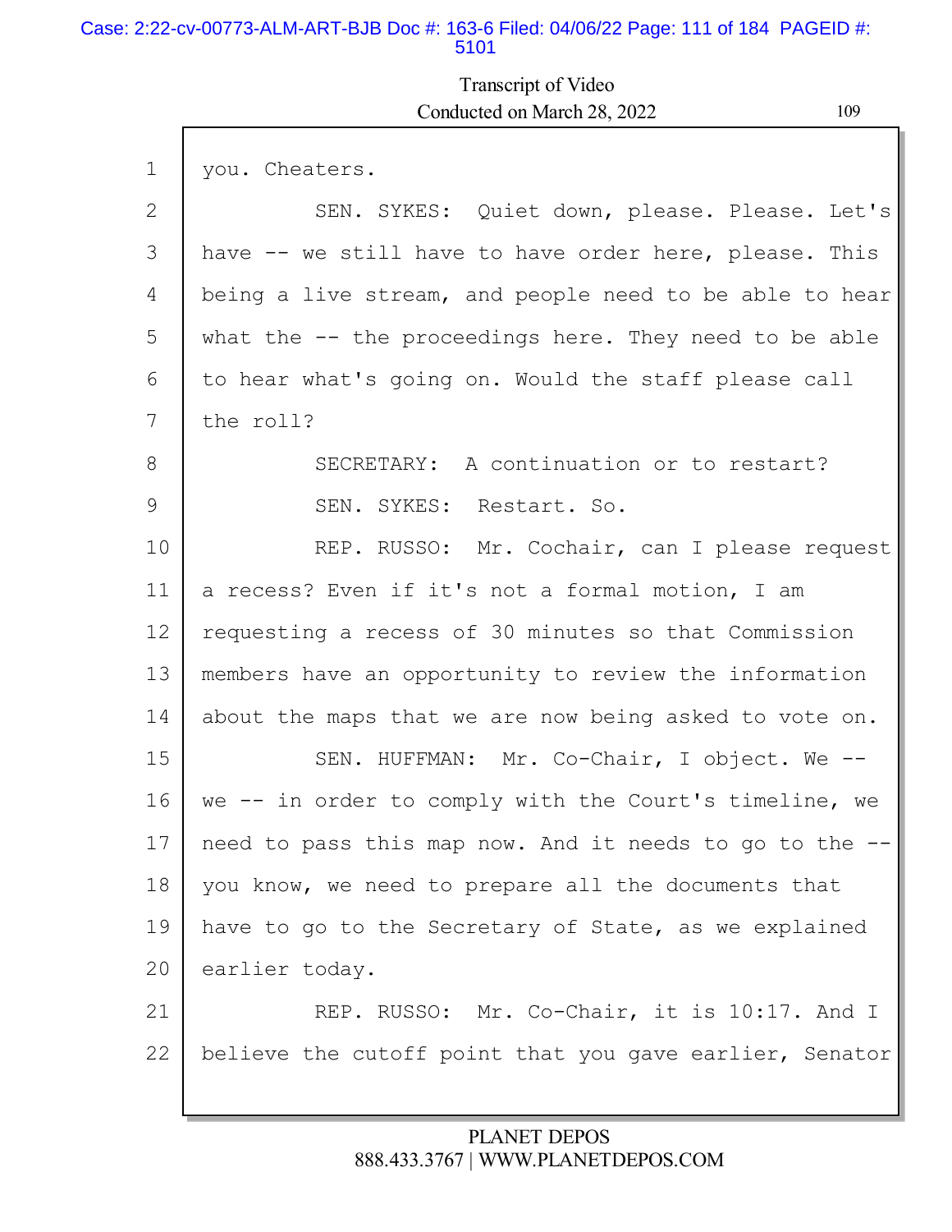1 you. Cheaters.

2 SEN. SYKES: Quiet down, please. Please. Let's

3 have -- we still have to have order here, please. This

4 being a live stream, and people need to be able to hear

5 what the -- the proceedings here. They need to be able

6 to hear what's going on. Would the staff please call

7 the roll?

8 SECRETARY: A continuation or to restart?

9 SEN. SYKES: Restart. So.

10 REP. RUSSO: Mr. Cochair, can I please request

11 a recess? Even if it's not a formal motion, I am

12 requesting a recess of 30 minutes so that Commission

13 members have an opportunity to review the information

14 about the maps that we are now being asked to vote on.

15 SEN. HUFFMAN: Mr. Co-Chair, I object. We --

16 we -- in order to comply with the Court's timeline, we

17 need to pass this map now. And it needs to go to the --

18 you know, we need to prepare all the documents that

19 have to go to the Secretary of State, as we explained

20 earlier today.

21 REP. RUSSO: Mr. Co-Chair, it is 10:17. And I

22 believe the cutoff point that you gave earlier, Senator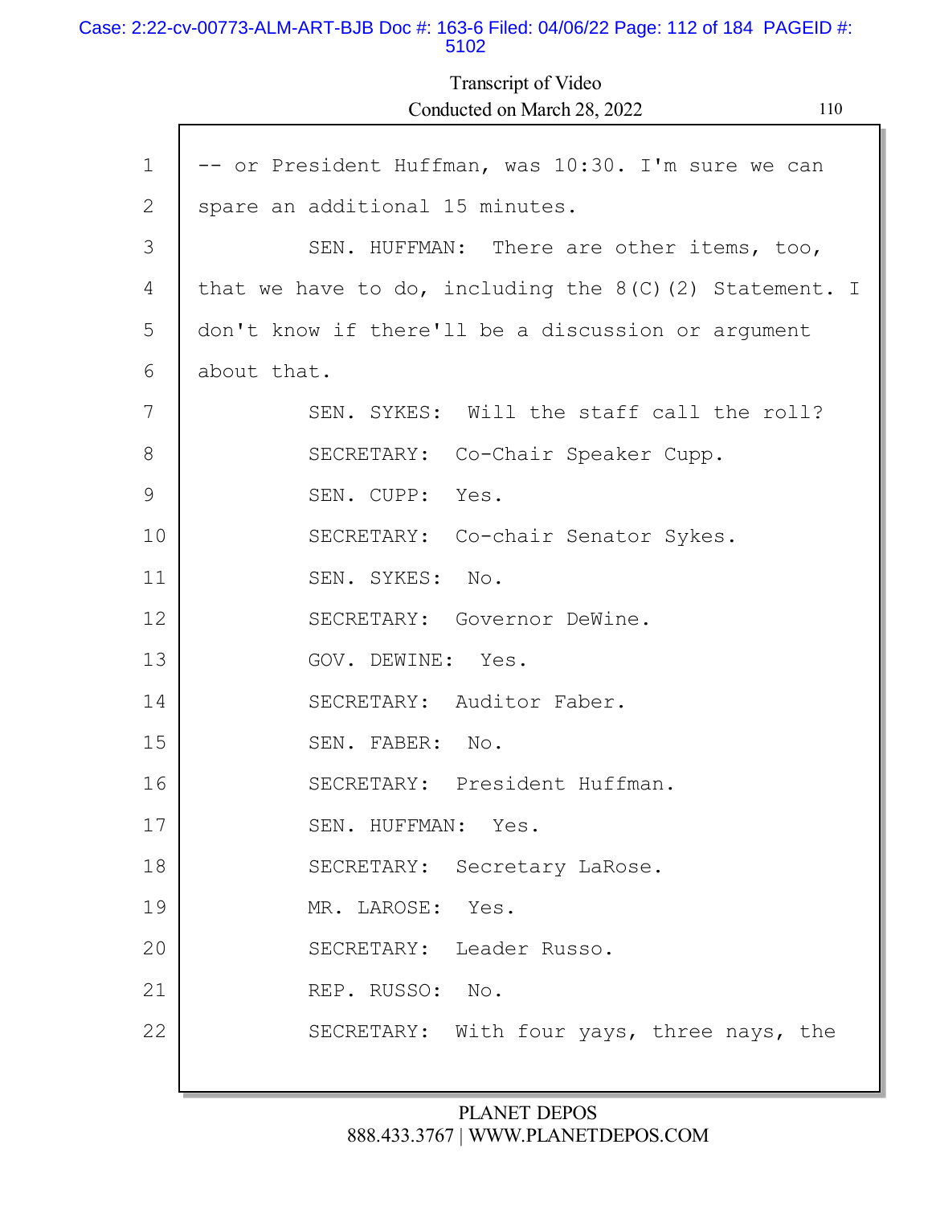Transcript of Video

Conducted on March 28, 2022

1 -- or President Huffman, was 10:30. I'm sure we can
2 spare an additional 15 minutes.
3 SEN. HUFFMAN: There are other items, too,
4 that we have to do, including the 8(C)(2) Statement. I
5 don't know if there'll be a discussion or argument
6 about that.
7 SEN. SYKES: Will the staff call the roll?
8 SECRETARY: Co-Chair Speaker Cupp.
9 SEN. CUPP: Yes.
10 SECRETARY: Co-chair Senator Sykes.
11 SEN. SYKES: No.
12 SECRETARY: Governor DeWine.
13 GOV. DEWINE: Yes.
14 SECRETARY: Auditor Faber.
15 SEN. FABER: No.
16 SECRETARY: President Huffman.
17 SEN. HUFFMAN: Yes.
18 SECRETARY: Secretary LaRose.
19 MR. LAROSE: Yes.
20 SECRETARY: Leader Russo.
21 REP. RUSSO: No.
22 SECRETARY: With four yays, three nays, the

PLANET DEPOS
888.433.3767 | WWW.PLANETDEPOS.COM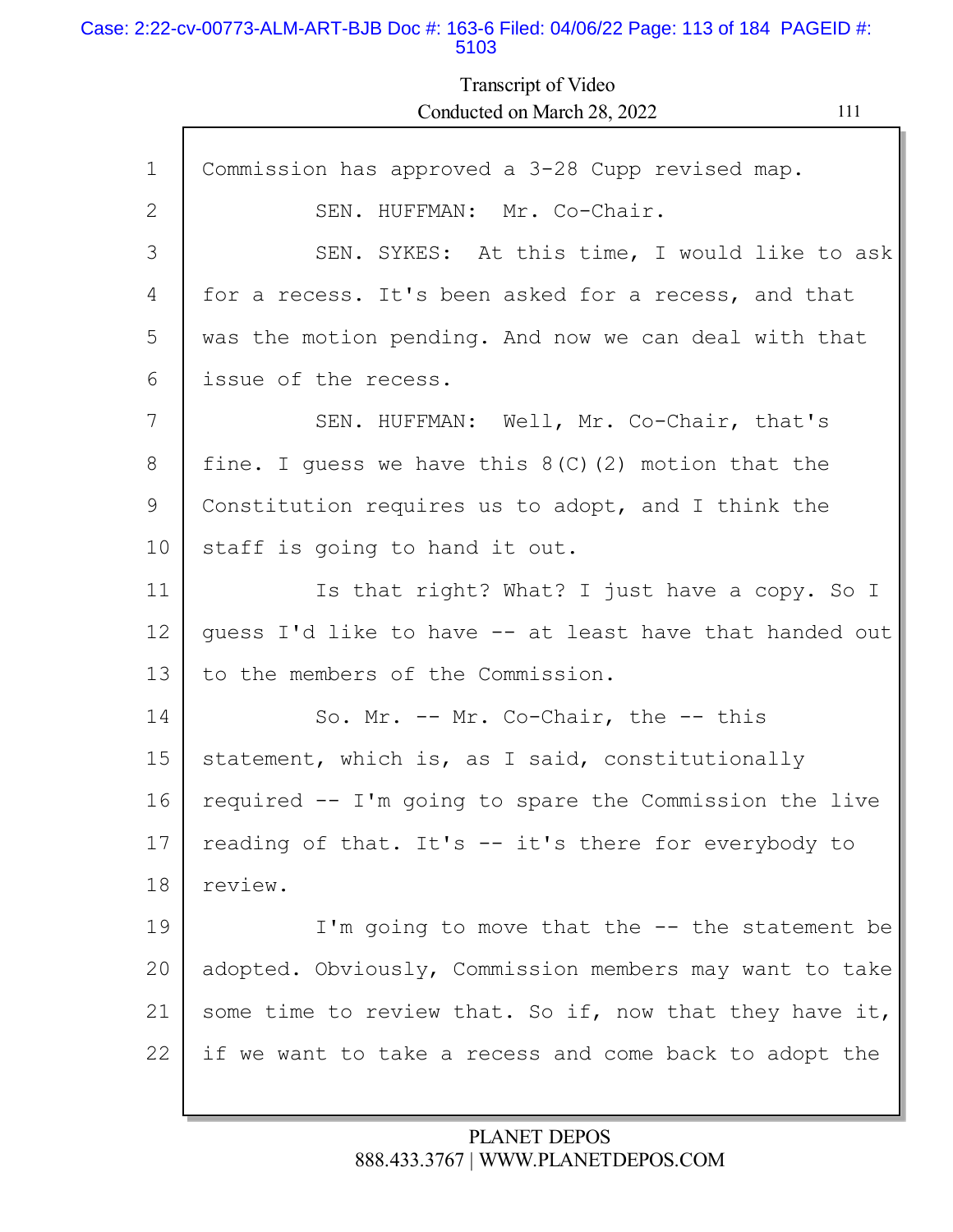Commission has approved a 3-28 Cupp revised map.

SEN. HUFFMAN: Mr. Co-Chair.

SEN. SYKES: At this time, I would like to ask for a recess. It's been asked for a recess, and that was the motion pending. And now we can deal with that issue of the recess.

SEN. HUFFMAN: Well, Mr. Co-Chair, that's fine. I guess we have this 8(C)(2) motion that the Constitution requires us to adopt, and I think the staff is going to hand it out.

Is that right? What? I just have a copy. So I guess I'd like to have -- at least have that handed out to the members of the Commission.

So. Mr. -- Mr. Co-Chair, the -- this statement, which is, as I said, constitutionally required -- I'm going to spare the Commission the live reading of that. It's -- it's there for everybody to review.

I'm going to move that the -- the statement be adopted. Obviously, Commission members may want to take some time to review that. So if, now that they have it, if we want to take a recess and come back to adopt the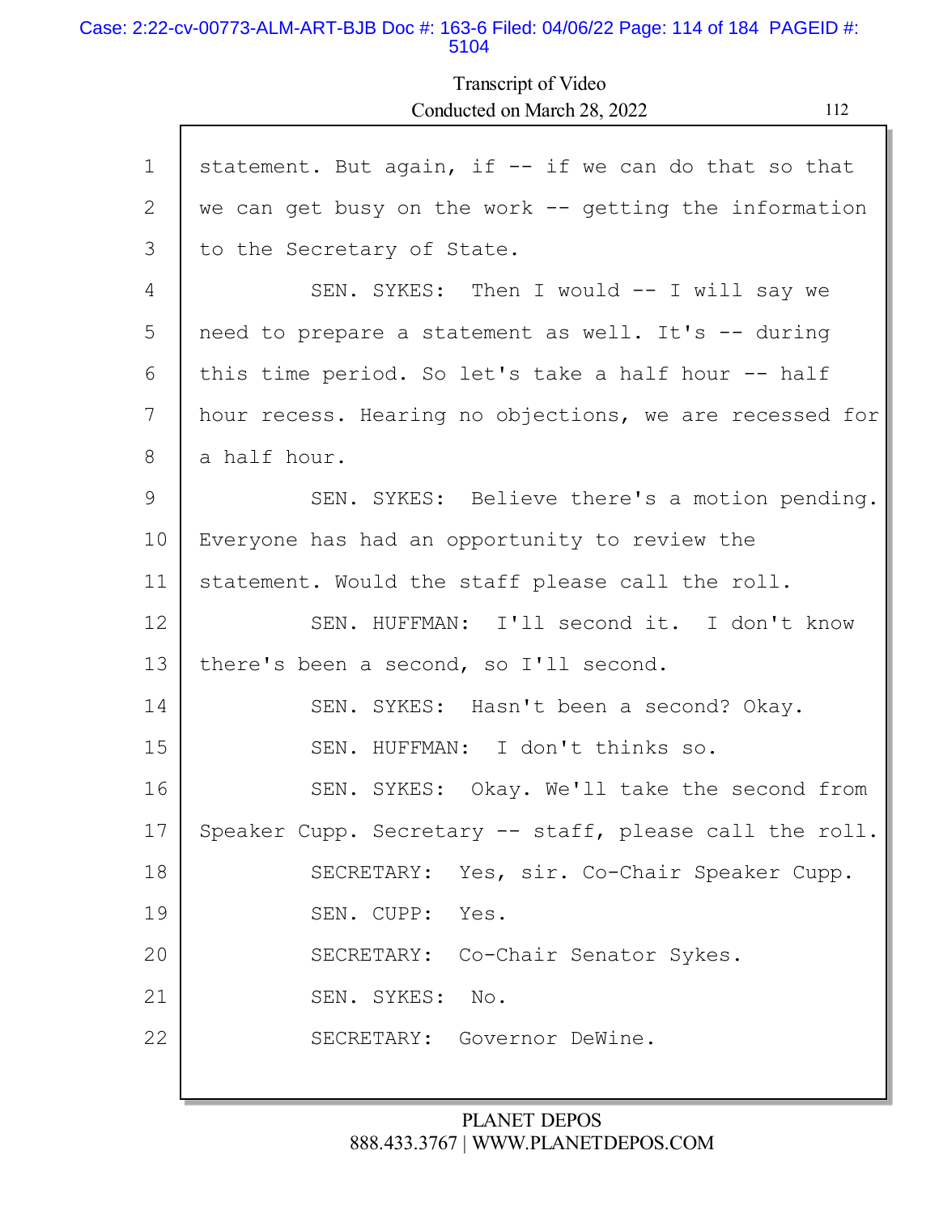statement. But again, if -- if we can do that so that we can get busy on the work -- getting the information to the Secretary of State.

SEN. SYKES: Then I would -- I will say we need to prepare a statement as well. It's -- during this time period. So let's take a half hour -- half hour recess. Hearing no objections, we are recessed for a half hour.

SEN. SYKES: Believe there's a motion pending. Everyone has had an opportunity to review the statement. Would the staff please call the roll.

SEN. HUFFMAN: I'll second it. I don't know there's been a second, so I'll second.

SEN. SYKES: Hasn't been a second? Okay.

SEN. HUFFMAN: I don't thinks so.

SEN. SYKES: Okay. We'll take the second from Speaker Cupp. Secretary -- staff, please call the roll.

SECRETARY: Yes, sir. Co-Chair Speaker Cupp.

SEN. CUPP: Yes.

SECRETARY: Co-Chair Senator Sykes.

SEN. SYKES: No.

SECRETARY: Governor DeWine.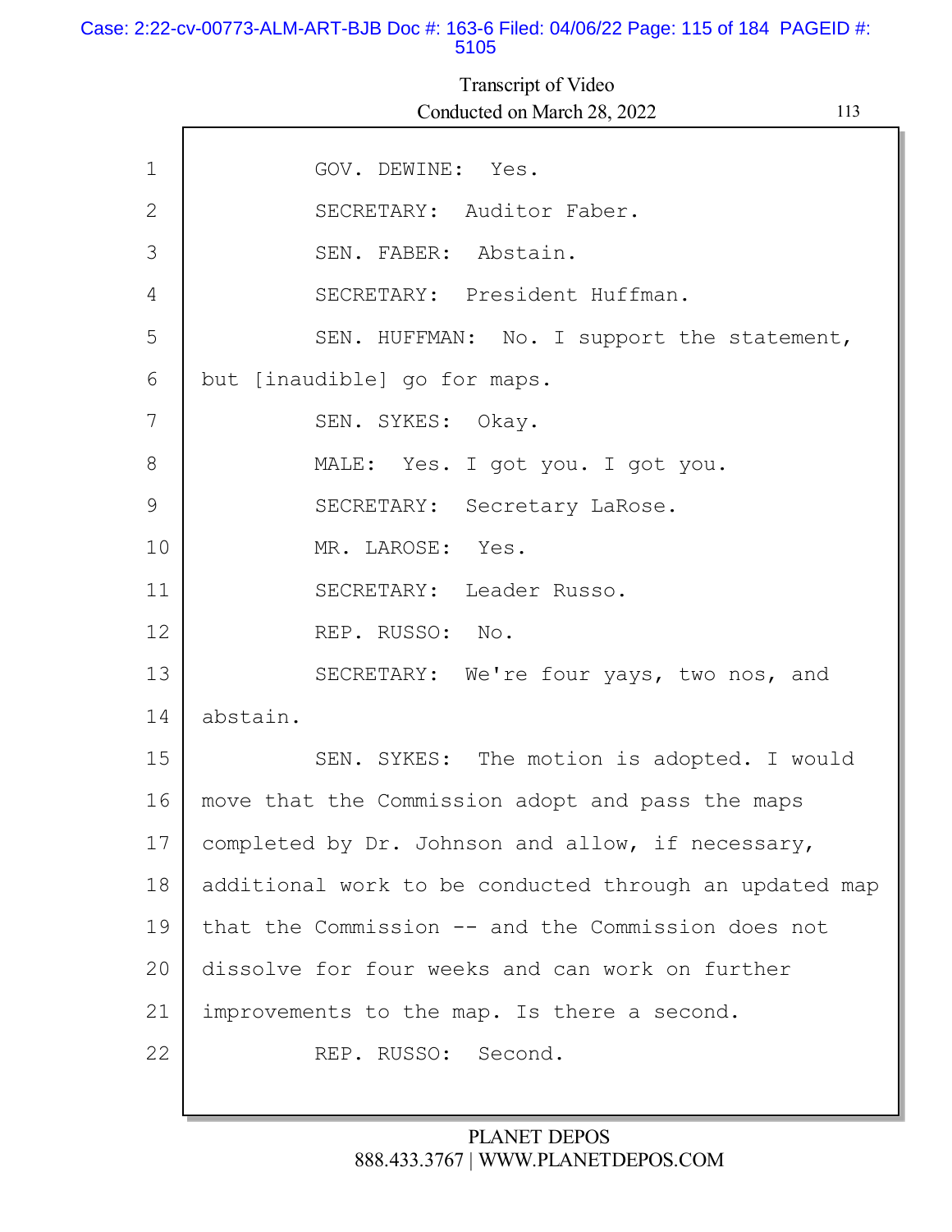GOV. DEWINE: Yes.

SECRETARY: Auditor Faber.

SEN. FABER: Abstain.

SECRETARY: President Huffman.

SEN. HUFFMAN: No. I support the statement, but [inaudible] go for maps.

SEN. SYKES: Okay.

MALE: Yes. I got you. I got you.

SECRETARY: Secretary LaRose.

MR. LAROSE: Yes.

SECRETARY: Leader Russo.

REP. RUSSO: No.

SECRETARY: We're four yays, two nos, and abstain.

SEN. SYKES: The motion is adopted. I would move that the Commission adopt and pass the maps completed by Dr. Johnson and allow, if necessary, additional work to be conducted through an updated map that the Commission -- and the Commission does not dissolve for four weeks and can work on further improvements to the map. Is there a second.

REP. RUSSO: Second.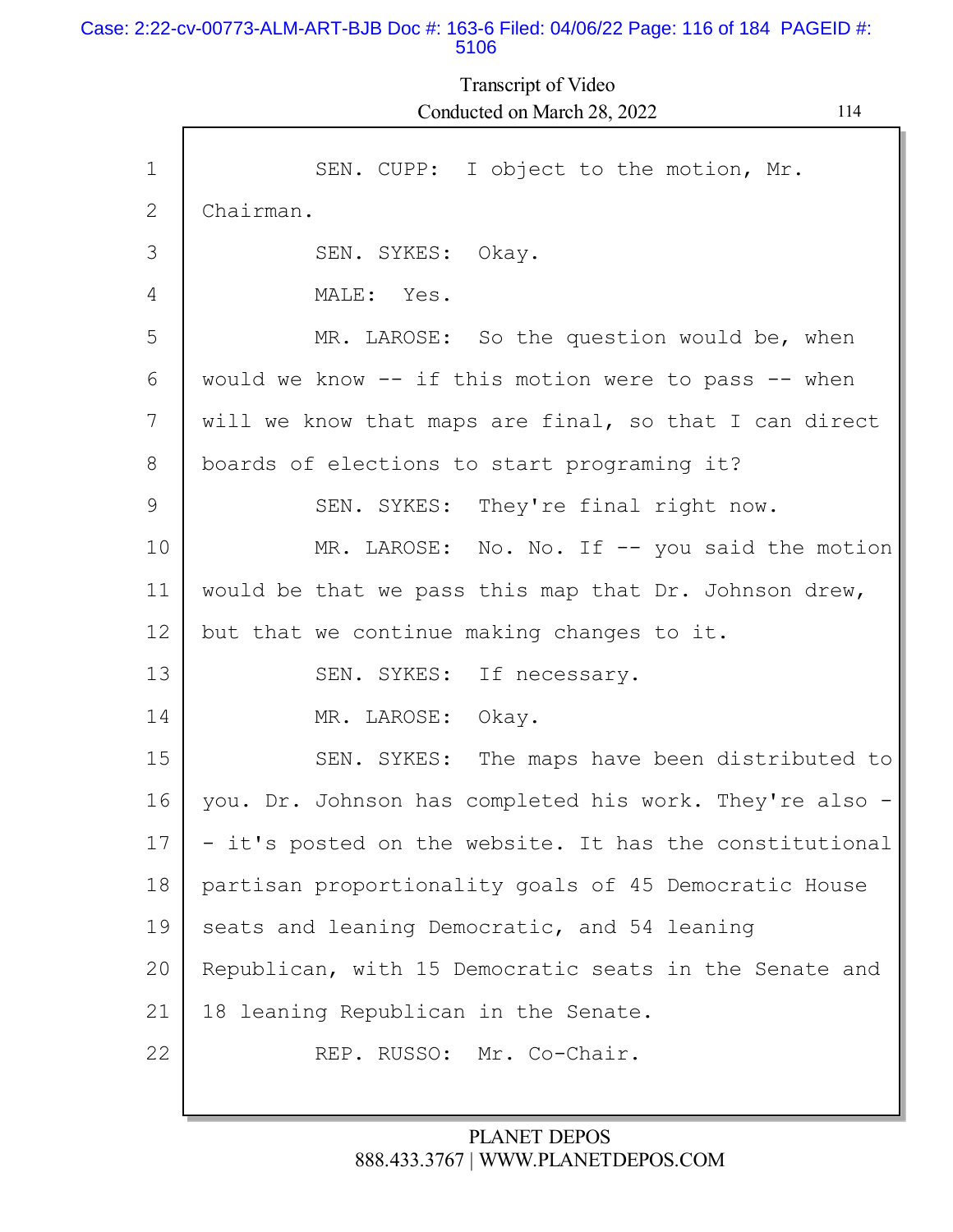SEN. CUPP: I object to the motion, Mr. Chairman.

SEN. SYKES: Okay.

MALE: Yes.

MR. LAROSE: So the question would be, when would we know -- if this motion were to pass -- when will we know that maps are final, so that I can direct boards of elections to start programing it?

SEN. SYKES: They're final right now.

MR. LAROSE: No. No. If -- you said the motion would be that we pass this map that Dr. Johnson drew, but that we continue making changes to it.

SEN. SYKES: If necessary.

MR. LAROSE: Okay.

SEN. SYKES: The maps have been distributed to you. Dr. Johnson has completed his work. They're also -- it's posted on the website. It has the constitutional partisan proportionality goals of 45 Democratic House seats and leaning Democratic, and 54 leaning Republican, with 15 Democratic seats in the Senate and 18 leaning Republican in the Senate.

REP. RUSSO: Mr. Co-Chair.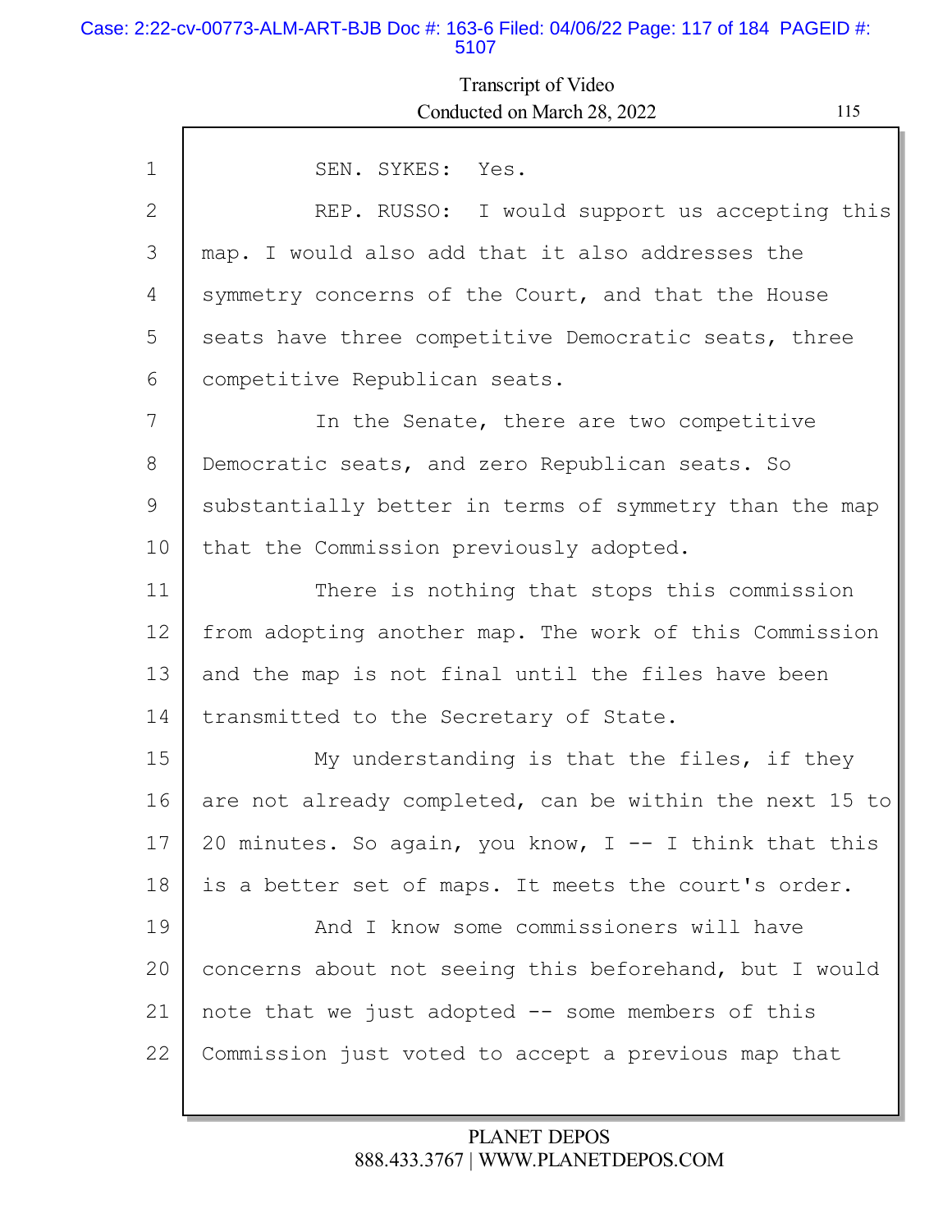SEN. SYKES: Yes.

REP. RUSSO: I would support us accepting this map. I would also add that it also addresses the symmetry concerns of the Court, and that the House seats have three competitive Democratic seats, three competitive Republican seats.

In the Senate, there are two competitive Democratic seats, and zero Republican seats. So substantially better in terms of symmetry than the map that the Commission previously adopted.

There is nothing that stops this commission from adopting another map. The work of this Commission and the map is not final until the files have been transmitted to the Secretary of State.

My understanding is that the files, if they are not already completed, can be within the next 15 to 20 minutes. So again, you know, I -- I think that this is a better set of maps. It meets the court's order.

And I know some commissioners will have concerns about not seeing this beforehand, but I would note that we just adopted -- some members of this Commission just voted to accept a previous map that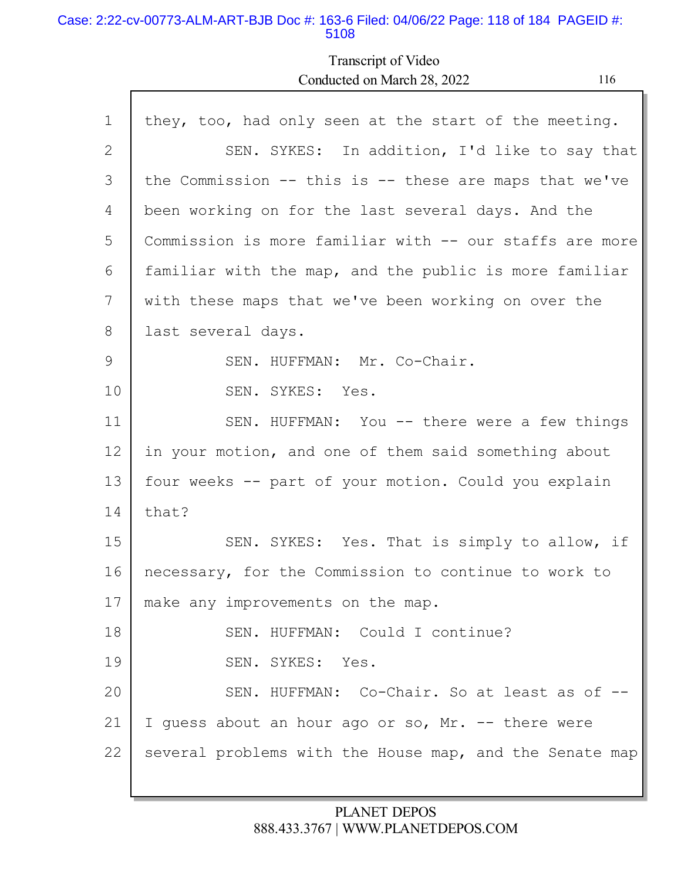they, too, had only seen at the start of the meeting.

SEN. SYKES: In addition, I'd like to say that the Commission -- this is -- these are maps that we've been working on for the last several days. And the Commission is more familiar with -- our staffs are more familiar with the map, and the public is more familiar with these maps that we've been working on over the last several days.

SEN. HUFFMAN: Mr. Co-Chair.

SEN. SYKES: Yes.

SEN. HUFFMAN: You -- there were a few things in your motion, and one of them said something about four weeks -- part of your motion. Could you explain that?

SEN. SYKES: Yes. That is simply to allow, if necessary, for the Commission to continue to work to make any improvements on the map.

SEN. HUFFMAN: Could I continue?

SEN. SYKES: Yes.

SEN. HUFFMAN: Co-Chair. So at least as of -- I guess about an hour ago or so, Mr. -- there were several problems with the House map, and the Senate map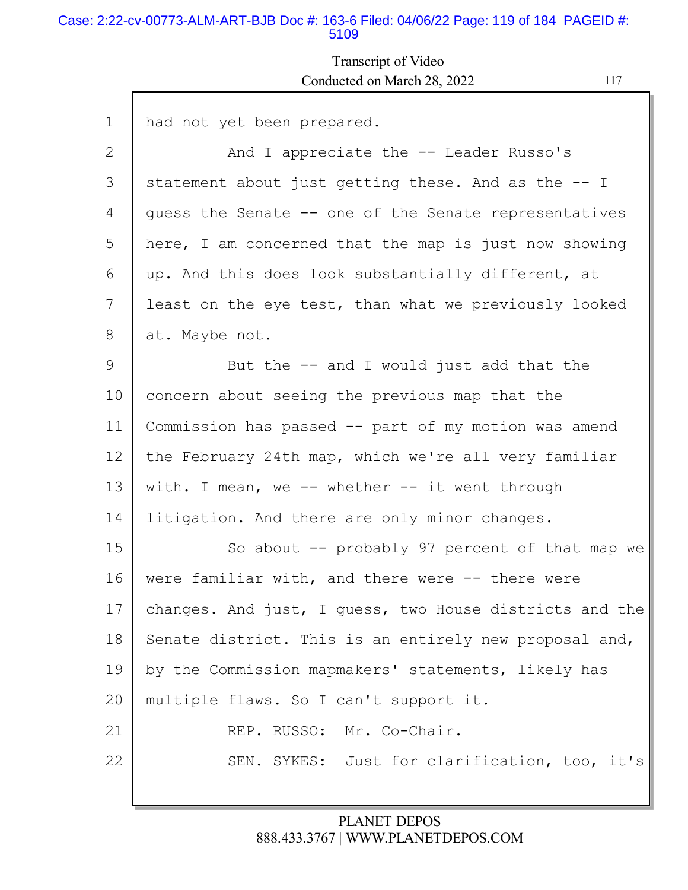1 had not yet been prepared.

2 And I appreciate the -- Leader Russo's

3 statement about just getting these. And as the -- I

4 guess the Senate -- one of the Senate representatives

5 here, I am concerned that the map is just now showing

6 up. And this does look substantially different, at

7 least on the eye test, than what we previously looked

8 at. Maybe not.

9 But the -- and I would just add that the

10 concern about seeing the previous map that the

11 Commission has passed -- part of my motion was amend

12 the February 24th map, which we're all very familiar

13 with. I mean, we -- whether -- it went through

14 litigation. And there are only minor changes.

15 So about -- probably 97 percent of that map we

16 were familiar with, and there were -- there were

17 changes. And just, I guess, two House districts and the

18 Senate district. This is an entirely new proposal and,

19 by the Commission mapmakers' statements, likely has

20 multiple flaws. So I can't support it.

21 REP. RUSSO: Mr. Co-Chair.

22 SEN. SYKES: Just for clarification, too, it's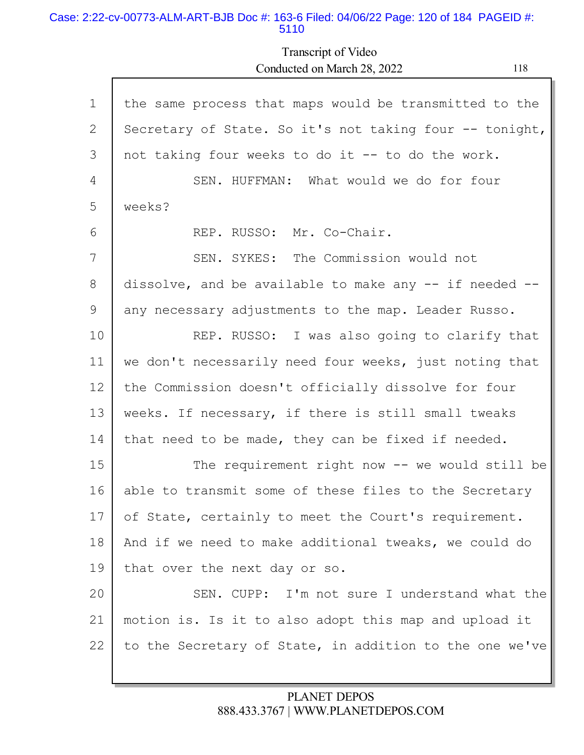1 the same process that maps would be transmitted to the
2 Secretary of State. So it's not taking four -- tonight,
3 not taking four weeks to do it -- to do the work.
4 SEN. HUFFMAN: What would we do for four
5 weeks?
6 REP. RUSSO: Mr. Co-Chair.
7 SEN. SYKES: The Commission would not
8 dissolve, and be available to make any -- if needed --
9 any necessary adjustments to the map. Leader Russo.
10 REP. RUSSO: I was also going to clarify that
11 we don't necessarily need four weeks, just noting that
12 the Commission doesn't officially dissolve for four
13 weeks. If necessary, if there is still small tweaks
14 that need to be made, they can be fixed if needed.
15 The requirement right now -- we would still be
16 able to transmit some of these files to the Secretary
17 of State, certainly to meet the Court's requirement.
18 And if we need to make additional tweaks, we could do
19 that over the next day or so.
20 SEN. CUPP: I'm not sure I understand what the
21 motion is. Is it to also adopt this map and upload it
22 to the Secretary of State, in addition to the one we've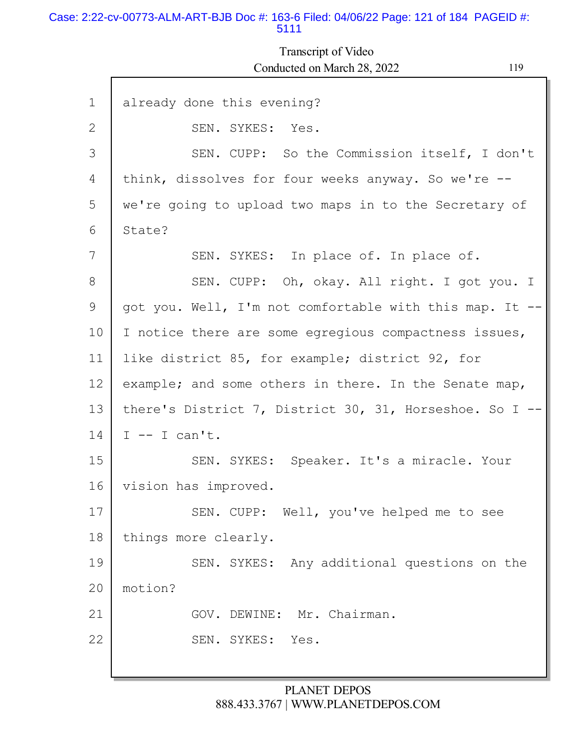1 already done this evening?

2 SEN. SYKES: Yes.

3 SEN. CUPP: So the Commission itself, I don't

4 think, dissolves for four weeks anyway. So we're --

5 we're going to upload two maps in to the Secretary of

6 State?

7 SEN. SYKES: In place of. In place of.

8 SEN. CUPP: Oh, okay. All right. I got you. I

9 got you. Well, I'm not comfortable with this map. It --

10 I notice there are some egregious compactness issues,

11 like district 85, for example; district 92, for

12 example; and some others in there. In the Senate map,

13 there's District 7, District 30, 31, Horseshoe. So I --

14 I -- I can't.

15 SEN. SYKES: Speaker. It's a miracle. Your

16 vision has improved.

17 SEN. CUPP: Well, you've helped me to see

18 things more clearly.

19 SEN. SYKES: Any additional questions on the

20 motion?

21 GOV. DEWINE: Mr. Chairman.

22 SEN. SYKES: Yes.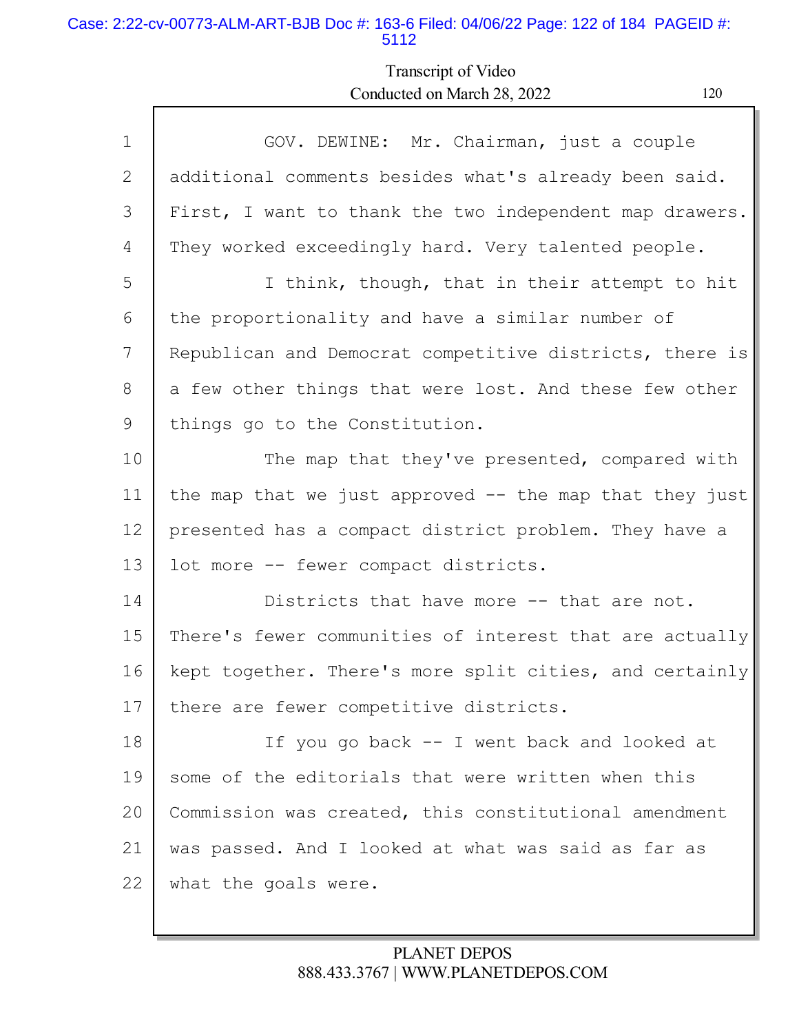Transcript of Video
Conducted on March 28, 2022

1 GOV. DEWINE: Mr. Chairman, just a couple
2 additional comments besides what's already been said.
3 First, I want to thank the two independent map drawers.
4 They worked exceedingly hard. Very talented people.
5 I think, though, that in their attempt to hit
6 the proportionality and have a similar number of
7 Republican and Democrat competitive districts, there is
8 a few other things that were lost. And these few other
9 things go to the Constitution.
10 The map that they've presented, compared with
11 the map that we just approved -- the map that they just
12 presented has a compact district problem. They have a
13 lot more -- fewer compact districts.
14 Districts that have more -- that are not.
15 There's fewer communities of interest that are actually
16 kept together. There's more split cities, and certainly
17 there are fewer competitive districts.
18 If you go back -- I went back and looked at
19 some of the editorials that were written when this
20 Commission was created, this constitutional amendment
21 was passed. And I looked at what was said as far as
22 what the goals were.

PLANET DEPOS
888.433.3767 | WWW.PLANETDEPOS.COM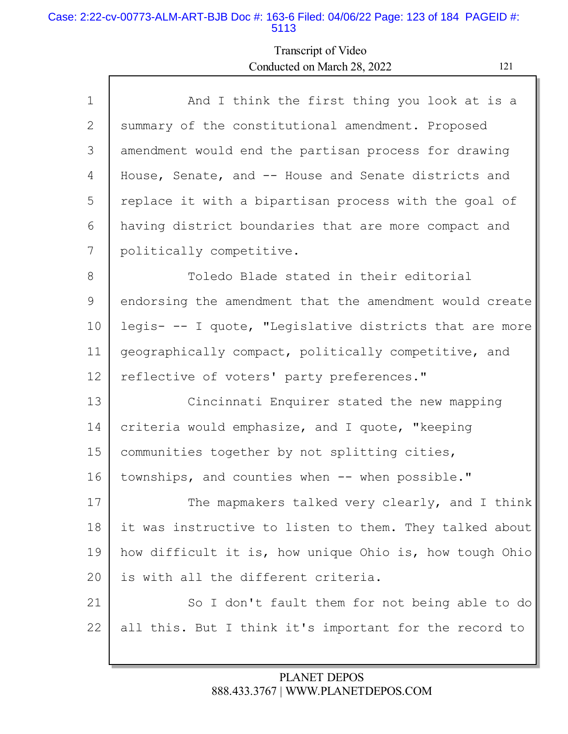And I think the first thing you look at is a summary of the constitutional amendment. Proposed amendment would end the partisan process for drawing House, Senate, and -- House and Senate districts and replace it with a bipartisan process with the goal of having district boundaries that are more compact and politically competitive.

Toledo Blade stated in their editorial endorsing the amendment that the amendment would create legis- -- I quote, "Legislative districts that are more geographically compact, politically competitive, and reflective of voters' party preferences."

Cincinnati Enquirer stated the new mapping criteria would emphasize, and I quote, "keeping communities together by not splitting cities, townships, and counties when -- when possible."

The mapmakers talked very clearly, and I think it was instructive to listen to them. They talked about how difficult it is, how unique Ohio is, how tough Ohio is with all the different criteria.

So I don't fault them for not being able to do all this. But I think it's important for the record to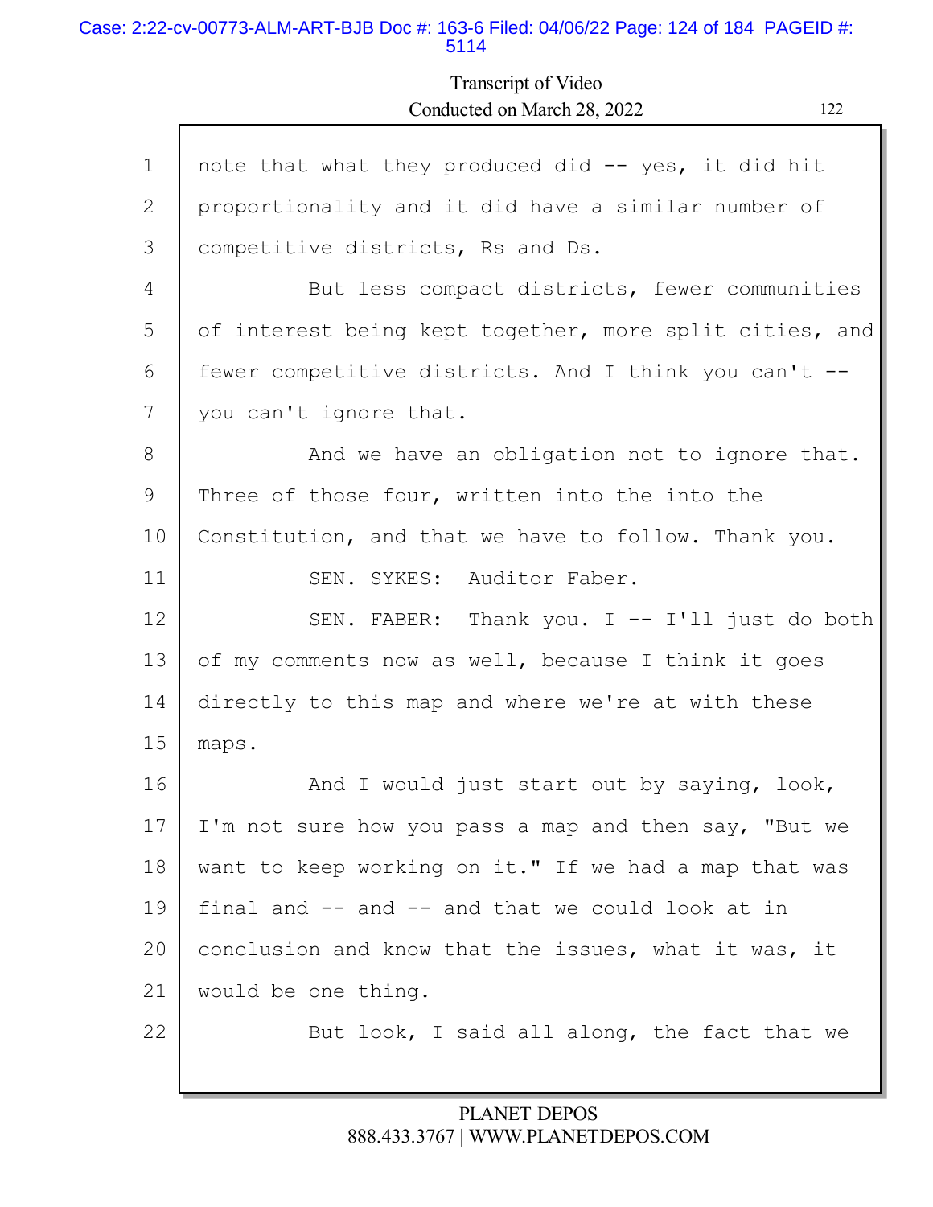1 note that what they produced did -- yes, it did hit
2 proportionality and it did have a similar number of
3 competitive districts, Rs and Ds.
4 But less compact districts, fewer communities
5 of interest being kept together, more split cities, and
6 fewer competitive districts. And I think you can't --
7 you can't ignore that.
8 And we have an obligation not to ignore that.
9 Three of those four, written into the into the
10 Constitution, and that we have to follow. Thank you.
11 SEN. SYKES: Auditor Faber.
12 SEN. FABER: Thank you. I -- I'll just do both
13 of my comments now as well, because I think it goes
14 directly to this map and where we're at with these
15 maps.
16 And I would just start out by saying, look,
17 I'm not sure how you pass a map and then say, "But we
18 want to keep working on it." If we had a map that was
19 final and -- and -- and that we could look at in
20 conclusion and know that the issues, what it was, it
21 would be one thing.
22 But look, I said all along, the fact that we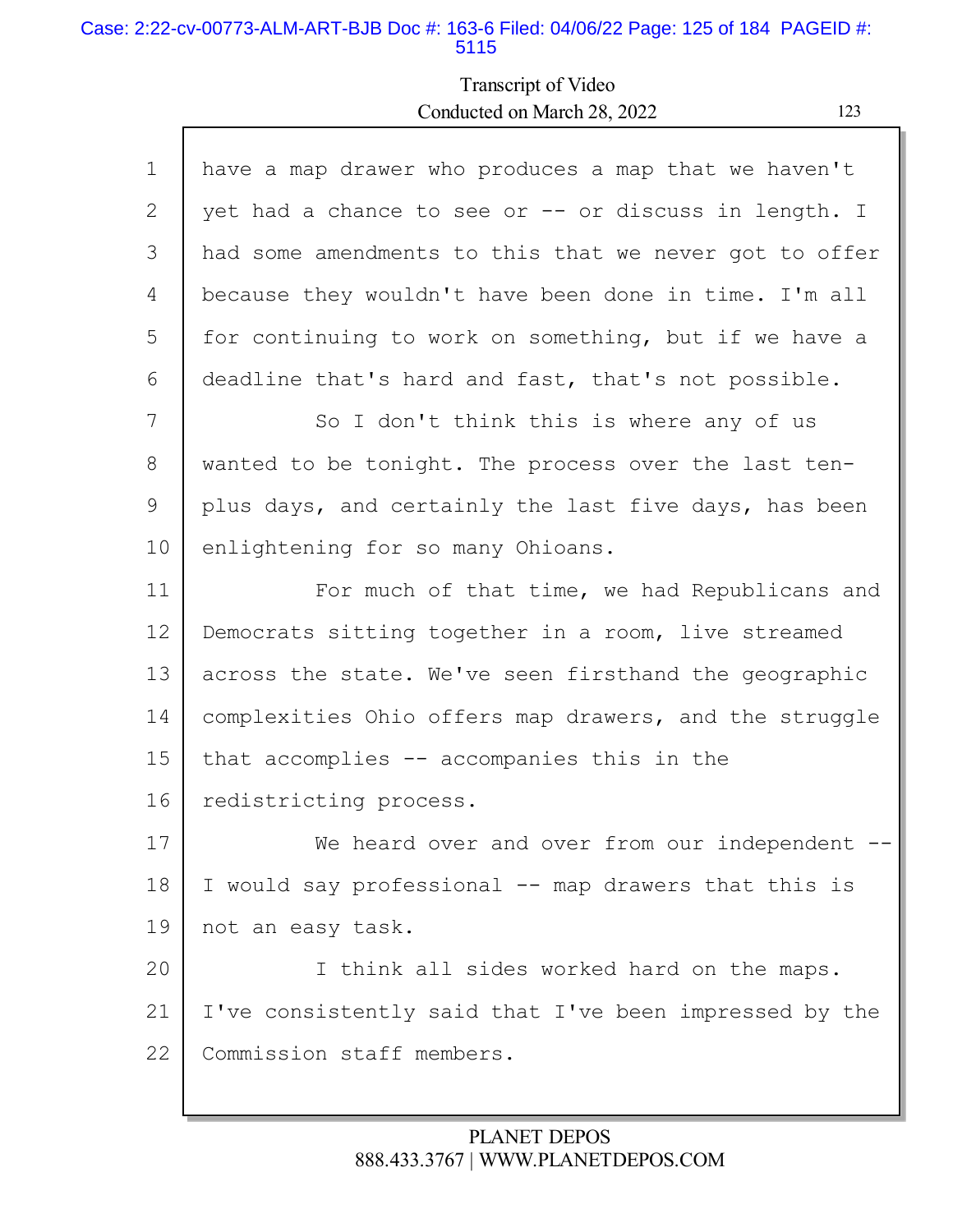Transcript of Video
Conducted on March 28, 2022

1 have a map drawer who produces a map that we haven't
2 yet had a chance to see or -- or discuss in length. I
3 had some amendments to this that we never got to offer
4 because they wouldn't have been done in time. I'm all
5 for continuing to work on something, but if we have a
6 deadline that's hard and fast, that's not possible.
7 So I don't think this is where any of us
8 wanted to be tonight. The process over the last ten-
9 plus days, and certainly the last five days, has been
10 enlightening for so many Ohioans.
11 For much of that time, we had Republicans and
12 Democrats sitting together in a room, live streamed
13 across the state. We've seen firsthand the geographic
14 complexities Ohio offers map drawers, and the struggle
15 that accomplies -- accompanies this in the
16 redistricting process.
17 We heard over and over from our independent --
18 I would say professional -- map drawers that this is
19 not an easy task.
20 I think all sides worked hard on the maps.
21 I've consistently said that I've been impressed by the
22 Commission staff members.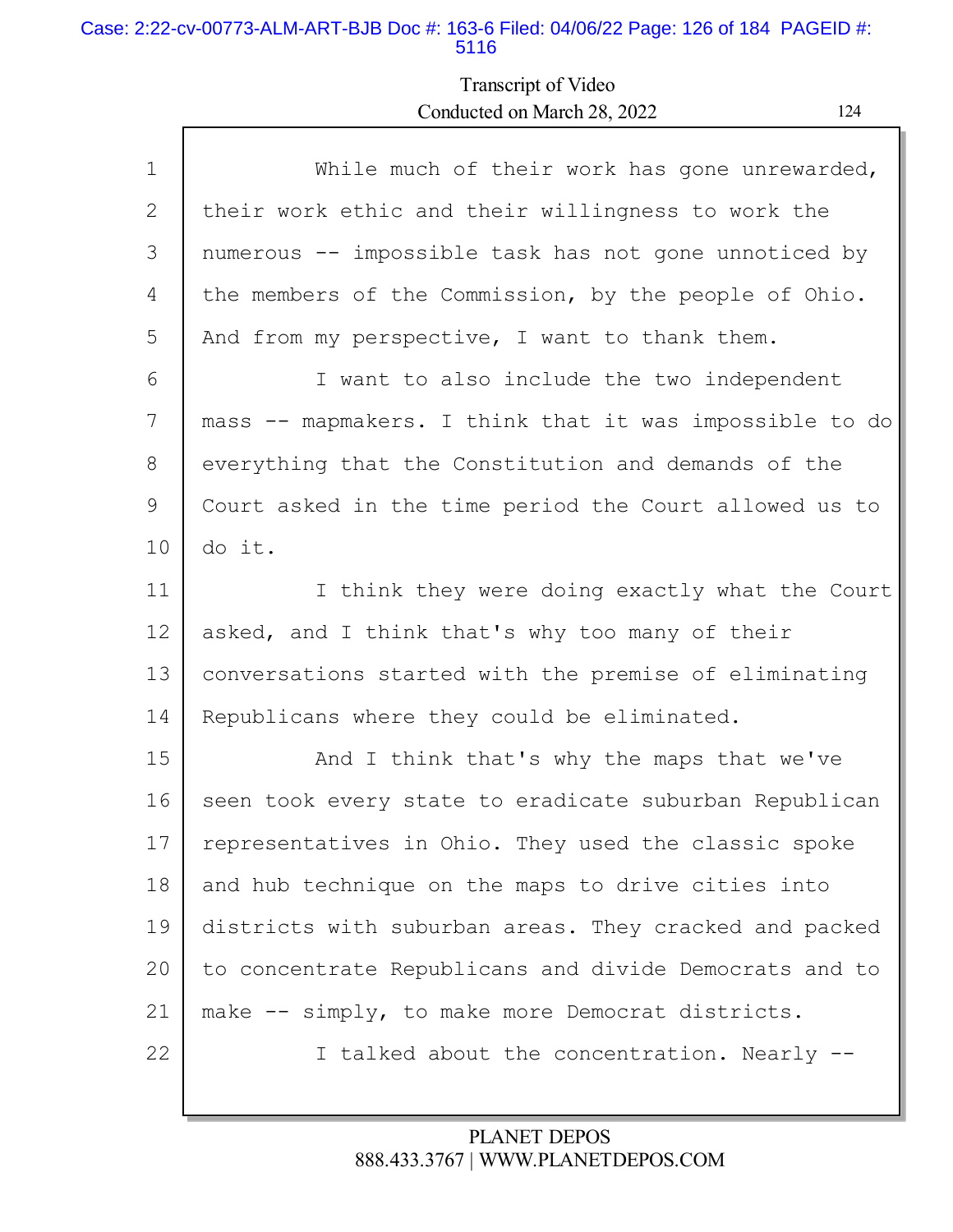1 While much of their work has gone unrewarded,
2 their work ethic and their willingness to work the
3 numerous -- impossible task has not gone unnoticed by
4 the members of the Commission, by the people of Ohio.
5 And from my perspective, I want to thank them.
6 I want to also include the two independent
7 mass -- mapmakers. I think that it was impossible to do
8 everything that the Constitution and demands of the
9 Court asked in the time period the Court allowed us to
10 do it.
11 I think they were doing exactly what the Court
12 asked, and I think that's why too many of their
13 conversations started with the premise of eliminating
14 Republicans where they could be eliminated.
15 And I think that's why the maps that we've
16 seen took every state to eradicate suburban Republican
17 representatives in Ohio. They used the classic spoke
18 and hub technique on the maps to drive cities into
19 districts with suburban areas. They cracked and packed
20 to concentrate Republicans and divide Democrats and to
21 make -- simply, to make more Democrat districts.
22 I talked about the concentration. Nearly --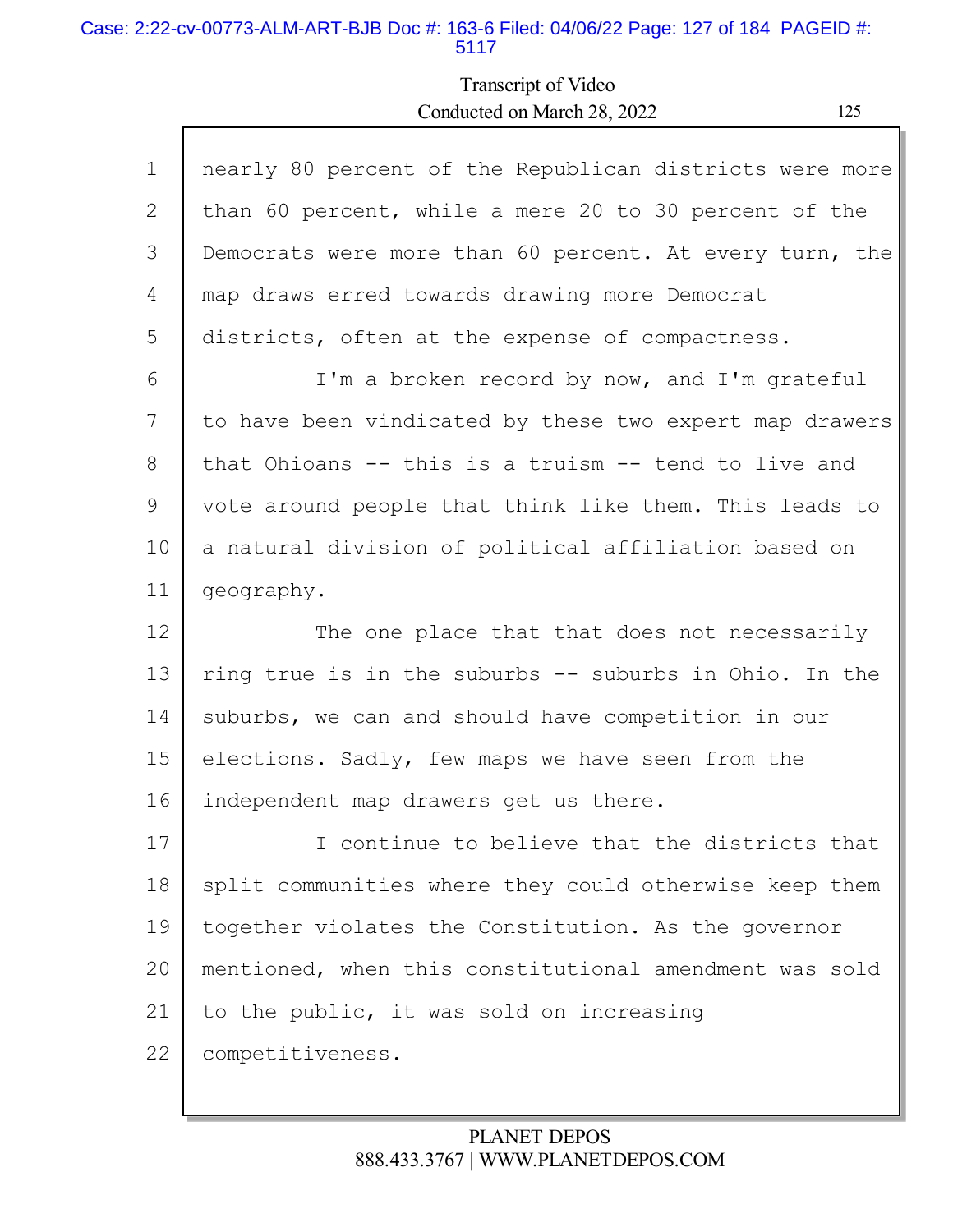nearly 80 percent of the Republican districts were more than 60 percent, while a mere 20 to 30 percent of the Democrats were more than 60 percent. At every turn, the map draws erred towards drawing more Democrat districts, often at the expense of compactness.

I'm a broken record by now, and I'm grateful to have been vindicated by these two expert map drawers that Ohioans -- this is a truism -- tend to live and vote around people that think like them. This leads to a natural division of political affiliation based on geography.

The one place that that does not necessarily ring true is in the suburbs -- suburbs in Ohio. In the suburbs, we can and should have competition in our elections. Sadly, few maps we have seen from the independent map drawers get us there.

I continue to believe that the districts that split communities where they could otherwise keep them together violates the Constitution. As the governor mentioned, when this constitutional amendment was sold to the public, it was sold on increasing competitiveness.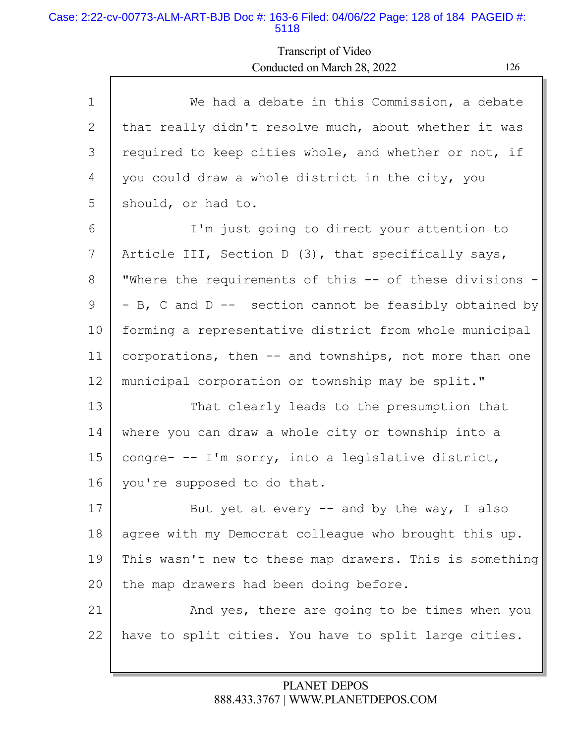We had a debate in this Commission, a debate that really didn't resolve much, about whether it was required to keep cities whole, and whether or not, if you could draw a whole district in the city, you should, or had to.

I'm just going to direct your attention to Article III, Section D (3), that specifically says, "Where the requirements of this -- of these divisions -- B, C and D -- section cannot be feasibly obtained by forming a representative district from whole municipal corporations, then -- and townships, not more than one municipal corporation or township may be split."

That clearly leads to the presumption that where you can draw a whole city or township into a congre- -- I'm sorry, into a legislative district, you're supposed to do that.

But yet at every -- and by the way, I also agree with my Democrat colleague who brought this up. This wasn't new to these map drawers. This is something the map drawers had been doing before.

And yes, there are going to be times when you have to split cities. You have to split large cities.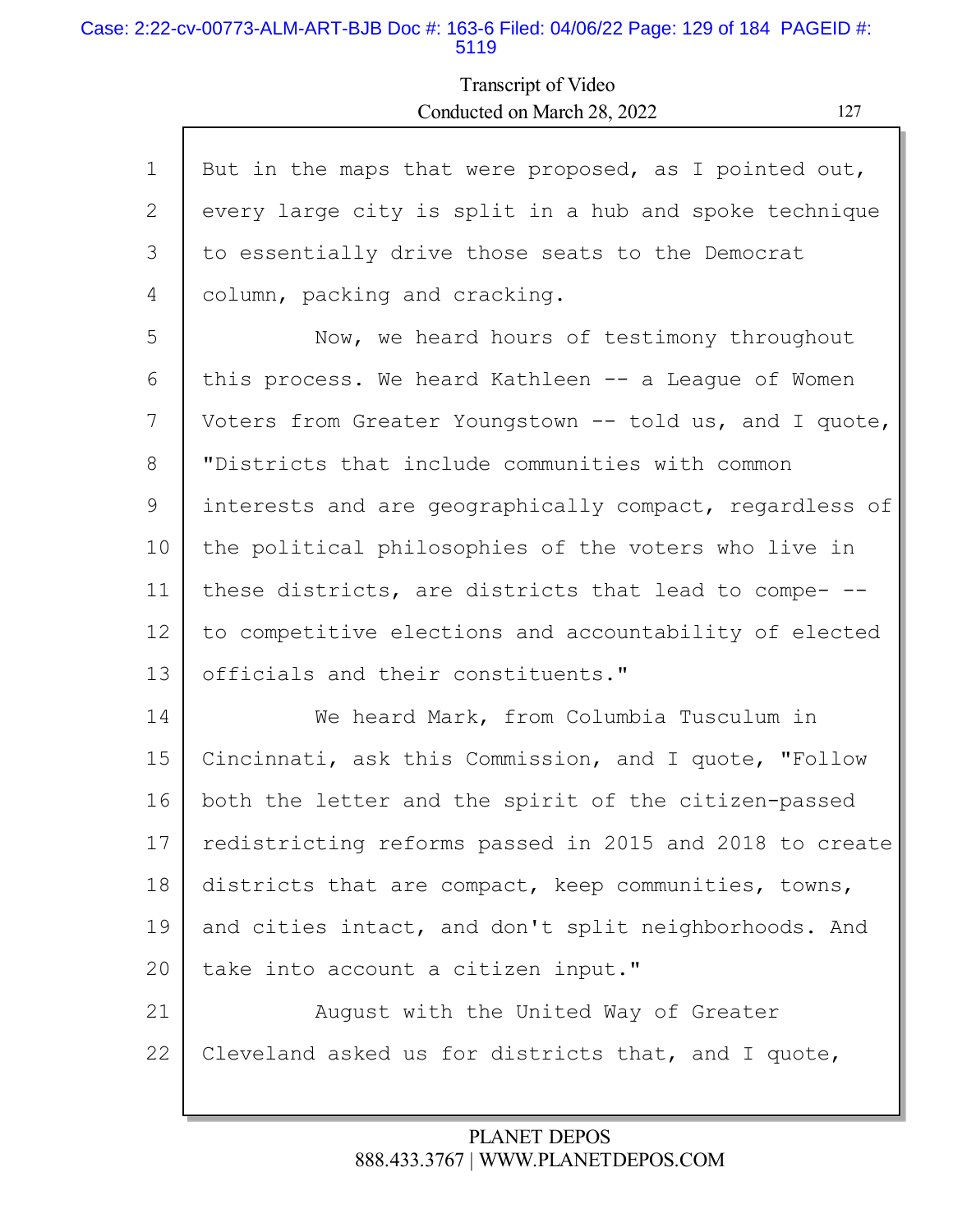But in the maps that were proposed, as I pointed out, every large city is split in a hub and spoke technique to essentially drive those seats to the Democrat column, packing and cracking.

Now, we heard hours of testimony throughout this process. We heard Kathleen -- a League of Women Voters from Greater Youngstown -- told us, and I quote, "Districts that include communities with common interests and are geographically compact, regardless of the political philosophies of the voters who live in these districts, are districts that lead to compe- -- to competitive elections and accountability of elected officials and their constituents."

We heard Mark, from Columbia Tusculum in Cincinnati, ask this Commission, and I quote, "Follow both the letter and the spirit of the citizen-passed redistricting reforms passed in 2015 and 2018 to create districts that are compact, keep communities, towns, and cities intact, and don't split neighborhoods. And take into account a citizen input."

August with the United Way of Greater Cleveland asked us for districts that, and I quote,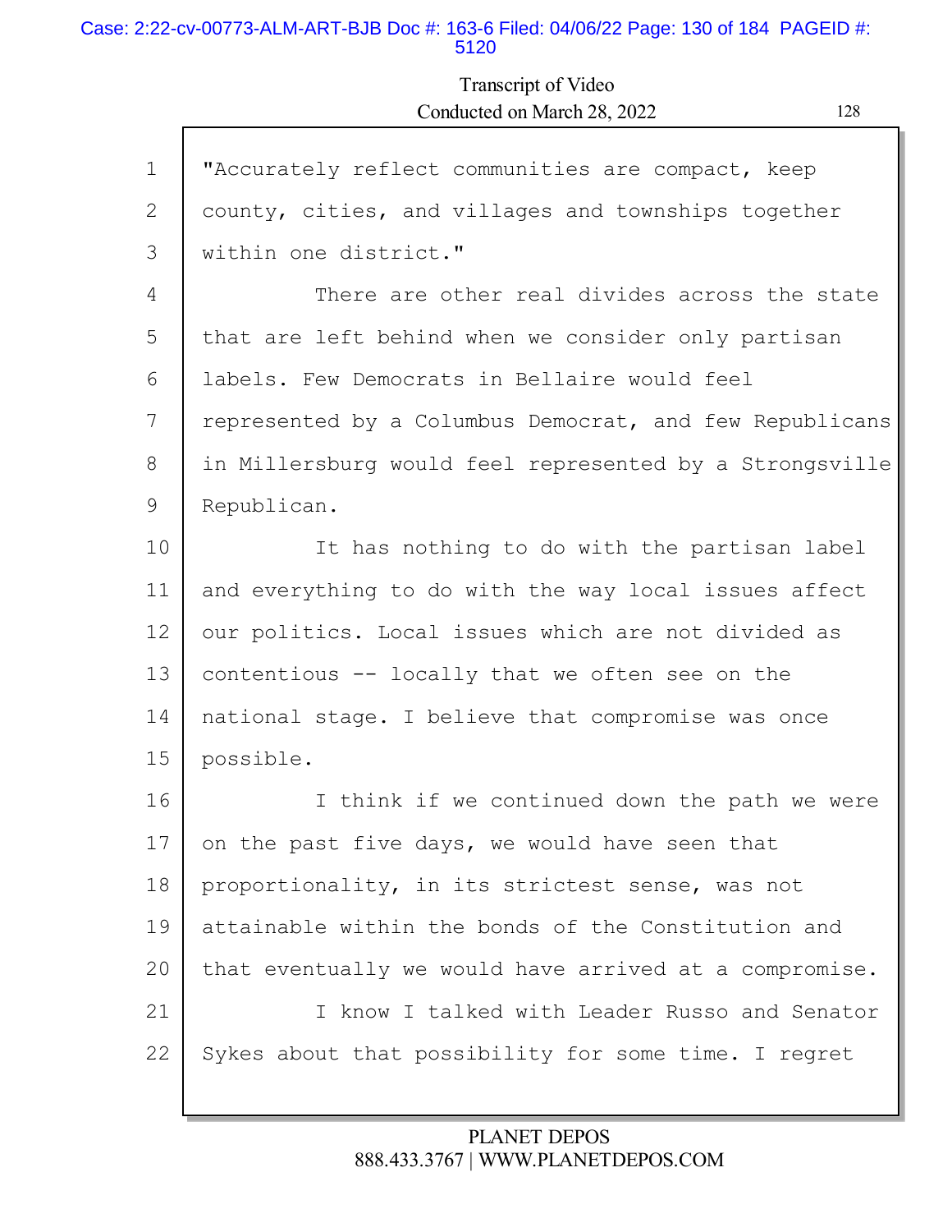"Accurately reflect communities are compact, keep county, cities, and villages and townships together within one district."

There are other real divides across the state that are left behind when we consider only partisan labels. Few Democrats in Bellaire would feel represented by a Columbus Democrat, and few Republicans in Millersburg would feel represented by a Strongsville Republican.

It has nothing to do with the partisan label and everything to do with the way local issues affect our politics. Local issues which are not divided as contentious -- locally that we often see on the national stage. I believe that compromise was once possible.

I think if we continued down the path we were on the past five days, we would have seen that proportionality, in its strictest sense, was not attainable within the bonds of the Constitution and that eventually we would have arrived at a compromise.

I know I talked with Leader Russo and Senator Sykes about that possibility for some time. I regret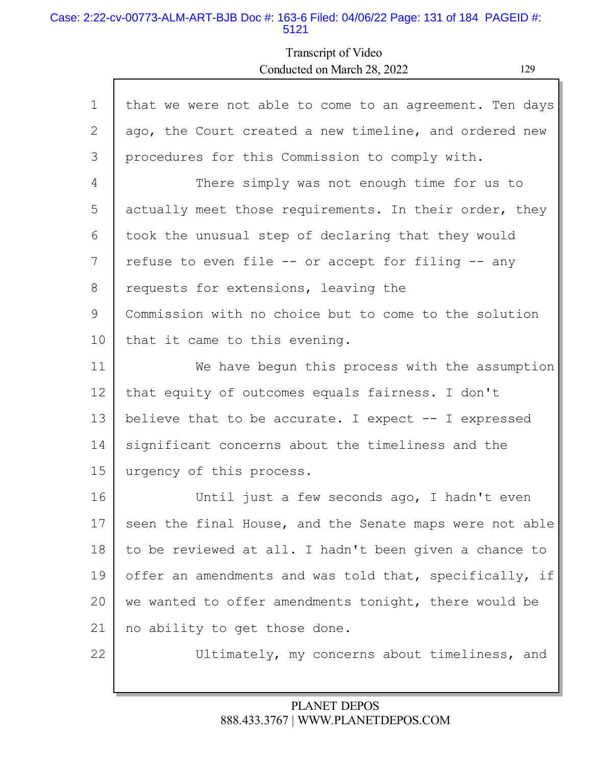that we were not able to come to an agreement. Ten days ago, the Court created a new timeline, and ordered new procedures for this Commission to comply with.

There simply was not enough time for us to actually meet those requirements. In their order, they took the unusual step of declaring that they would refuse to even file -- or accept for filing -- any requests for extensions, leaving the Commission with no choice but to come to the solution that it came to this evening.

We have begun this process with the assumption that equity of outcomes equals fairness. I don't believe that to be accurate. I expect -- I expressed significant concerns about the timeliness and the urgency of this process.

Until just a few seconds ago, I hadn't even seen the final House, and the Senate maps were not able to be reviewed at all. I hadn't been given a chance to offer an amendments and was told that, specifically, if we wanted to offer amendments tonight, there would be no ability to get those done.

Ultimately, my concerns about timeliness, and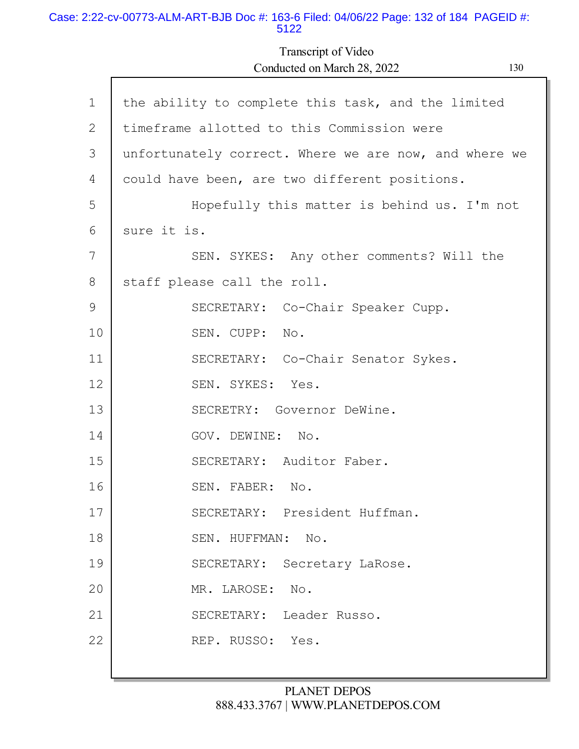the ability to complete this task, and the limited timeframe allotted to this Commission were unfortunately correct. Where we are now, and where we could have been, are two different positions.

Hopefully this matter is behind us. I'm not sure it is.

SEN. SYKES: Any other comments? Will the staff please call the roll.

SECRETARY: Co-Chair Speaker Cupp.

SEN. CUPP: No.

SECRETARY: Co-Chair Senator Sykes.

SEN. SYKES: Yes.

SECRETRY: Governor DeWine.

GOV. DEWINE: No.

SECRETARY: Auditor Faber.

SEN. FABER: No.

SECRETARY: President Huffman.

SEN. HUFFMAN: No.

SECRETARY: Secretary LaRose.

MR. LAROSE: No.

SECRETARY: Leader Russo.

REP. RUSSO: Yes.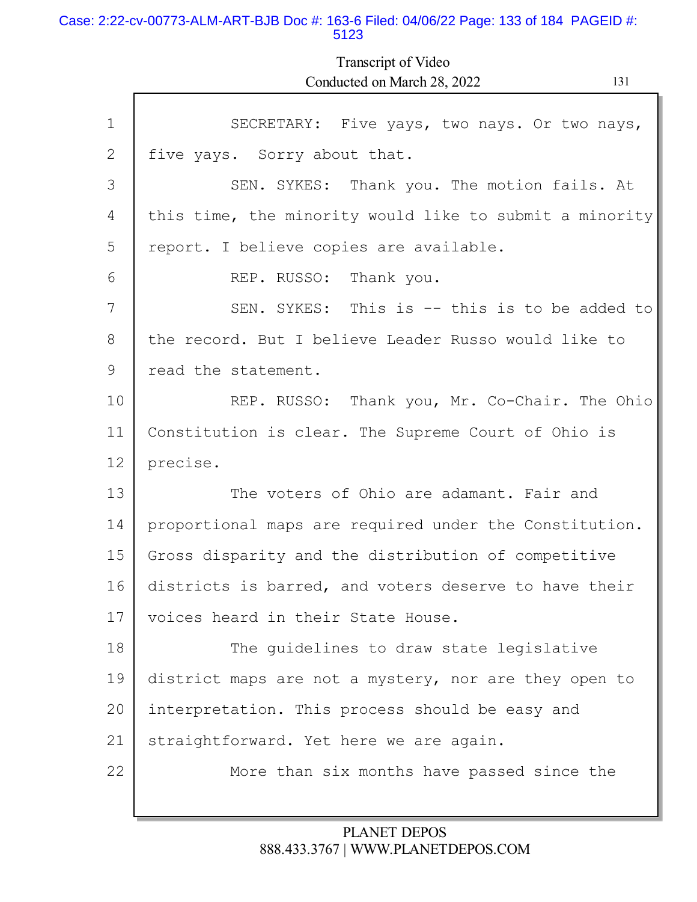SECRETARY: Five yays, two nays. Or two nays, five yays. Sorry about that.

SEN. SYKES: Thank you. The motion fails. At this time, the minority would like to submit a minority report. I believe copies are available.

REP. RUSSO: Thank you.

SEN. SYKES: This is -- this is to be added to the record. But I believe Leader Russo would like to read the statement.

REP. RUSSO: Thank you, Mr. Co-Chair. The Ohio Constitution is clear. The Supreme Court of Ohio is precise.

The voters of Ohio are adamant. Fair and proportional maps are required under the Constitution. Gross disparity and the distribution of competitive districts is barred, and voters deserve to have their voices heard in their State House.

The guidelines to draw state legislative district maps are not a mystery, nor are they open to interpretation. This process should be easy and straightforward. Yet here we are again.

More than six months have passed since the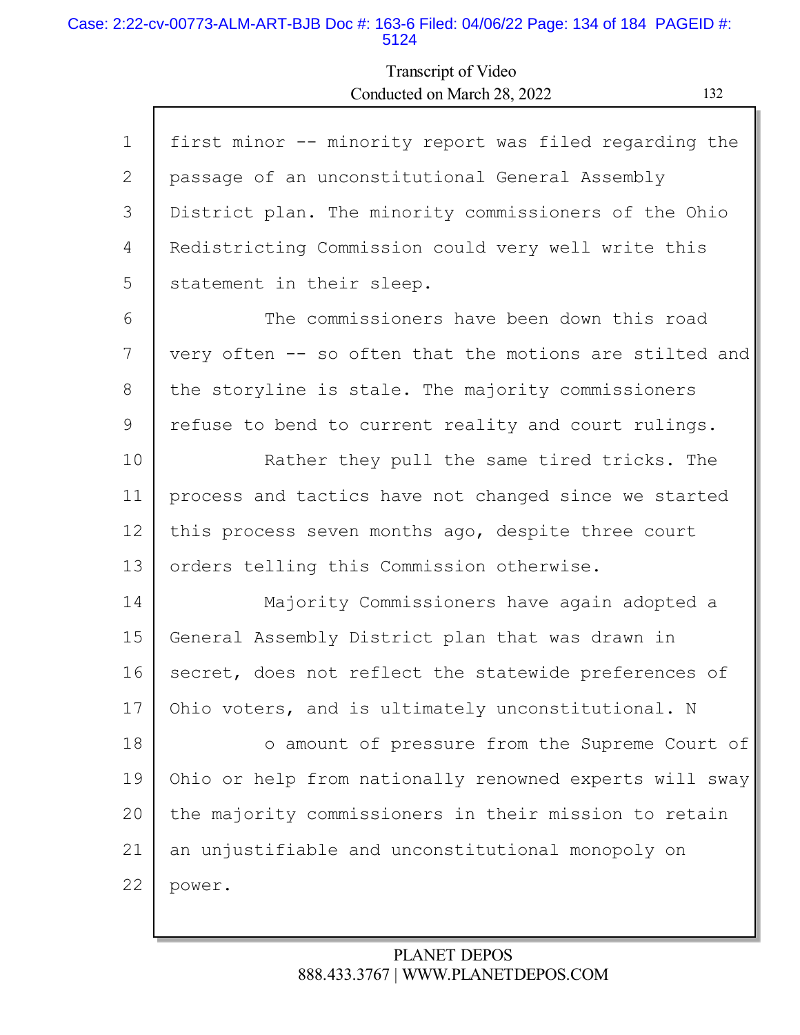first minor -- minority report was filed regarding the passage of an unconstitutional General Assembly District plan. The minority commissioners of the Ohio Redistricting Commission could very well write this statement in their sleep.

The commissioners have been down this road very often -- so often that the motions are stilted and the storyline is stale. The majority commissioners refuse to bend to current reality and court rulings.

Rather they pull the same tired tricks. The process and tactics have not changed since we started this process seven months ago, despite three court orders telling this Commission otherwise.

Majority Commissioners have again adopted a General Assembly District plan that was drawn in secret, does not reflect the statewide preferences of Ohio voters, and is ultimately unconstitutional. N

o amount of pressure from the Supreme Court of Ohio or help from nationally renowned experts will sway the majority commissioners in their mission to retain an unjustifiable and unconstitutional monopoly on power.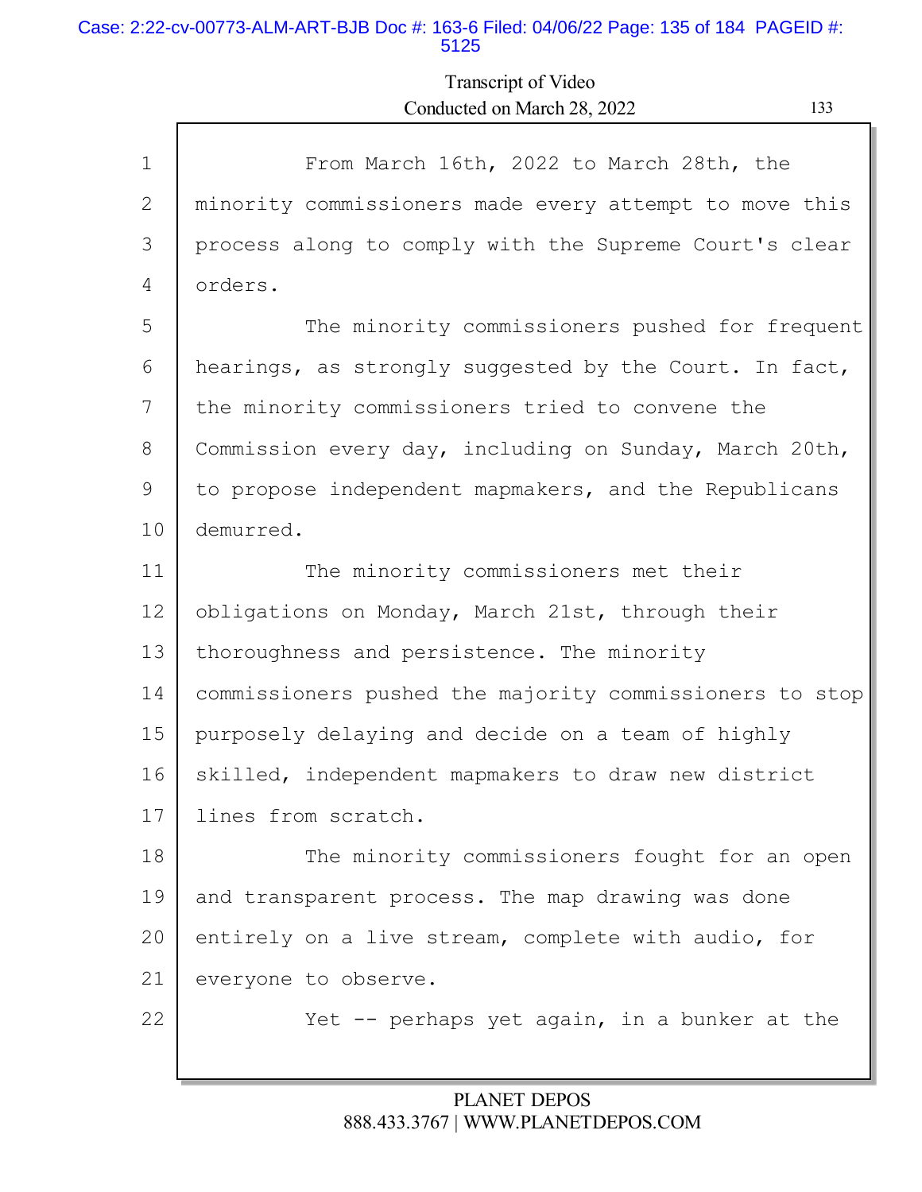From March 16th, 2022 to March 28th, the minority commissioners made every attempt to move this process along to comply with the Supreme Court's clear orders.

The minority commissioners pushed for frequent hearings, as strongly suggested by the Court. In fact, the minority commissioners tried to convene the Commission every day, including on Sunday, March 20th, to propose independent mapmakers, and the Republicans demurred.

The minority commissioners met their obligations on Monday, March 21st, through their thoroughness and persistence. The minority commissioners pushed the majority commissioners to stop purposely delaying and decide on a team of highly skilled, independent mapmakers to draw new district lines from scratch.

The minority commissioners fought for an open and transparent process. The map drawing was done entirely on a live stream, complete with audio, for everyone to observe.

Yet -- perhaps yet again, in a bunker at the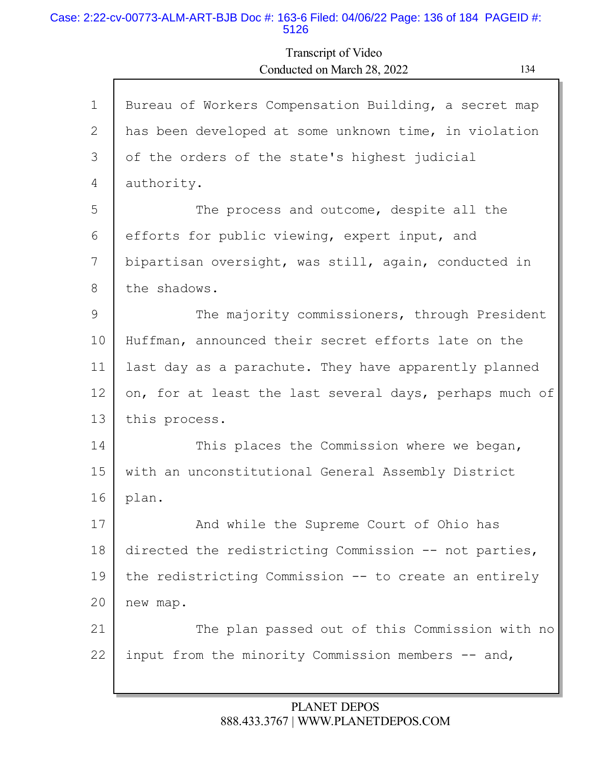Bureau of Workers Compensation Building, a secret map has been developed at some unknown time, in violation of the orders of the state's highest judicial authority.

The process and outcome, despite all the efforts for public viewing, expert input, and bipartisan oversight, was still, again, conducted in the shadows.

The majority commissioners, through President Huffman, announced their secret efforts late on the last day as a parachute. They have apparently planned on, for at least the last several days, perhaps much of this process.

This places the Commission where we began, with an unconstitutional General Assembly District plan.

And while the Supreme Court of Ohio has directed the redistricting Commission -- not parties, the redistricting Commission -- to create an entirely new map.

The plan passed out of this Commission with no input from the minority Commission members -- and,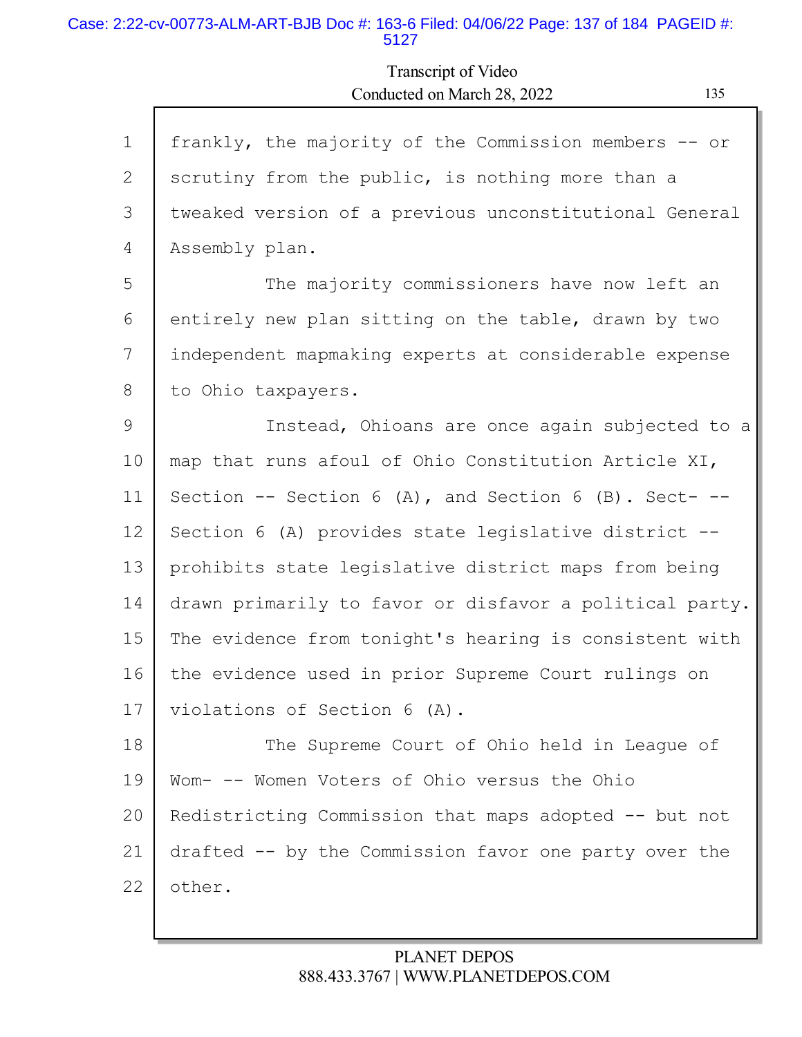frankly, the majority of the Commission members -- or scrutiny from the public, is nothing more than a tweaked version of a previous unconstitutional General Assembly plan.

The majority commissioners have now left an entirely new plan sitting on the table, drawn by two independent mapmaking experts at considerable expense to Ohio taxpayers.

Instead, Ohioans are once again subjected to a map that runs afoul of Ohio Constitution Article XI, Section -- Section 6 (A), and Section 6 (B). Sect- -- Section 6 (A) provides state legislative district -- prohibits state legislative district maps from being drawn primarily to favor or disfavor a political party. The evidence from tonight's hearing is consistent with the evidence used in prior Supreme Court rulings on violations of Section 6 (A).

The Supreme Court of Ohio held in League of Wom- -- Women Voters of Ohio versus the Ohio Redistricting Commission that maps adopted -- but not drafted -- by the Commission favor one party over the other.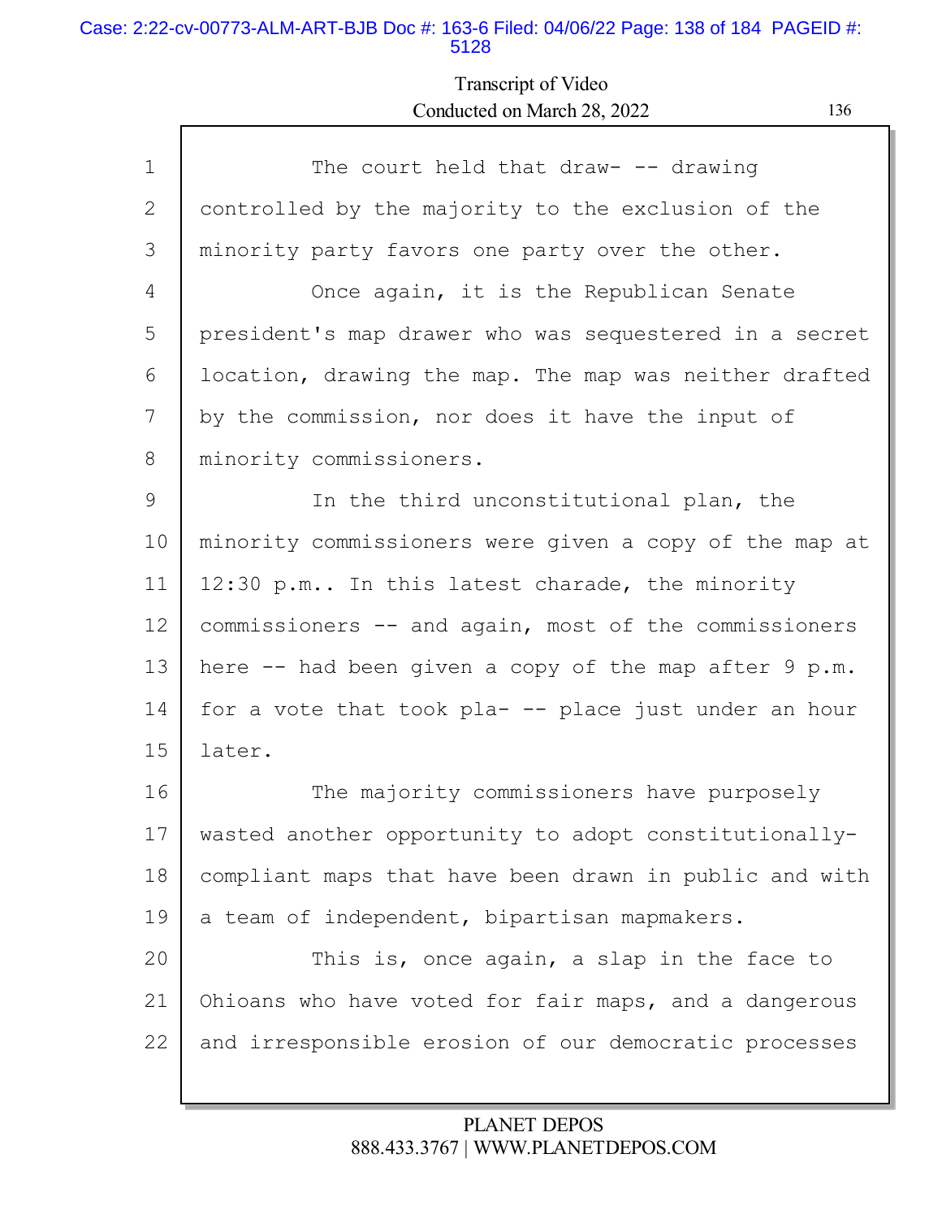Transcript of Video
Conducted on March 28, 2022

1 The court held that draw- -- drawing
2 controlled by the majority to the exclusion of the
3 minority party favors one party over the other.
4 Once again, it is the Republican Senate
5 president's map drawer who was sequestered in a secret
6 location, drawing the map. The map was neither drafted
7 by the commission, nor does it have the input of
8 minority commissioners.
9 In the third unconstitutional plan, the
10 minority commissioners were given a copy of the map at
11 12:30 p.m.. In this latest charade, the minority
12 commissioners -- and again, most of the commissioners
13 here -- had been given a copy of the map after 9 p.m.
14 for a vote that took pla- -- place just under an hour
15 later.
16 The majority commissioners have purposely
17 wasted another opportunity to adopt constitutionally-
18 compliant maps that have been drawn in public and with
19 a team of independent, bipartisan mapmakers.
20 This is, once again, a slap in the face to
21 Ohioans who have voted for fair maps, and a dangerous
22 and irresponsible erosion of our democratic processes

PLANET DEPOS
888.433.3767 | WWW.PLANETDEPOS.COM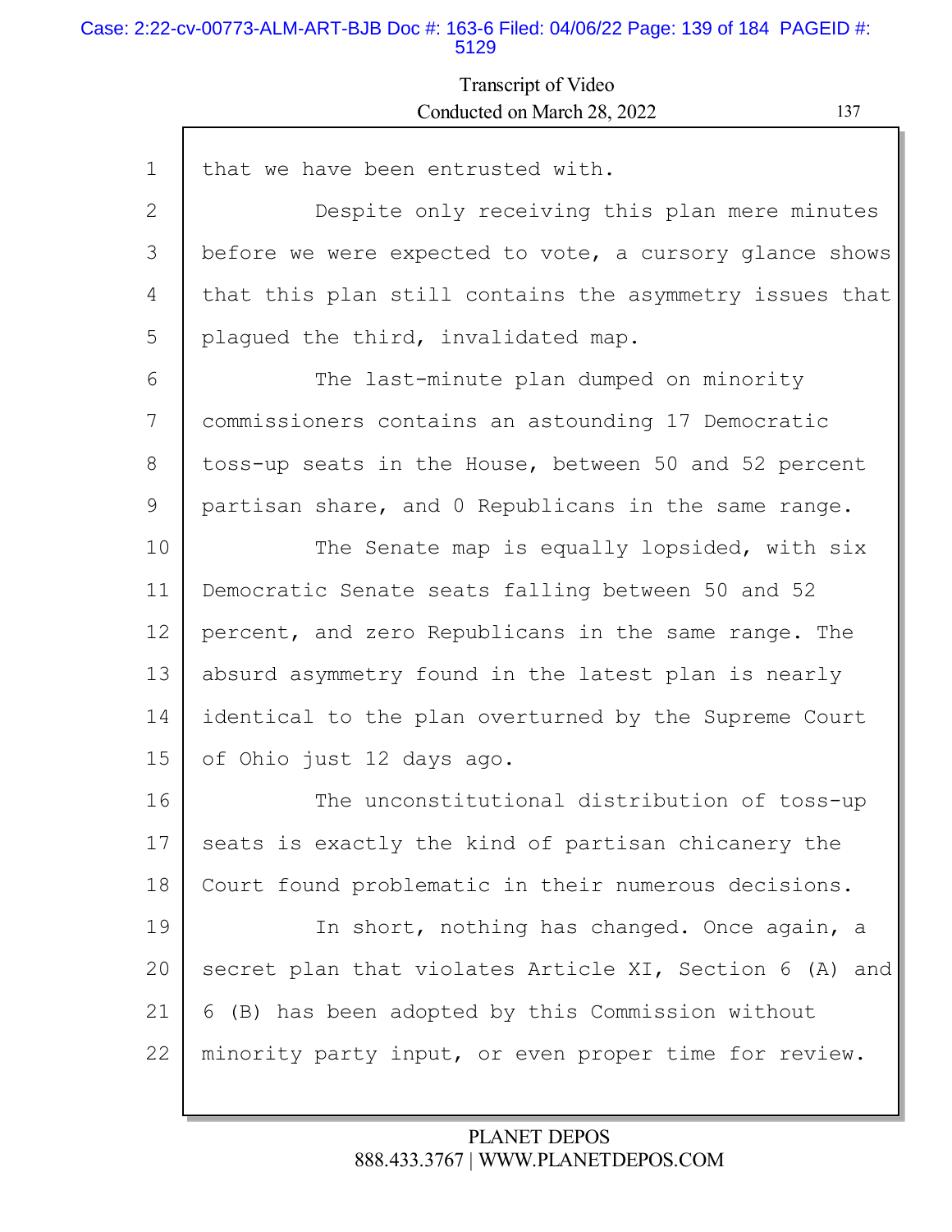that we have been entrusted with.

Despite only receiving this plan mere minutes before we were expected to vote, a cursory glance shows that this plan still contains the asymmetry issues that plagued the third, invalidated map.

The last-minute plan dumped on minority commissioners contains an astounding 17 Democratic toss-up seats in the House, between 50 and 52 percent partisan share, and 0 Republicans in the same range.

The Senate map is equally lopsided, with six Democratic Senate seats falling between 50 and 52 percent, and zero Republicans in the same range. The absurd asymmetry found in the latest plan is nearly identical to the plan overturned by the Supreme Court of Ohio just 12 days ago.

The unconstitutional distribution of toss-up seats is exactly the kind of partisan chicanery the Court found problematic in their numerous decisions.

In short, nothing has changed. Once again, a secret plan that violates Article XI, Section 6 (A) and 6 (B) has been adopted by this Commission without minority party input, or even proper time for review.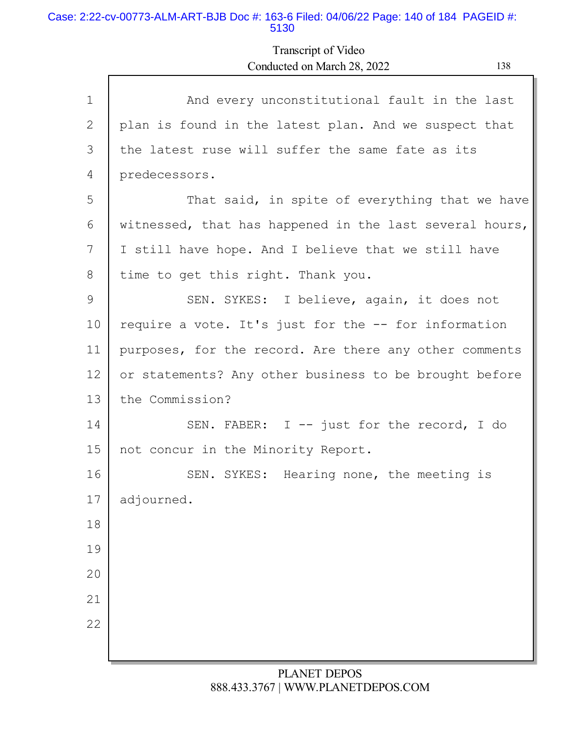And every unconstitutional fault in the last plan is found in the latest plan. And we suspect that the latest ruse will suffer the same fate as its predecessors.

That said, in spite of everything that we have witnessed, that has happened in the last several hours, I still have hope. And I believe that we still have time to get this right. Thank you.

SEN. SYKES: I believe, again, it does not require a vote. It's just for the -- for information purposes, for the record. Are there any other comments or statements? Any other business to be brought before the Commission?

SEN. FABER: I -- just for the record, I do not concur in the Minority Report.

SEN. SYKES: Hearing none, the meeting is adjourned.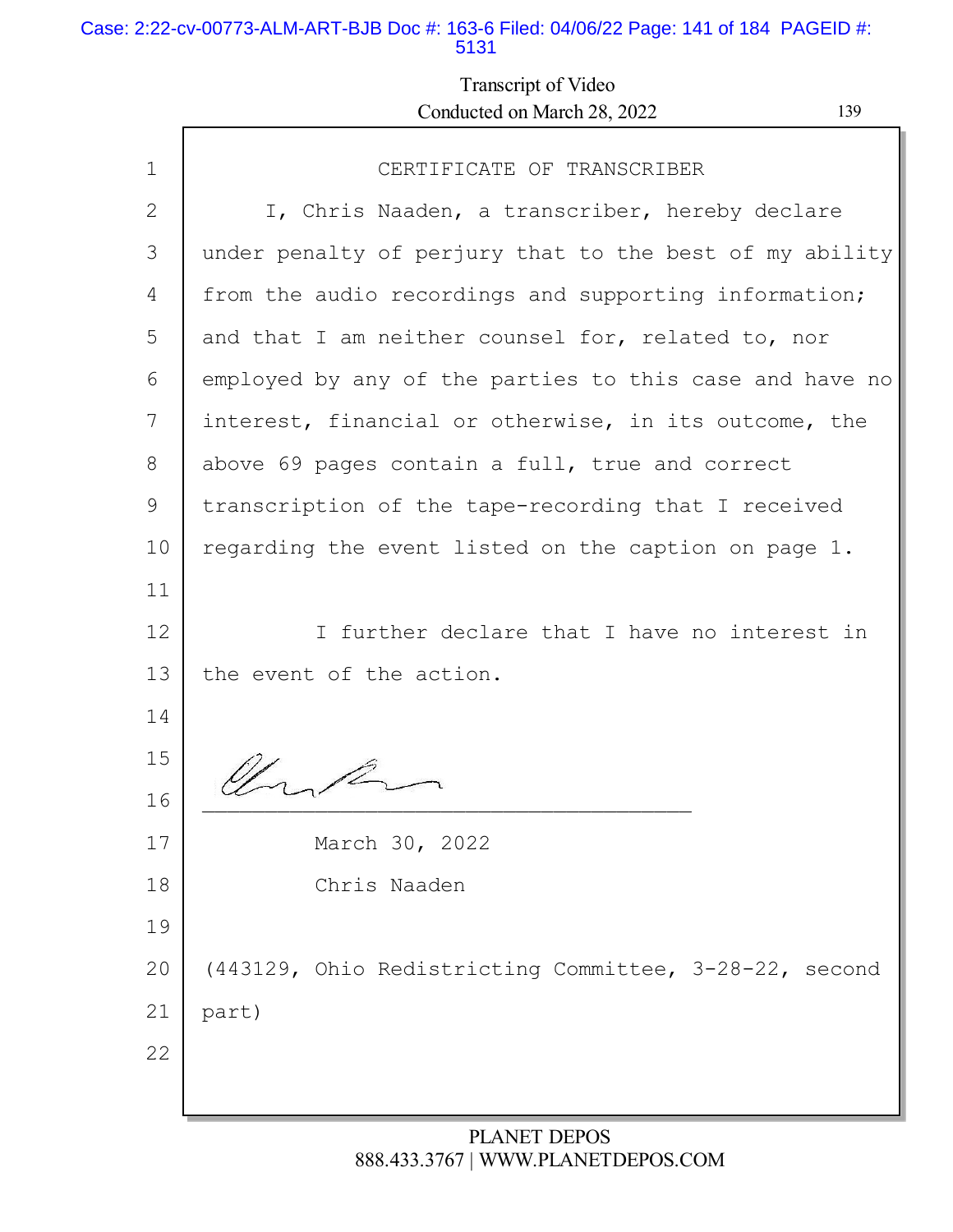# CERTIFICATE OF TRANSCRIBER

I, Chris Naaden, a transcriber, hereby declare under penalty of perjury that to the best of my ability from the audio recordings and supporting information; and that I am neither counsel for, related to, nor employed by any of the parties to this case and have no interest, financial or otherwise, in its outcome, the above 69 pages contain a full, true and correct transcription of the tape-recording that I received regarding the event listed on the caption on page 1.

I further declare that I have no interest in the event of the action.

\_\_\_\_\_\_\_\_\_\_\_\_\_\_\_\_\_\_\_\_\_\_\_\_\_\_\_\_\_\_\_\_\_\_\_\_\_\_\_

March 30, 2022

Chris Naaden

(443129, Ohio Redistricting Committee, 3-28-22, second part)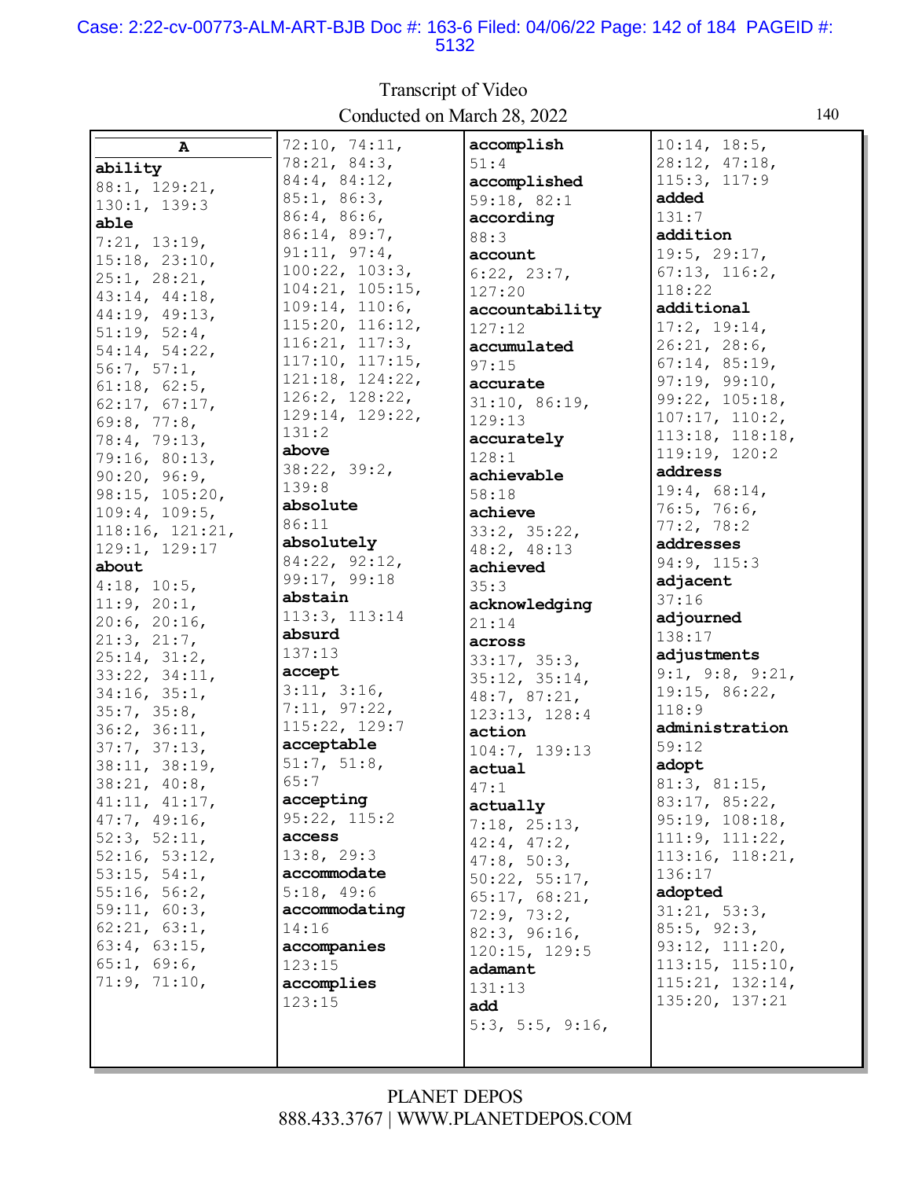Transcript of Video
Conducted on March 28, 2022

**A**

**ability**
88:1, 129:21, 130:1, 139:3

**able**
7:21, 13:19, 15:18, 23:10, 25:1, 28:21, 43:14, 44:18, 44:19, 49:13, 51:19, 52:4, 54:14, 54:22, 56:7, 57:1, 61:18, 62:5, 62:17, 67:17, 69:8, 77:8, 78:4, 79:13, 79:16, 80:13, 90:20, 96:9, 98:15, 105:20, 109:4, 109:5, 118:16, 121:21, 129:1, 129:17

**about**
4:18, 10:5, 11:9, 20:1, 20:6, 20:16, 21:3, 21:7, 25:14, 31:2, 33:22, 34:11, 34:16, 35:1, 35:7, 35:8, 36:2, 36:11, 37:7, 37:13, 38:11, 38:19, 38:21, 40:8, 41:11, 41:17, 47:7, 49:16, 52:3, 52:11, 52:16, 53:12, 53:15, 54:1, 55:16, 56:2, 59:11, 60:3, 62:21, 63:1, 63:4, 63:15, 65:1, 69:6, 71:9, 71:10, 72:10, 74:11, 78:21, 84:3, 84:4, 84:12, 85:1, 86:3, 86:4, 86:6, 86:14, 89:7, 91:11, 97:4, 100:22, 103:3, 104:21, 105:15, 109:14, 110:6, 115:20, 116:12, 116:21, 117:3, 117:10, 117:15, 121:18, 124:22, 126:2, 128:22, 129:14, 129:22, 131:2

**above**
38:22, 39:2, 139:8

**absolute**
86:11

**absolutely**
84:22, 92:12, 99:17, 99:18

**abstain**
113:3, 113:14

**absurd**
137:13

**accept**
3:11, 3:16, 7:11, 97:22, 115:22, 129:7

**acceptable**
51:7, 51:8, 65:7

**accepting**
95:22, 115:2

**access**
13:8, 29:3

**accommodate**
5:18, 49:6

**accommodating**
14:16

**accompanies**
123:15

**accomplies**
123:15

**accomplish**
51:4

**accomplished**
59:18, 82:1

**according**
88:3

**account**
6:22, 23:7, 127:20

**accountability**
127:12

**accumulated**
97:15

**accurate**
31:10, 86:19, 129:13

**accurately**
128:1

**achievable**
58:18

**achieve**
33:2, 35:22, 48:2, 48:13

**achieved**
35:3

**acknowledging**
21:14

**across**
33:17, 35:3, 35:12, 35:14, 48:7, 87:21, 123:13, 128:4

**action**
104:7, 139:13

**actual**
47:1

**actually**
7:18, 25:13, 42:4, 47:2, 47:8, 50:3, 50:22, 55:17, 65:17, 68:21, 72:9, 73:2, 82:3, 96:16, 120:15, 129:5

**adamant**
131:13

**add**
5:3, 5:5, 9:16, 10:14, 18:5, 28:12, 47:18, 115:3, 117:9

**added**
131:7

**addition**
19:5, 29:17, 67:13, 116:2, 118:22

**additional**
17:2, 19:14, 26:21, 28:6, 67:14, 85:19, 97:19, 99:10, 99:22, 105:18, 107:17, 110:2, 113:18, 118:18, 119:19, 120:2

**address**
19:4, 68:14, 76:5, 76:6, 77:2, 78:2

**addresses**
94:9, 115:3

**adjacent**
37:16

**adjourned**
138:17

**adjustments**
9:1, 9:8, 9:21, 19:15, 86:22, 118:9

**administration**
59:12

**adopt**
81:3, 81:15, 83:17, 85:22, 95:19, 108:18, 111:9, 111:22, 113:16, 118:21, 136:17

**adopted**
31:21, 53:3, 85:5, 92:3, 93:12, 111:20, 113:15, 115:10, 115:21, 132:14, 135:20, 137:21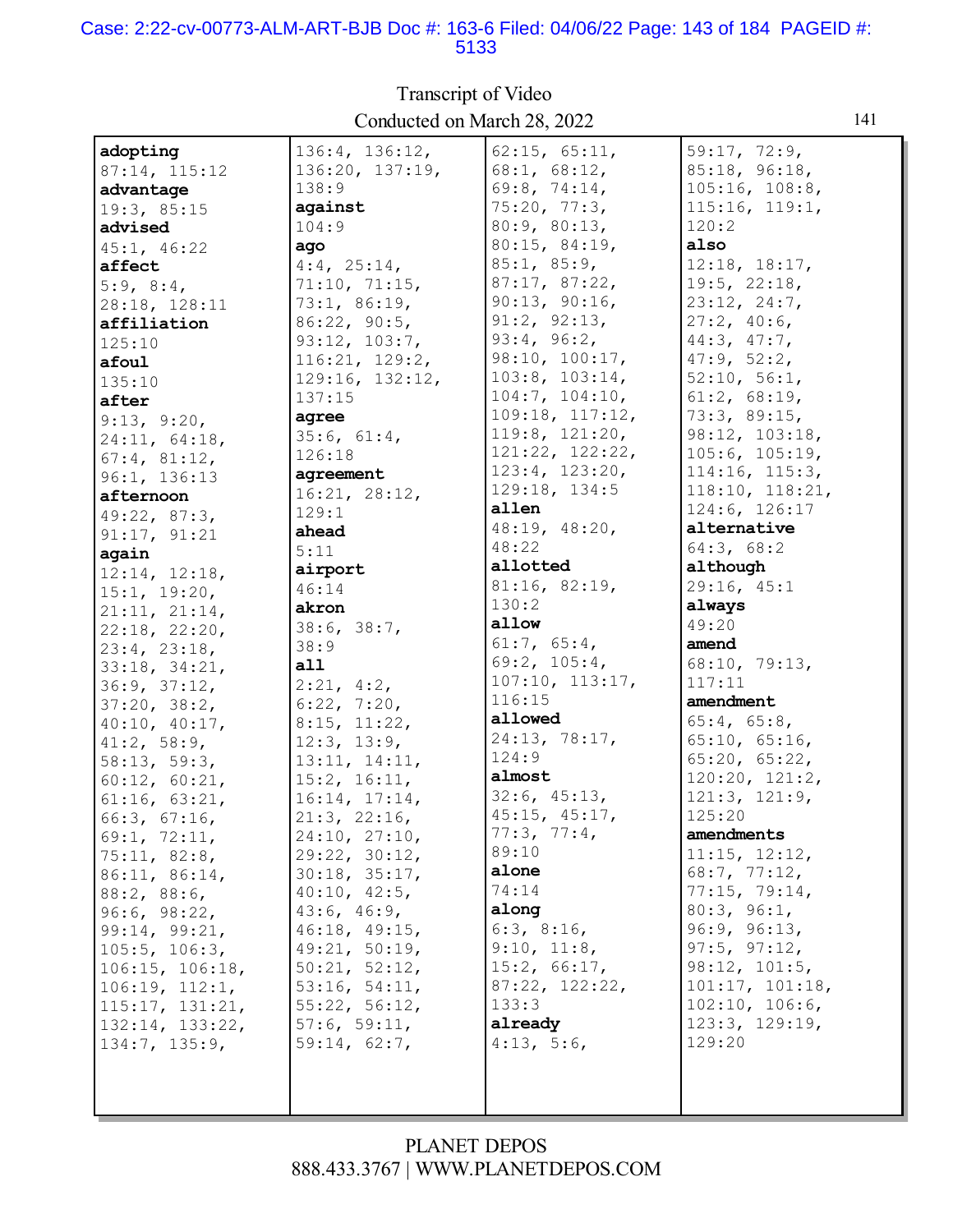Transcript of Video
Conducted on March 28, 2022

**adopting**
87:14, 115:12
**advantage**
19:3, 85:15
**advised**
45:1, 46:22
**affect**
5:9, 8:4, 28:18, 128:11
**affiliation**
125:10
**afoul**
135:10
**after**
9:13, 9:20, 24:11, 64:18, 67:4, 81:12, 96:1, 136:13
**afternoon**
49:22, 87:3, 91:17, 91:21
**again**
12:14, 12:18, 15:1, 19:20, 21:11, 21:14, 22:18, 22:20, 23:4, 23:18, 33:18, 34:21, 36:9, 37:12, 37:20, 38:2, 40:10, 40:17, 41:2, 58:9, 58:13, 59:3, 60:12, 60:21, 61:16, 63:21, 66:3, 67:16, 69:1, 72:11, 75:11, 82:8, 86:11, 86:14, 88:2, 88:6, 96:6, 98:22, 99:14, 99:21, 105:5, 106:3, 106:15, 106:18, 106:19, 112:1, 115:17, 131:21, 132:14, 133:22, 134:7, 135:9, 136:4, 136:12, 136:20, 137:19, 138:9
**against**
104:9
**ago**
4:4, 25:14, 71:10, 71:15, 73:1, 86:19, 86:22, 90:5, 93:12, 103:7, 116:21, 129:2, 129:16, 132:12, 137:15
**agree**
35:6, 61:4, 126:18
**agreement**
16:21, 28:12, 129:1
**ahead**
5:11
**airport**
46:14
**akron**
38:6, 38:7, 38:9
**all**
2:21, 4:2, 6:22, 7:20, 8:15, 11:22, 12:3, 13:9, 13:11, 14:11, 15:2, 16:11, 16:14, 17:14, 21:3, 22:16, 24:10, 27:10, 29:22, 30:12, 30:18, 35:17, 40:10, 42:5, 43:6, 46:9, 46:18, 49:15, 49:21, 50:19, 50:21, 52:12, 53:16, 54:11, 55:22, 56:12, 57:6, 59:11, 59:14, 62:7, 62:15, 65:11, 68:1, 68:12, 69:8, 74:14, 75:20, 77:3, 80:9, 80:13, 80:15, 84:19, 85:1, 85:9, 87:17, 87:22, 90:13, 90:16, 91:2, 92:13, 93:4, 96:2, 98:10, 100:17, 103:8, 103:14, 104:7, 104:10, 109:18, 117:12, 119:8, 121:20, 121:22, 122:22, 123:4, 123:20, 129:18, 134:5
**allen**
48:19, 48:20, 48:22
**allotted**
81:16, 82:19, 130:2
**allow**
61:7, 65:4, 69:2, 105:4, 107:10, 113:17, 116:15
**allowed**
24:13, 78:17, 124:9
**almost**
32:6, 45:13, 45:15, 45:17, 77:3, 77:4, 89:10
**alone**
74:14
**along**
6:3, 8:16, 9:10, 11:8, 15:2, 66:17, 87:22, 122:22, 133:3
**already**
4:13, 5:6, 59:17, 72:9, 85:18, 96:18, 105:16, 108:8, 115:16, 119:1, 120:2
**also**
12:18, 18:17, 19:5, 22:18, 23:12, 24:7, 27:2, 40:6, 44:3, 47:7, 47:9, 52:2, 52:10, 56:1, 61:2, 68:19, 73:3, 89:15, 98:12, 103:18, 105:6, 105:19, 114:16, 115:3, 118:10, 118:21, 124:6, 126:17
**alternative**
64:3, 68:2
**although**
29:16, 45:1
**always**
49:20
**amend**
68:10, 79:13, 117:11
**amendment**
65:4, 65:8, 65:10, 65:16, 65:20, 65:22, 120:20, 121:2, 121:3, 121:9, 125:20
**amendments**
11:15, 12:12, 68:7, 77:12, 77:15, 79:14, 80:3, 96:1, 96:9, 96:13, 97:5, 97:12, 98:12, 101:5, 101:17, 101:18, 102:10, 106:6, 123:3, 129:19, 129:20

PLANET DEPOS
888.433.3767 | WWW.PLANETDEPOS.COM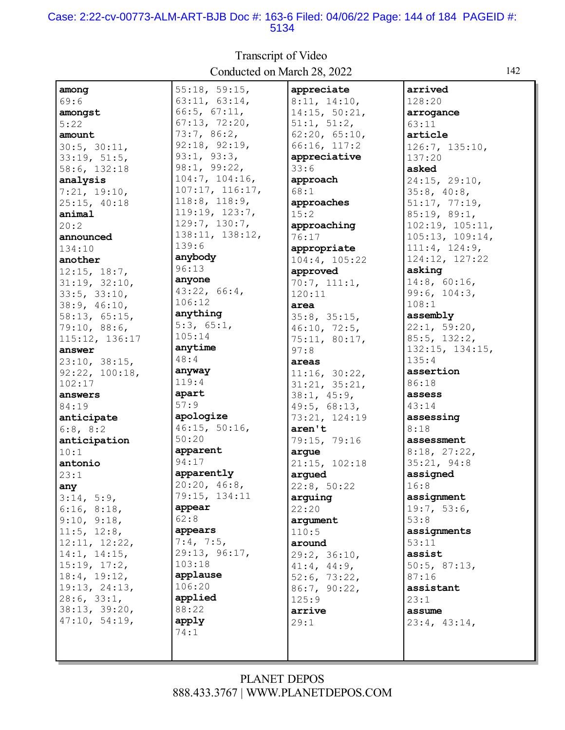**among**
69:6
**amongst**
5:22
**amount**
30:5, 30:11, 33:19, 51:5, 58:6, 132:18
**analysis**
7:21, 19:10, 25:15, 40:18
**animal**
20:2
**announced**
134:10
**another**
12:15, 18:7, 31:19, 32:10, 33:5, 33:10, 38:9, 46:10, 58:13, 65:15, 79:10, 88:6, 115:12, 136:17
**answer**
23:10, 38:15, 92:22, 100:18, 102:17
**answers**
84:19
**anticipate**
6:8, 8:2
**anticipation**
10:1
**antonio**
23:1
**any**
3:14, 5:9, 6:16, 8:18, 9:10, 9:18, 11:5, 12:8, 12:11, 12:22, 14:1, 14:15, 15:19, 17:2, 18:4, 19:12, 19:13, 24:13, 28:6, 33:1, 38:13, 39:20, 47:10, 54:19, 55:18, 59:15, 63:11, 63:14, 66:5, 67:11, 67:13, 72:20, 73:7, 86:2, 92:18, 92:19, 93:1, 93:3, 98:1, 99:22, 104:7, 104:16, 107:17, 116:17, 118:8, 118:9, 119:19, 123:7, 129:7, 130:7, 138:11, 138:12, 139:6
**anybody**
96:13
**anyone**
43:22, 66:4, 106:12
**anything**
5:3, 65:1, 105:14
**anytime**
48:4
**anyway**
119:4
**apart**
57:9
**apologize**
46:15, 50:16, 50:20
**apparent**
94:17
**apparently**
20:20, 46:8, 79:15, 134:11
**appear**
62:8
**appears**
7:4, 7:5, 29:13, 96:17, 103:18
**applause**
106:20
**applied**
88:22
**apply**
74:1
**appreciate**
8:11, 14:10, 14:15, 50:21, 51:1, 51:2, 62:20, 65:10, 66:16, 117:2
**appreciative**
33:6
**approach**
68:1
**approaches**
15:2
**approaching**
76:17
**appropriate**
104:4, 105:22
**approved**
70:7, 111:1, 120:11
**area**
35:8, 35:15, 46:10, 72:5, 75:11, 80:17, 97:8
**areas**
11:16, 30:22, 31:21, 35:21, 38:1, 45:9, 49:5, 68:13, 73:21, 124:19
**aren't**
79:15, 79:16
**argue**
21:15, 102:18
**argued**
22:8, 50:22
**arguing**
22:20
**argument**
110:5
**around**
29:2, 36:10, 41:4, 44:9, 52:6, 73:22, 86:7, 90:22, 125:9
**arrive**
29:1
**arrived**
128:20
**arrogance**
63:11
**article**
126:7, 135:10, 137:20
**asked**
24:15, 29:10, 35:8, 40:8, 51:17, 77:19, 85:19, 89:1, 102:19, 105:11, 105:13, 109:14, 111:4, 124:9, 124:12, 127:22
**asking**
14:8, 60:16, 99:6, 104:3, 108:1
**assembly**
22:1, 59:20, 85:5, 132:2, 132:15, 134:15, 135:4
**assertion**
86:18
**assess**
43:14
**assessing**
8:18
**assessment**
8:18, 27:22, 35:21, 94:8
**assigned**
16:8
**assignment**
19:7, 53:6, 53:8
**assignments**
53:11
**assist**
50:5, 87:13, 87:16
**assistant**
23:1
**assume**
23:4, 43:14,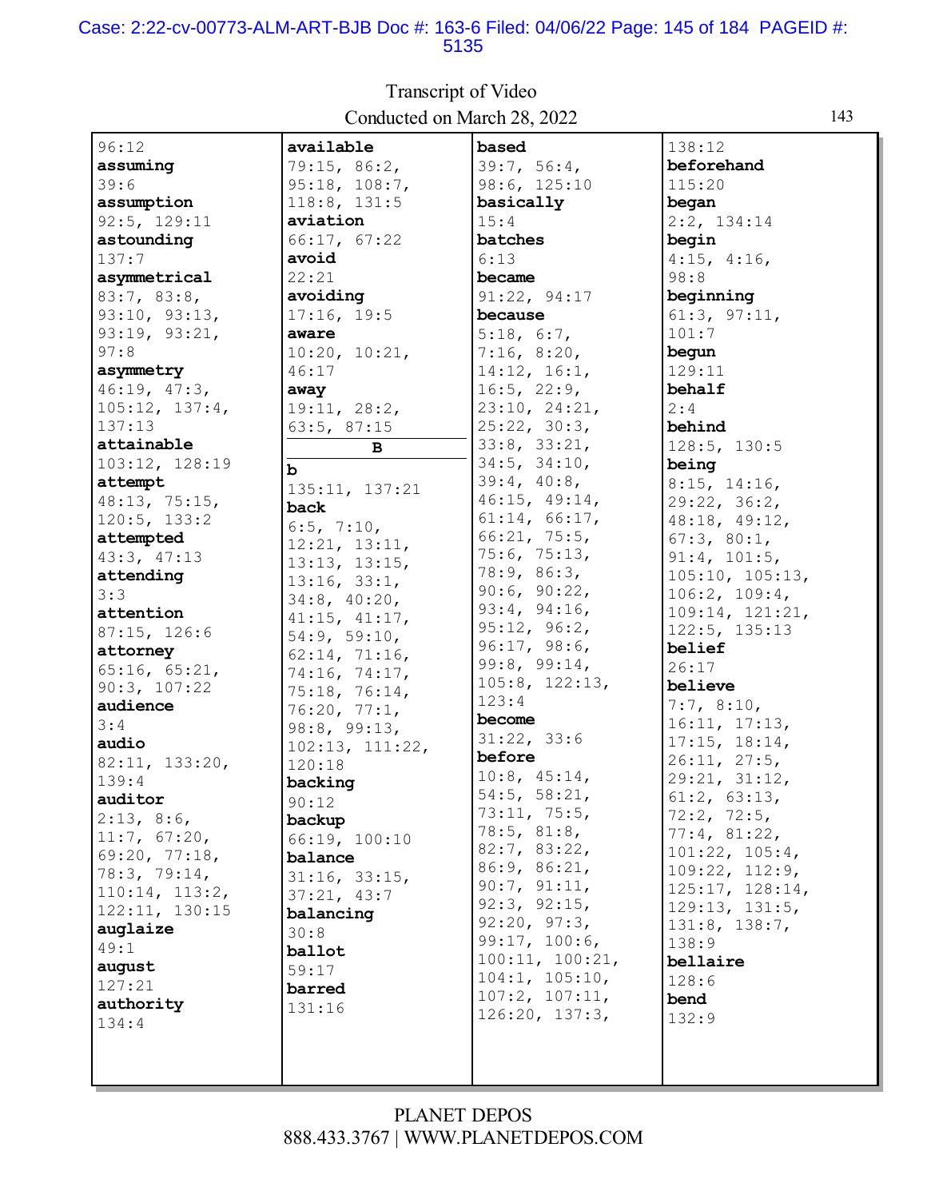96:12

**assuming**
39:6

**assumption**
92:5, 129:11

**astounding**
137:7

**asymmetrical**
83:7, 83:8, 93:10, 93:13, 93:19, 93:21, 97:8

**asymmetry**
46:19, 47:3, 105:12, 137:4, 137:13

**attainable**
103:12, 128:19

**attempt**
48:13, 75:15, 120:5, 133:2

**attempted**
43:3, 47:13

**attending**
3:3

**attention**
87:15, 126:6

**attorney**
65:16, 65:21, 90:3, 107:22

**audience**
3:4

**audio**
82:11, 133:20, 139:4

**auditor**
2:13, 8:6, 11:7, 67:20, 69:20, 77:18, 78:3, 79:14, 110:14, 113:2, 122:11, 130:15

**auglaize**
49:1

**august**
127:21

**authority**
134:4

**available**
79:15, 86:2, 95:18, 108:7, 118:8, 131:5

**aviation**
66:17, 67:22

**avoid**
22:21

**avoiding**
17:16, 19:5

**aware**
10:20, 10:21, 46:17

**away**
19:11, 28:2, 63:5, 87:15

**B**

**b**
135:11, 137:21

**back**
6:5, 7:10, 12:21, 13:11, 13:13, 13:15, 13:16, 33:1, 34:8, 40:20, 41:15, 41:17, 54:9, 59:10, 62:14, 71:16, 74:16, 74:17, 75:18, 76:14, 76:20, 77:1, 98:8, 99:13, 102:13, 111:22, 120:18

**backing**
90:12

**backup**
66:19, 100:10

**balance**
31:16, 33:15, 37:21, 43:7

**balancing**
30:8

**ballot**
59:17

**barred**
131:16

**based**
39:7, 56:4, 98:6, 125:10

**basically**
15:4

**batches**
6:13

**became**
91:22, 94:17

**because**
5:18, 6:7, 7:16, 8:20, 14:12, 16:1, 16:5, 22:9, 23:10, 24:21, 25:22, 30:3, 33:8, 33:21, 34:5, 34:10, 39:4, 40:8, 46:15, 49:14, 61:14, 66:17, 66:21, 75:5, 75:6, 75:13, 78:9, 86:3, 90:6, 90:22, 93:4, 94:16, 95:12, 96:2, 96:17, 98:6, 99:8, 99:14, 105:8, 122:13, 123:4

**become**
31:22, 33:6

**before**
10:8, 45:14, 54:5, 58:21, 73:11, 75:5, 78:5, 81:8, 82:7, 83:22, 86:9, 86:21, 90:7, 91:11, 92:3, 92:15, 92:20, 97:3, 99:17, 100:6, 100:11, 100:21, 104:1, 105:10, 107:2, 107:11, 126:20, 137:3, 138:12

**beforehand**
115:20

**began**
2:2, 134:14

**begin**
4:15, 4:16, 98:8

**beginning**
61:3, 97:11, 101:7

**begun**
129:11

**behalf**
2:4

**behind**
128:5, 130:5

**being**
8:15, 14:16, 29:22, 36:2, 48:18, 49:12, 67:3, 80:1, 91:4, 101:5, 105:10, 105:13, 106:2, 109:4, 109:14, 121:21, 122:5, 135:13

**belief**
26:17

**believe**
7:7, 8:10, 16:11, 17:13, 17:15, 18:14, 26:11, 27:5, 29:21, 31:12, 61:2, 63:13, 72:2, 72:5, 77:4, 81:22, 101:22, 105:4, 109:22, 112:9, 125:17, 128:14, 129:13, 131:5, 131:8, 138:7, 138:9

**bellaire**
128:6

**bend**
132:9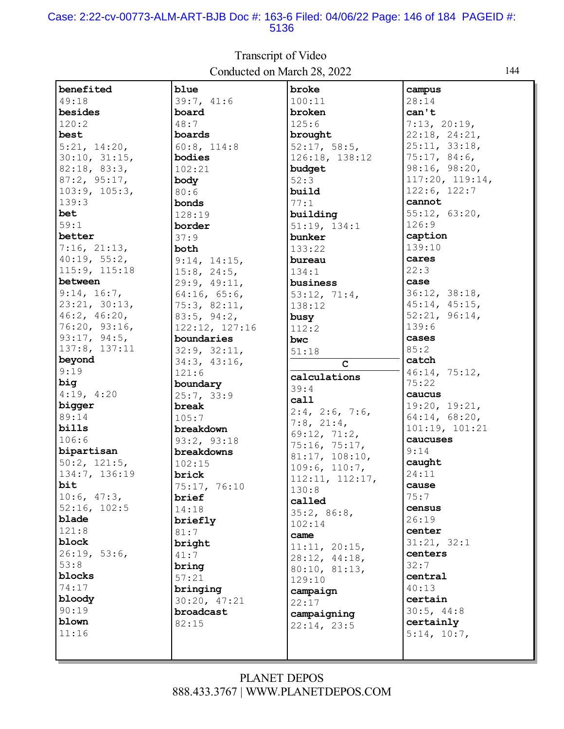Transcript of Video
Conducted on March 28, 2022

**benefited**
49:18
**besides**
120:2
**best**
5:21, 14:20, 30:10, 31:15, 82:18, 83:3, 87:2, 95:17, 103:9, 105:3, 139:3
**bet**
59:1
**better**
7:16, 21:13, 40:19, 55:2, 115:9, 115:18
**between**
9:14, 16:7, 23:21, 30:13, 46:2, 46:20, 76:20, 93:16, 93:17, 94:5, 137:8, 137:11
**beyond**
9:19
**big**
4:19, 4:20
**bigger**
89:14
**bills**
106:6
**bipartisan**
50:2, 121:5, 134:7, 136:19
**bit**
10:6, 47:3, 52:16, 102:5
**blade**
121:8
**block**
26:19, 53:6, 53:8
**blocks**
74:17
**bloody**
90:19
**blown**
11:16
**blue**
39:7, 41:6
**board**
48:7
**boards**
60:8, 114:8
**bodies**
102:21
**body**
80:6
**bonds**
128:19
**border**
37:9
**both**
9:14, 14:15, 15:8, 24:5, 29:9, 49:11, 64:16, 65:6, 75:3, 82:11, 83:5, 94:2, 122:12, 127:16
**boundaries**
32:9, 32:11, 34:3, 43:16, 121:6
**boundary**
25:7, 33:9
**break**
105:7
**breakdown**
93:2, 93:18
**breakdowns**
102:15
**brick**
75:17, 76:10
**brief**
14:18
**briefly**
81:7
**bright**
41:7
**bring**
57:21
**bringing**
30:20, 47:21
**broadcast**
82:15
**broke**
100:11
**broken**
125:6
**brought**
52:17, 58:5, 126:18, 138:12
**budget**
52:3
**build**
77:1
**building**
51:19, 134:1
**bunker**
133:22
**bureau**
134:1
**business**
53:12, 71:4, 138:12
**busy**
112:2
**bwc**
51:18

## C

**calculations**
39:4
**call**
2:4, 2:6, 7:6, 7:8, 21:4, 69:12, 71:2, 75:16, 75:17, 81:17, 108:10, 109:6, 110:7, 112:11, 112:17, 130:8
**called**
35:2, 86:8, 102:14
**came**
11:11, 20:15, 28:12, 44:18, 80:10, 81:13, 129:10
**campaign**
22:17
**campaigning**
22:14, 23:5
**campus**
28:14
**can't**
7:13, 20:19, 22:18, 24:21, 25:11, 33:18, 75:17, 84:6, 98:16, 98:20, 117:20, 119:14, 122:6, 122:7
**cannot**
55:12, 63:20, 126:9
**caption**
139:10
**cares**
22:3
**case**
36:12, 38:18, 45:14, 45:15, 52:21, 96:14, 139:6
**cases**
85:2
**catch**
46:14, 75:12, 75:22
**caucus**
19:20, 19:21, 64:14, 68:20, 101:19, 101:21
**caucuses**
9:14
**caught**
24:11
**cause**
75:7
**census**
26:19
**center**
31:21, 32:1
**centers**
32:7
**central**
40:13
**certain**
30:5, 44:8
**certainly**
5:14, 10:7,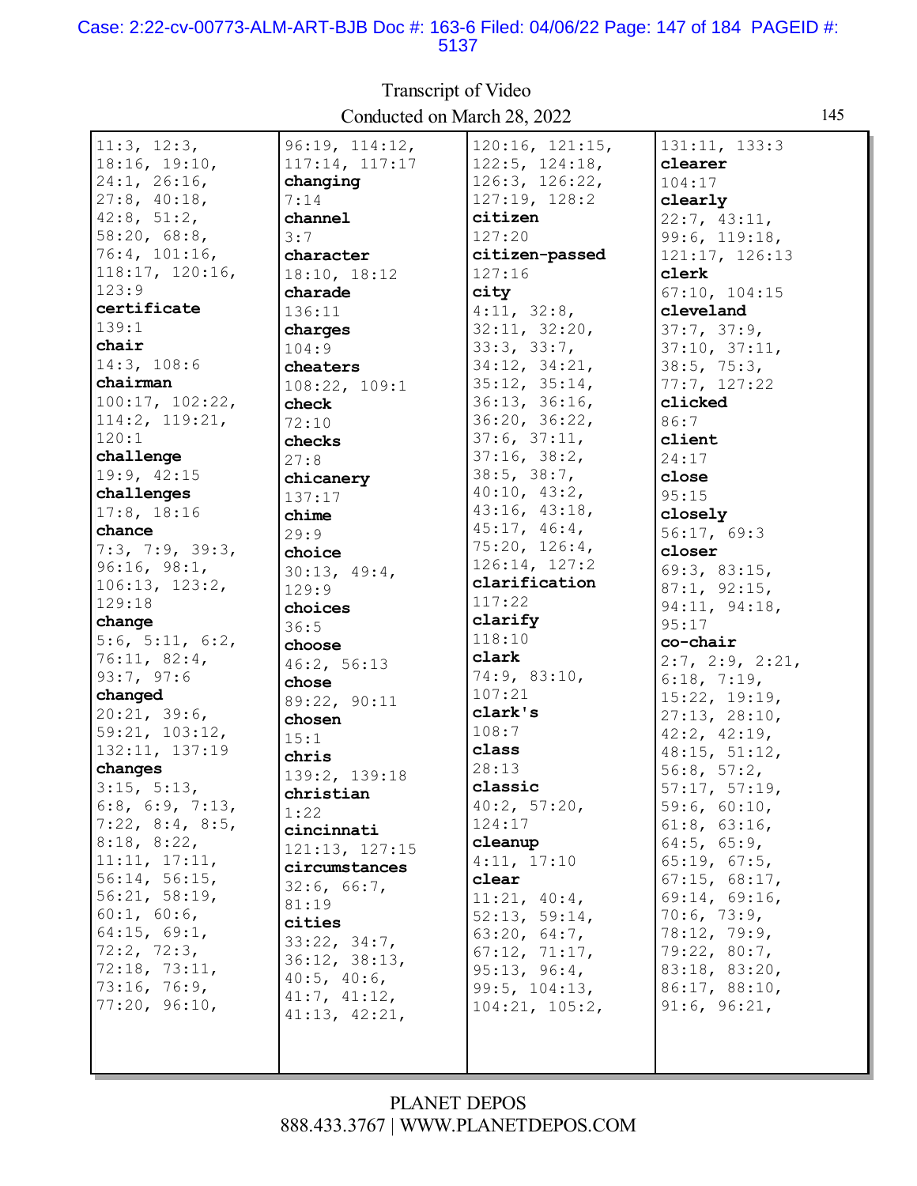11:3, 12:3, 18:16, 19:10, 24:1, 26:16, 27:8, 40:18, 42:8, 51:2, 58:20, 68:8, 76:4, 101:16, 118:17, 120:16, 123:9

**certificate**
139:1

**chair**
14:3, 108:6

**chairman**
100:17, 102:22, 114:2, 119:21, 120:1

**challenge**
19:9, 42:15

**challenges**
17:8, 18:16

**chance**
7:3, 7:9, 39:3, 96:16, 98:1, 106:13, 123:2, 129:18

**change**
5:6, 5:11, 6:2, 76:11, 82:4, 93:7, 97:6

**changed**
20:21, 39:6, 59:21, 103:12, 132:11, 137:19

**changes**
3:15, 5:13, 6:8, 6:9, 7:13, 7:22, 8:4, 8:5, 8:18, 8:22, 11:11, 17:11, 56:14, 56:15, 56:21, 58:19, 60:1, 60:6, 64:15, 69:1, 72:2, 72:3, 72:18, 73:11, 73:16, 76:9, 77:20, 96:10, 96:19, 114:12, 117:14, 117:17

**changing**
7:14

**channel**
3:7

**character**
18:10, 18:12

**charade**
136:11

**charges**
104:9

**cheaters**
108:22, 109:1

**check**
72:10

**checks**
27:8

**chicanery**
137:17

**chime**
29:9

**choice**
30:13, 49:4, 129:9

**choices**
36:5

**choose**
46:2, 56:13

**chose**
89:22, 90:11

**chosen**
15:1

**chris**
139:2, 139:18

**christian**
1:22

**cincinnati**
121:13, 127:15

**circumstances**
32:6, 66:7, 81:19

**cities**
33:22, 34:7, 36:12, 38:13, 40:5, 40:6, 41:7, 41:12, 41:13, 42:21, 120:16, 121:15, 122:5, 124:18, 126:3, 126:22, 127:19, 128:2

**citizen**
127:20

**citizen-passed**
127:16

**city**
4:11, 32:8, 32:11, 32:20, 33:3, 33:7, 34:12, 34:21, 35:12, 35:14, 36:13, 36:16, 36:20, 36:22, 37:6, 37:11, 37:16, 38:2, 38:5, 38:7, 40:10, 43:2, 43:16, 43:18, 45:17, 46:4, 75:20, 126:4, 126:14, 127:2

**clarification**
117:22

**clarify**
118:10

**clark**
74:9, 83:10, 107:21

**clark's**
108:7

**class**
28:13

**classic**
40:2, 57:20, 124:17

**cleanup**
4:11, 17:10

**clear**
11:21, 40:4, 52:13, 59:14, 63:20, 64:7, 67:12, 71:17, 95:13, 96:4, 99:5, 104:13, 104:21, 105:2, 131:11, 133:3

**clearer**
104:17

**clearly**
22:7, 43:11, 99:6, 119:18, 121:17, 126:13

**clerk**
67:10, 104:15

**cleveland**
37:7, 37:9, 37:10, 37:11, 38:5, 75:3, 77:7, 127:22

**clicked**
86:7

**client**
24:17

**close**
95:15

**closely**
56:17, 69:3

**closer**
69:3, 83:15, 87:1, 92:15, 94:11, 94:18, 95:17

**co-chair**
2:7, 2:9, 2:21, 6:18, 7:19, 15:22, 19:19, 27:13, 28:10, 42:2, 42:19, 48:15, 51:12, 56:8, 57:2, 57:17, 57:19, 59:6, 60:10, 61:8, 63:16, 64:5, 65:9, 65:19, 67:5, 67:15, 68:17, 69:14, 69:16, 70:6, 73:9, 78:12, 79:9, 79:22, 80:7, 83:18, 83:20, 86:17, 88:10, 91:6, 96:21,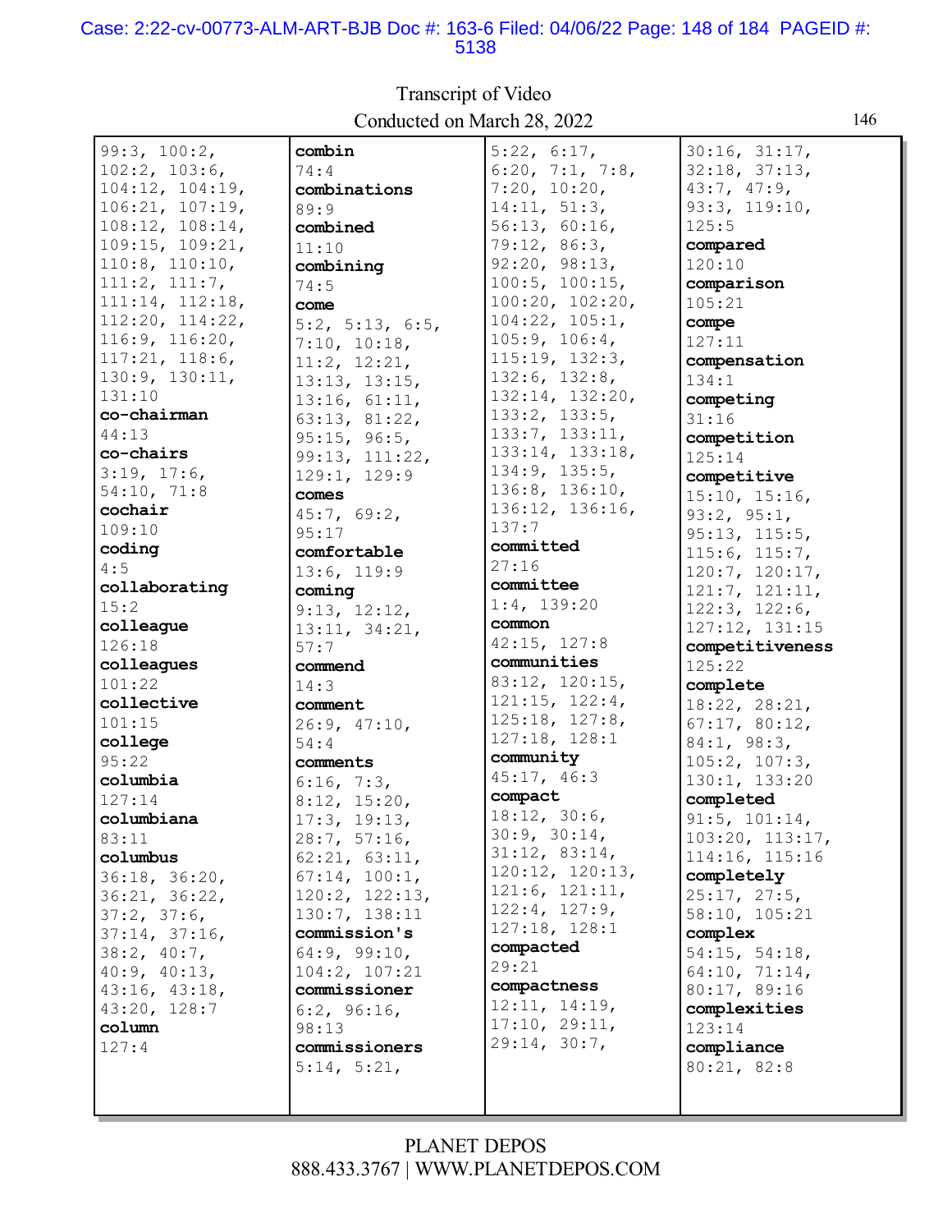99:3, 100:2, 102:2, 103:6, 104:12, 104:19, 106:21, 107:19, 108:12, 108:14, 109:15, 109:21, 110:8, 110:10, 111:2, 111:7, 111:14, 112:18, 112:20, 114:22, 116:9, 116:20, 117:21, 118:6, 130:9, 130:11, 131:10

**co-chairman**
44:13

**co-chairs**
3:19, 17:6, 54:10, 71:8

**cochair**
109:10

**coding**
4:5

**collaborating**
15:2

**colleague**
126:18

**colleagues**
101:22

**collective**
101:15

**college**
95:22

**columbia**
127:14

**columbiana**
83:11

**columbus**
36:18, 36:20, 36:21, 36:22, 37:2, 37:6, 37:14, 37:16, 38:2, 40:7, 40:9, 40:13, 43:16, 43:18, 43:20, 128:7

**column**
127:4

**combin**
74:4

**combinations**
89:9

**combined**
11:10

**combining**
74:5

**come**
5:2, 5:13, 6:5, 7:10, 10:18, 11:2, 12:21, 13:13, 13:15, 13:16, 61:11, 63:13, 81:22, 95:15, 96:5, 99:13, 111:22, 129:1, 129:9

**comes**
45:7, 69:2, 95:17

**comfortable**
13:6, 119:9

**coming**
9:13, 12:12, 13:11, 34:21, 57:7

**commend**
14:3

**comment**
26:9, 47:10, 54:4

**comments**
6:16, 7:3, 8:12, 15:20, 17:3, 19:13, 28:7, 57:16, 62:21, 63:11, 67:14, 100:1, 120:2, 122:13, 130:7, 138:11

**commission's**
64:9, 99:10, 104:2, 107:21

**commissioner**
6:2, 96:16, 98:13

**commissioners**
5:14, 5:21, 5:22, 6:17, 6:20, 7:1, 7:8, 7:20, 10:20, 14:11, 51:3, 56:13, 60:16, 79:12, 86:3, 92:20, 98:13, 100:5, 100:15, 100:20, 102:20, 104:22, 105:1, 105:9, 106:4, 115:19, 132:3, 132:6, 132:8, 132:14, 132:20, 133:2, 133:5, 133:7, 133:11, 133:14, 133:18, 134:9, 135:5, 136:8, 136:10, 136:12, 136:16, 137:7

**committed**
27:16

**committee**
1:4, 139:20

**common**
42:15, 127:8

**communities**
83:12, 120:15, 121:15, 122:4, 125:18, 127:8, 127:18, 128:1

**community**
45:17, 46:3

**compact**
18:12, 30:6, 30:9, 30:14, 31:12, 83:14, 120:12, 120:13, 121:6, 121:11, 122:4, 127:9, 127:18, 128:1

**compacted**
29:21

**compactness**
12:11, 14:19, 17:10, 29:11, 29:14, 30:7, 30:16, 31:17, 32:18, 37:13, 43:7, 47:9, 93:3, 119:10, 125:5

**compared**
120:10

**comparison**
105:21

**compe**
127:11

**compensation**
134:1

**competing**
31:16

**competition**
125:14

**competitive**
15:10, 15:16, 93:2, 95:1, 95:13, 115:5, 115:6, 115:7, 120:7, 120:17, 121:7, 121:11, 122:3, 122:6, 127:12, 131:15

**competitiveness**
125:22

**complete**
18:22, 28:21, 67:17, 80:12, 84:1, 98:3, 105:2, 107:3, 130:1, 133:20

**completed**
91:5, 101:14, 103:20, 113:17, 114:16, 115:16

**completely**
25:17, 27:5, 58:10, 105:21

**complex**
54:15, 54:18, 64:10, 71:14, 80:17, 89:16

**complexities**
123:14

**compliance**
80:21, 82:8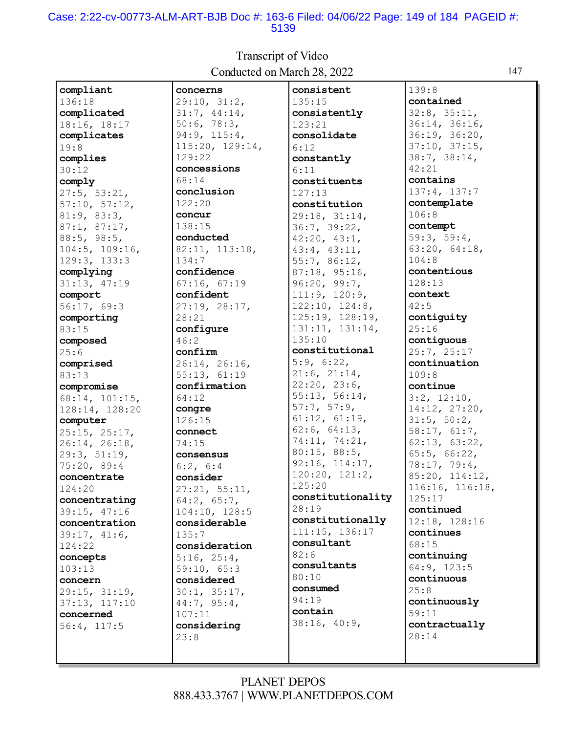**compliant**
136:18
**complicated**
18:16, 18:17
**complicates**
19:8
**complies**
30:12
**comply**
27:5, 53:21, 57:10, 57:12, 81:9, 83:3, 87:1, 87:17, 88:5, 98:5, 104:5, 109:16, 129:3, 133:3
**complying**
31:13, 47:19
**comport**
56:17, 69:3
**comporting**
83:15
**composed**
25:6
**comprised**
83:13
**compromise**
68:14, 101:15, 128:14, 128:20
**computer**
25:15, 25:17, 26:14, 26:18, 29:3, 51:19, 75:20, 89:4
**concentrate**
124:20
**concentrating**
39:15, 47:16
**concentration**
39:17, 41:6, 124:22
**concepts**
103:13
**concern**
29:15, 31:19, 37:13, 117:10
**concerned**
56:4, 117:5
**concerns**
29:10, 31:2, 31:7, 44:14, 50:6, 78:3, 94:9, 115:4, 115:20, 129:14, 129:22
**concessions**
68:14
**conclusion**
122:20
**concur**
138:15
**conducted**
82:11, 113:18, 134:7
**confidence**
67:16, 67:19
**confident**
27:19, 28:17, 28:21
**configure**
46:2
**confirm**
26:14, 26:16, 55:13, 61:19
**confirmation**
64:12
**congre**
126:15
**connect**
74:15
**consensus**
6:2, 6:4
**consider**
27:21, 55:11, 64:2, 65:7, 104:10, 128:5
**considerable**
135:7
**consideration**
5:16, 25:4, 59:10, 65:3
**considered**
30:1, 35:17, 44:7, 95:4, 107:11
**considering**
23:8
**consistent**
135:15
**consistently**
123:21
**consolidate**
6:12
**constantly**
6:11
**constituents**
127:13
**constitution**
29:18, 31:14, 36:7, 39:22, 42:20, 43:1, 43:4, 43:11, 55:7, 86:12, 87:18, 95:16, 96:20, 99:7, 111:9, 120:9, 122:10, 124:8, 125:19, 128:19, 131:11, 131:14, 135:10
**constitutional**
5:9, 6:22, 21:6, 21:14, 22:20, 23:6, 55:13, 56:14, 57:7, 57:9, 61:12, 61:19, 62:6, 64:13, 74:11, 74:21, 80:15, 88:5, 92:16, 114:17, 120:20, 121:2, 125:20
**constitutionality**
28:19
**constitutionally**
111:15, 136:17
**consultant**
82:6
**consultants**
80:10
**consumed**
94:19
**contain**
38:16, 40:9, 139:8
**contained**
32:8, 35:11, 36:14, 36:16, 36:19, 36:20, 37:10, 37:15, 38:7, 38:14, 42:21
**contains**
137:4, 137:7
**contemplate**
106:8
**contempt**
59:3, 59:4, 63:20, 64:18, 104:8
**contentious**
128:13
**context**
42:5
**contiguity**
25:16
**contiguous**
25:7, 25:17
**continuation**
109:8
**continue**
3:2, 12:10, 14:12, 27:20, 31:5, 50:2, 58:17, 61:7, 62:13, 63:22, 65:5, 66:22, 78:17, 79:4, 85:20, 114:12, 116:16, 116:18, 125:17
**continued**
12:18, 128:16
**continues**
68:15
**continuing**
64:9, 123:5
**continuous**
25:8
**continuously**
59:11
**contractually**
28:14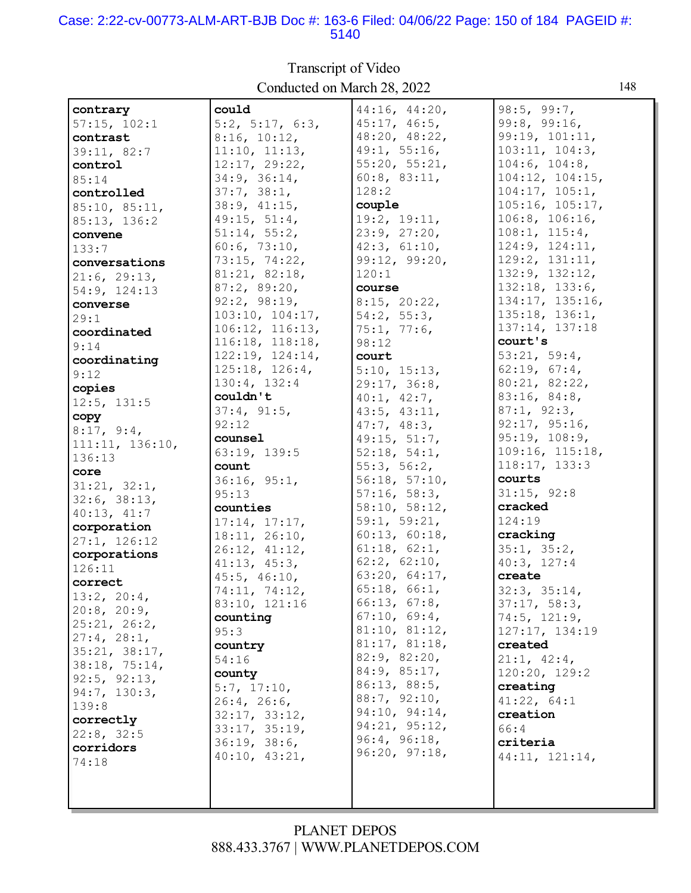Transcript of Video
Conducted on March 28, 2022

**contrary**
57:15, 102:1
**contrast**
39:11, 82:7
**control**
85:14
**controlled**
85:10, 85:11, 85:13, 136:2
**convene**
133:7
**conversations**
21:6, 29:13, 54:9, 124:13
**converse**
29:1
**coordinated**
9:14
**coordinating**
9:12
**copies**
12:5, 131:5
**copy**
8:17, 9:4, 111:11, 136:10, 136:13
**core**
31:21, 32:1, 32:6, 38:13, 40:13, 41:7
**corporation**
27:1, 126:12
**corporations**
126:11
**correct**
13:2, 20:4, 20:8, 20:9, 25:21, 26:2, 27:4, 28:1, 35:21, 38:17, 38:18, 75:14, 92:5, 92:13, 94:7, 130:3, 139:8
**correctly**
22:8, 32:5
**corridors**
74:18
**could**
5:2, 5:17, 6:3, 8:16, 10:12, 11:10, 11:13, 12:17, 29:22, 34:9, 36:14, 37:7, 38:1, 38:9, 41:15, 49:15, 51:4, 51:14, 55:2, 60:6, 73:10, 73:15, 74:22, 81:21, 82:18, 87:2, 89:20, 92:2, 98:19, 103:10, 104:17, 106:12, 116:13, 116:18, 118:18, 122:19, 124:14, 125:18, 126:4, 130:4, 132:4
**couldn't**
37:4, 91:5, 92:12
**counsel**
63:19, 139:5
**count**
36:16, 95:1, 95:13
**counties**
17:14, 17:17, 18:11, 26:10, 26:12, 41:12, 41:13, 45:3, 45:5, 46:10, 74:11, 74:12, 83:10, 121:16
**counting**
95:3
**country**
54:16
**county**
5:7, 17:10, 26:4, 26:6, 32:17, 33:12, 33:17, 35:19, 36:19, 38:6, 40:10, 43:21, 44:16, 44:20, 45:17, 46:5, 48:20, 48:22, 49:1, 55:16, 55:20, 55:21, 60:8, 83:11, 128:2
**couple**
19:2, 19:11, 23:9, 27:20, 42:3, 61:10, 99:12, 99:20, 120:1
**course**
8:15, 20:22, 54:2, 55:3, 75:1, 77:6, 98:12
**court**
5:10, 15:13, 29:17, 36:8, 40:1, 42:7, 43:5, 43:11, 47:7, 48:3, 49:15, 51:7, 52:18, 54:1, 55:3, 56:2, 56:18, 57:10, 57:16, 58:3, 58:10, 58:12, 59:1, 59:21, 60:13, 60:18, 61:18, 62:1, 62:2, 62:10, 63:20, 64:17, 65:18, 66:1, 66:13, 67:8, 67:10, 69:4, 81:10, 81:12, 81:17, 81:18, 82:9, 82:20, 84:9, 85:17, 86:13, 88:5, 88:7, 92:10, 94:10, 94:14, 94:21, 95:12, 96:4, 96:18, 96:20, 97:18, 98:5, 99:7, 99:8, 99:16, 99:19, 101:11, 103:11, 104:3, 104:6, 104:8, 104:12, 104:15, 104:17, 105:1, 105:16, 105:17, 106:8, 106:16, 108:1, 115:4, 124:9, 124:11, 129:2, 131:11, 132:9, 132:12, 132:18, 133:6, 134:17, 135:16, 135:18, 136:1, 137:14, 137:18
**court's**
53:21, 59:4, 62:19, 67:4, 80:21, 82:22, 83:16, 84:8, 87:1, 92:3, 92:17, 95:16, 95:19, 108:9, 109:16, 115:18, 118:17, 133:3
**courts**
31:15, 92:8
**cracked**
124:19
**cracking**
35:1, 35:2, 40:3, 127:4
**create**
32:3, 35:14, 37:17, 58:3, 74:5, 121:9, 127:17, 134:19
**created**
21:1, 42:4, 120:20, 129:2
**creating**
41:22, 64:1
**creation**
66:4
**criteria**
44:11, 121:14,

PLANET DEPOS
888.433.3767 | WWW.PLANETDEPOS.COM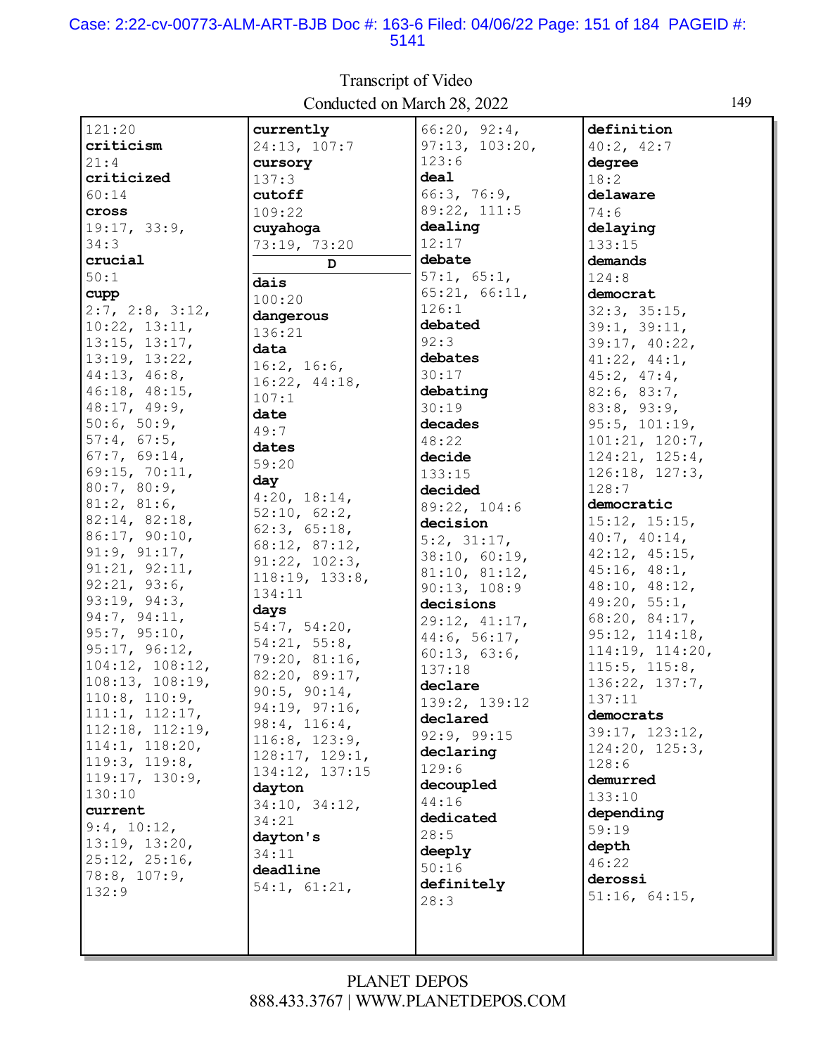121:20
**criticism**
21:4
**criticized**
60:14
**cross**
19:17, 33:9, 34:3
**crucial**
50:1
**cupp**
2:7, 2:8, 3:12, 10:22, 13:11, 13:15, 13:17, 13:19, 13:22, 44:13, 46:8, 46:18, 48:15, 48:17, 49:9, 50:6, 50:9, 57:4, 67:5, 67:7, 69:14, 69:15, 70:11, 80:7, 80:9, 81:2, 81:6, 82:14, 82:18, 86:17, 90:10, 91:9, 91:17, 91:21, 92:11, 92:21, 93:6, 93:19, 94:3, 94:7, 94:11, 95:7, 95:10, 95:17, 96:12, 104:12, 108:12, 108:13, 108:19, 110:8, 110:9, 111:1, 112:17, 112:18, 112:19, 114:1, 118:20, 119:3, 119:8, 119:17, 130:9, 130:10
**current**
9:4, 10:12, 13:19, 13:20, 25:12, 25:16, 78:8, 107:9, 132:9
**currently**
24:13, 107:7
**cursory**
137:3
**cutoff**
109:22
**cuyahoga**
73:19, 73:20

**D**

**dais**
100:20
**dangerous**
136:21
**data**
16:2, 16:6, 16:22, 44:18, 107:1
**date**
49:7
**dates**
59:20
**day**
4:20, 18:14, 52:10, 62:2, 62:3, 65:18, 68:12, 87:12, 91:22, 102:3, 118:19, 133:8, 134:11
**days**
54:7, 54:20, 54:21, 55:8, 79:20, 81:16, 82:20, 89:17, 90:5, 90:14, 94:19, 97:16, 98:4, 116:4, 116:8, 123:9, 128:17, 129:1, 134:12, 137:15
**dayton**
34:10, 34:12, 34:21
**dayton's**
34:11
**deadline**
54:1, 61:21, 66:20, 92:4, 97:13, 103:20, 123:6
**deal**
66:3, 76:9, 89:22, 111:5
**dealing**
12:17
**debate**
57:1, 65:1, 65:21, 66:11, 126:1
**debated**
92:3
**debates**
30:17
**debating**
30:19
**decades**
48:22
**decide**
133:15
**decided**
89:22, 104:6
**decision**
5:2, 31:17, 38:10, 60:19, 81:10, 81:12, 90:13, 108:9
**decisions**
29:12, 41:17, 44:6, 56:17, 60:13, 63:6, 137:18
**declare**
139:2, 139:12
**declared**
92:9, 99:15
**declaring**
129:6
**decoupled**
44:16
**dedicated**
28:5
**deeply**
50:16
**definitely**
28:3
**definition**
40:2, 42:7
**degree**
18:2
**delaware**
74:6
**delaying**
133:15
**demands**
124:8
**democrat**
32:3, 35:15, 39:1, 39:11, 39:17, 40:22, 41:22, 44:1, 45:2, 47:4, 82:6, 83:7, 83:8, 93:9, 95:5, 101:19, 101:21, 120:7, 124:21, 125:4, 126:18, 127:3, 128:7
**democratic**
15:12, 15:15, 40:7, 40:14, 42:12, 45:15, 45:16, 48:1, 48:10, 48:12, 49:20, 55:1, 68:20, 84:17, 95:12, 114:18, 114:19, 114:20, 115:5, 115:8, 136:22, 137:7, 137:11
**democrats**
39:17, 123:12, 124:20, 125:3, 128:6
**demurred**
133:10
**depending**
59:19
**depth**
46:22
**derossi**
51:16, 64:15,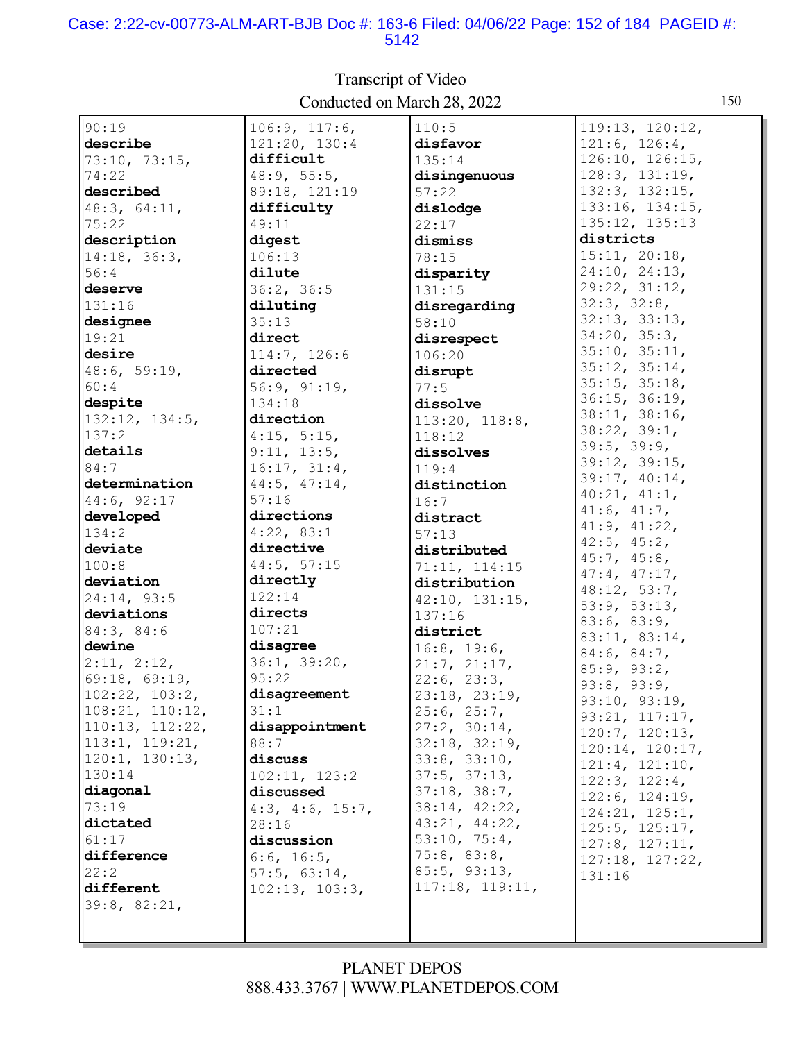90:19
**describe**
73:10, 73:15,
74:22
**described**
48:3, 64:11,
75:22
**description**
14:18, 36:3,
56:4
**deserve**
131:16
**designee**
19:21
**desire**
48:6, 59:19,
60:4
**despite**
132:12, 134:5,
137:2
**details**
84:7
**determination**
44:6, 92:17
**developed**
134:2
**deviate**
100:8
**deviation**
24:14, 93:5
**deviations**
84:3, 84:6
**dewine**
2:11, 2:12,
69:18, 69:19,
102:22, 103:2,
108:21, 110:12,
110:13, 112:22,
113:1, 119:21,
120:1, 130:13,
130:14
**diagonal**
73:19
**dictated**
61:17
**difference**
22:2
**different**
39:8, 82:21,
106:9, 117:6,
121:20, 130:4
**difficult**
48:9, 55:5,
89:18, 121:19
**difficulty**
49:11
**digest**
106:13
**dilute**
36:2, 36:5
**diluting**
35:13
**direct**
114:7, 126:6
**directed**
56:9, 91:19,
134:18
**direction**
4:15, 5:15,
9:11, 13:5,
16:17, 31:4,
44:5, 47:14,
57:16
**directions**
4:22, 83:1
**directive**
44:5, 57:15
**directly**
122:14
**directs**
107:21
**disagree**
36:1, 39:20,
95:22
**disagreement**
31:1
**disappointment**
88:7
**discuss**
102:11, 123:2
**discussed**
4:3, 4:6, 15:7,
28:16
**discussion**
6:6, 16:5,
57:5, 63:14,
102:13, 103:3,
110:5
**disfavor**
135:14
**disingenuous**
57:22
**dislodge**
22:17
**dismiss**
78:15
**disparity**
131:15
**disregarding**
58:10
**disrespect**
106:20
**disrupt**
77:5
**dissolve**
113:20, 118:8,
118:12
**dissolves**
119:4
**distinction**
16:7
**distract**
57:13
**distributed**
71:11, 114:15
**distribution**
42:10, 131:15,
137:16
**district**
16:8, 19:6,
21:7, 21:17,
22:6, 23:3,
23:18, 23:19,
25:6, 25:7,
27:2, 30:14,
32:18, 32:19,
33:8, 33:10,
37:5, 37:13,
37:18, 38:7,
38:14, 42:22,
43:21, 44:22,
53:10, 75:4,
75:8, 83:8,
85:5, 93:13,
117:18, 119:11,
119:13, 120:12,
121:6, 126:4,
126:10, 126:15,
128:3, 131:19,
132:3, 132:15,
133:16, 134:15,
135:12, 135:13
**districts**
15:11, 20:18,
24:10, 24:13,
29:22, 31:12,
32:3, 32:8,
32:13, 33:13,
34:20, 35:3,
35:10, 35:11,
35:12, 35:14,
35:15, 35:18,
36:15, 36:19,
38:11, 38:16,
38:22, 39:1,
39:5, 39:9,
39:12, 39:15,
39:17, 40:14,
40:21, 41:1,
41:6, 41:7,
41:9, 41:22,
42:5, 45:2,
45:7, 45:8,
47:4, 47:17,
48:12, 53:7,
53:9, 53:13,
83:6, 83:9,
83:11, 83:14,
84:6, 84:7,
85:9, 93:2,
93:8, 93:9,
93:10, 93:19,
93:21, 117:17,
120:7, 120:13,
120:14, 120:17,
121:4, 121:10,
122:3, 122:4,
122:6, 124:19,
124:21, 125:1,
125:5, 125:17,
127:8, 127:11,
127:18, 127:22,
131:16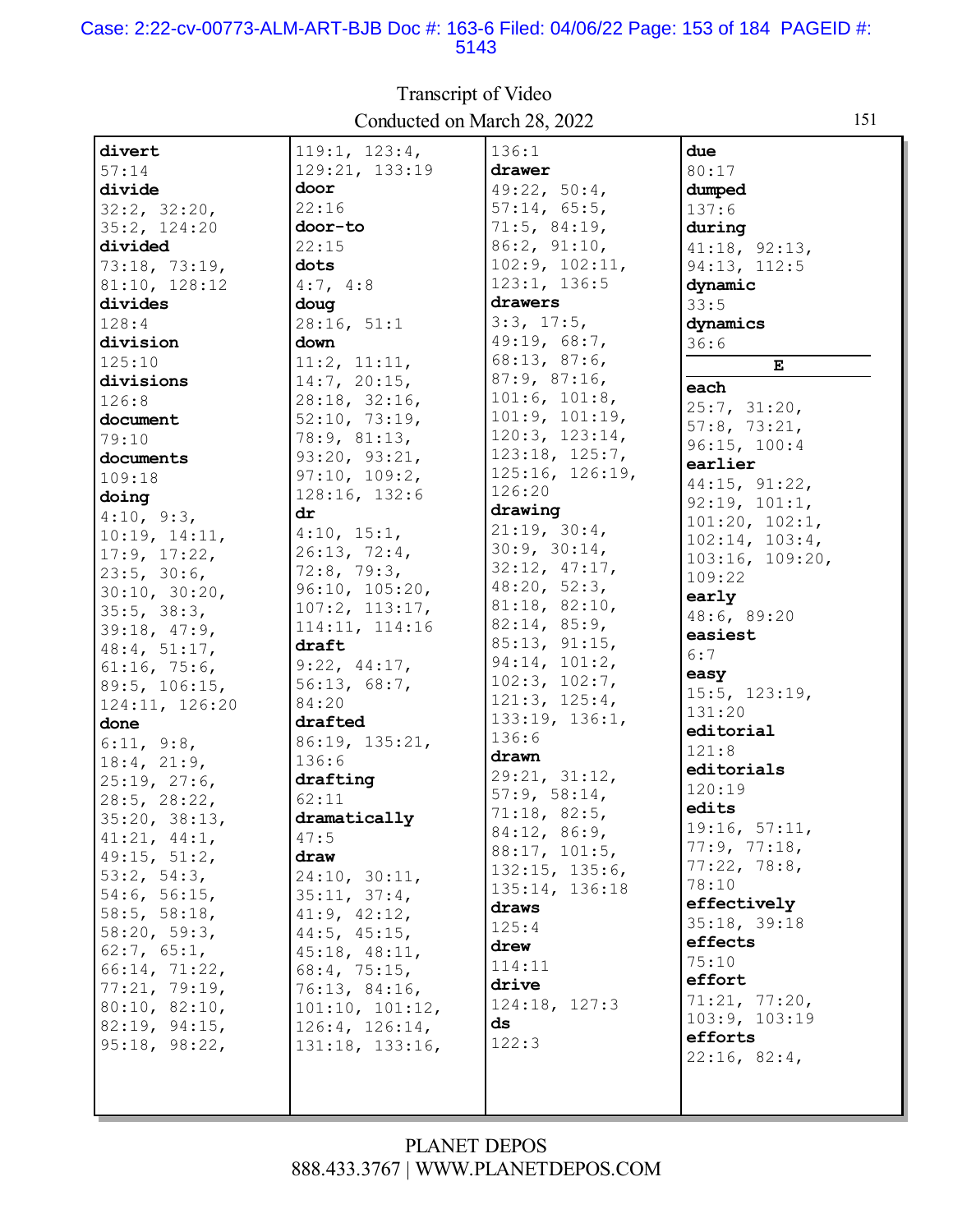**divert**
57:14

**divide**
32:2, 32:20, 35:2, 124:20

**divided**
73:18, 73:19, 81:10, 128:12

**divides**
128:4

**division**
125:10

**divisions**
126:8

**document**
79:10

**documents**
109:18

**doing**
4:10, 9:3, 10:19, 14:11, 17:9, 17:22, 23:5, 30:6, 30:10, 30:20, 35:5, 38:3, 39:18, 47:9, 48:4, 51:17, 61:16, 75:6, 89:5, 106:15, 124:11, 126:20

**done**
6:11, 9:8, 18:4, 21:9, 25:19, 27:6, 28:5, 28:22, 35:20, 38:13, 41:21, 44:1, 49:15, 51:2, 53:2, 54:3, 54:6, 56:15, 58:5, 58:18, 58:20, 59:3, 62:7, 65:1, 66:14, 71:22, 77:21, 79:19, 80:10, 82:10, 82:19, 94:15, 95:18, 98:22, 119:1, 123:4, 129:21, 133:19

**door**
22:16

**door-to**
22:15

**dots**
4:7, 4:8

**doug**
28:16, 51:1

**down**
11:2, 11:11, 14:7, 20:15, 28:18, 32:16, 52:10, 73:19, 78:9, 81:13, 93:20, 93:21, 97:10, 109:2, 128:16, 132:6

**dr**
4:10, 15:1, 26:13, 72:4, 72:8, 79:3, 96:10, 105:20, 107:2, 113:17, 114:11, 114:16

**draft**
9:22, 44:17, 56:13, 68:7, 84:20

**drafted**
86:19, 135:21, 136:6

**drafting**
62:11

**dramatically**
47:5

**draw**
24:10, 30:11, 35:11, 37:4, 41:9, 42:12, 44:5, 45:15, 45:18, 48:11, 68:4, 75:15, 76:13, 84:16, 101:10, 101:12, 126:4, 126:14, 131:18, 133:16, 136:1

**drawer**
49:22, 50:4, 57:14, 65:5, 71:5, 84:19, 86:2, 91:10, 102:9, 102:11, 123:1, 136:5

**drawers**
3:3, 17:5, 49:19, 68:7, 68:13, 87:6, 87:9, 87:16, 101:6, 101:8, 101:9, 101:19, 120:3, 123:14, 123:18, 125:7, 125:16, 126:19, 126:20

**drawing**
21:19, 30:4, 30:9, 30:14, 32:12, 47:17, 48:20, 52:3, 81:18, 82:10, 82:14, 85:9, 85:13, 91:15, 94:14, 101:2, 102:3, 102:7, 121:3, 125:4, 133:19, 136:1, 136:6

**drawn**
29:21, 31:12, 57:9, 58:14, 71:18, 82:5, 84:12, 86:9, 88:17, 101:5, 132:15, 135:6, 135:14, 136:18

**draws**
125:4

**drew**
114:11

**drive**
124:18, 127:3

**ds**
122:3

**due**
80:17

**dumped**
137:6

**during**
41:18, 92:13, 94:13, 112:5

**dynamic**
33:5

**dynamics**
36:6

## E

**each**
25:7, 31:20, 57:8, 73:21, 96:15, 100:4

**earlier**
44:15, 91:22, 92:19, 101:1, 101:20, 102:1, 102:14, 103:4, 103:16, 109:20, 109:22

**early**
48:6, 89:20

**easiest**
6:7

**easy**
15:5, 123:19, 131:20

**editorial**
121:8

**editorials**
120:19

**edits**
19:16, 57:11, 77:9, 77:18, 77:22, 78:8, 78:10

**effectively**
35:18, 39:18

**effects**
75:10

**effort**
71:21, 77:20, 103:9, 103:19

**efforts**
22:16, 82:4,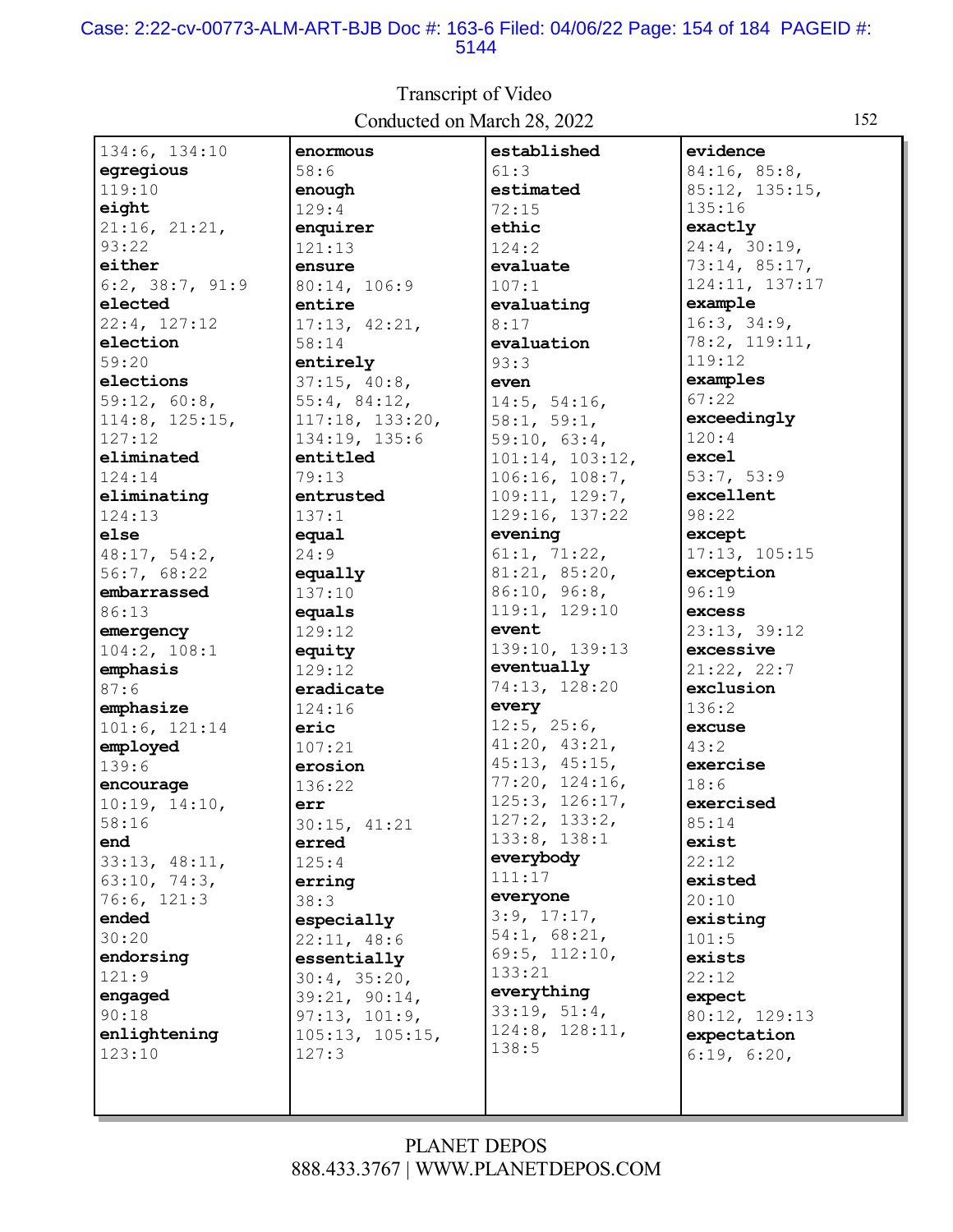Transcript of Video
Conducted on March 28, 2022

134:6, 134:10
**egregious**
119:10
**eight**
21:16, 21:21, 93:22
**either**
6:2, 38:7, 91:9
**elected**
22:4, 127:12
**election**
59:20
**elections**
59:12, 60:8, 114:8, 125:15, 127:12
**eliminated**
124:14
**eliminating**
124:13
**else**
48:17, 54:2, 56:7, 68:22
**embarrassed**
86:13
**emergency**
104:2, 108:1
**emphasis**
87:6
**emphasize**
101:6, 121:14
**employed**
139:6
**encourage**
10:19, 14:10, 58:16
**end**
33:13, 48:11, 63:10, 74:3, 76:6, 121:3
**ended**
30:20
**endorsing**
121:9
**engaged**
90:18
**enlightening**
123:10
**enormous**
58:6
**enough**
129:4
**enquirer**
121:13
**ensure**
80:14, 106:9
**entire**
17:13, 42:21, 58:14
**entirely**
37:15, 40:8, 55:4, 84:12, 117:18, 133:20, 134:19, 135:6
**entitled**
79:13
**entrusted**
137:1
**equal**
24:9
**equally**
137:10
**equals**
129:12
**equity**
129:12
**eradicate**
124:16
**eric**
107:21
**erosion**
136:22
**err**
30:15, 41:21
**erred**
125:4
**erring**
38:3
**especially**
22:11, 48:6
**essentially**
30:4, 35:20, 39:21, 90:14, 97:13, 101:9, 105:13, 105:15, 127:3
**established**
61:3
**estimated**
72:15
**ethic**
124:2
**evaluate**
107:1
**evaluating**
8:17
**evaluation**
93:3
**even**
14:5, 54:16, 58:1, 59:1, 59:10, 63:4, 101:14, 103:12, 106:16, 108:7, 109:11, 129:7, 129:16, 137:22
**evening**
61:1, 71:22, 81:21, 85:20, 86:10, 96:8, 119:1, 129:10
**event**
139:10, 139:13
**eventually**
74:13, 128:20
**every**
12:5, 25:6, 41:20, 43:21, 45:13, 45:15, 77:20, 124:16, 125:3, 126:17, 127:2, 133:2, 133:8, 138:1
**everybody**
111:17
**everyone**
3:9, 17:17, 54:1, 68:21, 69:5, 112:10, 133:21
**everything**
33:19, 51:4, 124:8, 128:11, 138:5
**evidence**
84:16, 85:8, 85:12, 135:15, 135:16
**exactly**
24:4, 30:19, 73:14, 85:17, 124:11, 137:17
**example**
16:3, 34:9, 78:2, 119:11, 119:12
**examples**
67:22
**exceedingly**
120:4
**excel**
53:7, 53:9
**excellent**
98:22
**except**
17:13, 105:15
**exception**
96:19
**excess**
23:13, 39:12
**excessive**
21:22, 22:7
**exclusion**
136:2
**excuse**
43:2
**exercise**
18:6
**exercised**
85:14
**exist**
22:12
**existed**
20:10
**existing**
101:5
**exists**
22:12
**expect**
80:12, 129:13
**expectation**
6:19, 6:20,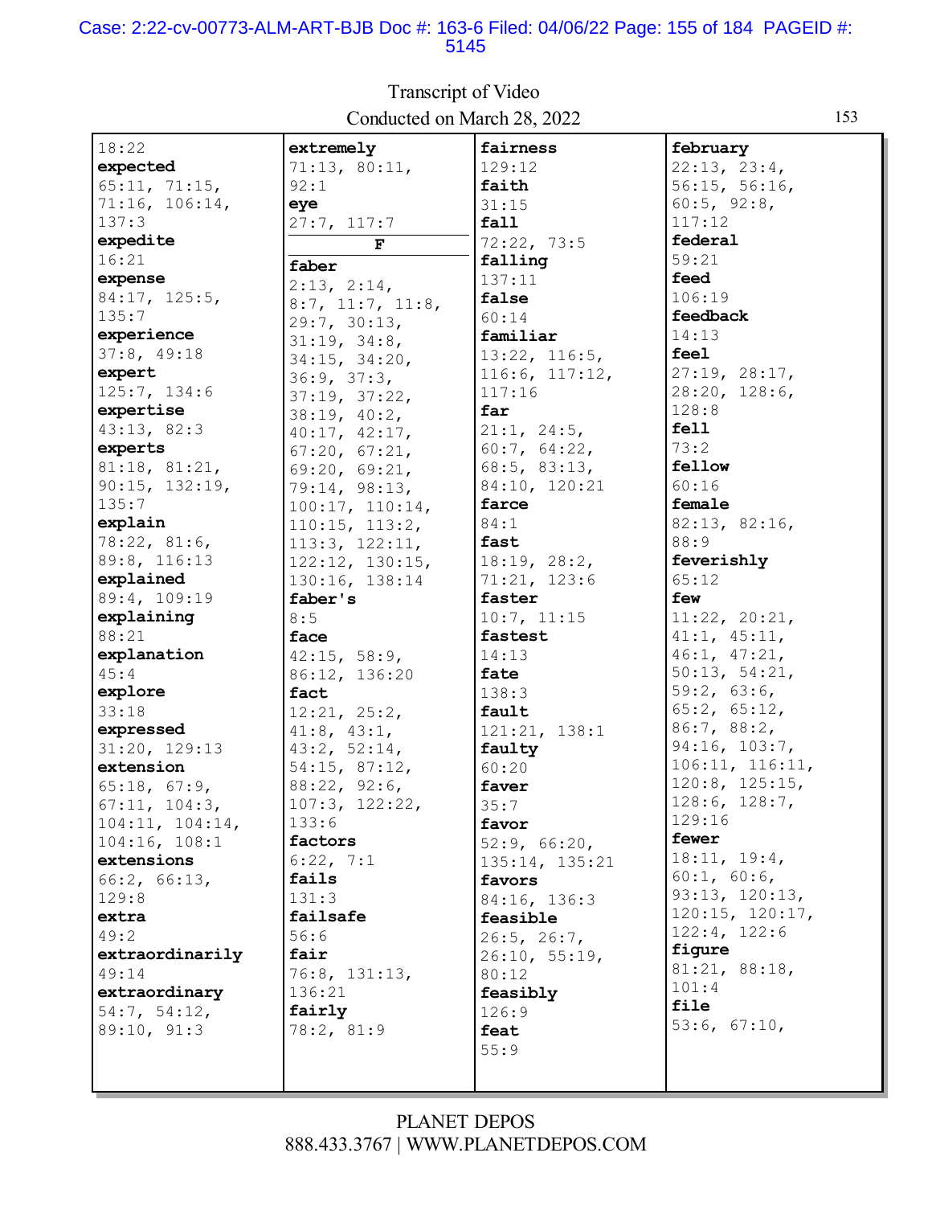18:22
**expected**
65:11, 71:15,
71:16, 106:14,
137:3
**expedite**
16:21
**expense**
84:17, 125:5,
135:7
**experience**
37:8, 49:18
**expert**
125:7, 134:6
**expertise**
43:13, 82:3
**experts**
81:18, 81:21,
90:15, 132:19,
135:7
**explain**
78:22, 81:6,
89:8, 116:13
**explained**
89:4, 109:19
**explaining**
88:21
**explanation**
45:4
**explore**
33:18
**expressed**
31:20, 129:13
**extension**
65:18, 67:9,
67:11, 104:3,
104:11, 104:14,
104:16, 108:1
**extensions**
66:2, 66:13,
129:8
**extra**
49:2
**extraordinarily**
49:14
**extraordinary**
54:7, 54:12,
89:10, 91:3
**extremely**
71:13, 80:11,
92:1
**eye**
27:7, 117:7

**F**

**faber**
2:13, 2:14,
8:7, 11:7, 11:8,
29:7, 30:13,
31:19, 34:8,
34:15, 34:20,
36:9, 37:3,
37:19, 37:22,
38:19, 40:2,
40:17, 42:17,
67:20, 67:21,
69:20, 69:21,
79:14, 98:13,
100:17, 110:14,
110:15, 113:2,
113:3, 122:11,
122:12, 130:15,
130:16, 138:14
**faber's**
8:5
**face**
42:15, 58:9,
86:12, 136:20
**fact**
12:21, 25:2,
41:8, 43:1,
43:2, 52:14,
54:15, 87:12,
88:22, 92:6,
107:3, 122:22,
133:6
**factors**
6:22, 7:1
**fails**
131:3
**failsafe**
56:6
**fair**
76:8, 131:13,
136:21
**fairly**
78:2, 81:9
**fairness**
129:12
**faith**
31:15
**fall**
72:22, 73:5
**falling**
137:11
**false**
60:14
**familiar**
13:22, 116:5,
116:6, 117:12,
117:16
**far**
21:1, 24:5,
60:7, 64:22,
68:5, 83:13,
84:10, 120:21
**farce**
84:1
**fast**
18:19, 28:2,
71:21, 123:6
**faster**
10:7, 11:15
**fastest**
14:13
**fate**
138:3
**fault**
121:21, 138:1
**faulty**
60:20
**faver**
35:7
**favor**
52:9, 66:20,
135:14, 135:21
**favors**
84:16, 136:3
**feasible**
26:5, 26:7,
26:10, 55:19,
80:12
**feasibly**
126:9
**feat**
55:9
**february**
22:13, 23:4,
56:15, 56:16,
60:5, 92:8,
117:12
**federal**
59:21
**feed**
106:19
**feedback**
14:13
**feel**
27:19, 28:17,
28:20, 128:6,
128:8
**fell**
73:2
**fellow**
60:16
**female**
82:13, 82:16,
88:9
**feverishly**
65:12
**few**
11:22, 20:21,
41:1, 45:11,
46:1, 47:21,
50:13, 54:21,
59:2, 63:6,
65:2, 65:12,
86:7, 88:2,
94:16, 103:7,
106:11, 116:11,
120:8, 125:15,
128:6, 128:7,
129:16
**fewer**
18:11, 19:4,
60:1, 60:6,
93:13, 120:13,
120:15, 120:17,
122:4, 122:6
**figure**
81:21, 88:18,
101:4
**file**
53:6, 67:10,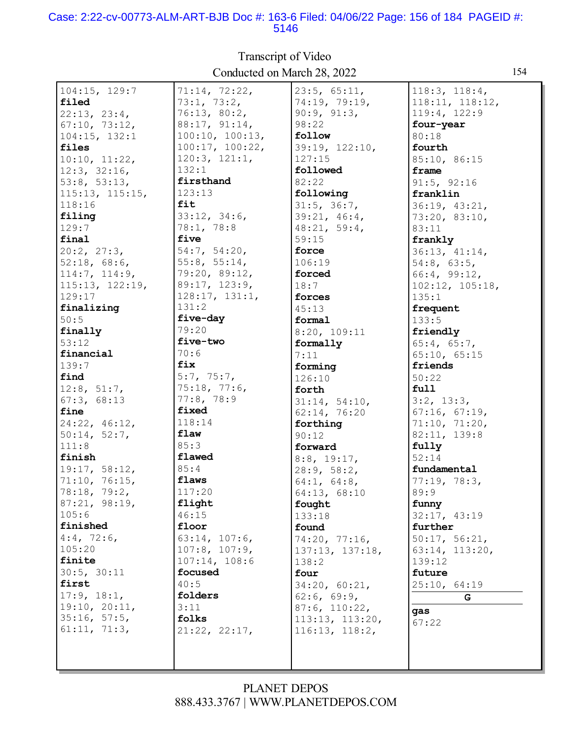104:15, 129:7
**filed**
22:13, 23:4, 67:10, 73:12, 104:15, 132:1
**files**
10:10, 11:22, 12:3, 32:16, 53:8, 53:13, 115:13, 115:15, 118:16
**filing**
129:7
**final**
20:2, 27:3, 52:18, 68:6, 114:7, 114:9, 115:13, 122:19, 129:17
**finalizing**
50:5
**finally**
53:12
**financial**
139:7
**find**
12:8, 51:7, 67:3, 68:13
**fine**
24:22, 46:12, 50:14, 52:7, 111:8
**finish**
19:17, 58:12, 71:10, 76:15, 78:18, 79:2, 87:21, 98:19, 105:6
**finished**
4:4, 72:6, 105:20
**finite**
30:5, 30:11
**first**
17:9, 18:1, 19:10, 20:11, 35:16, 57:5, 61:11, 71:3, 71:14, 72:22, 73:1, 73:2, 76:13, 80:2, 88:17, 91:14, 100:10, 100:13, 100:17, 100:22, 120:3, 121:1, 132:1
**firsthand**
123:13
**fit**
33:12, 34:6, 78:1, 78:8
**five**
54:7, 54:20, 55:8, 55:14, 79:20, 89:12, 89:17, 123:9, 128:17, 131:1, 131:2
**five-day**
79:20
**five-two**
70:6
**fix**
5:7, 75:7, 75:18, 77:6, 77:8, 78:9
**fixed**
118:14
**flaw**
85:3
**flawed**
85:4
**flaws**
117:20
**flight**
46:15
**floor**
63:14, 107:6, 107:8, 107:9, 107:14, 108:6
**focused**
40:5
**folders**
3:11
**folks**
21:22, 22:17, 23:5, 65:11, 74:19, 79:19, 90:9, 91:3, 98:22
**follow**
39:19, 122:10, 127:15
**followed**
82:22
**following**
31:5, 36:7, 39:21, 46:4, 48:21, 59:4, 59:15
**force**
106:19
**forced**
18:7
**forces**
45:13
**formal**
8:20, 109:11
**formally**
7:11
**forming**
126:10
**forth**
31:14, 54:10, 62:14, 76:20
**forthing**
90:12
**forward**
8:8, 19:17, 28:9, 58:2, 64:1, 64:8, 64:13, 68:10
**fought**
133:18
**found**
74:20, 77:16, 137:13, 137:18, 138:2
**four**
34:20, 60:21, 62:6, 69:9, 87:6, 110:22, 113:13, 113:20, 116:13, 118:2, 118:3, 118:4, 118:11, 118:12, 119:4, 122:9
**four-year**
80:18
**fourth**
85:10, 86:15
**frame**
91:5, 92:16
**franklin**
36:19, 43:21, 73:20, 83:10, 83:11
**frankly**
36:13, 41:14, 54:8, 63:5, 66:4, 99:12, 102:12, 105:18, 135:1
**frequent**
133:5
**friendly**
65:4, 65:7, 65:10, 65:15
**friends**
50:22
**full**
3:2, 13:3, 67:16, 67:19, 71:10, 71:20, 82:11, 139:8
**fully**
52:14
**fundamental**
77:19, 78:3, 89:9
**funny**
32:17, 43:19
**further**
50:17, 56:21, 63:14, 113:20, 139:12
**future**
25:10, 64:19

**G**

**gas**
67:22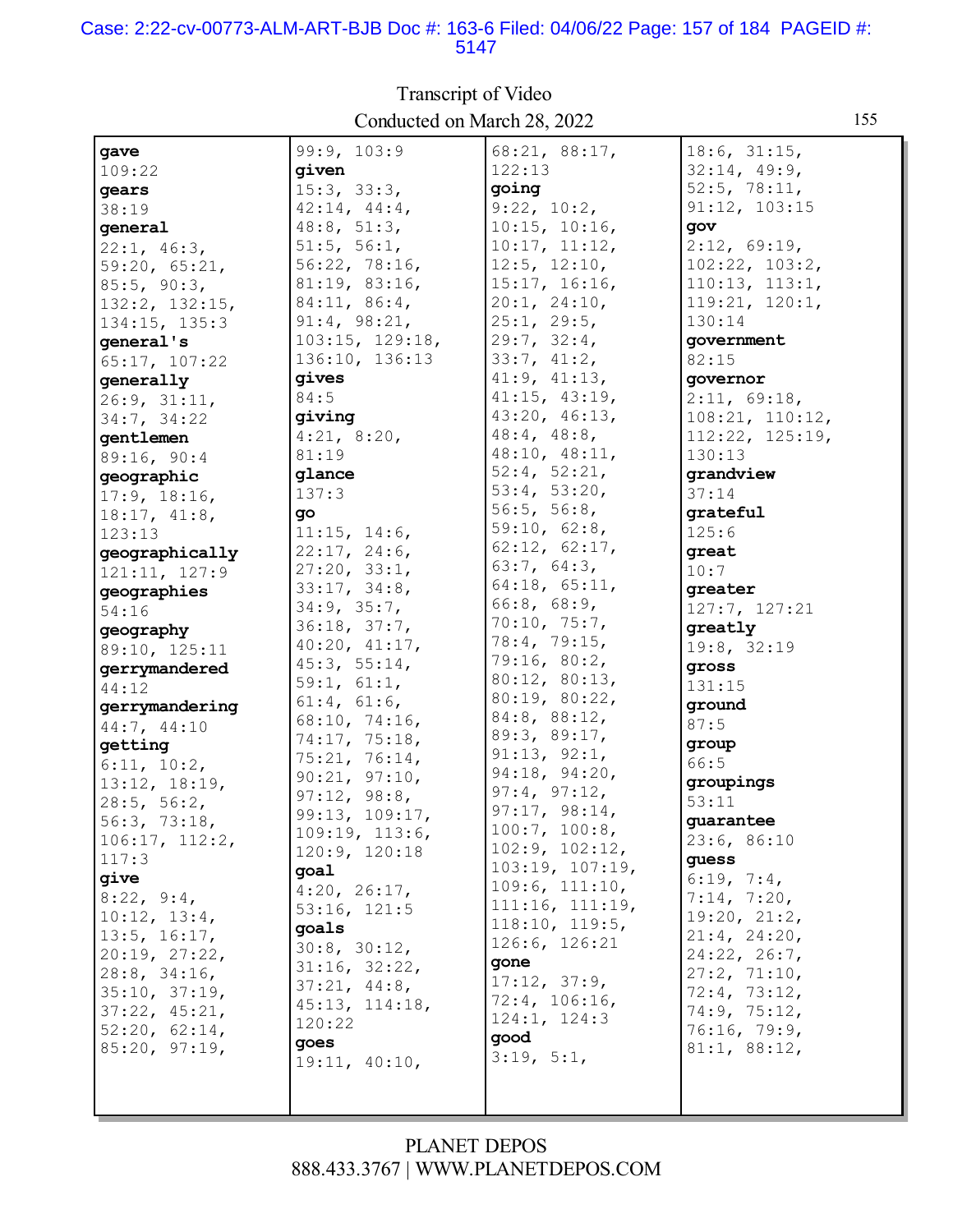Transcript of Video
Conducted on March 28, 2022

**gave**
109:22
**gears**
38:19
**general**
22:1, 46:3, 59:20, 65:21, 85:5, 90:3, 132:2, 132:15, 134:15, 135:3
**general's**
65:17, 107:22
**generally**
26:9, 31:11, 34:7, 34:22
**gentlemen**
89:16, 90:4
**geographic**
17:9, 18:16, 18:17, 41:8, 123:13
**geographically**
121:11, 127:9
**geographies**
54:16
**geography**
89:10, 125:11
**gerrymandered**
44:12
**gerrymandering**
44:7, 44:10
**getting**
6:11, 10:2, 13:12, 18:19, 28:5, 56:2, 56:3, 73:18, 106:17, 112:2, 117:3
**give**
8:22, 9:4, 10:12, 13:4, 13:5, 16:17, 20:19, 27:22, 28:8, 34:16, 35:10, 37:19, 37:22, 45:21, 52:20, 62:14, 85:20, 97:19, 99:9, 103:9
**given**
15:3, 33:3, 42:14, 44:4, 48:8, 51:3, 51:5, 56:1, 56:22, 78:16, 81:19, 83:16, 84:11, 86:4, 91:4, 98:21, 103:15, 129:18, 136:10, 136:13
**gives**
84:5
**giving**
4:21, 8:20, 81:19
**glance**
137:3
**go**
11:15, 14:6, 22:17, 24:6, 27:20, 33:1, 33:17, 34:8, 34:9, 35:7, 36:18, 37:7, 40:20, 41:17, 45:3, 55:14, 59:1, 61:1, 61:4, 61:6, 68:10, 74:16, 74:17, 75:18, 75:21, 76:14, 90:21, 97:10, 97:12, 98:8, 99:13, 109:17, 109:19, 113:6, 120:9, 120:18
**goal**
4:20, 26:17, 53:16, 121:5
**goals**
30:8, 30:12, 31:16, 32:22, 37:21, 44:8, 45:13, 114:18, 120:22
**goes**
19:11, 40:10, 68:21, 88:17, 122:13
**going**
9:22, 10:2, 10:15, 10:16, 10:17, 11:12, 12:5, 12:10, 15:17, 16:16, 20:1, 24:10, 25:1, 29:5, 29:7, 32:4, 33:7, 41:2, 41:9, 41:13, 41:15, 43:19, 43:20, 46:13, 48:4, 48:8, 48:10, 48:11, 52:4, 52:21, 53:4, 53:20, 56:5, 56:8, 59:10, 62:8, 62:12, 62:17, 63:7, 64:3, 64:18, 65:11, 66:8, 68:9, 70:10, 75:7, 78:4, 79:15, 79:16, 80:2, 80:12, 80:13, 80:19, 80:22, 84:8, 88:12, 89:3, 89:17, 91:13, 92:1, 94:18, 94:20, 97:4, 97:12, 97:17, 98:14, 100:7, 100:8, 102:9, 102:12, 103:19, 107:19, 109:6, 111:10, 111:16, 111:19, 118:10, 119:5, 126:6, 126:21
**gone**
17:12, 37:9, 72:4, 106:16, 124:1, 124:3
**good**
3:19, 5:1, 18:6, 31:15, 32:14, 49:9, 52:5, 78:11, 91:12, 103:15
**gov**
2:12, 69:19, 102:22, 103:2, 110:13, 113:1, 119:21, 120:1, 130:14
**government**
82:15
**governor**
2:11, 69:18, 108:21, 110:12, 112:22, 125:19, 130:13
**grandview**
37:14
**grateful**
125:6
**great**
10:7
**greater**
127:7, 127:21
**greatly**
19:8, 32:19
**gross**
131:15
**ground**
87:5
**group**
66:5
**groupings**
53:11
**guarantee**
23:6, 86:10
**guess**
6:19, 7:4, 7:14, 7:20, 19:20, 21:2, 21:4, 24:20, 24:22, 26:7, 27:2, 71:10, 72:4, 73:12, 74:9, 75:12, 76:16, 79:9, 81:1, 88:12,

PLANET DEPOS
888.433.3767 | WWW.PLANETDEPOS.COM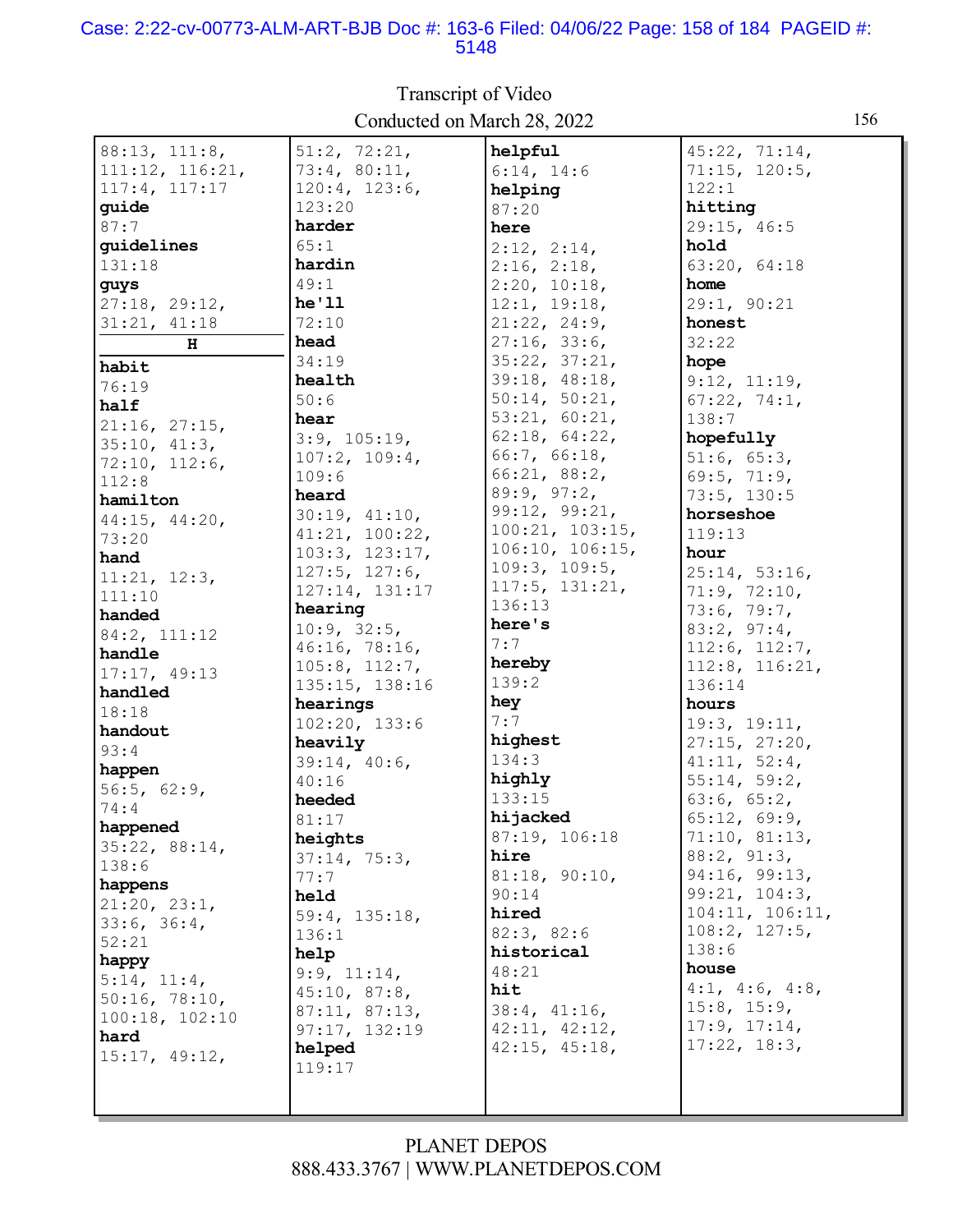88:13, 111:8, 111:12, 116:21, 117:4, 117:17
**guide**
87:7
**guidelines**
131:18
**guys**
27:18, 29:12, 31:21, 41:18

**H**

**habit**
76:19
**half**
21:16, 27:15, 35:10, 41:3, 72:10, 112:6, 112:8
**hamilton**
44:15, 44:20, 73:20
**hand**
11:21, 12:3, 111:10
**handed**
84:2, 111:12
**handle**
17:17, 49:13
**handled**
18:18
**handout**
93:4
**happen**
56:5, 62:9, 74:4
**happened**
35:22, 88:14, 138:6
**happens**
21:20, 23:1, 33:6, 36:4, 52:21
**happy**
5:14, 11:4, 50:16, 78:10, 100:18, 102:10
**hard**
15:17, 49:12, 51:2, 72:21, 73:4, 80:11, 120:4, 123:6, 123:20
**harder**
65:1
**hardin**
49:1
**he'll**
72:10
**head**
34:19
**health**
50:6
**hear**
3:9, 105:19, 107:2, 109:4, 109:6
**heard**
30:19, 41:10, 41:21, 100:22, 103:3, 123:17, 127:5, 127:6, 127:14, 131:17
**hearing**
10:9, 32:5, 46:16, 78:16, 105:8, 112:7, 135:15, 138:16
**hearings**
102:20, 133:6
**heavily**
39:14, 40:6, 40:16
**heeded**
81:17
**heights**
37:14, 75:3, 77:7
**held**
59:4, 135:18, 136:1
**help**
9:9, 11:14, 45:10, 87:8, 87:11, 87:13, 97:17, 132:19
**helped**
119:17
**helpful**
6:14, 14:6
**helping**
87:20
**here**
2:12, 2:14, 2:16, 2:18, 2:20, 10:18, 12:1, 19:18, 21:22, 24:9, 27:16, 33:6, 35:22, 37:21, 39:18, 48:18, 50:14, 50:21, 53:21, 60:21, 62:18, 64:22, 66:7, 66:18, 66:21, 88:2, 89:9, 97:2, 99:12, 99:21, 100:21, 103:15, 106:10, 106:15, 109:3, 109:5, 117:5, 131:21, 136:13
**here's**
7:7
**hereby**
139:2
**hey**
7:7
**highest**
134:3
**highly**
133:15
**hijacked**
87:19, 106:18
**hire**
81:18, 90:10, 90:14
**hired**
82:3, 82:6
**historical**
48:21
**hit**
38:4, 41:16, 42:11, 42:12, 42:15, 45:18, 45:22, 71:14, 71:15, 120:5, 122:1
**hitting**
29:15, 46:5
**hold**
63:20, 64:18
**home**
29:1, 90:21
**honest**
32:22
**hope**
9:12, 11:19, 67:22, 74:1, 138:7
**hopefully**
51:6, 65:3, 69:5, 71:9, 73:5, 130:5
**horseshoe**
119:13
**hour**
25:14, 53:16, 71:9, 72:10, 73:6, 79:7, 83:2, 97:4, 112:6, 112:7, 112:8, 116:21, 136:14
**hours**
19:3, 19:11, 27:15, 27:20, 41:11, 52:4, 55:14, 59:2, 63:6, 65:2, 65:12, 69:9, 71:10, 81:13, 88:2, 91:3, 94:16, 99:13, 99:21, 104:3, 104:11, 106:11, 108:2, 127:5, 138:6
**house**
4:1, 4:6, 4:8, 15:8, 15:9, 17:9, 17:14, 17:22, 18:3,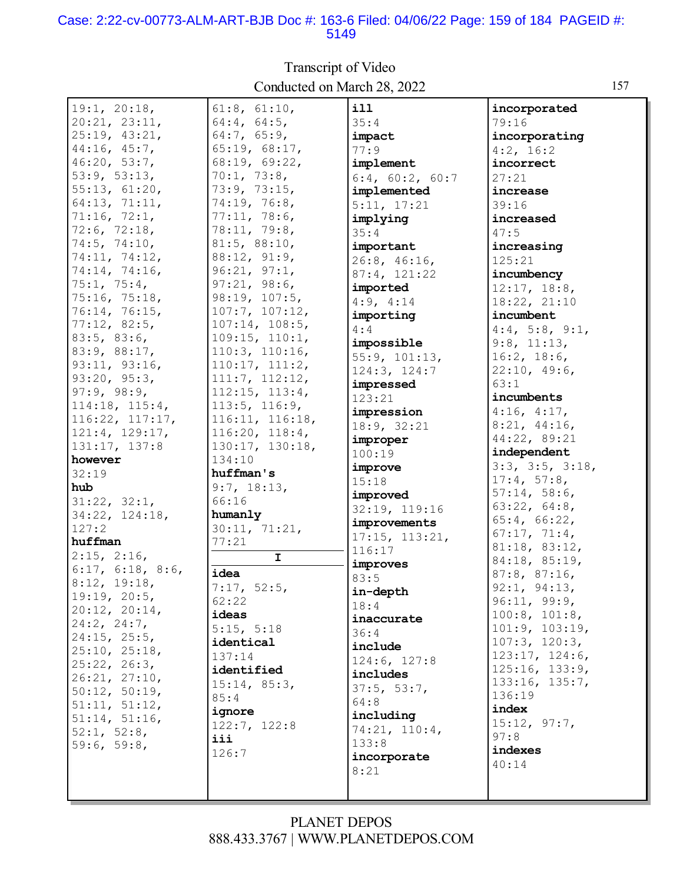19:1, 20:18, 20:21, 23:11, 25:19, 43:21, 44:16, 45:7, 46:20, 53:7, 53:9, 53:13, 55:13, 61:20, 64:13, 71:11, 71:16, 72:1, 72:6, 72:18, 74:5, 74:10, 74:11, 74:12, 74:14, 74:16, 75:1, 75:4, 75:16, 75:18, 76:14, 76:15, 77:12, 82:5, 83:5, 83:6, 83:9, 88:17, 93:11, 93:16, 93:20, 95:3, 97:9, 98:9, 114:18, 115:4, 116:22, 117:17, 121:4, 129:17, 131:17, 137:8

**however**
32:19

**hub**
31:22, 32:1, 34:22, 124:18, 127:2

**huffman**
2:15, 2:16, 6:17, 6:18, 8:6, 8:12, 19:18, 19:19, 20:5, 20:12, 20:14, 24:2, 24:7, 24:15, 25:5, 25:10, 25:18, 25:22, 26:3, 26:21, 27:10, 50:12, 50:19, 51:11, 51:12, 51:14, 51:16, 52:1, 52:8, 59:6, 59:8, 61:8, 61:10, 64:4, 64:5, 64:7, 65:9, 65:19, 68:17, 68:19, 69:22, 70:1, 73:8, 73:9, 73:15, 74:19, 76:8, 77:11, 78:6, 78:11, 79:8, 81:5, 88:10, 88:12, 91:9, 96:21, 97:1, 97:21, 98:6, 98:19, 107:5, 107:7, 107:12, 107:14, 108:5, 109:15, 110:1, 110:3, 110:16, 110:17, 111:2, 111:7, 112:12, 112:15, 113:4, 113:5, 116:9, 116:11, 116:18, 116:20, 118:4, 130:17, 130:18, 134:10

**huffman's**
9:7, 18:13, 66:16

**humanly**
30:11, 71:21, 77:21

**I**

**idea**
7:17, 52:5, 62:22

**ideas**
5:15, 5:18

**identical**
137:14

**identified**
15:14, 85:3, 85:4

**ignore**
122:7, 122:8

**iii**
126:7

**ill**
35:4

**impact**
77:9

**implement**
6:4, 60:2, 60:7

**implemented**
5:11, 17:21

**implying**
35:4

**important**
26:8, 46:16, 87:4, 121:22

**imported**
4:9, 4:14

**importing**
4:4

**impossible**
55:9, 101:13, 124:3, 124:7

**impressed**
123:21

**impression**
18:9, 32:21

**improper**
100:19

**improve**
15:18

**improved**
32:19, 119:16

**improvements**
17:15, 113:21, 116:17

**improves**
83:5

**in-depth**
18:4

**inaccurate**
36:4

**include**
124:6, 127:8

**includes**
37:5, 53:7, 64:8

**including**
74:21, 110:4, 133:8

**incorporate**
8:21

**incorporated**
79:16

**incorporating**
4:2, 16:2

**incorrect**
27:21

**increase**
39:16

**increased**
47:5

**increasing**
125:21

**incumbency**
12:17, 18:8, 18:22, 21:10

**incumbent**
4:4, 5:8, 9:1, 9:8, 11:13, 16:2, 18:6, 22:10, 49:6, 63:1

**incumbents**
4:16, 4:17, 8:21, 44:16, 44:22, 89:21

**independent**
3:3, 3:5, 3:18, 17:4, 57:8, 57:14, 58:6, 63:22, 64:8, 65:4, 66:22, 67:17, 71:4, 81:18, 83:12, 84:18, 85:19, 87:8, 87:16, 92:1, 94:13, 96:11, 99:9, 100:8, 101:8, 101:9, 103:19, 107:3, 120:3, 123:17, 124:6, 125:16, 133:9, 133:16, 135:7, 136:19

**index**
15:12, 97:7, 97:8

**indexes**
40:14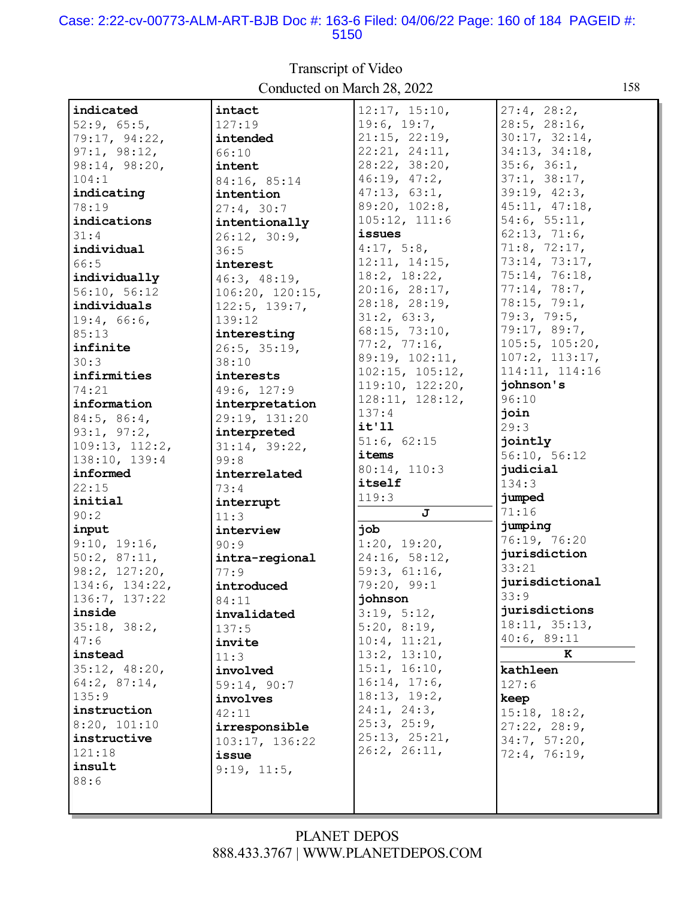Transcript of Video
Conducted on March 28, 2022

**indicated**
52:9, 65:5, 79:17, 94:22, 97:1, 98:12, 98:14, 98:20, 104:1
**indicating**
78:19
**indications**
31:4
**individual**
66:5
**individually**
56:10, 56:12
**individuals**
19:4, 66:6, 85:13
**infinite**
30:3
**infirmities**
74:21
**information**
84:5, 86:4, 93:1, 97:2, 109:13, 112:2, 138:10, 139:4
**informed**
22:15
**initial**
90:2
**input**
9:10, 19:16, 50:2, 87:11, 98:2, 127:20, 134:6, 134:22, 136:7, 137:22
**inside**
35:18, 38:2, 47:6
**instead**
35:12, 48:20, 64:2, 87:14, 135:9
**instruction**
8:20, 101:10
**instructive**
121:18
**insult**
88:6
**intact**
127:19
**intended**
66:10
**intent**
84:16, 85:14
**intention**
27:4, 30:7
**intentionally**
26:12, 30:9, 36:5
**interest**
46:3, 48:19, 106:20, 120:15, 122:5, 139:7, 139:12
**interesting**
26:5, 35:19, 38:10
**interests**
49:6, 127:9
**interpretation**
29:19, 131:20
**interpreted**
31:14, 39:22, 99:8
**interrelated**
73:4
**interrupt**
11:3
**interview**
90:9
**intra-regional**
77:9
**introduced**
84:11
**invalidated**
137:5
**invite**
11:3
**involved**
59:14, 90:7
**involves**
42:11
**irresponsible**
103:17, 136:22
**issue**
9:19, 11:5, 12:17, 15:10, 19:6, 19:7, 21:15, 22:19, 22:21, 24:11, 28:22, 38:20, 46:19, 47:2, 47:13, 63:1, 89:20, 102:8, 105:12, 111:6
**issues**
4:17, 5:8, 12:11, 14:15, 18:2, 18:22, 20:16, 28:17, 28:18, 28:19, 31:2, 63:3, 68:15, 73:10, 77:2, 77:16, 89:19, 102:11, 102:15, 105:12, 119:10, 122:20, 128:11, 128:12, 137:4
**it'll**
51:6, 62:15
**items**
80:14, 110:3
**itself**
119:3

**J**

**job**
1:20, 19:20, 24:16, 58:12, 59:3, 61:16, 79:20, 99:1
**johnson**
3:19, 5:12, 5:20, 8:19, 10:4, 11:21, 13:2, 13:10, 15:1, 16:10, 16:14, 17:6, 18:13, 19:2, 24:1, 24:3, 25:3, 25:9, 25:13, 25:21, 26:2, 26:11, 27:4, 28:2, 28:5, 28:16, 30:17, 32:14, 34:13, 34:18, 35:6, 36:1, 37:1, 38:17, 39:19, 42:3, 45:11, 47:18, 54:6, 55:11, 62:13, 71:6, 71:8, 72:17, 73:14, 73:17, 75:14, 76:18, 77:14, 78:7, 78:15, 79:1, 79:3, 79:5, 79:17, 89:7, 105:5, 105:20, 107:2, 113:17, 114:11, 114:16
**johnson's**
96:10
**join**
29:3
**jointly**
56:10, 56:12
**judicial**
134:3
**jumped**
71:16
**jumping**
76:19, 76:20
**jurisdiction**
33:21
**jurisdictional**
33:9
**jurisdictions**
18:11, 35:13, 40:6, 89:11

**K**

**kathleen**
127:6
**keep**
15:18, 18:2, 27:22, 28:9, 34:7, 57:20, 72:4, 76:19,

PLANET DEPOS
888.433.3767 | WWW.PLANETDEPOS.COM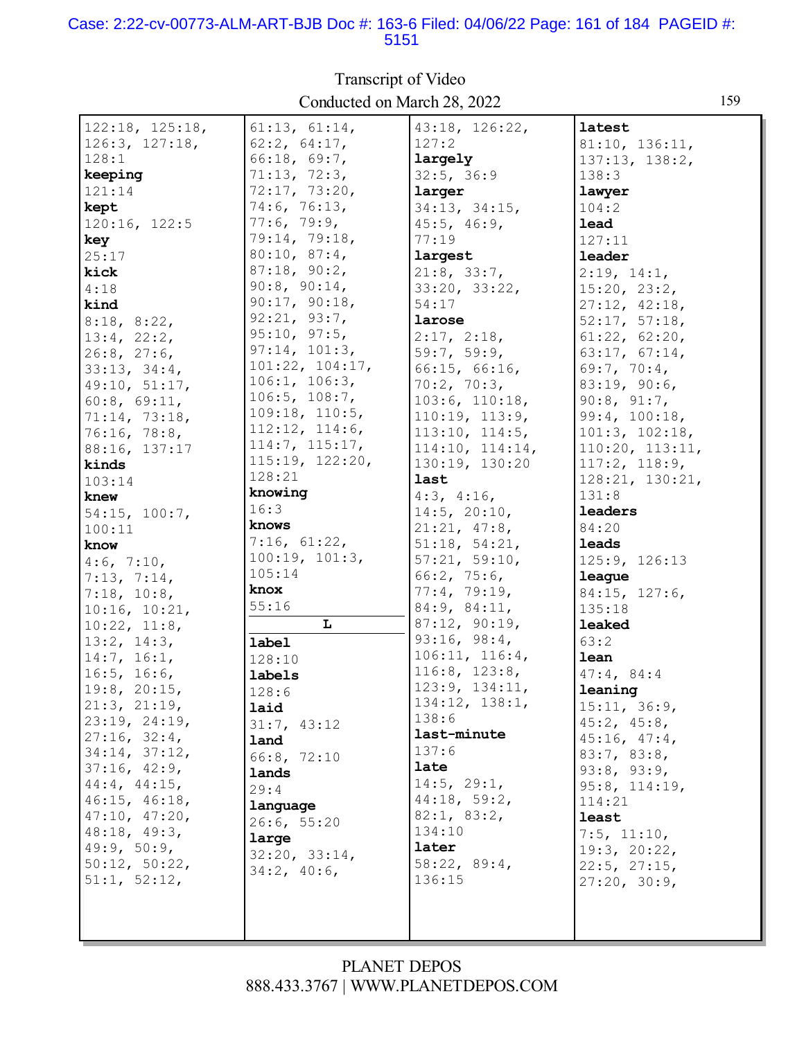122:18, 125:18, 126:3, 127:18, 128:1
**keeping**
121:14
**kept**
120:16, 122:5
**key**
25:17
**kick**
4:18
**kind**
8:18, 8:22, 13:4, 22:2, 26:8, 27:6, 33:13, 34:4, 49:10, 51:17, 60:8, 69:11, 71:14, 73:18, 76:16, 78:8, 88:16, 137:17
**kinds**
103:14
**knew**
54:15, 100:7, 100:11
**know**
4:6, 7:10, 7:13, 7:14, 7:18, 10:8, 10:16, 10:21, 10:22, 11:8, 13:2, 14:3, 14:7, 16:1, 16:5, 16:6, 19:8, 20:15, 21:3, 21:19, 23:19, 24:19, 27:16, 32:4, 34:14, 37:12, 37:16, 42:9, 44:4, 44:15, 46:15, 46:18, 47:10, 47:20, 48:18, 49:3, 49:9, 50:9, 50:12, 50:22, 51:1, 52:12, 61:13, 61:14, 62:2, 64:17, 66:18, 69:7, 71:13, 72:3, 72:17, 73:20, 74:6, 76:13, 77:6, 79:9, 79:14, 79:18, 80:10, 87:4, 87:18, 90:2, 90:8, 90:14, 90:17, 90:18, 92:21, 93:7, 95:10, 97:5, 97:14, 101:3, 101:22, 104:17, 106:1, 106:3, 106:5, 108:7, 109:18, 110:5, 112:12, 114:6, 114:7, 115:17, 115:19, 122:20, 128:21
**knowing**
16:3
**knows**
7:16, 61:22, 100:19, 101:3, 105:14
**knox**
55:16

**L**

**label**
128:10
**labels**
128:6
**laid**
31:7, 43:12
**land**
66:8, 72:10
**lands**
29:4
**language**
26:6, 55:20
**large**
32:20, 33:14, 34:2, 40:6, 43:18, 126:22, 127:2
**largely**
32:5, 36:9
**larger**
34:13, 34:15, 45:5, 46:9, 77:19
**largest**
21:8, 33:7, 33:20, 33:22, 54:17
**larose**
2:17, 2:18, 59:7, 59:9, 66:15, 66:16, 70:2, 70:3, 103:6, 110:18, 110:19, 113:9, 113:10, 114:5, 114:10, 114:14, 130:19, 130:20
**last**
4:3, 4:16, 14:5, 20:10, 21:21, 47:8, 51:18, 54:21, 57:21, 59:10, 66:2, 75:6, 77:4, 79:19, 84:9, 84:11, 87:12, 90:19, 93:16, 98:4, 106:11, 116:4, 116:8, 123:8, 123:9, 134:11, 134:12, 138:1, 138:6
**last-minute**
137:6
**late**
14:5, 29:1, 44:18, 59:2, 82:1, 83:2, 134:10
**later**
58:22, 89:4, 136:15
**latest**
81:10, 136:11, 137:13, 138:2, 138:3
**lawyer**
104:2
**lead**
127:11
**leader**
2:19, 14:1, 15:20, 23:2, 27:12, 42:18, 52:17, 57:18, 61:22, 62:20, 63:17, 67:14, 69:7, 70:4, 83:19, 90:6, 90:8, 91:7, 99:4, 100:18, 101:3, 102:18, 110:20, 113:11, 117:2, 118:9, 128:21, 130:21, 131:8
**leaders**
84:20
**leads**
125:9, 126:13
**league**
84:15, 127:6, 135:18
**leaked**
63:2
**lean**
47:4, 84:4
**leaning**
15:11, 36:9, 45:2, 45:8, 45:16, 47:4, 83:7, 83:8, 93:8, 93:9, 95:8, 114:19, 114:21
**least**
7:5, 11:10, 19:3, 20:22, 22:5, 27:15, 27:20, 30:9,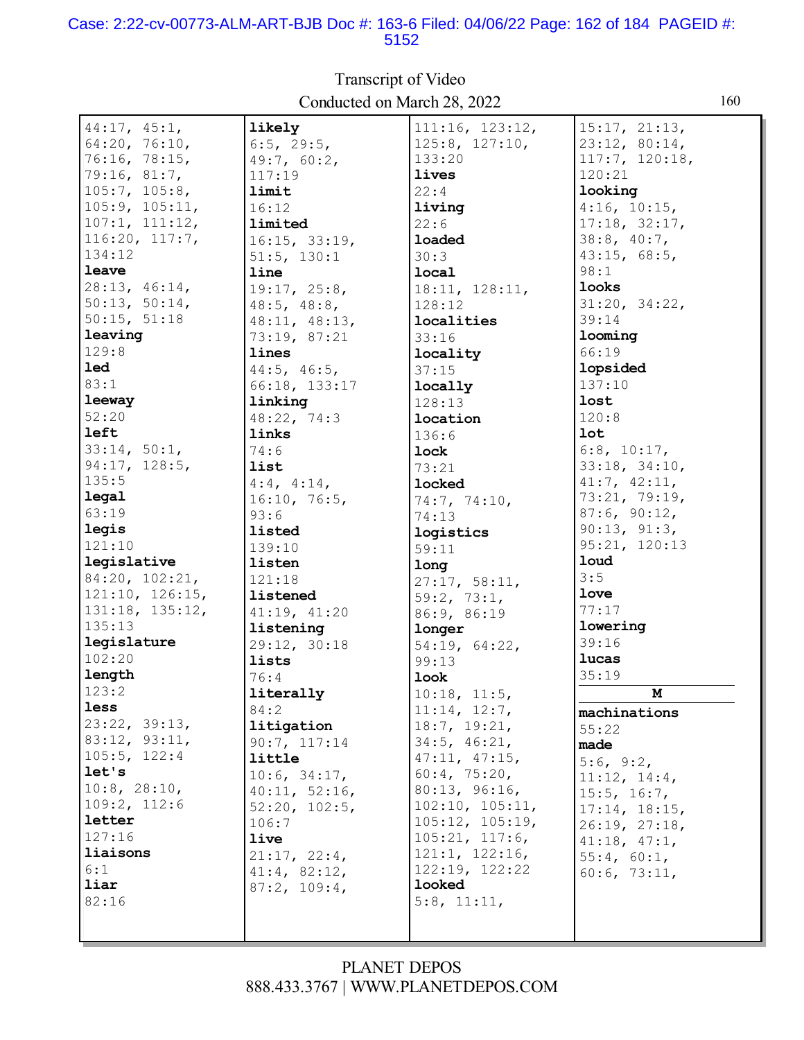Transcript of Video
Conducted on March 28, 2022

44:17, 45:1, 64:20, 76:10, 76:16, 78:15, 79:16, 81:7, 105:7, 105:8, 105:9, 105:11, 107:1, 111:12, 116:20, 117:7, 134:12

**leave**
28:13, 46:14, 50:13, 50:14, 50:15, 51:18

**leaving**
129:8

**led**
83:1

**leeway**
52:20

**left**
33:14, 50:1, 94:17, 128:5, 135:5

**legal**
63:19

**legis**
121:10

**legislative**
84:20, 102:21, 121:10, 126:15, 131:18, 135:12, 135:13

**legislature**
102:20

**length**
123:2

**less**
23:22, 39:13, 83:12, 93:11, 105:5, 122:4

**let's**
10:8, 28:10, 109:2, 112:6

**letter**
127:16

**liaisons**
6:1

**liar**
82:16

**likely**
6:5, 29:5, 49:7, 60:2, 117:19

**limit**
16:12

**limited**
16:15, 33:19, 51:5, 130:1

**line**
19:17, 25:8, 48:5, 48:8, 48:11, 48:13, 73:19, 87:21

**lines**
44:5, 46:5, 66:18, 133:17

**linking**
48:22, 74:3

**links**
74:6

**list**
4:4, 4:14, 16:10, 76:5, 93:6

**listed**
139:10

**listen**
121:18

**listened**
41:19, 41:20

**listening**
29:12, 30:18

**lists**
76:4

**literally**
84:2

**litigation**
90:7, 117:14

**little**
10:6, 34:17, 40:11, 52:16, 52:20, 102:5, 106:7

**live**
21:17, 22:4, 41:4, 82:12, 87:2, 109:4, 111:16, 123:12, 125:8, 127:10, 133:20

**lives**
22:4

**living**
22:6

**loaded**
30:3

**local**
18:11, 128:11, 128:12

**localities**
33:16

**locality**
37:15

**locally**
128:13

**location**
136:6

**lock**
73:21

**locked**
74:7, 74:10, 74:13

**logistics**
59:11

**long**
27:17, 58:11, 59:2, 73:1, 86:9, 86:19

**longer**
54:19, 64:22, 99:13

**look**
10:18, 11:5, 11:14, 12:7, 18:7, 19:21, 34:5, 46:21, 47:11, 47:15, 60:4, 75:20, 80:13, 96:16, 102:10, 105:11, 105:12, 105:19, 105:21, 117:6, 121:1, 122:16, 122:19, 122:22

**looked**
5:8, 11:11, 15:17, 21:13, 23:12, 80:14, 117:7, 120:18, 120:21

**looking**
4:16, 10:15, 17:18, 32:17, 38:8, 40:7, 43:15, 68:5, 98:1

**looks**
31:20, 34:22, 39:14

**looming**
66:19

**lopsided**
137:10

**lost**
120:8

**lot**
6:8, 10:17, 33:18, 34:10, 41:7, 42:11, 73:21, 79:19, 87:6, 90:12, 90:13, 91:3, 95:21, 120:13

**loud**
3:5

**love**
77:17

**lowering**
39:16

**lucas**
35:19

## M

**machinations**
55:22

**made**
5:6, 9:2, 11:12, 14:4, 15:5, 16:7, 17:14, 18:15, 26:19, 27:18, 41:18, 47:1, 55:4, 60:1, 60:6, 73:11,

PLANET DEPOS
888.433.3767 | WWW.PLANETDEPOS.COM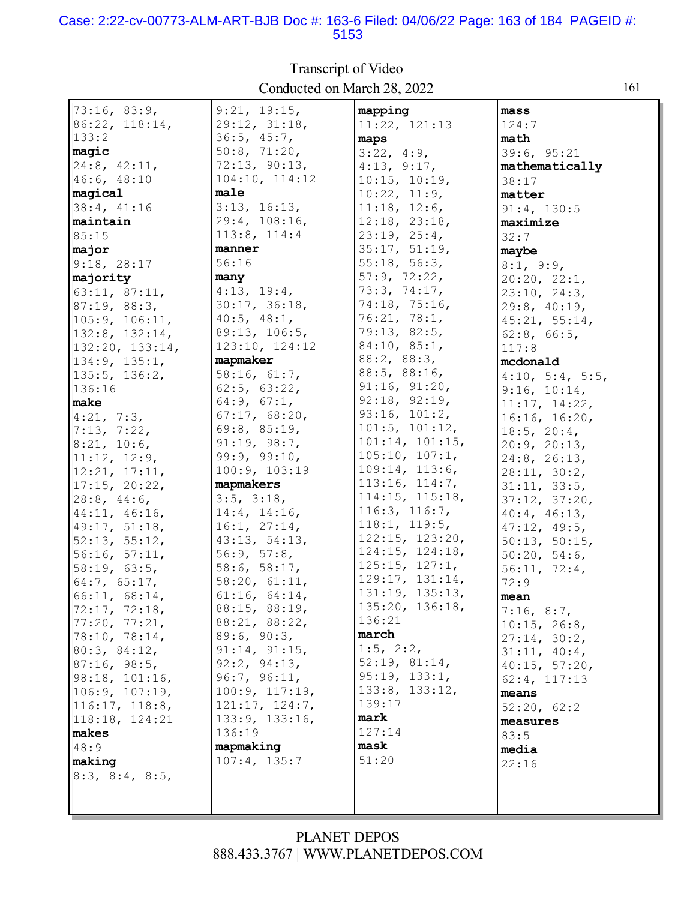Transcript of Video
Conducted on March 28, 2022

73:16, 83:9, 86:22, 118:14, 133:2
**magic**
24:8, 42:11, 46:6, 48:10
**magical**
38:4, 41:16
**maintain**
85:15
**major**
9:18, 28:17
**majority**
63:11, 87:11, 87:19, 88:3, 105:9, 106:11, 132:8, 132:14, 132:20, 133:14, 134:9, 135:1, 135:5, 136:2, 136:16
**make**
4:21, 7:3, 7:13, 7:22, 8:21, 10:6, 11:12, 12:9, 12:21, 17:11, 17:15, 20:22, 28:8, 44:6, 44:11, 46:16, 49:17, 51:18, 52:13, 55:12, 56:16, 57:11, 58:19, 63:5, 64:7, 65:17, 66:11, 68:14, 72:17, 72:18, 77:20, 77:21, 78:10, 78:14, 80:3, 84:12, 87:16, 98:5, 98:18, 101:16, 106:9, 107:19, 116:17, 118:8, 118:18, 124:21
**makes**
48:9
**making**
8:3, 8:4, 8:5, 9:21, 19:15, 29:12, 31:18, 36:5, 45:7, 50:8, 71:20, 72:13, 90:13, 104:10, 114:12
**male**
3:13, 16:13, 29:4, 108:16, 113:8, 114:4
**manner**
56:16
**many**
4:13, 19:4, 30:17, 36:18, 40:5, 48:1, 89:13, 106:5, 123:10, 124:12
**mapmaker**
58:16, 61:7, 62:5, 63:22, 64:9, 67:1, 67:17, 68:20, 69:8, 85:19, 91:19, 98:7, 99:9, 99:10, 100:9, 103:19
**mapmakers**
3:5, 3:18, 14:4, 14:16, 16:1, 27:14, 43:13, 54:13, 56:9, 57:8, 58:6, 58:17, 58:20, 61:11, 61:16, 64:14, 88:15, 88:19, 88:21, 88:22, 89:6, 90:3, 91:14, 91:15, 92:2, 94:13, 96:7, 96:11, 100:9, 117:19, 121:17, 124:7, 133:9, 133:16, 136:19
**mapmaking**
107:4, 135:7
**mapping**
11:22, 121:13
**maps**
3:22, 4:9, 4:13, 9:17, 10:15, 10:19, 10:22, 11:9, 11:18, 12:6, 12:18, 23:18, 23:19, 25:4, 35:17, 51:19, 55:18, 56:3, 57:9, 72:22, 73:3, 74:17, 74:18, 75:16, 76:21, 78:1, 79:13, 82:5, 84:10, 85:1, 88:2, 88:3, 88:5, 88:16, 91:16, 91:20, 92:18, 92:19, 93:16, 101:2, 101:5, 101:12, 101:14, 101:15, 105:10, 107:1, 109:14, 113:6, 113:16, 114:7, 114:15, 115:18, 116:3, 116:7, 118:1, 119:5, 122:15, 123:20, 124:15, 124:18, 125:15, 127:1, 129:17, 131:14, 131:19, 135:13, 135:20, 136:18, 136:21
**march**
1:5, 2:2, 52:19, 81:14, 95:19, 133:1, 133:8, 133:12, 139:17
**mark**
127:14
**mask**
51:20
**mass**
124:7
**math**
39:6, 95:21
**mathematically**
38:17
**matter**
91:4, 130:5
**maximize**
32:7
**maybe**
8:1, 9:9, 20:20, 22:1, 23:10, 24:3, 29:8, 40:19, 45:21, 55:14, 62:8, 66:5, 117:8
**mcdonald**
4:10, 5:4, 5:5, 9:16, 10:14, 11:17, 14:22, 16:16, 16:20, 18:5, 20:4, 20:9, 20:13, 24:8, 26:13, 28:11, 30:2, 31:11, 33:5, 37:12, 37:20, 40:4, 46:13, 47:12, 49:5, 50:13, 50:15, 50:20, 54:6, 56:11, 72:4, 72:9
**mean**
7:16, 8:7, 10:15, 26:8, 27:14, 30:2, 31:11, 40:4, 40:15, 57:20, 62:4, 117:13
**means**
52:20, 62:2
**measures**
83:5
**media**
22:16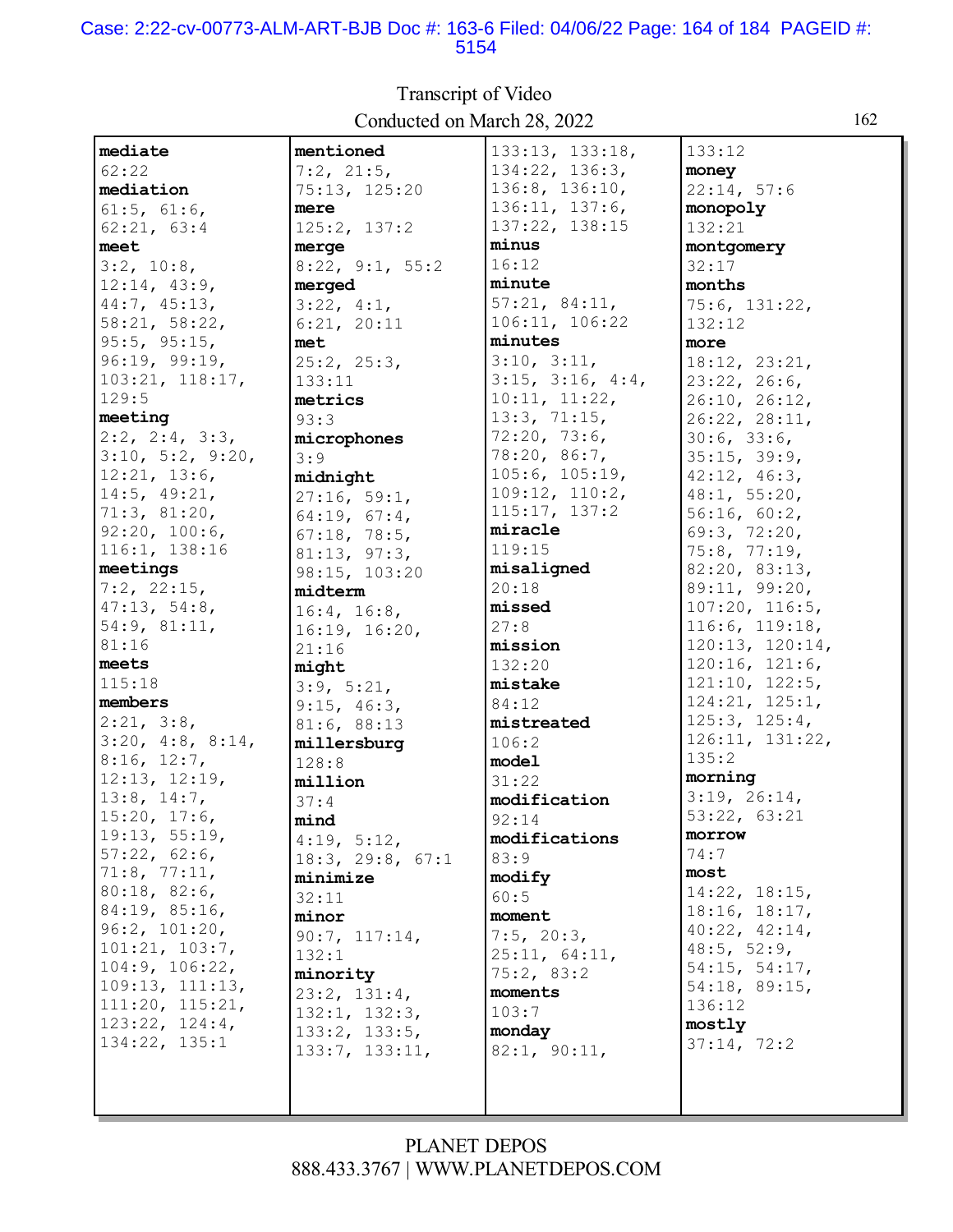**mediate**
62:22
**mediation**
61:5, 61:6, 62:21, 63:4
**meet**
3:2, 10:8, 12:14, 43:9, 44:7, 45:13, 58:21, 58:22, 95:5, 95:15, 96:19, 99:19, 103:21, 118:17, 129:5
**meeting**
2:2, 2:4, 3:3, 3:10, 5:2, 9:20, 12:21, 13:6, 14:5, 49:21, 71:3, 81:20, 92:20, 100:6, 116:1, 138:16
**meetings**
7:2, 22:15, 47:13, 54:8, 54:9, 81:11, 81:16
**meets**
115:18
**members**
2:21, 3:8, 3:20, 4:8, 8:14, 8:16, 12:7, 12:13, 12:19, 13:8, 14:7, 15:20, 17:6, 19:13, 55:19, 57:22, 62:6, 71:8, 77:11, 80:18, 82:6, 84:19, 85:16, 96:2, 101:20, 101:21, 103:7, 104:9, 106:22, 109:13, 111:13, 111:20, 115:21, 123:22, 124:4, 134:22, 135:1
**mentioned**
7:2, 21:5, 75:13, 125:20
**mere**
125:2, 137:2
**merge**
8:22, 9:1, 55:2
**merged**
3:22, 4:1, 6:21, 20:11
**met**
25:2, 25:3, 133:11
**metrics**
93:3
**microphones**
3:9
**midnight**
27:16, 59:1, 64:19, 67:4, 67:18, 78:5, 81:13, 97:3, 98:15, 103:20
**midterm**
16:4, 16:8, 16:19, 16:20, 21:16
**might**
3:9, 5:21, 9:15, 46:3, 81:6, 88:13
**millersburg**
128:8
**million**
37:4
**mind**
4:19, 5:12, 18:3, 29:8, 67:1
**minimize**
32:11
**minor**
90:7, 117:14, 132:1
**minority**
23:2, 131:4, 132:1, 132:3, 133:2, 133:5, 133:7, 133:11, 133:13, 133:18, 134:22, 136:3, 136:8, 136:10, 136:11, 137:6, 137:22, 138:15
**minus**
16:12
**minute**
57:21, 84:11, 106:11, 106:22
**minutes**
3:10, 3:11, 3:15, 3:16, 4:4, 10:11, 11:22, 13:3, 71:15, 72:20, 73:6, 78:20, 86:7, 105:6, 105:19, 109:12, 110:2, 115:17, 137:2
**miracle**
119:15
**misaligned**
20:18
**missed**
27:8
**mission**
132:20
**mistake**
84:12
**mistreated**
106:2
**model**
31:22
**modification**
92:14
**modifications**
83:9
**modify**
60:5
**moment**
7:5, 20:3, 25:11, 64:11, 75:2, 83:2
**moments**
103:7
**monday**
82:1, 90:11, 133:12
**money**
22:14, 57:6
**monopoly**
132:21
**montgomery**
32:17
**months**
75:6, 131:22, 132:12
**more**
18:12, 23:21, 23:22, 26:6, 26:10, 26:12, 26:22, 28:11, 30:6, 33:6, 35:15, 39:9, 42:12, 46:3, 48:1, 55:20, 56:16, 60:2, 69:3, 72:20, 75:8, 77:19, 82:20, 83:13, 89:11, 99:20, 107:20, 116:5, 116:6, 119:18, 120:13, 120:14, 120:16, 121:6, 121:10, 122:5, 124:21, 125:1, 125:3, 125:4, 126:11, 131:22, 135:2
**morning**
3:19, 26:14, 53:22, 63:21
**morrow**
74:7
**most**
14:22, 18:15, 18:16, 18:17, 40:22, 42:14, 48:5, 52:9, 54:15, 54:17, 54:18, 89:15, 136:12
**mostly**
37:14, 72:2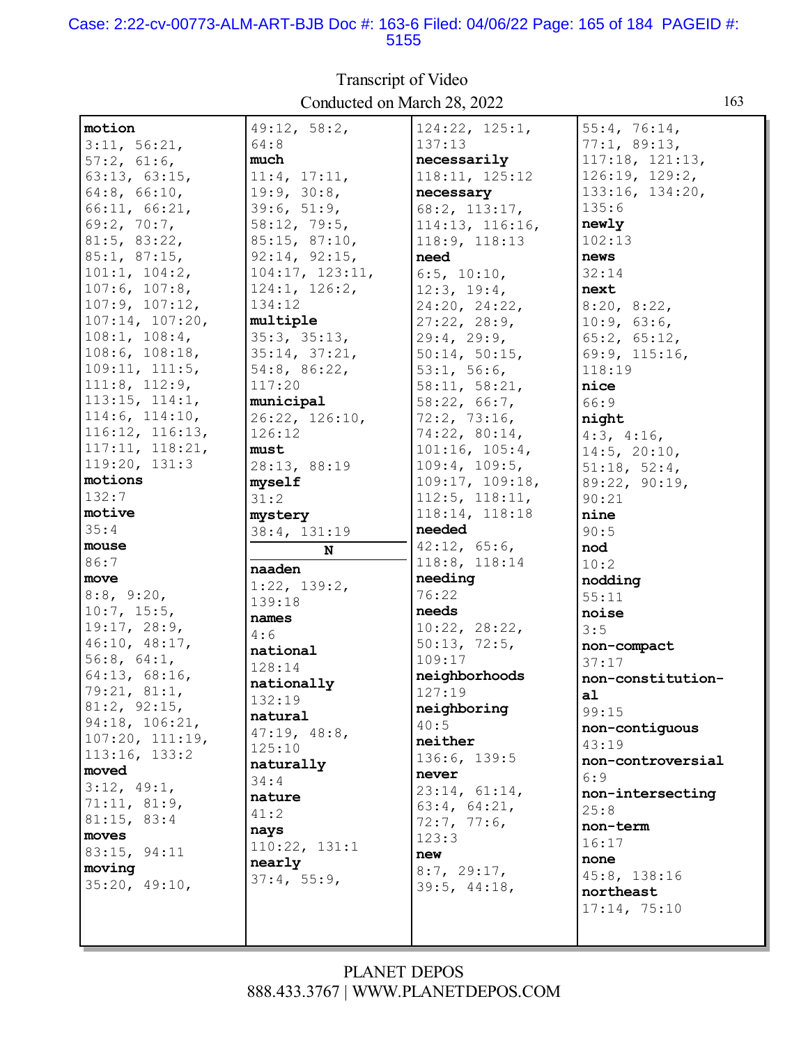**motion**
3:11, 56:21, 57:2, 61:6, 63:13, 63:15, 64:8, 66:10, 66:11, 66:21, 69:2, 70:7, 81:5, 83:22, 85:1, 87:15, 101:1, 104:2, 107:6, 107:8, 107:9, 107:12, 107:14, 107:20, 108:1, 108:4, 108:6, 108:18, 109:11, 111:5, 111:8, 112:9, 113:15, 114:1, 114:6, 114:10, 116:12, 116:13, 117:11, 118:21, 119:20, 131:3

**motions**
132:7

**motive**
35:4

**mouse**
86:7

**move**
8:8, 9:20, 10:7, 15:5, 19:17, 28:9, 46:10, 48:17, 56:8, 64:1, 64:13, 68:16, 79:21, 81:1, 81:2, 92:15, 94:18, 106:21, 107:20, 111:19, 113:16, 133:2

**moved**
3:12, 49:1, 71:11, 81:9, 81:15, 83:4

**moves**
83:15, 94:11

**moving**
35:20, 49:10, 49:12, 58:2, 64:8

**much**
11:4, 17:11, 19:9, 30:8, 39:6, 51:9, 58:12, 79:5, 85:15, 87:10, 92:14, 92:15, 104:17, 123:11, 124:1, 126:2, 134:12

**multiple**
35:3, 35:13, 35:14, 37:21, 54:8, 86:22, 117:20

**municipal**
26:22, 126:10, 126:12

**must**
28:13, 88:19

**myself**
31:2

**mystery**
38:4, 131:19

**N**

**naaden**
1:22, 139:2, 139:18

**names**
4:6

**national**
128:14

**nationally**
132:19

**natural**
47:19, 48:8, 125:10

**naturally**
34:4

**nature**
41:2

**nays**
110:22, 131:1

**nearly**
37:4, 55:9, 124:22, 125:1, 137:13

**necessarily**
118:11, 125:12

**necessary**
68:2, 113:17, 114:13, 116:16, 118:9, 118:13

**need**
6:5, 10:10, 12:3, 19:4, 24:20, 24:22, 27:22, 28:9, 29:4, 29:9, 50:14, 50:15, 53:1, 56:6, 58:11, 58:21, 58:22, 66:7, 72:2, 73:16, 74:22, 80:14, 101:16, 105:4, 109:4, 109:5, 109:17, 109:18, 112:5, 118:11, 118:14, 118:18

**needed**
42:12, 65:6, 118:8, 118:14

**needing**
76:22

**needs**
10:22, 28:22, 50:13, 72:5, 109:17

**neighborhoods**
127:19

**neighboring**
40:5

**neither**
136:6, 139:5

**never**
23:14, 61:14, 63:4, 64:21, 72:7, 77:6, 123:3

**new**
8:7, 29:17, 39:5, 44:18, 55:4, 76:14, 77:1, 89:13, 117:18, 121:13, 126:19, 129:2, 133:16, 134:20, 135:6

**newly**
102:13

**news**
32:14

**next**
8:20, 8:22, 10:9, 63:6, 65:2, 65:12, 69:9, 115:16, 118:19

**nice**
66:9

**night**
4:3, 4:16, 14:5, 20:10, 51:18, 52:4, 89:22, 90:19, 90:21

**nine**
90:5

**nod**
10:2

**nodding**
55:11

**noise**
3:5

**non-compact**
37:17

**non-constitutional**
99:15

**non-contiguous**
43:19

**non-controversial**
6:9

**non-intersecting**
25:8

**non-term**
16:17

**none**
45:8, 138:16

**northeast**
17:14, 75:10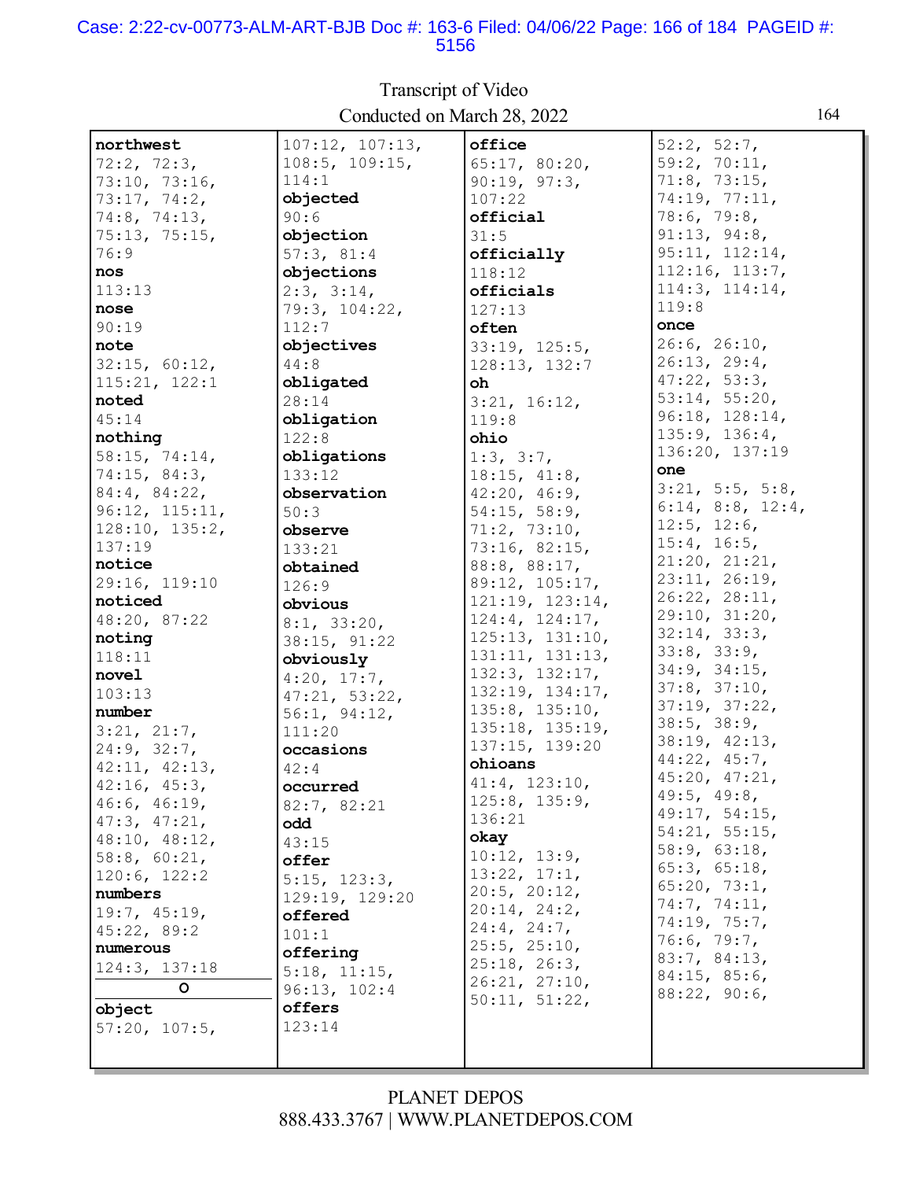**northwest**
72:2, 72:3, 73:10, 73:16, 73:17, 74:2, 74:8, 74:13, 75:13, 75:15, 76:9

**nos**
113:13

**nose**
90:19

**note**
32:15, 60:12, 115:21, 122:1

**noted**
45:14

**nothing**
58:15, 74:14, 74:15, 84:3, 84:4, 84:22, 96:12, 115:11, 128:10, 135:2, 137:19

**notice**
29:16, 119:10

**noticed**
48:20, 87:22

**noting**
118:11

**novel**
103:13

**number**
3:21, 21:7, 24:9, 32:7, 42:11, 42:13, 42:16, 45:3, 46:6, 46:19, 47:3, 47:21, 48:10, 48:12, 58:8, 60:21, 120:6, 122:2

**numbers**
19:7, 45:19, 45:22, 89:2

**numerous**
124:3, 137:18

**O**

**object**
57:20, 107:5, 107:12, 107:13, 108:5, 109:15, 114:1

**objected**
90:6

**objection**
57:3, 81:4

**objections**
2:3, 3:14, 79:3, 104:22, 112:7

**objectives**
44:8

**obligated**
28:14

**obligation**
122:8

**obligations**
133:12

**observation**
50:3

**observe**
133:21

**obtained**
126:9

**obvious**
8:1, 33:20, 38:15, 91:22

**obviously**
4:20, 17:7, 47:21, 53:22, 56:1, 94:12, 111:20

**occasions**
42:4

**occurred**
82:7, 82:21

**odd**
43:15

**offer**
5:15, 123:3, 129:19, 129:20

**offered**
101:1

**offering**
5:18, 11:15, 96:13, 102:4

**offers**
123:14

**office**
65:17, 80:20, 90:19, 97:3, 107:22

**official**
31:5

**officially**
118:12

**officials**
127:13

**often**
33:19, 125:5, 128:13, 132:7

**oh**
3:21, 16:12, 119:8

**ohio**
1:3, 3:7, 18:15, 41:8, 42:20, 46:9, 54:15, 58:9, 71:2, 73:10, 73:16, 82:15, 88:8, 88:17, 89:12, 105:17, 121:19, 123:14, 124:4, 124:17, 125:13, 131:10, 131:11, 131:13, 132:3, 132:17, 132:19, 134:17, 135:8, 135:10, 135:18, 135:19, 137:15, 139:20

**ohioans**
41:4, 123:10, 125:8, 135:9, 136:21

**okay**
10:12, 13:9, 13:22, 17:1, 20:5, 20:12, 20:14, 24:2, 24:4, 24:7, 25:5, 25:10, 25:18, 26:3, 26:21, 27:10, 50:11, 51:22, 52:2, 52:7, 59:2, 70:11, 71:8, 73:15, 74:19, 77:11, 78:6, 79:8, 91:13, 94:8, 95:11, 112:14, 112:16, 113:7, 114:3, 114:14, 119:8

**once**
26:6, 26:10, 26:13, 29:4, 47:22, 53:3, 53:14, 55:20, 96:18, 128:14, 135:9, 136:4, 136:20, 137:19

**one**
3:21, 5:5, 5:8, 6:14, 8:8, 12:4, 12:5, 12:6, 15:4, 16:5, 21:20, 21:21, 23:11, 26:19, 26:22, 28:11, 29:10, 31:20, 32:14, 33:3, 33:8, 33:9, 34:9, 34:15, 37:8, 37:10, 37:19, 37:22, 38:5, 38:9, 38:19, 42:13, 44:22, 45:7, 45:20, 47:21, 49:5, 49:8, 49:17, 54:15, 54:21, 55:15, 58:9, 63:18, 65:3, 65:18, 65:20, 73:1, 74:7, 74:11, 74:19, 75:7, 76:6, 79:7, 83:7, 84:13, 84:15, 85:6, 88:22, 90:6,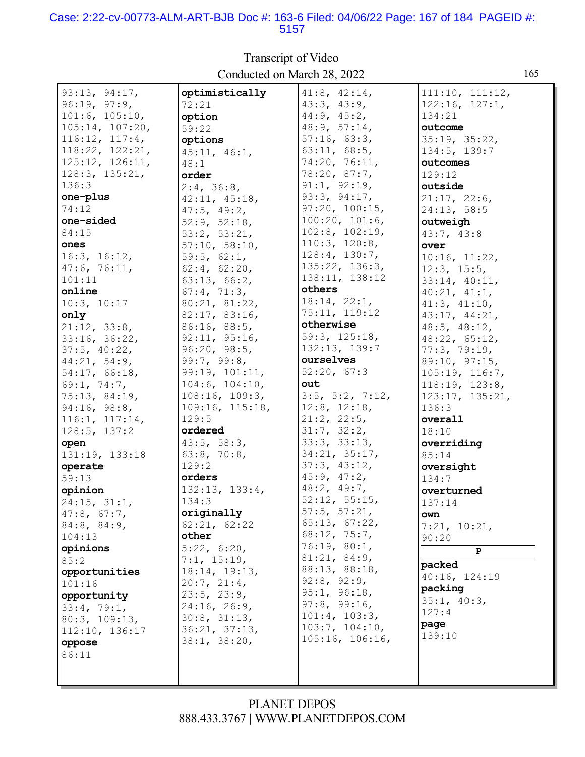93:13, 94:17, 96:19, 97:9, 101:6, 105:10, 105:14, 107:20, 116:12, 117:4, 118:22, 122:21, 125:12, 126:11, 128:3, 135:21, 136:3

**one-plus**
74:12

**one-sided**
84:15

**ones**
16:3, 16:12, 47:6, 76:11, 101:11

**online**
10:3, 10:17

**only**
21:12, 33:8, 33:16, 36:22, 37:5, 40:22, 44:21, 54:9, 54:17, 66:18, 69:1, 74:7, 75:13, 84:19, 94:16, 98:8, 116:1, 117:14, 128:5, 137:2

**open**
131:19, 133:18

**operate**
59:13

**opinion**
24:15, 31:1, 47:8, 67:7, 84:8, 84:9, 104:13

**opinions**
85:2

**opportunities**
101:16

**opportunity**
33:4, 79:1, 80:3, 109:13, 112:10, 136:17

**oppose**
86:11

**optimistically**
72:21

**option**
59:22

**options**
45:11, 46:1, 48:1

**order**
2:4, 36:8, 42:11, 45:18, 47:5, 49:2, 52:9, 52:18, 53:2, 53:21, 57:10, 58:10, 59:5, 62:1, 62:4, 62:20, 63:13, 66:2, 67:4, 71:3, 80:21, 81:22, 82:17, 83:16, 86:16, 88:5, 92:11, 95:16, 96:20, 98:5, 99:7, 99:8, 99:19, 101:11, 104:6, 104:10, 108:16, 109:3, 109:16, 115:18, 129:5

**ordered**
43:5, 58:3, 63:8, 70:8, 129:2

**orders**
132:13, 133:4, 134:3

**originally**
62:21, 62:22

**other**
5:22, 6:20, 7:1, 15:19, 18:14, 19:13, 20:7, 21:4, 23:5, 23:9, 24:16, 26:9, 30:8, 31:13, 36:21, 37:13, 38:1, 38:20, 41:8, 42:14, 43:3, 43:9, 44:9, 45:2, 48:9, 57:14, 57:16, 63:3, 63:11, 68:5, 74:20, 76:11, 78:20, 87:7, 91:1, 92:19, 93:3, 94:17, 97:20, 100:15, 100:20, 101:6, 102:8, 102:19, 110:3, 120:8, 128:4, 130:7, 135:22, 136:3, 138:11, 138:12

**others**
18:14, 22:1, 75:11, 119:12

**otherwise**
59:3, 125:18, 132:13, 139:7

**ourselves**
52:20, 67:3

**out**
3:5, 5:2, 7:12, 12:8, 12:18, 21:2, 22:5, 31:7, 32:2, 33:3, 33:13, 34:21, 35:17, 37:3, 43:12, 45:9, 47:2, 48:2, 49:7, 52:12, 55:15, 57:5, 57:21, 65:13, 67:22, 68:12, 75:7, 76:19, 80:1, 81:21, 84:9, 88:13, 88:18, 92:8, 92:9, 95:1, 96:18, 97:8, 99:16, 101:4, 103:3, 103:7, 104:10, 105:16, 106:16, 111:10, 111:12, 122:16, 127:1, 134:21

**outcome**
35:19, 35:22, 134:5, 139:7

**outcomes**
129:12

**outside**
21:17, 22:6, 24:13, 58:5

**outweigh**
43:7, 43:8

**over**
10:16, 11:22, 12:3, 15:5, 33:14, 40:11, 40:21, 41:1, 41:3, 41:10, 43:17, 44:21, 48:5, 48:12, 48:22, 65:12, 77:3, 79:19, 89:10, 97:15, 105:19, 116:7, 118:19, 123:8, 123:17, 135:21, 136:3

**overall**
18:10

**overriding**
85:14

**oversight**
134:7

**overturned**
137:14

**own**
7:21, 10:21, 90:20

## P

**packed**
40:16, 124:19

**packing**
35:1, 40:3, 127:4

**page**
139:10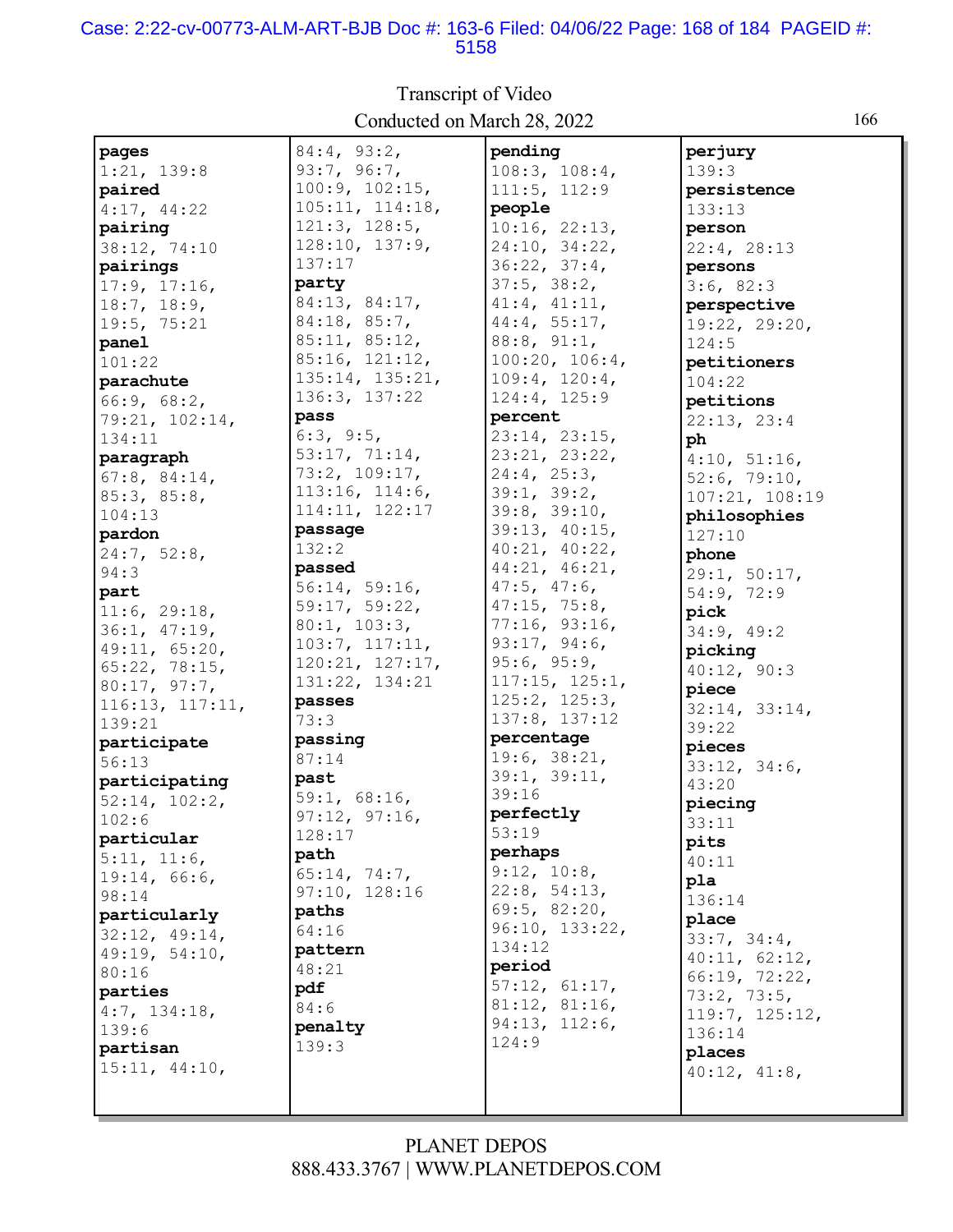**pages**
1:21, 139:8
**paired**
4:17, 44:22
**pairing**
38:12, 74:10
**pairings**
17:9, 17:16, 18:7, 18:9, 19:5, 75:21
**panel**
101:22
**parachute**
66:9, 68:2, 79:21, 102:14, 134:11
**paragraph**
67:8, 84:14, 85:3, 85:8, 104:13
**pardon**
24:7, 52:8, 94:3
**part**
11:6, 29:18, 36:1, 47:19, 49:11, 65:20, 65:22, 78:15, 80:17, 97:7, 116:13, 117:11, 139:21
**participate**
56:13
**participating**
52:14, 102:2, 102:6
**particular**
5:11, 11:6, 19:14, 66:6, 98:14
**particularly**
32:12, 49:14, 49:19, 54:10, 80:16
**parties**
4:7, 134:18, 139:6
**partisan**
15:11, 44:10, 84:4, 93:2, 93:7, 96:7, 100:9, 102:15, 105:11, 114:18, 121:3, 128:5, 128:10, 137:9, 137:17
**party**
84:13, 84:17, 84:18, 85:7, 85:11, 85:12, 85:16, 121:12, 135:14, 135:21, 136:3, 137:22
**pass**
6:3, 9:5, 53:17, 71:14, 73:2, 109:17, 113:16, 114:6, 114:11, 122:17
**passage**
132:2
**passed**
56:14, 59:16, 59:17, 59:22, 80:1, 103:3, 103:7, 117:11, 120:21, 127:17, 131:22, 134:21
**passes**
73:3
**passing**
87:14
**past**
59:1, 68:16, 97:12, 97:16, 128:17
**path**
65:14, 74:7, 97:10, 128:16
**paths**
64:16
**pattern**
48:21
**pdf**
84:6
**penalty**
139:3
**pending**
108:3, 108:4, 111:5, 112:9
**people**
10:16, 22:13, 24:10, 34:22, 36:22, 37:4, 37:5, 38:2, 41:4, 41:11, 44:4, 55:17, 88:8, 91:1, 100:20, 106:4, 109:4, 120:4, 124:4, 125:9
**percent**
23:14, 23:15, 23:21, 23:22, 24:4, 25:3, 39:1, 39:2, 39:8, 39:10, 39:13, 40:15, 40:21, 40:22, 44:21, 46:21, 47:5, 47:6, 47:15, 75:8, 77:16, 93:16, 93:17, 94:6, 95:6, 95:9, 117:15, 125:1, 125:2, 125:3, 137:8, 137:12
**percentage**
19:6, 38:21, 39:1, 39:11, 39:16
**perfectly**
53:19
**perhaps**
9:12, 10:8, 22:8, 54:13, 69:5, 82:20, 96:10, 133:22, 134:12
**period**
57:12, 61:17, 81:12, 81:16, 94:13, 112:6, 124:9
**perjury**
139:3
**persistence**
133:13
**person**
22:4, 28:13
**persons**
3:6, 82:3
**perspective**
19:22, 29:20, 124:5
**petitioners**
104:22
**petitions**
22:13, 23:4
**ph**
4:10, 51:16, 52:6, 79:10, 107:21, 108:19
**philosophies**
127:10
**phone**
29:1, 50:17, 54:9, 72:9
**pick**
34:9, 49:2
**picking**
40:12, 90:3
**piece**
32:14, 33:14, 39:22
**pieces**
33:12, 34:6, 43:20
**piecing**
33:11
**pits**
40:11
**pla**
136:14
**place**
33:7, 34:4, 40:11, 62:12, 66:19, 72:22, 73:2, 73:5, 119:7, 125:12, 136:14
**places**
40:12, 41:8,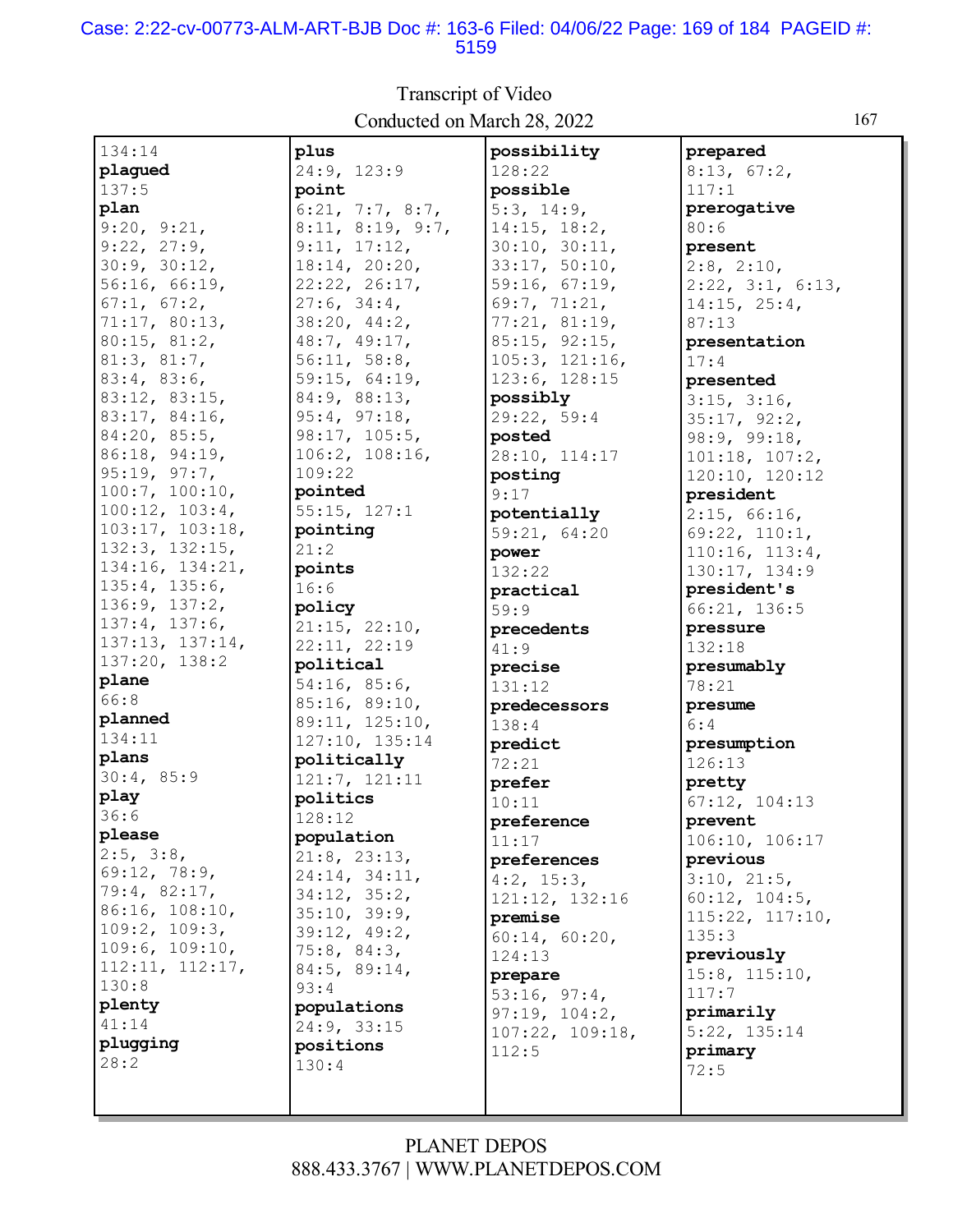134:14

**plagued**
137:5

**plan**
9:20, 9:21, 9:22, 27:9, 30:9, 30:12, 56:16, 66:19, 67:1, 67:2, 71:17, 80:13, 80:15, 81:2, 81:3, 81:7, 83:4, 83:6, 83:12, 83:15, 83:17, 84:16, 84:20, 85:5, 86:18, 94:19, 95:19, 97:7, 100:7, 100:10, 100:12, 103:4, 103:17, 103:18, 132:3, 132:15, 134:16, 134:21, 135:4, 135:6, 136:9, 137:2, 137:4, 137:6, 137:13, 137:14, 137:20, 138:2

**plane**
66:8

**planned**
134:11

**plans**
30:4, 85:9

**play**
36:6

**please**
2:5, 3:8, 69:12, 78:9, 79:4, 82:17, 86:16, 108:10, 109:2, 109:3, 109:6, 109:10, 112:11, 112:17, 130:8

**plenty**
41:14

**plugging**
28:2

**plus**
24:9, 123:9

**point**
6:21, 7:7, 8:7, 8:11, 8:19, 9:7, 9:11, 17:12, 18:14, 20:20, 22:22, 26:17, 27:6, 34:4, 38:20, 44:2, 48:7, 49:17, 56:11, 58:8, 59:15, 64:19, 84:9, 88:13, 95:4, 97:18, 98:17, 105:5, 106:2, 108:16, 109:22

**pointed**
55:15, 127:1

**pointing**
21:2

**points**
16:6

**policy**
21:15, 22:10, 22:11, 22:19

**political**
54:16, 85:6, 85:16, 89:10, 89:11, 125:10, 127:10, 135:14

**politically**
121:7, 121:11

**politics**
128:12

**population**
21:8, 23:13, 24:14, 34:11, 34:12, 35:2, 35:10, 39:9, 39:12, 49:2, 75:8, 84:3, 84:5, 89:14, 93:4

**populations**
24:9, 33:15

**positions**
130:4

**possibility**
128:22

**possible**
5:3, 14:9, 14:15, 18:2, 30:10, 30:11, 33:17, 50:10, 59:16, 67:19, 69:7, 71:21, 77:21, 81:19, 85:15, 92:15, 105:3, 121:16, 123:6, 128:15

**possibly**
29:22, 59:4

**posted**
28:10, 114:17

**posting**
9:17

**potentially**
59:21, 64:20

**power**
132:22

**practical**
59:9

**precedents**
41:9

**precise**
131:12

**predecessors**
138:4

**predict**
72:21

**prefer**
10:11

**preference**
11:17

**preferences**
4:2, 15:3, 121:12, 132:16

**premise**
60:14, 60:20, 124:13

**prepare**
53:16, 97:4, 97:19, 104:2, 107:22, 109:18, 112:5

**prepared**
8:13, 67:2, 117:1

**prerogative**
80:6

**present**
2:8, 2:10, 2:22, 3:1, 6:13, 14:15, 25:4, 87:13

**presentation**
17:4

**presented**
3:15, 3:16, 35:17, 92:2, 98:9, 99:18, 101:18, 107:2, 120:10, 120:12

**president**
2:15, 66:16, 69:22, 110:1, 110:16, 113:4, 130:17, 134:9

**president's**
66:21, 136:5

**pressure**
132:18

**presumably**
78:21

**presume**
6:4

**presumption**
126:13

**pretty**
67:12, 104:13

**prevent**
106:10, 106:17

**previous**
3:10, 21:5, 60:12, 104:5, 115:22, 117:10, 135:3

**previously**
15:8, 115:10, 117:7

**primarily**
5:22, 135:14

**primary**
72:5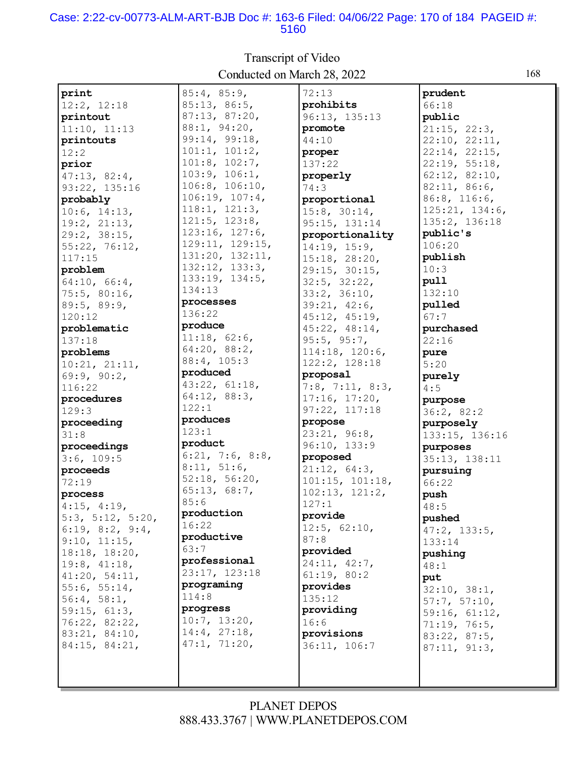Transcript of Video
Conducted on March 28, 2022

**print**
12:2, 12:18
**printout**
11:10, 11:13
**printouts**
12:2
**prior**
47:13, 82:4, 93:22, 135:16
**probably**
10:6, 14:13, 19:2, 21:13, 29:2, 38:15, 55:22, 76:12, 117:15
**problem**
64:10, 66:4, 75:5, 80:16, 89:5, 89:9, 120:12
**problematic**
137:18
**problems**
10:21, 21:11, 69:9, 90:2, 116:22
**procedures**
129:3
**proceeding**
31:8
**proceedings**
3:6, 109:5
**proceeds**
72:19
**process**
4:15, 4:19, 5:3, 5:12, 5:20, 6:19, 8:2, 9:4, 9:10, 11:15, 18:18, 18:20, 19:8, 41:18, 41:20, 54:11, 55:6, 55:14, 56:4, 58:1, 59:15, 61:3, 76:22, 82:22, 83:21, 84:10, 84:15, 84:21, 85:4, 85:9, 85:13, 86:5, 87:13, 87:20, 88:1, 94:20, 99:14, 99:18, 101:1, 101:2, 101:8, 102:7, 103:9, 106:1, 106:8, 106:10, 106:19, 107:4, 118:1, 121:3, 121:5, 123:8, 123:16, 127:6, 129:11, 129:15, 131:20, 132:11, 132:12, 133:3, 133:19, 134:5, 134:13
**processes**
136:22
**produce**
11:18, 62:6, 64:20, 88:2, 88:4, 105:3
**produced**
43:22, 61:18, 64:12, 88:3, 122:1
**produces**
123:1
**product**
6:21, 7:6, 8:8, 8:11, 51:6, 52:18, 56:20, 65:13, 68:7, 85:6
**production**
16:22
**productive**
63:7
**professional**
23:17, 123:18
**programing**
114:8
**progress**
10:7, 13:20, 14:4, 27:18, 47:1, 71:20, 72:13
**prohibits**
96:13, 135:13
**promote**
44:10
**proper**
137:22
**properly**
74:3
**proportional**
15:8, 30:14, 95:15, 131:14
**proportionality**
14:19, 15:9, 15:18, 28:20, 29:15, 30:15, 32:5, 32:22, 33:2, 36:10, 39:21, 42:6, 45:12, 45:19, 45:22, 48:14, 95:5, 95:7, 114:18, 120:6, 122:2, 128:18
**proposal**
7:8, 7:11, 8:3, 17:16, 17:20, 97:22, 117:18
**propose**
23:21, 96:8, 96:10, 133:9
**proposed**
21:12, 64:3, 101:15, 101:18, 102:13, 121:2, 127:1
**provide**
12:5, 62:10, 87:8
**provided**
24:11, 42:7, 61:19, 80:2
**provides**
135:12
**providing**
16:6
**provisions**
36:11, 106:7
**prudent**
66:18
**public**
21:15, 22:3, 22:10, 22:11, 22:14, 22:15, 22:19, 55:18, 62:12, 82:10, 82:11, 86:6, 86:8, 116:6, 125:21, 134:6, 135:2, 136:18
**public's**
106:20
**publish**
10:3
**pull**
132:10
**pulled**
67:7
**purchased**
22:16
**pure**
5:20
**purely**
4:5
**purpose**
36:2, 82:2
**purposely**
133:15, 136:16
**purposes**
35:13, 138:11
**pursuing**
66:22
**push**
48:5
**pushed**
47:2, 133:5, 133:14
**pushing**
48:1
**put**
32:10, 38:1, 57:7, 57:10, 59:16, 61:12, 71:19, 76:5, 83:22, 87:5, 87:11, 91:3,

PLANET DEPOS
888.433.3767 | WWW.PLANETDEPOS.COM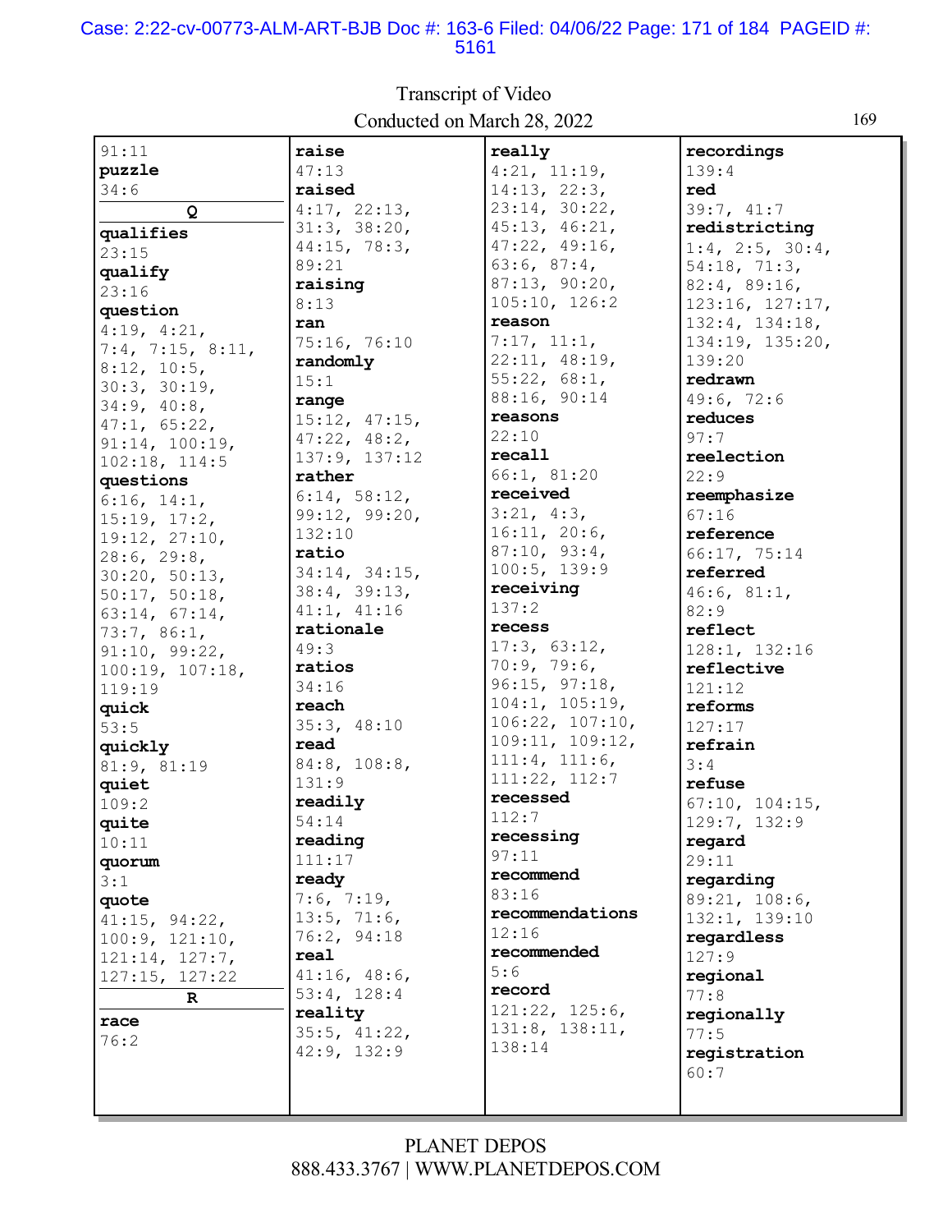91:11

**puzzle**
34:6

**Q**

**qualifies**
23:15

**qualify**
23:16

**question**
4:19, 4:21, 7:4, 7:15, 8:11, 8:12, 10:5, 30:3, 30:19, 34:9, 40:8, 47:1, 65:22, 91:14, 100:19, 102:18, 114:5

**questions**
6:16, 14:1, 15:19, 17:2, 19:12, 27:10, 28:6, 29:8, 30:20, 50:13, 50:17, 50:18, 63:14, 67:14, 73:7, 86:1, 91:10, 99:22, 100:19, 107:18, 119:19

**quick**
53:5

**quickly**
81:9, 81:19

**quiet**
109:2

**quite**
10:11

**quorum**
3:1

**quote**
41:15, 94:22, 100:9, 121:10, 121:14, 127:7, 127:15, 127:22

**R**

**race**
76:2

**raise**
47:13

**raised**
4:17, 22:13, 31:3, 38:20, 44:15, 78:3, 89:21

**raising**
8:13

**ran**
75:16, 76:10

**randomly**
15:1

**range**
15:12, 47:15, 47:22, 48:2, 137:9, 137:12

**rather**
6:14, 58:12, 99:12, 99:20, 132:10

**ratio**
34:14, 34:15, 38:4, 39:13, 41:1, 41:16

**rationale**
49:3

**ratios**
34:16

**reach**
35:3, 48:10

**read**
84:8, 108:8, 131:9

**readily**
54:14

**reading**
111:17

**ready**
7:6, 7:19, 13:5, 71:6, 76:2, 94:18

**real**
41:16, 48:6, 53:4, 128:4

**reality**
35:5, 41:22, 42:9, 132:9

**really**
4:21, 11:19, 14:13, 22:3, 23:14, 30:22, 45:13, 46:21, 47:22, 49:16, 63:6, 87:4, 87:13, 90:20, 105:10, 126:2

**reason**
7:17, 11:1, 22:11, 48:19, 55:22, 68:1, 88:16, 90:14

**reasons**
22:10

**recall**
66:1, 81:20

**received**
3:21, 4:3, 16:11, 20:6, 87:10, 93:4, 100:5, 139:9

**receiving**
137:2

**recess**
17:3, 63:12, 70:9, 79:6, 96:15, 97:18, 104:1, 105:19, 106:22, 107:10, 109:11, 109:12, 111:4, 111:6, 111:22, 112:7

**recessed**
112:7

**recessing**
97:11

**recommend**
83:16

**recommendations**
12:16

**recommended**
5:6

**record**
121:22, 125:6, 131:8, 138:11, 138:14

**recordings**
139:4

**red**
39:7, 41:7

**redistricting**
1:4, 2:5, 30:4, 54:18, 71:3, 82:4, 89:16, 123:16, 127:17, 132:4, 134:18, 134:19, 135:20, 139:20

**redrawn**
49:6, 72:6

**reduces**
97:7

**reelection**
22:9

**reemphasize**
67:16

**reference**
66:17, 75:14

**referred**
46:6, 81:1, 82:9

**reflect**
128:1, 132:16

**reflective**
121:12

**reforms**
127:17

**refrain**
3:4

**refuse**
67:10, 104:15, 129:7, 132:9

**regard**
29:11

**regarding**
89:21, 108:6, 132:1, 139:10

**regardless**
127:9

**regional**
77:8

**regionally**
77:5

**registration**
60:7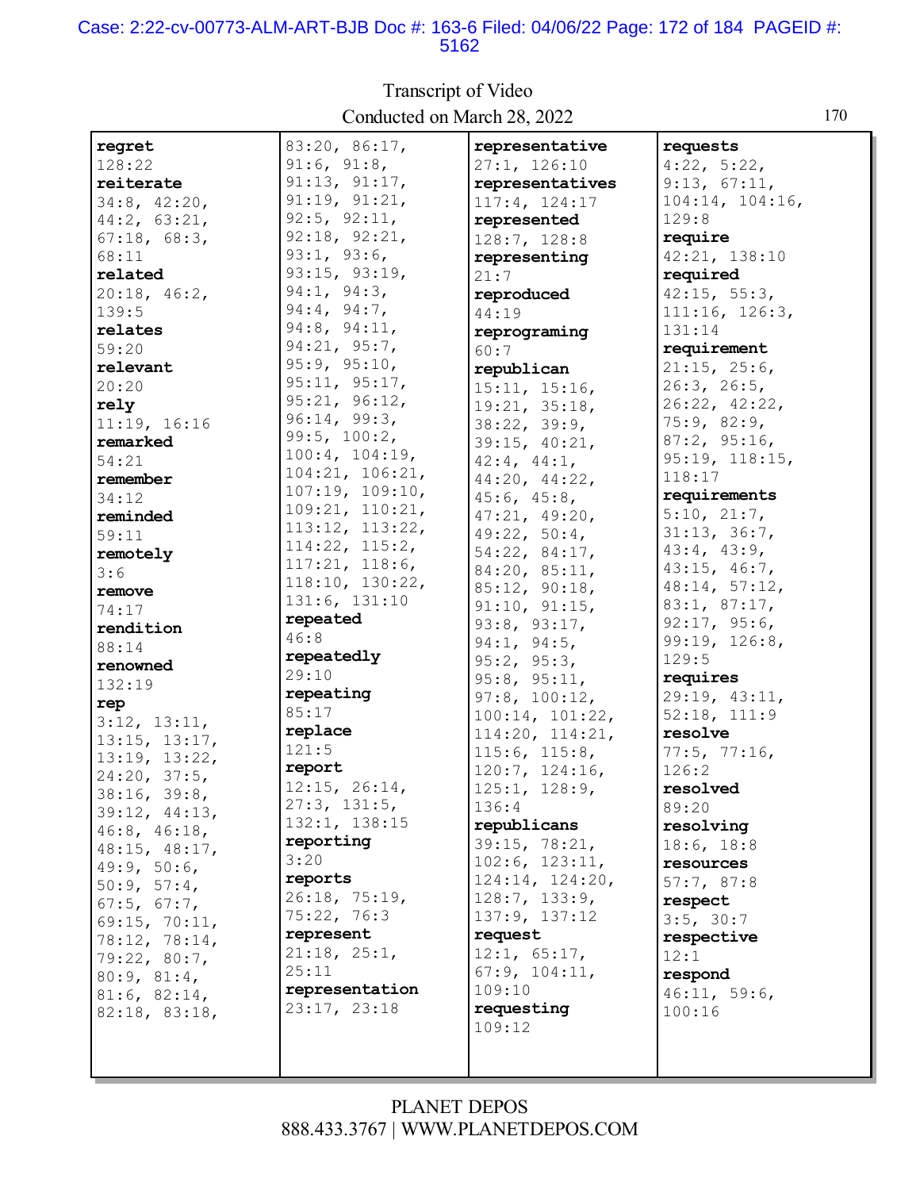**regret**
128:22
**reiterate**
34:8, 42:20, 44:2, 63:21, 67:18, 68:3, 68:11
**related**
20:18, 46:2, 139:5
**relates**
59:20
**relevant**
20:20
**rely**
11:19, 16:16
**remarked**
54:21
**remember**
34:12
**reminded**
59:11
**remotely**
3:6
**remove**
74:17
**rendition**
88:14
**renowned**
132:19
**rep**
3:12, 13:11, 13:15, 13:17, 13:19, 13:22, 24:20, 37:5, 38:16, 39:8, 39:12, 44:13, 46:8, 46:18, 48:15, 48:17, 49:9, 50:6, 50:9, 57:4, 67:5, 67:7, 69:15, 70:11, 78:12, 78:14, 79:22, 80:7, 80:9, 81:4, 81:6, 82:14, 82:18, 83:18, 83:20, 86:17, 91:6, 91:8, 91:13, 91:17, 91:19, 91:21, 92:5, 92:11, 92:18, 92:21, 93:1, 93:6, 93:15, 93:19, 94:1, 94:3, 94:4, 94:7, 94:8, 94:11, 94:21, 95:7, 95:9, 95:10, 95:11, 95:17, 95:21, 96:12, 96:14, 99:3, 99:5, 100:2, 100:4, 104:19, 104:21, 106:21, 107:19, 109:10, 109:21, 110:21, 113:12, 113:22, 114:22, 115:2, 117:21, 118:6, 118:10, 130:22, 131:6, 131:10
**repeated**
46:8
**repeatedly**
29:10
**repeating**
85:17
**replace**
121:5
**report**
12:15, 26:14, 27:3, 131:5, 132:1, 138:15
**reporting**
3:20
**reports**
26:18, 75:19, 75:22, 76:3
**represent**
21:18, 25:1, 25:11
**representation**
23:17, 23:18
**representative**
27:1, 126:10
**representatives**
117:4, 124:17
**represented**
128:7, 128:8
**representing**
21:7
**reproduced**
44:19
**reprograming**
60:7
**republican**
15:11, 15:16, 19:21, 35:18, 38:22, 39:9, 39:15, 40:21, 42:4, 44:1, 44:20, 44:22, 45:6, 45:8, 47:21, 49:20, 49:22, 50:4, 54:22, 84:17, 84:20, 85:11, 85:12, 90:18, 91:10, 91:15, 93:8, 93:17, 94:1, 94:5, 95:2, 95:3, 95:8, 95:11, 97:8, 100:12, 100:14, 101:22, 114:20, 114:21, 115:6, 115:8, 120:7, 124:16, 125:1, 128:9, 136:4
**republicans**
39:15, 78:21, 102:6, 123:11, 124:14, 124:20, 128:7, 133:9, 137:9, 137:12
**request**
12:1, 65:17, 67:9, 104:11, 109:10
**requesting**
109:12
**requests**
4:22, 5:22, 9:13, 67:11, 104:14, 104:16, 129:8
**require**
42:21, 138:10
**required**
42:15, 55:3, 111:16, 126:3, 131:14
**requirement**
21:15, 25:6, 26:3, 26:5, 26:22, 42:22, 75:9, 82:9, 87:2, 95:16, 95:19, 118:15, 118:17
**requirements**
5:10, 21:7, 31:13, 36:7, 43:4, 43:9, 43:15, 46:7, 48:14, 57:12, 83:1, 87:17, 92:17, 95:6, 99:19, 126:8, 129:5
**requires**
29:19, 43:11, 52:18, 111:9
**resolve**
77:5, 77:16, 126:2
**resolved**
89:20
**resolving**
18:6, 18:8
**resources**
57:7, 87:8
**respect**
3:5, 30:7
**respective**
12:1
**respond**
46:11, 59:6, 100:16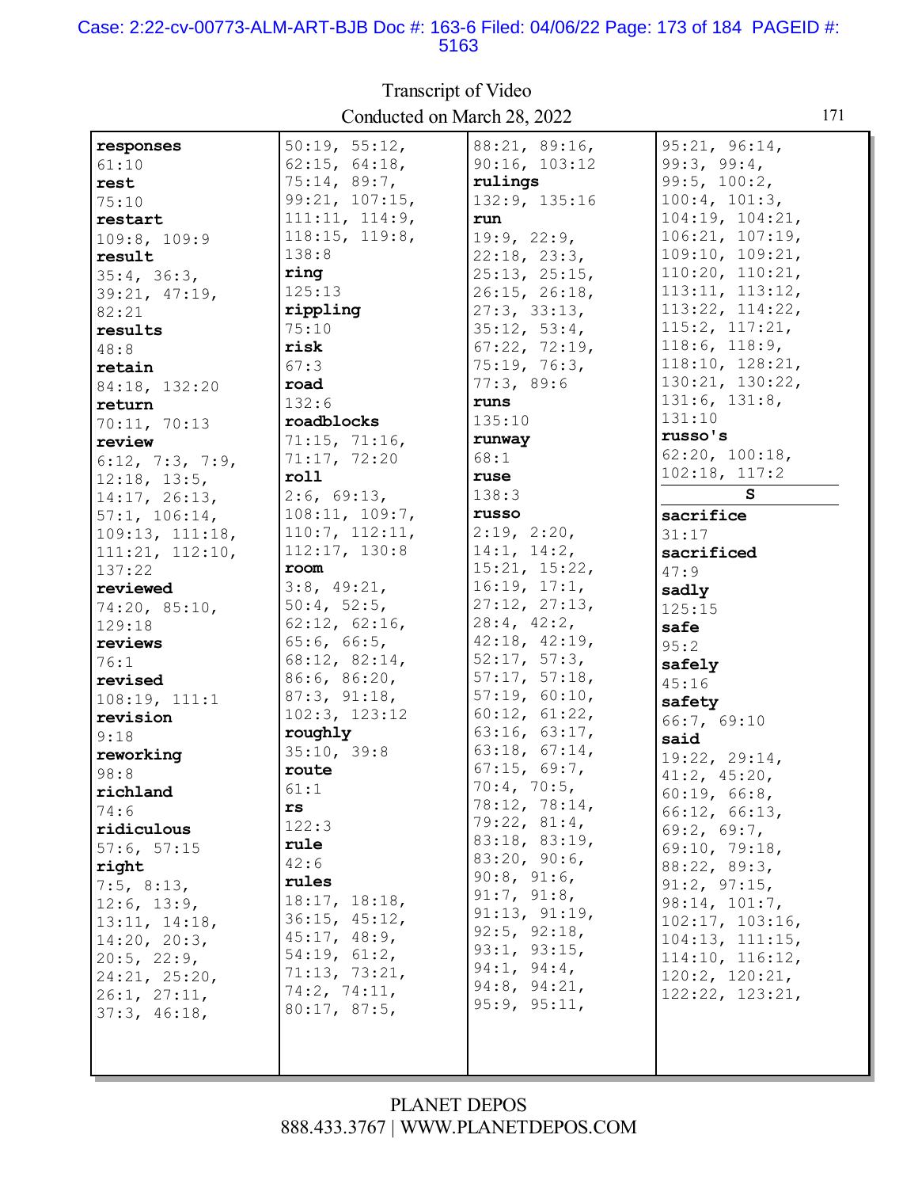Transcript of Video
Conducted on March 28, 2022

**responses**
61:10
**rest**
75:10
**restart**
109:8, 109:9
**result**
35:4, 36:3, 39:21, 47:19, 82:21
**results**
48:8
**retain**
84:18, 132:20
**return**
70:11, 70:13
**review**
6:12, 7:3, 7:9, 12:18, 13:5, 14:17, 26:13, 57:1, 106:14, 109:13, 111:18, 111:21, 112:10, 137:22
**reviewed**
74:20, 85:10, 129:18
**reviews**
76:1
**revised**
108:19, 111:1
**revision**
9:18
**reworking**
98:8
**richland**
74:6
**ridiculous**
57:6, 57:15
**right**
7:5, 8:13, 12:6, 13:9, 13:11, 14:18, 14:20, 20:3, 20:5, 22:9, 24:21, 25:20, 26:1, 27:11, 37:3, 46:18, 50:19, 55:12, 62:15, 64:18, 75:14, 89:7, 99:21, 107:15, 111:11, 114:9, 118:15, 119:8, 138:8
**ring**
125:13
**rippling**
75:10
**risk**
67:3
**road**
132:6
**roadblocks**
71:15, 71:16, 71:17, 72:20
**roll**
2:6, 69:13, 108:11, 109:7, 110:7, 112:11, 112:17, 130:8
**room**
3:8, 49:21, 50:4, 52:5, 62:12, 62:16, 65:6, 66:5, 68:12, 82:14, 86:6, 86:20, 87:3, 91:18, 102:3, 123:12
**roughly**
35:10, 39:8
**route**
61:1
**rs**
122:3
**rule**
42:6
**rules**
18:17, 18:18, 36:15, 45:12, 45:17, 48:9, 54:19, 61:2, 71:13, 73:21, 74:2, 74:11, 80:17, 87:5, 88:21, 89:16, 90:16, 103:12
**rulings**
132:9, 135:16
**run**
19:9, 22:9, 22:18, 23:3, 25:13, 25:15, 26:15, 26:18, 27:3, 33:13, 35:12, 53:4, 67:22, 72:19, 75:19, 76:3, 77:3, 89:6
**runs**
135:10
**runway**
68:1
**ruse**
138:3
**russo**
2:19, 2:20, 14:1, 14:2, 15:21, 15:22, 16:19, 17:1, 27:12, 27:13, 28:4, 42:2, 42:18, 42:19, 52:17, 57:3, 57:17, 57:18, 57:19, 60:10, 60:12, 61:22, 63:16, 63:17, 63:18, 67:14, 67:15, 69:7, 70:4, 70:5, 78:12, 78:14, 79:22, 81:4, 83:18, 83:19, 83:20, 90:6, 90:8, 91:6, 91:7, 91:8, 91:13, 91:19, 92:5, 92:18, 93:1, 93:15, 94:1, 94:4, 94:8, 94:21, 95:9, 95:11, 95:21, 96:14, 99:3, 99:4, 99:5, 100:2, 100:4, 101:3, 104:19, 104:21, 106:21, 107:19, 109:10, 109:21, 110:20, 110:21, 113:11, 113:12, 113:22, 114:22, 115:2, 117:21, 118:6, 118:9, 118:10, 128:21, 130:21, 130:22, 131:6, 131:8, 131:10
**russo's**
62:20, 100:18, 102:18, 117:2

**S**

**sacrifice**
31:17
**sacrificed**
47:9
**sadly**
125:15
**safe**
95:2
**safely**
45:16
**safety**
66:7, 69:10
**said**
19:22, 29:14, 41:2, 45:20, 60:19, 66:8, 66:12, 66:13, 69:2, 69:7, 69:10, 79:18, 88:22, 89:3, 91:2, 97:15, 98:14, 101:7, 102:17, 103:16, 104:13, 111:15, 114:10, 116:12, 120:2, 120:21, 122:22, 123:21,

PLANET DEPOS
888.433.3767 | WWW.PLANETDEPOS.COM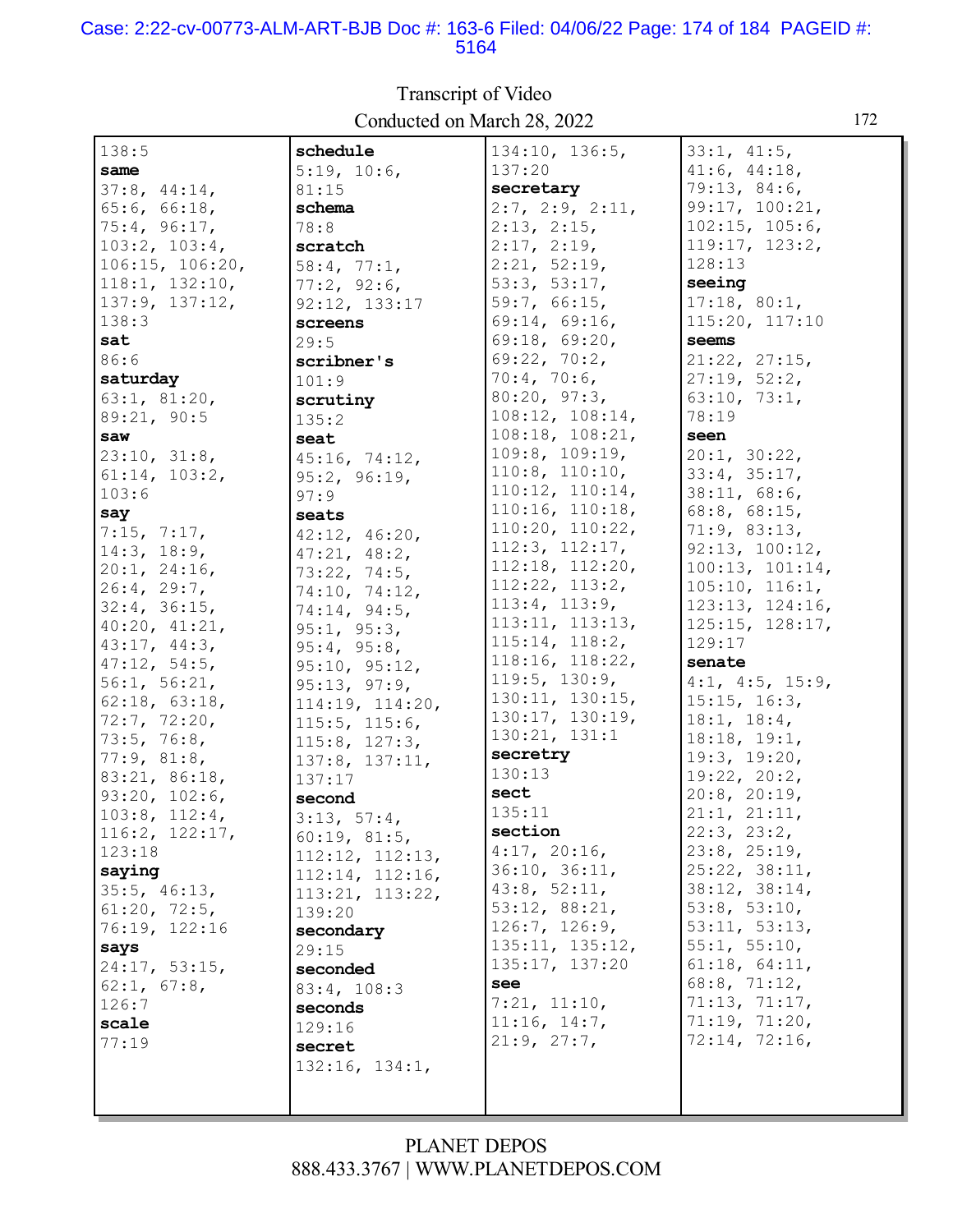Transcript of Video
Conducted on March 28, 2022

138:5
**same**
37:8, 44:14, 65:6, 66:18, 75:4, 96:17, 103:2, 103:4, 106:15, 106:20, 118:1, 132:10, 137:9, 137:12, 138:3
**sat**
86:6
**saturday**
63:1, 81:20, 89:21, 90:5
**saw**
23:10, 31:8, 61:14, 103:2, 103:6
**say**
7:15, 7:17, 14:3, 18:9, 20:1, 24:16, 26:4, 29:7, 32:4, 36:15, 40:20, 41:21, 43:17, 44:3, 47:12, 54:5, 56:1, 56:21, 62:18, 63:18, 72:7, 72:20, 73:5, 76:8, 77:9, 81:8, 83:21, 86:18, 93:20, 102:6, 103:8, 112:4, 116:2, 122:17, 123:18
**saying**
35:5, 46:13, 61:20, 72:5, 76:19, 122:16
**says**
24:17, 53:15, 62:1, 67:8, 126:7
**scale**
77:19
**schedule**
5:19, 10:6, 81:15
**schema**
78:8
**scratch**
58:4, 77:1, 77:2, 92:6, 92:12, 133:17
**screens**
29:5
**scribner's**
101:9
**scrutiny**
135:2
**seat**
45:16, 74:12, 95:2, 96:19, 97:9
**seats**
42:12, 46:20, 47:21, 48:2, 73:22, 74:5, 74:10, 74:12, 74:14, 94:5, 95:1, 95:3, 95:4, 95:8, 95:10, 95:12, 95:13, 97:9, 114:19, 114:20, 115:5, 115:6, 115:8, 127:3, 137:8, 137:11, 137:17
**second**
3:13, 57:4, 60:19, 81:5, 112:12, 112:13, 112:14, 112:16, 113:21, 113:22, 139:20
**secondary**
29:15
**seconded**
83:4, 108:3
**seconds**
129:16
**secret**
132:16, 134:1, 134:10, 136:5, 137:20
**secretary**
2:7, 2:9, 2:11, 2:13, 2:15, 2:17, 2:19, 2:21, 52:19, 53:3, 53:17, 59:7, 66:15, 69:14, 69:16, 69:18, 69:20, 69:22, 70:2, 70:4, 70:6, 80:20, 97:3, 108:12, 108:14, 108:18, 108:21, 109:8, 109:19, 110:8, 110:10, 110:12, 110:14, 110:16, 110:18, 110:20, 110:22, 112:3, 112:17, 112:18, 112:20, 112:22, 113:2, 113:4, 113:9, 113:11, 113:13, 115:14, 118:2, 118:16, 118:22, 119:5, 130:9, 130:11, 130:15, 130:17, 130:19, 130:21, 131:1
**secretry**
130:13
**sect**
135:11
**section**
4:17, 20:16, 36:10, 36:11, 43:8, 52:11, 53:12, 88:21, 126:7, 126:9, 135:11, 135:12, 135:17, 137:20
**see**
7:21, 11:10, 11:16, 14:7, 21:9, 27:7, 33:1, 41:5, 41:6, 44:18, 79:13, 84:6, 99:17, 100:21, 102:15, 105:6, 119:17, 123:2, 128:13
**seeing**
17:18, 80:1, 115:20, 117:10
**seems**
21:22, 27:15, 27:19, 52:2, 63:10, 73:1, 78:19
**seen**
20:1, 30:22, 33:4, 35:17, 38:11, 68:6, 68:8, 68:15, 71:9, 83:13, 92:13, 100:12, 100:13, 101:14, 105:10, 116:1, 123:13, 124:16, 125:15, 128:17, 129:17
**senate**
4:1, 4:5, 15:9, 15:15, 16:3, 18:1, 18:4, 18:18, 19:1, 19:3, 19:20, 19:22, 20:2, 20:8, 20:19, 21:1, 21:11, 22:3, 23:2, 23:8, 25:19, 25:22, 38:11, 38:12, 38:14, 53:8, 53:10, 53:11, 53:13, 55:1, 55:10, 61:18, 64:11, 68:8, 71:12, 71:13, 71:17, 71:19, 71:20, 72:14, 72:16,

PLANET DEPOS
888.433.3767 | WWW.PLANETDEPOS.COM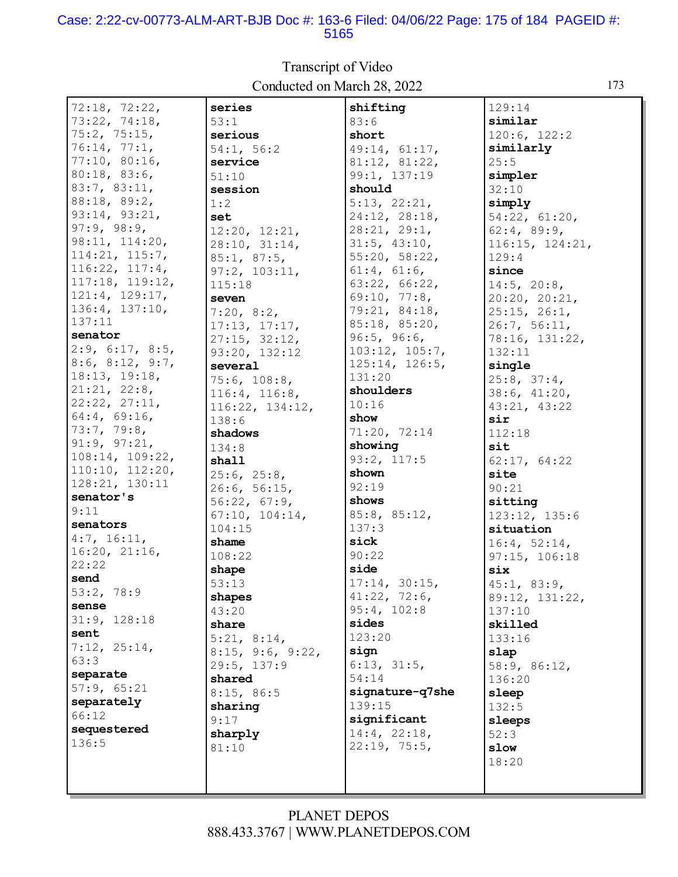72:18, 72:22, 73:22, 74:18, 75:2, 75:15, 76:14, 77:1, 77:10, 80:16, 80:18, 83:6, 83:7, 83:11, 88:18, 89:2, 93:14, 93:21, 97:9, 98:9, 98:11, 114:20, 114:21, 115:7, 116:22, 117:4, 117:18, 119:12, 121:4, 129:17, 136:4, 137:10, 137:11

**senator**
2:9, 6:17, 8:5, 8:6, 8:12, 9:7, 18:13, 19:18, 21:21, 22:8, 22:22, 27:11, 64:4, 69:16, 73:7, 79:8, 91:9, 97:21, 108:14, 109:22, 110:10, 112:20, 128:21, 130:11

**senator's**
9:11

**senators**
4:7, 16:11, 16:20, 21:16, 22:22

**send**
53:2, 78:9

**sense**
31:9, 128:18

**sent**
7:12, 25:14, 63:3

**separate**
57:9, 65:21

**separately**
66:12

**sequestered**
136:5

**series**
53:1

**serious**
54:1, 56:2

**service**
51:10

**session**
1:2

**set**
12:20, 12:21, 28:10, 31:14, 85:1, 87:5, 97:2, 103:11, 115:18

**seven**
7:20, 8:2, 17:13, 17:17, 27:15, 32:12, 93:20, 132:12

**several**
75:6, 108:8, 116:4, 116:8, 116:22, 134:12, 138:6

**shadows**
134:8

**shall**
25:6, 25:8, 26:6, 56:15, 56:22, 67:9, 67:10, 104:14, 104:15

**shame**
108:22

**shape**
53:13

**shapes**
43:20

**share**
5:21, 8:14, 8:15, 9:6, 9:22, 29:5, 137:9

**shared**
8:15, 86:5

**sharing**
9:17

**sharply**
81:10

**shifting**
83:6

**short**
49:14, 61:17, 81:12, 81:22, 99:1, 137:19

**should**
5:13, 22:21, 24:12, 28:18, 28:21, 29:1, 31:5, 43:10, 55:20, 58:22, 61:4, 61:6, 63:22, 66:22, 69:10, 77:8, 79:21, 84:18, 85:18, 85:20, 96:5, 96:6, 103:12, 105:7, 125:14, 126:5, 131:20

**shoulders**
10:16

**show**
71:20, 72:14

**showing**
93:2, 117:5

**shown**
92:19

**shows**
85:8, 85:12, 137:3

**sick**
90:22

**side**
17:14, 30:15, 41:22, 72:6, 95:4, 102:8

**sides**
123:20

**sign**
6:13, 31:5, 54:14

**signature-q7she**
139:15

**significant**
14:4, 22:18, 22:19, 75:5, 129:14

**similar**
120:6, 122:2

**similarly**
25:5

**simpler**
32:10

**simply**
54:22, 61:20, 62:4, 89:9, 116:15, 124:21, 129:4

**since**
14:5, 20:8, 20:20, 20:21, 25:15, 26:1, 26:7, 56:11, 78:16, 131:22, 132:11

**single**
25:8, 37:4, 38:6, 41:20, 43:21, 43:22

**sir**
112:18

**sit**
62:17, 64:22

**site**
90:21

**sitting**
123:12, 135:6

**situation**
16:4, 52:14, 97:15, 106:18

**six**
45:1, 83:9, 89:12, 131:22, 137:10

**skilled**
133:16

**slap**
58:9, 86:12, 136:20

**sleep**
132:5

**sleeps**
52:3

**slow**
18:20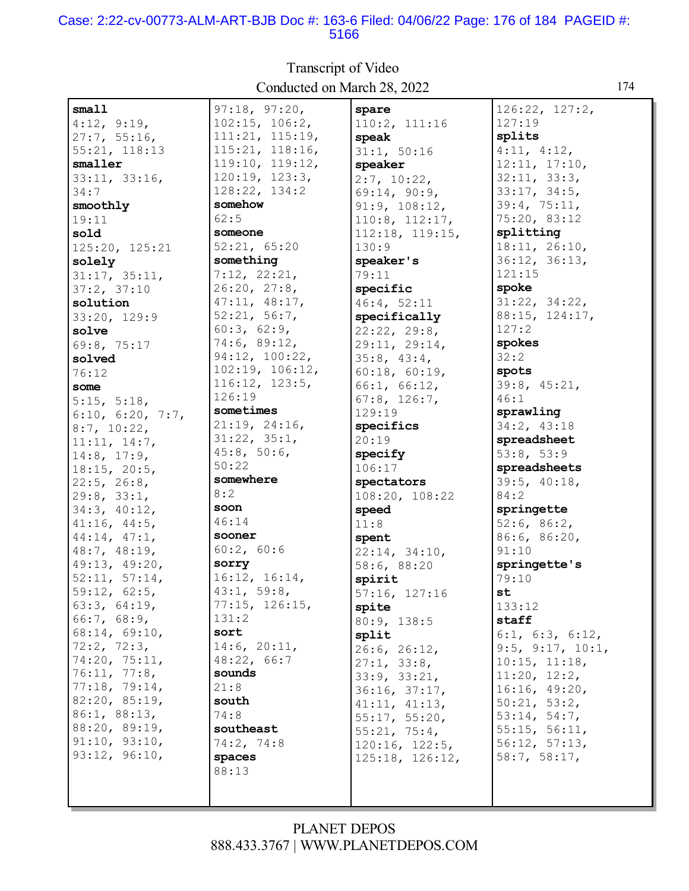**small**
4:12, 9:19, 27:7, 55:16, 55:21, 118:13

**smaller**
33:11, 33:16, 34:7

**smoothly**
19:11

**sold**
125:20, 125:21

**solely**
31:17, 35:11, 37:2, 37:10

**solution**
33:20, 129:9

**solve**
69:8, 75:17

**solved**
76:12

**some**
5:15, 5:18, 6:10, 6:20, 7:7, 8:7, 10:22, 11:11, 14:7, 14:8, 17:9, 18:15, 20:5, 22:5, 26:8, 29:8, 33:1, 34:3, 40:12, 41:16, 44:5, 44:14, 47:1, 48:7, 48:19, 49:13, 49:20, 52:11, 57:14, 59:12, 62:5, 63:3, 64:19, 66:7, 68:9, 68:14, 69:10, 72:2, 72:3, 74:20, 75:11, 76:11, 77:8, 77:18, 79:14, 82:20, 85:19, 86:1, 88:13, 88:20, 89:19, 91:10, 93:10, 93:12, 96:10, 97:18, 97:20, 102:15, 106:2, 111:21, 115:19, 115:21, 118:16, 119:10, 119:12, 120:19, 123:3, 128:22, 134:2

**somehow**
62:5

**someone**
52:21, 65:20

**something**
7:12, 22:21, 26:20, 27:8, 47:11, 48:17, 52:21, 56:7, 60:3, 62:9, 74:6, 89:12, 94:12, 100:22, 102:19, 106:12, 116:12, 123:5, 126:19

**sometimes**
21:19, 24:16, 31:22, 35:1, 45:8, 50:6, 50:22

**somewhere**
8:2

**soon**
46:14

**sooner**
60:2, 60:6

**sorry**
16:12, 16:14, 43:1, 59:8, 77:15, 126:15, 131:2

**sort**
14:6, 20:11, 48:22, 66:7

**sounds**
21:8

**south**
74:8

**southeast**
74:2, 74:8

**spaces**
88:13

**spare**
110:2, 111:16

**speak**
31:1, 50:16

**speaker**
2:7, 10:22, 69:14, 90:9, 91:9, 108:12, 110:8, 112:17, 112:18, 119:15, 130:9

**speaker's**
79:11

**specific**
46:4, 52:11

**specifically**
22:22, 29:8, 29:11, 29:14, 35:8, 43:4, 60:18, 60:19, 66:1, 66:12, 67:8, 126:7, 129:19

**specifics**
20:19

**specify**
106:17

**spectators**
108:20, 108:22

**speed**
11:8

**spent**
22:14, 34:10, 58:6, 88:20

**spirit**
57:16, 127:16

**spite**
80:9, 138:5

**split**
26:6, 26:12, 27:1, 33:8, 33:9, 33:21, 36:16, 37:17, 41:11, 41:13, 55:17, 55:20, 55:21, 75:4, 120:16, 122:5, 125:18, 126:12, 126:22, 127:2, 127:19

**splits**
4:11, 4:12, 12:11, 17:10, 32:11, 33:3, 33:17, 34:5, 39:4, 75:11, 75:20, 83:12

**splitting**
18:11, 26:10, 36:12, 36:13, 121:15

**spoke**
31:22, 34:22, 88:15, 124:17, 127:2

**spokes**
32:2

**spots**
39:8, 45:21, 46:1

**sprawling**
34:2, 43:18

**spreadsheet**
53:8, 53:9

**spreadsheets**
39:5, 40:18, 84:2

**springette**
52:6, 86:2, 86:6, 86:20, 91:10

**springette's**
79:10

**st**
133:12

**staff**
6:1, 6:3, 6:12, 9:5, 9:17, 10:1, 10:15, 11:18, 11:20, 12:2, 16:16, 49:20, 50:21, 53:2, 53:14, 54:7, 55:15, 56:11, 56:12, 57:13, 58:7, 58:17,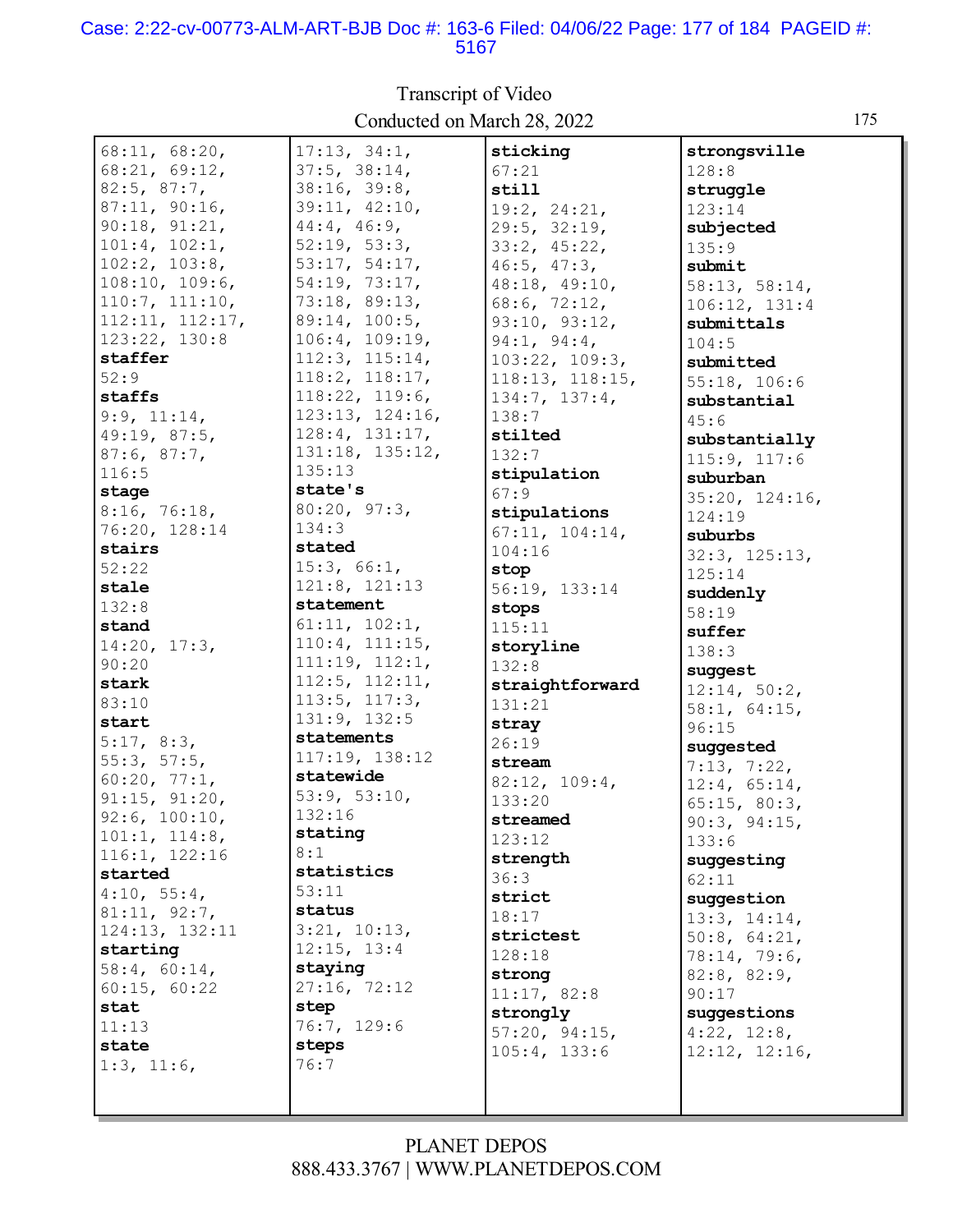Transcript of Video
Conducted on March 28, 2022

68:11, 68:20, 68:21, 69:12, 82:5, 87:7, 87:11, 90:16, 90:18, 91:21, 101:4, 102:1, 102:2, 103:8, 108:10, 109:6, 110:7, 111:10, 112:11, 112:17, 123:22, 130:8

**staffer**
52:9

**staffs**
9:9, 11:14, 49:19, 87:5, 87:6, 87:7, 116:5

**stage**
8:16, 76:18, 76:20, 128:14

**stairs**
52:22

**stale**
132:8

**stand**
14:20, 17:3, 90:20

**stark**
83:10

**start**
5:17, 8:3, 55:3, 57:5, 60:20, 77:1, 91:15, 91:20, 92:6, 100:10, 101:1, 114:8, 116:1, 122:16

**started**
4:10, 55:4, 81:11, 92:7, 124:13, 132:11

**starting**
58:4, 60:14, 60:15, 60:22

**stat**
11:13

**state**
1:3, 11:6, 17:13, 34:1, 37:5, 38:14, 38:16, 39:8, 39:11, 42:10, 44:4, 46:9, 52:19, 53:3, 53:17, 54:17, 54:19, 73:17, 73:18, 89:13, 89:14, 100:5, 106:4, 109:19, 112:3, 115:14, 118:2, 118:17, 118:22, 119:6, 123:13, 124:16, 128:4, 131:17, 131:18, 135:12, 135:13

**state's**
80:20, 97:3, 134:3

**stated**
15:3, 66:1, 121:8, 121:13

**statement**
61:11, 102:1, 110:4, 111:15, 111:19, 112:1, 112:5, 112:11, 113:5, 117:3, 131:9, 132:5

**statements**
117:19, 138:12

**statewide**
53:9, 53:10, 132:16

**stating**
8:1

**statistics**
53:11

**status**
3:21, 10:13, 12:15, 13:4

**staying**
27:16, 72:12

**step**
76:7, 129:6

**steps**
76:7

**sticking**
67:21

**still**
19:2, 24:21, 29:5, 32:19, 33:2, 45:22, 46:5, 47:3, 48:18, 49:10, 68:6, 72:12, 93:10, 93:12, 94:1, 94:4, 103:22, 109:3, 118:13, 118:15, 134:7, 137:4, 138:7

**stilted**
132:7

**stipulation**
67:9

**stipulations**
67:11, 104:14, 104:16

**stop**
56:19, 133:14

**stops**
115:11

**storyline**
132:8

**straightforward**
131:21

**stray**
26:19

**stream**
82:12, 109:4, 133:20

**streamed**
123:12

**strength**
36:3

**strict**
18:17

**strictest**
128:18

**strong**
11:17, 82:8

**strongly**
57:20, 94:15, 105:4, 133:6

**strongsville**
128:8

**struggle**
123:14

**subjected**
135:9

**submit**
58:13, 58:14, 106:12, 131:4

**submittals**
104:5

**submitted**
55:18, 106:6

**substantial**
45:6

**substantially**
115:9, 117:6

**suburban**
35:20, 124:16, 124:19

**suburbs**
32:3, 125:13, 125:14

**suddenly**
58:19

**suffer**
138:3

**suggest**
12:14, 50:2, 58:1, 64:15, 96:15

**suggested**
7:13, 7:22, 12:4, 65:14, 65:15, 80:3, 90:3, 94:15, 133:6

**suggesting**
62:11

**suggestion**
13:3, 14:14, 50:8, 64:21, 78:14, 79:6, 82:8, 82:9, 90:17

**suggestions**
4:22, 12:8, 12:12, 12:16,

PLANET DEPOS
888.433.3767 | WWW.PLANETDEPOS.COM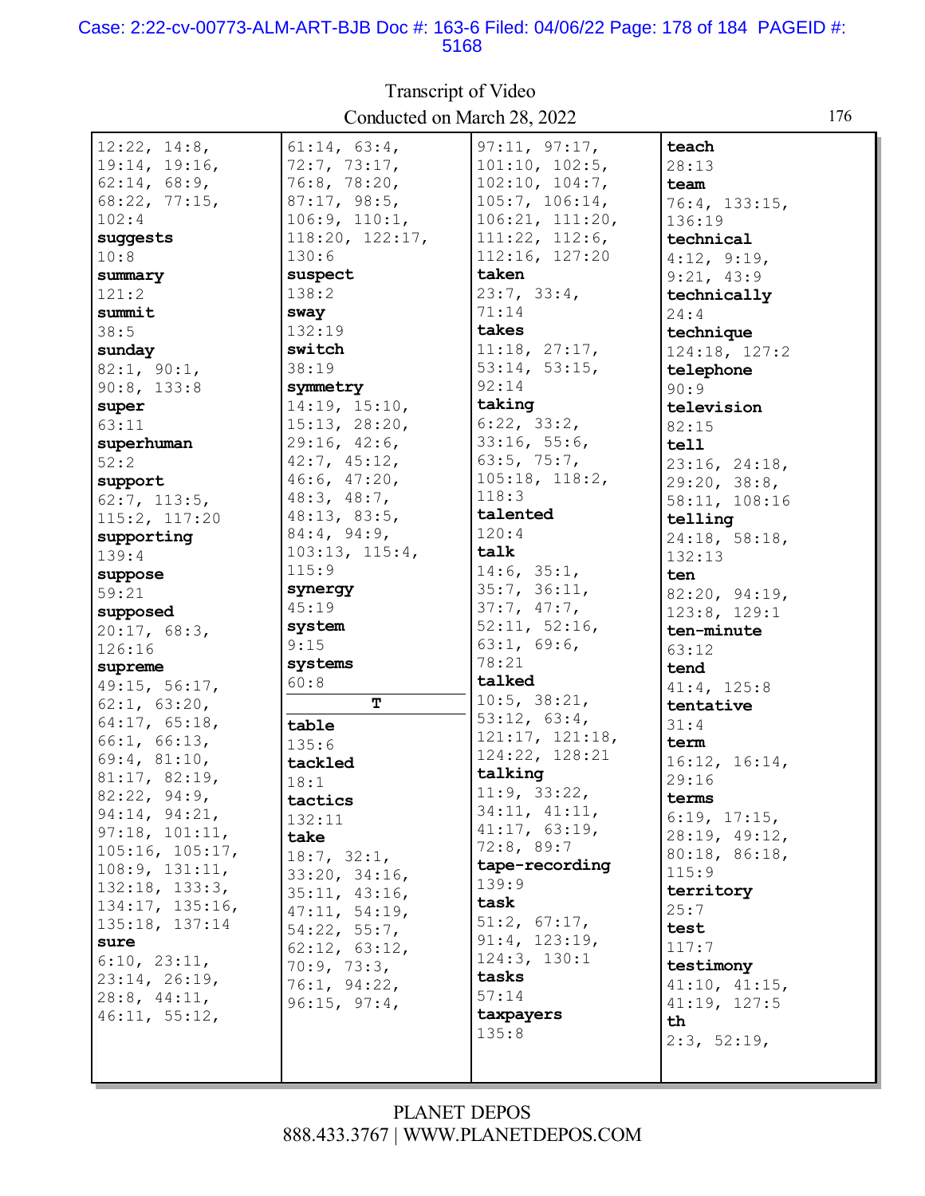Transcript of Video
Conducted on March 28, 2022

12:22, 14:8, 19:14, 19:16, 62:14, 68:9, 68:22, 77:15, 102:4

**suggests**
10:8

**summary**
121:2

**summit**
38:5

**sunday**
82:1, 90:1, 90:8, 133:8

**super**
63:11

**superhuman**
52:2

**support**
62:7, 113:5, 115:2, 117:20

**supporting**
139:4

**suppose**
59:21

**supposed**
20:17, 68:3, 126:16

**supreme**
49:15, 56:17, 62:1, 63:20, 64:17, 65:18, 66:1, 66:13, 69:4, 81:10, 81:17, 82:19, 82:22, 94:9, 94:14, 94:21, 97:18, 101:11, 105:16, 105:17, 108:9, 131:11, 132:18, 133:3, 134:17, 135:16, 135:18, 137:14

**sure**
6:10, 23:11, 23:14, 26:19, 28:8, 44:11, 46:11, 55:12, 61:14, 63:4, 72:7, 73:17, 76:8, 78:20, 87:17, 98:5, 106:9, 110:1, 118:20, 122:17, 130:6

**suspect**
138:2

**sway**
132:19

**switch**
38:19

**symmetry**
14:19, 15:10, 15:13, 28:20, 29:16, 42:6, 42:7, 45:12, 46:6, 47:20, 48:3, 48:7, 48:13, 83:5, 84:4, 94:9, 103:13, 115:4, 115:9

**synergy**
45:19

**system**
9:15

**systems**
60:8

**T**

**table**
135:6

**tackled**
18:1

**tactics**
132:11

**take**
18:7, 32:1, 33:20, 34:16, 35:11, 43:16, 47:11, 54:19, 54:22, 55:7, 62:12, 63:12, 70:9, 73:3, 76:1, 94:22, 96:15, 97:4, 97:11, 97:17, 101:10, 102:5, 102:10, 104:7, 105:7, 106:14, 106:21, 111:20, 111:22, 112:6, 112:16, 127:20

**taken**
23:7, 33:4, 71:14

**takes**
11:18, 27:17, 53:14, 53:15, 92:14

**taking**
6:22, 33:2, 33:16, 55:6, 63:5, 75:7, 105:18, 118:2, 118:3

**talented**
120:4

**talk**
14:6, 35:1, 35:7, 36:11, 37:7, 47:7, 52:11, 52:16, 63:1, 69:6, 78:21

**talked**
10:5, 38:21, 53:12, 63:4, 121:17, 121:18, 124:22, 128:21

**talking**
11:9, 33:22, 34:11, 41:11, 41:17, 63:19, 72:8, 89:7

**tape-recording**
139:9

**task**
51:2, 67:17, 91:4, 123:19, 124:3, 130:1

**tasks**
57:14

**taxpayers**
135:8

**teach**
28:13

**team**
76:4, 133:15, 136:19

**technical**
4:12, 9:19, 9:21, 43:9

**technically**
24:4

**technique**
124:18, 127:2

**telephone**
90:9

**television**
82:15

**tell**
23:16, 24:18, 29:20, 38:8, 58:11, 108:16

**telling**
24:18, 58:18, 132:13

**ten**
82:20, 94:19, 123:8, 129:1

**ten-minute**
63:12

**tend**
41:4, 125:8

**tentative**
31:4

**term**
16:12, 16:14, 29:16

**terms**
6:19, 17:15, 28:19, 49:12, 80:18, 86:18, 115:9

**territory**
25:7

**test**
117:7

**testimony**
41:10, 41:15, 41:19, 127:5

**th**
2:3, 52:19,

PLANET DEPOS
888.433.3767 | WWW.PLANETDEPOS.COM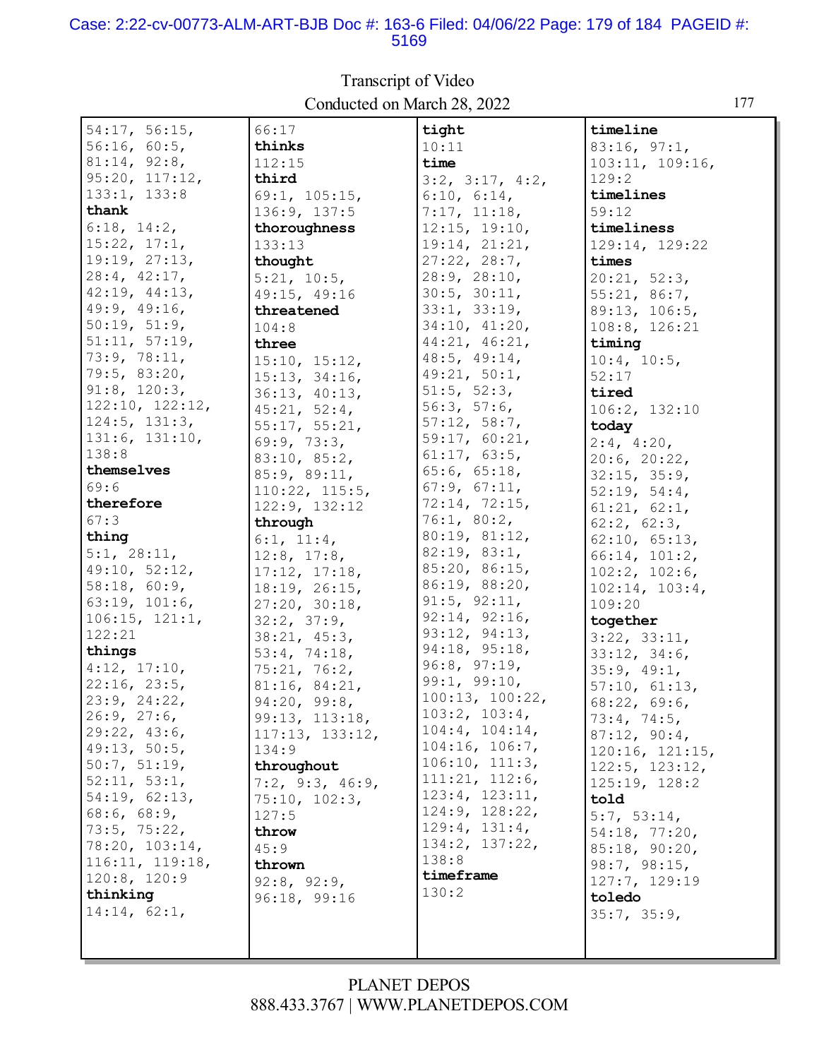54:17, 56:15, 56:16, 60:5, 81:14, 92:8, 95:20, 117:12, 133:1, 133:8

**thank**
6:18, 14:2, 15:22, 17:1, 19:19, 27:13, 28:4, 42:17, 42:19, 44:13, 49:9, 49:16, 50:19, 51:9, 51:11, 57:19, 73:9, 78:11, 79:5, 83:20, 91:8, 120:3, 122:10, 122:12, 124:5, 131:3, 131:6, 131:10, 138:8

**themselves**
69:6

**therefore**
67:3

**thing**
5:1, 28:11, 49:10, 52:12, 58:18, 60:9, 63:19, 101:6, 106:15, 121:1, 122:21

**things**
4:12, 17:10, 22:16, 23:5, 23:9, 24:22, 26:9, 27:6, 29:22, 43:6, 49:13, 50:5, 50:7, 51:19, 52:11, 53:1, 54:19, 62:13, 68:6, 68:9, 73:5, 75:22, 78:20, 103:14, 116:11, 119:18, 120:8, 120:9

**thinking**
14:14, 62:1, 66:17

**thinks**
112:15

**third**
69:1, 105:15, 136:9, 137:5

**thoroughness**
133:13

**thought**
5:21, 10:5, 49:15, 49:16

**threatened**
104:8

**three**
15:10, 15:12, 15:13, 34:16, 36:13, 40:13, 45:21, 52:4, 55:17, 55:21, 69:9, 73:3, 83:10, 85:2, 85:9, 89:11, 110:22, 115:5, 122:9, 132:12

**through**
6:1, 11:4, 12:8, 17:8, 17:12, 17:18, 18:19, 26:15, 27:20, 30:18, 32:2, 37:9, 38:21, 45:3, 53:4, 74:18, 75:21, 76:2, 81:16, 84:21, 94:20, 99:8, 99:13, 113:18, 117:13, 133:12, 134:9

**throughout**
7:2, 9:3, 46:9, 75:10, 102:3, 127:5

**throw**
45:9

**thrown**
92:8, 92:9, 96:18, 99:16

**tight**
10:11

**time**
3:2, 3:17, 4:2, 6:10, 6:14, 7:17, 11:18, 12:15, 19:10, 19:14, 21:21, 27:22, 28:7, 28:9, 28:10, 30:5, 30:11, 33:1, 33:19, 34:10, 41:20, 44:21, 46:21, 48:5, 49:14, 49:21, 50:1, 51:5, 52:3, 56:3, 57:6, 57:12, 58:7, 59:17, 60:21, 61:17, 63:5, 65:6, 65:18, 67:9, 67:11, 72:14, 72:15, 76:1, 80:2, 80:19, 81:12, 82:19, 83:1, 85:20, 86:15, 86:19, 88:20, 91:5, 92:11, 92:14, 92:16, 93:12, 94:13, 94:18, 95:18, 96:8, 97:19, 99:1, 99:10, 100:13, 100:22, 103:2, 103:4, 104:4, 104:14, 104:16, 106:7, 106:10, 111:3, 111:21, 112:6, 123:4, 123:11, 124:9, 128:22, 129:4, 131:4, 134:2, 137:22, 138:8

**timeframe**
130:2

**timeline**
83:16, 97:1, 103:11, 109:16, 129:2

**timelines**
59:12

**timeliness**
129:14, 129:22

**times**
20:21, 52:3, 55:21, 86:7, 89:13, 106:5, 108:8, 126:21

**timing**
10:4, 10:5, 52:17

**tired**
106:2, 132:10

**today**
2:4, 4:20, 20:6, 20:22, 32:15, 35:9, 52:19, 54:4, 61:21, 62:1, 62:2, 62:3, 62:10, 65:13, 66:14, 101:2, 102:2, 102:6, 102:14, 103:4, 109:20

**together**
3:22, 33:11, 33:12, 34:6, 35:9, 49:1, 57:10, 61:13, 68:22, 69:6, 73:4, 74:5, 87:12, 90:4, 120:16, 121:15, 122:5, 123:12, 125:19, 128:2

**told**
5:7, 53:14, 54:18, 77:20, 85:18, 90:20, 98:7, 98:15, 127:7, 129:19

**toledo**
35:7, 35:9,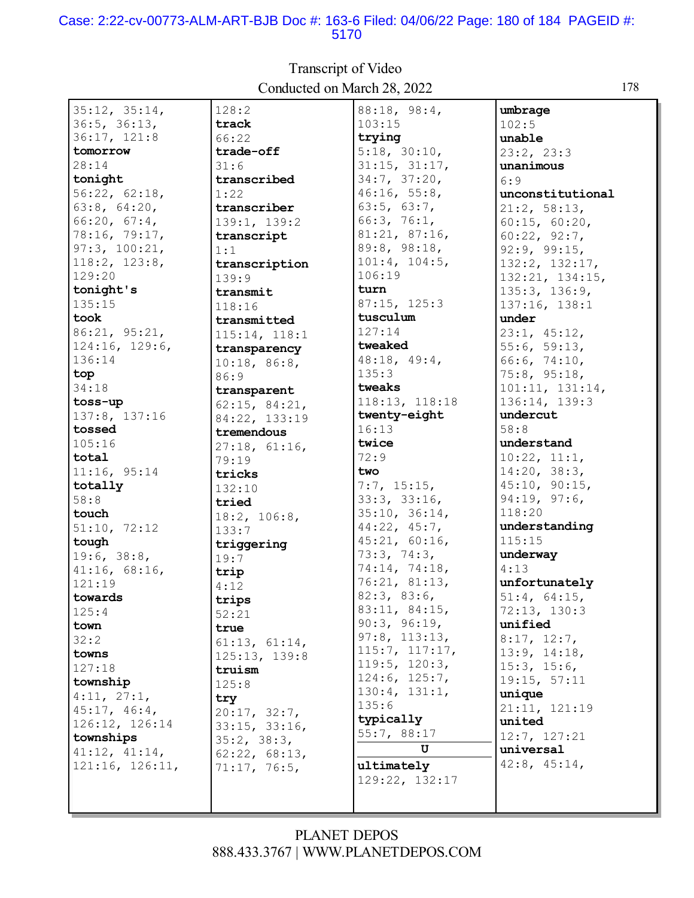35:12, 35:14, 36:5, 36:13, 36:17, 121:8

**tomorrow**
28:14

**tonight**
56:22, 62:18, 63:8, 64:20, 66:20, 67:4, 78:16, 79:17, 97:3, 100:21, 118:2, 123:8, 129:20

**tonight's**
135:15

**took**
86:21, 95:21, 124:16, 129:6, 136:14

**top**
34:18

**toss-up**
137:8, 137:16

**tossed**
105:16

**total**
11:16, 95:14

**totally**
58:8

**touch**
51:10, 72:12

**tough**
19:6, 38:8, 41:16, 68:16, 121:19

**towards**
125:4

**town**
32:2

**towns**
127:18

**township**
4:11, 27:1, 45:17, 46:4, 126:12, 126:14

**townships**
41:12, 41:14, 121:16, 126:11, 128:2

**track**
66:22

**trade-off**
31:6

**transcribed**
1:22

**transcriber**
139:1, 139:2

**transcript**
1:1

**transcription**
139:9

**transmit**
118:16

**transmitted**
115:14, 118:1

**transparency**
10:18, 86:8, 86:9

**transparent**
62:15, 84:21, 84:22, 133:19

**tremendous**
27:18, 61:16, 79:19

**tricks**
132:10

**tried**
18:2, 106:8, 133:7

**triggering**
19:7

**trip**
4:12

**trips**
52:21

**true**
61:13, 61:14, 125:13, 139:8

**truism**
125:8

**try**
20:17, 32:7, 33:15, 33:16, 35:2, 38:3, 62:22, 68:13, 71:17, 76:5, 88:18, 98:4, 103:15

**trying**
5:18, 30:10, 31:15, 31:17, 34:7, 37:20, 46:16, 55:8, 63:5, 63:7, 66:3, 76:1, 81:21, 87:16, 89:8, 98:18, 101:4, 104:5, 106:19

**turn**
87:15, 125:3

**tusculum**
127:14

**tweaked**
48:18, 49:4, 135:3

**tweaks**
118:13, 118:18

**twenty-eight**
16:13

**twice**
72:9

**two**
7:7, 15:15, 33:3, 33:16, 35:10, 36:14, 44:22, 45:7, 45:21, 60:16, 73:3, 74:3, 74:14, 74:18, 76:21, 81:13, 82:3, 83:6, 83:11, 84:15, 90:3, 96:19, 97:8, 113:13, 115:7, 117:17, 119:5, 120:3, 124:6, 125:7, 130:4, 131:1, 135:6

**typically**
55:7, 88:17

**U**

**ultimately**
129:22, 132:17

**umbrage**
102:5

**unable**
23:2, 23:3

**unanimous**
6:9

**unconstitutional**
21:2, 58:13, 60:15, 60:20, 60:22, 92:7, 92:9, 99:15, 132:2, 132:17, 132:21, 134:15, 135:3, 136:9, 137:16, 138:1

**under**
23:1, 45:12, 55:6, 59:13, 66:6, 74:10, 75:8, 95:18, 101:11, 131:14, 136:14, 139:3

**undercut**
58:8

**understand**
10:22, 11:1, 14:20, 38:3, 45:10, 90:15, 94:19, 97:6, 118:20

**understanding**
115:15

**underway**
4:13

**unfortunately**
51:4, 64:15, 72:13, 130:3

**unified**
8:17, 12:7, 13:9, 14:18, 15:3, 15:6, 19:15, 57:11

**unique**
21:11, 121:19

**united**
12:7, 127:21

**universal**
42:8, 45:14,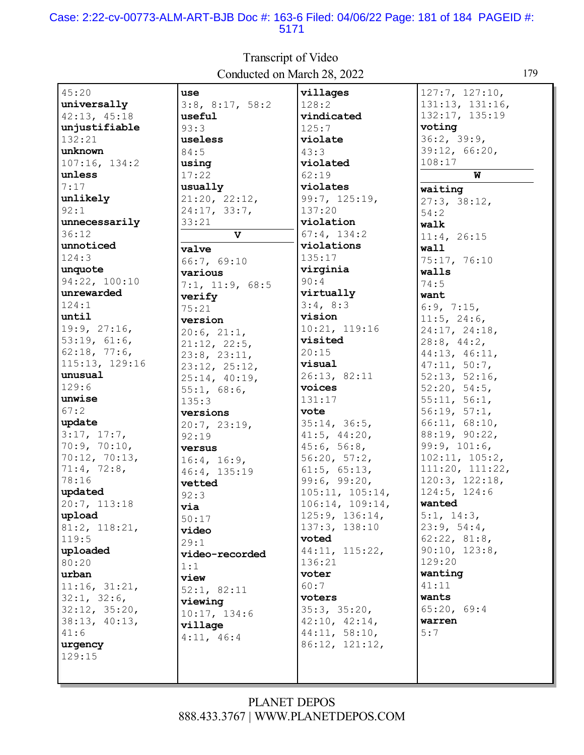45:20
**universally**
42:13, 45:18
**unjustifiable**
132:21
**unknown**
107:16, 134:2
**unless**
7:17
**unlikely**
92:1
**unnecessarily**
36:12
**unnoticed**
124:3
**unquote**
94:22, 100:10
**unrewarded**
124:1
**until**
19:9, 27:16, 53:19, 61:6, 62:18, 77:6, 115:13, 129:16
**unusual**
129:6
**unwise**
67:2
**update**
3:17, 17:7, 70:9, 70:10, 70:12, 70:13, 71:4, 72:8, 78:16
**updated**
20:7, 113:18
**upload**
81:2, 118:21, 119:5
**uploaded**
80:20
**urban**
11:16, 31:21, 32:1, 32:6, 32:12, 35:20, 38:13, 40:13, 41:6
**urgency**
129:15

**use**
3:8, 8:17, 58:2
**useful**
93:3
**useless**
84:5
**using**
17:22
**usually**
21:20, 22:12, 24:17, 33:7, 33:21

**V**

**valve**
66:7, 69:10
**various**
7:1, 11:9, 68:5
**verify**
75:21
**version**
20:6, 21:1, 21:12, 22:5, 23:8, 23:11, 23:12, 25:12, 25:14, 40:19, 55:1, 68:6, 135:3
**versions**
20:7, 23:19, 92:19
**versus**
16:4, 16:9, 46:4, 135:19
**vetted**
92:3
**via**
50:17
**video**
29:1
**video-recorded**
1:1
**view**
52:1, 82:11
**viewing**
10:17, 134:6
**village**
4:11, 46:4

**villages**
128:2
**vindicated**
125:7
**violate**
43:3
**violated**
62:19
**violates**
99:7, 125:19, 137:20
**violation**
67:4, 134:2
**violations**
135:17
**virginia**
90:4
**virtually**
3:4, 8:3
**vision**
10:21, 119:16
**visited**
20:15
**visual**
26:13, 82:11
**voices**
131:17
**vote**
35:14, 36:5, 41:5, 44:20, 45:6, 56:8, 56:20, 57:2, 61:5, 65:13, 99:6, 99:20, 105:11, 105:14, 106:14, 109:14, 125:9, 136:14, 137:3, 138:10
**voted**
44:11, 115:22, 136:21
**voter**
60:7
**voters**
35:3, 35:20, 42:10, 42:14, 44:11, 58:10, 86:12, 121:12,

127:7, 127:10, 131:13, 131:16, 132:17, 135:19
**voting**
36:2, 39:9, 39:12, 66:20, 108:17

**W**

**waiting**
27:3, 38:12, 54:2
**walk**
11:4, 26:15
**wall**
75:17, 76:10
**walls**
74:5
**want**
6:9, 7:15, 11:5, 24:6, 24:17, 24:18, 28:8, 44:2, 44:13, 46:11, 47:11, 50:7, 52:13, 52:16, 52:20, 54:5, 55:11, 56:1, 56:19, 57:1, 66:11, 68:10, 88:19, 90:22, 99:9, 101:6, 102:11, 105:2, 111:20, 111:22, 120:3, 122:18, 124:5, 124:6
**wanted**
5:1, 14:3, 23:9, 54:4, 62:22, 81:8, 90:10, 123:8, 129:20
**wanting**
41:11
**wants**
65:20, 69:4
**warren**
5:7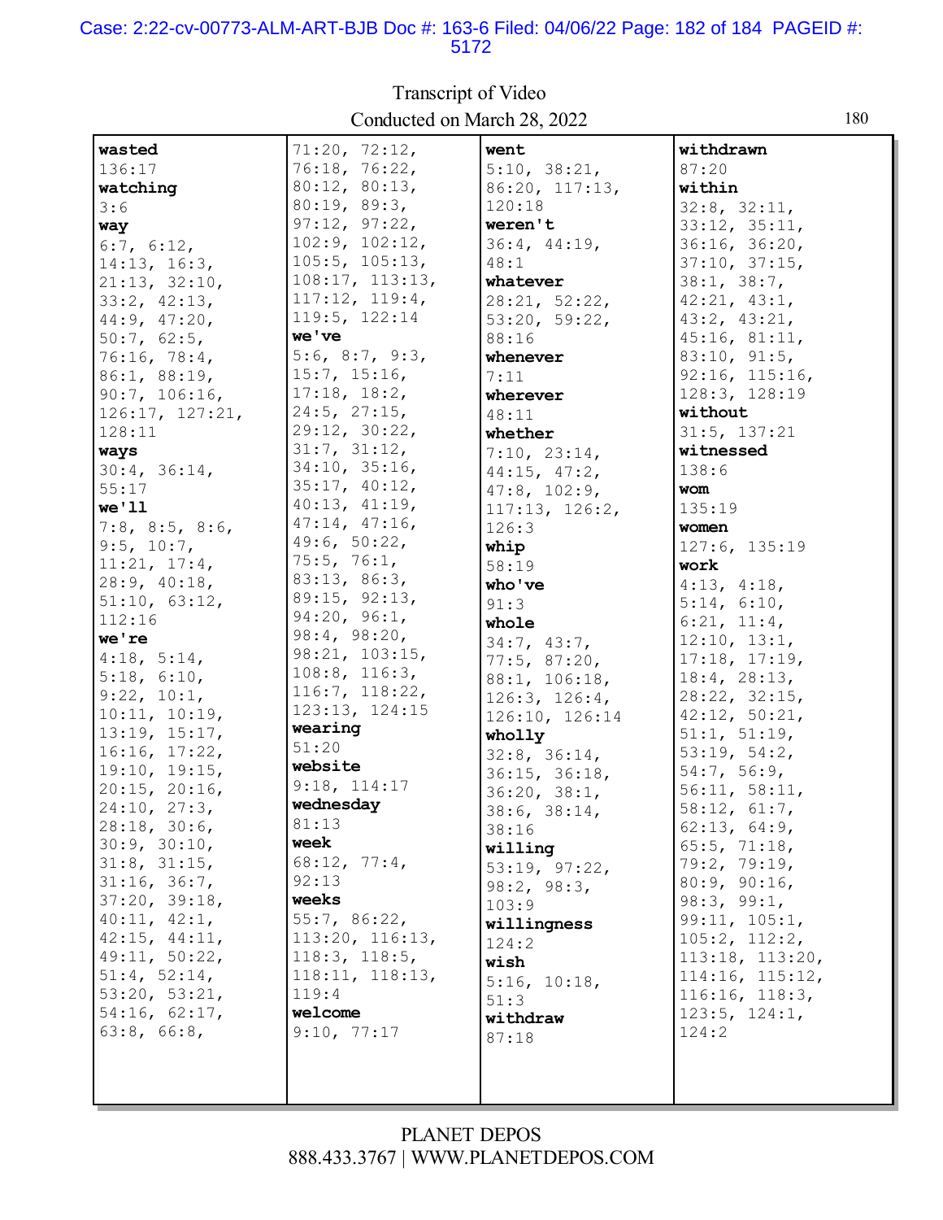Transcript of Video
Conducted on March 28, 2022

**wasted**
136:17
**watching**
3:6
**way**
6:7, 6:12, 14:13, 16:3, 21:13, 32:10, 33:2, 42:13, 44:9, 47:20, 50:7, 62:5, 76:16, 78:4, 86:1, 88:19, 90:7, 106:16, 126:17, 127:21, 128:11
**ways**
30:4, 36:14, 55:17
**we'll**
7:8, 8:5, 8:6, 9:5, 10:7, 11:21, 17:4, 28:9, 40:18, 51:10, 63:12, 112:16
**we're**
4:18, 5:14, 5:18, 6:10, 9:22, 10:1, 10:11, 10:19, 13:19, 15:17, 16:16, 17:22, 19:10, 19:15, 20:15, 20:16, 24:10, 27:3, 28:18, 30:6, 30:9, 30:10, 31:8, 31:15, 31:16, 36:7, 37:20, 39:18, 40:11, 42:1, 42:15, 44:11, 49:11, 50:22, 51:4, 52:14, 53:20, 53:21, 54:16, 62:17, 63:8, 66:8, 71:20, 72:12, 76:18, 76:22, 80:12, 80:13, 80:19, 89:3, 97:12, 97:22, 102:9, 102:12, 105:5, 105:13, 108:17, 113:13, 117:12, 119:4, 119:5, 122:14
**we've**
5:6, 8:7, 9:3, 15:7, 15:16, 17:18, 18:2, 24:5, 27:15, 29:12, 30:22, 31:7, 31:12, 34:10, 35:16, 35:17, 40:12, 40:13, 41:19, 47:14, 47:16, 49:6, 50:22, 75:5, 76:1, 83:13, 86:3, 89:15, 92:13, 94:20, 96:1, 98:4, 98:20, 98:21, 103:15, 108:8, 116:3, 116:7, 118:22, 123:13, 124:15
**wearing**
51:20
**website**
9:18, 114:17
**wednesday**
81:13
**week**
68:12, 77:4, 92:13
**weeks**
55:7, 86:22, 113:20, 116:13, 118:3, 118:5, 118:11, 118:13, 119:4
**welcome**
9:10, 77:17
**went**
5:10, 38:21, 86:20, 117:13, 120:18
**weren't**
36:4, 44:19, 48:1
**whatever**
28:21, 52:22, 53:20, 59:22, 88:16
**whenever**
7:11
**wherever**
48:11
**whether**
7:10, 23:14, 44:15, 47:2, 47:8, 102:9, 117:13, 126:2, 126:3
**whip**
58:19
**who've**
91:3
**whole**
34:7, 43:7, 77:5, 87:20, 88:1, 106:18, 126:3, 126:4, 126:10, 126:14
**wholly**
32:8, 36:14, 36:15, 36:18, 36:20, 38:1, 38:6, 38:14, 38:16
**willing**
53:19, 97:22, 98:2, 98:3, 103:9
**willingness**
124:2
**wish**
5:16, 10:18, 51:3
**withdraw**
87:18
**withdrawn**
87:20
**within**
32:8, 32:11, 33:12, 35:11, 36:16, 36:20, 37:10, 37:15, 38:1, 38:7, 42:21, 43:1, 43:2, 43:21, 45:16, 81:11, 83:10, 91:5, 92:16, 115:16, 128:3, 128:19
**without**
31:5, 137:21
**witnessed**
138:6
**wom**
135:19
**women**
127:6, 135:19
**work**
4:13, 4:18, 5:14, 6:10, 6:21, 11:4, 12:10, 13:1, 17:18, 17:19, 18:4, 28:13, 28:22, 32:15, 42:12, 50:21, 51:1, 51:19, 53:19, 54:2, 54:7, 56:9, 56:11, 58:11, 58:12, 61:7, 62:13, 64:9, 65:5, 71:18, 79:2, 79:19, 80:9, 90:16, 98:3, 99:1, 99:11, 105:1, 105:2, 112:2, 113:18, 113:20, 114:16, 115:12, 116:16, 118:3, 123:5, 124:1, 124:2

PLANET DEPOS
888.433.3767 | WWW.PLANETDEPOS.COM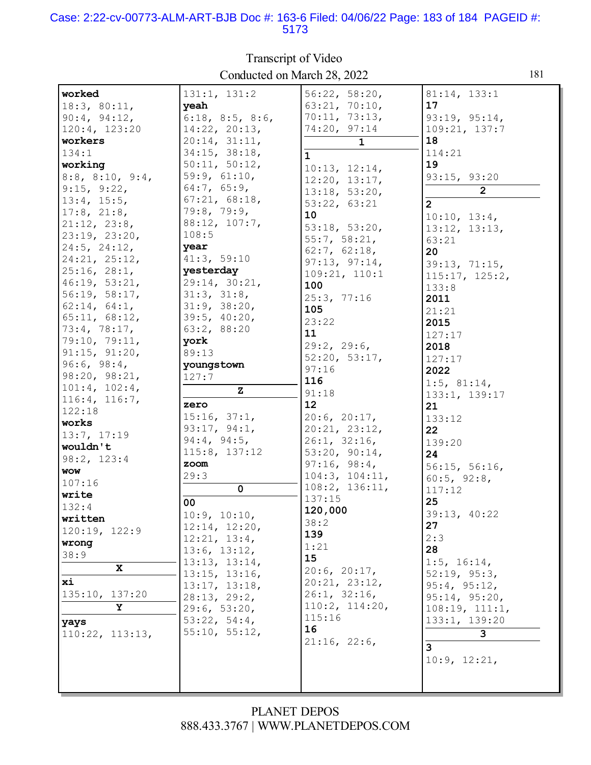Transcript of Video
Conducted on March 28, 2022

**worked**
18:3, 80:11, 90:4, 94:12, 120:4, 123:20
**workers**
134:1
**working**
8:8, 8:10, 9:4, 9:15, 9:22, 13:4, 15:5, 17:8, 21:8, 21:12, 23:8, 23:19, 23:20, 24:5, 24:12, 24:21, 25:12, 25:16, 28:1, 46:19, 53:21, 56:19, 58:17, 62:14, 64:1, 65:11, 68:12, 73:4, 78:17, 79:10, 79:11, 91:15, 91:20, 96:6, 98:4, 98:20, 98:21, 101:4, 102:4, 116:4, 116:7, 122:18
**works**
13:7, 17:19
**wouldn't**
98:2, 123:4
**wow**
107:16
**write**
132:4
**written**
120:19, 122:9
**wrong**
38:9

**X**

**xi**
135:10, 137:20

**Y**

**yays**
110:22, 113:13, 131:1, 131:2
**yeah**
6:18, 8:5, 8:6, 14:22, 20:13, 20:14, 31:11, 34:15, 38:18, 50:11, 50:12, 59:9, 61:10, 64:7, 65:9, 67:21, 68:18, 79:8, 79:9, 88:12, 107:7, 108:5
**year**
41:3, 59:10
**yesterday**
29:14, 30:21, 31:3, 31:8, 31:9, 38:20, 39:5, 40:20, 63:2, 88:20
**york**
89:13
**youngstown**
127:7

**Z**

**zero**
15:16, 37:1, 93:17, 94:1, 94:4, 94:5, 115:8, 137:12
**zoom**
29:3

**0**

**00**
10:9, 10:10, 12:14, 12:20, 12:21, 13:4, 13:6, 13:12, 13:13, 13:14, 13:15, 13:16, 13:17, 13:18, 28:13, 29:2, 29:6, 53:20, 53:22, 54:4, 55:10, 55:12, 56:22, 58:20, 63:21, 70:10, 70:11, 73:13, 74:20, 97:14

**1**

**1**
10:13, 12:14, 12:20, 13:17, 13:18, 53:20, 53:22, 63:21
**10**
53:18, 53:20, 55:7, 58:21, 62:7, 62:18, 97:13, 97:14, 109:21, 110:1
**100**
25:3, 77:16
**105**
23:22
**11**
29:2, 29:6, 52:20, 53:17, 97:16
**116**
91:18
**12**
20:6, 20:17, 20:21, 23:12, 26:1, 32:16, 53:20, 90:14, 97:16, 98:4, 104:3, 104:11, 108:2, 136:11, 137:15
**120,000**
38:2
**139**
1:21
**15**
20:6, 20:17, 20:21, 23:12, 26:1, 32:16, 110:2, 114:20, 115:16
**16**
21:16, 22:6, 81:14, 133:1
**17**
93:19, 95:14, 109:21, 137:7
**18**
114:21
**19**
93:15, 93:20

**2**

**2**
10:10, 13:4, 13:12, 13:13, 63:21
**20**
39:13, 71:15, 115:17, 125:2, 133:8
**2011**
21:21
**2015**
127:17
**2018**
127:17
**2022**
1:5, 81:14, 133:1, 139:17
**21**
133:12
**22**
139:20
**24**
56:15, 56:16, 60:5, 92:8, 117:12
**25**
39:13, 40:22
**27**
2:3
**28**
1:5, 16:14, 52:19, 95:3, 95:4, 95:12, 95:14, 95:20, 108:19, 111:1, 133:1, 139:20

**3**

**3**
10:9, 12:21,

PLANET DEPOS
888.433.3767 | WWW.PLANETDEPOS.COM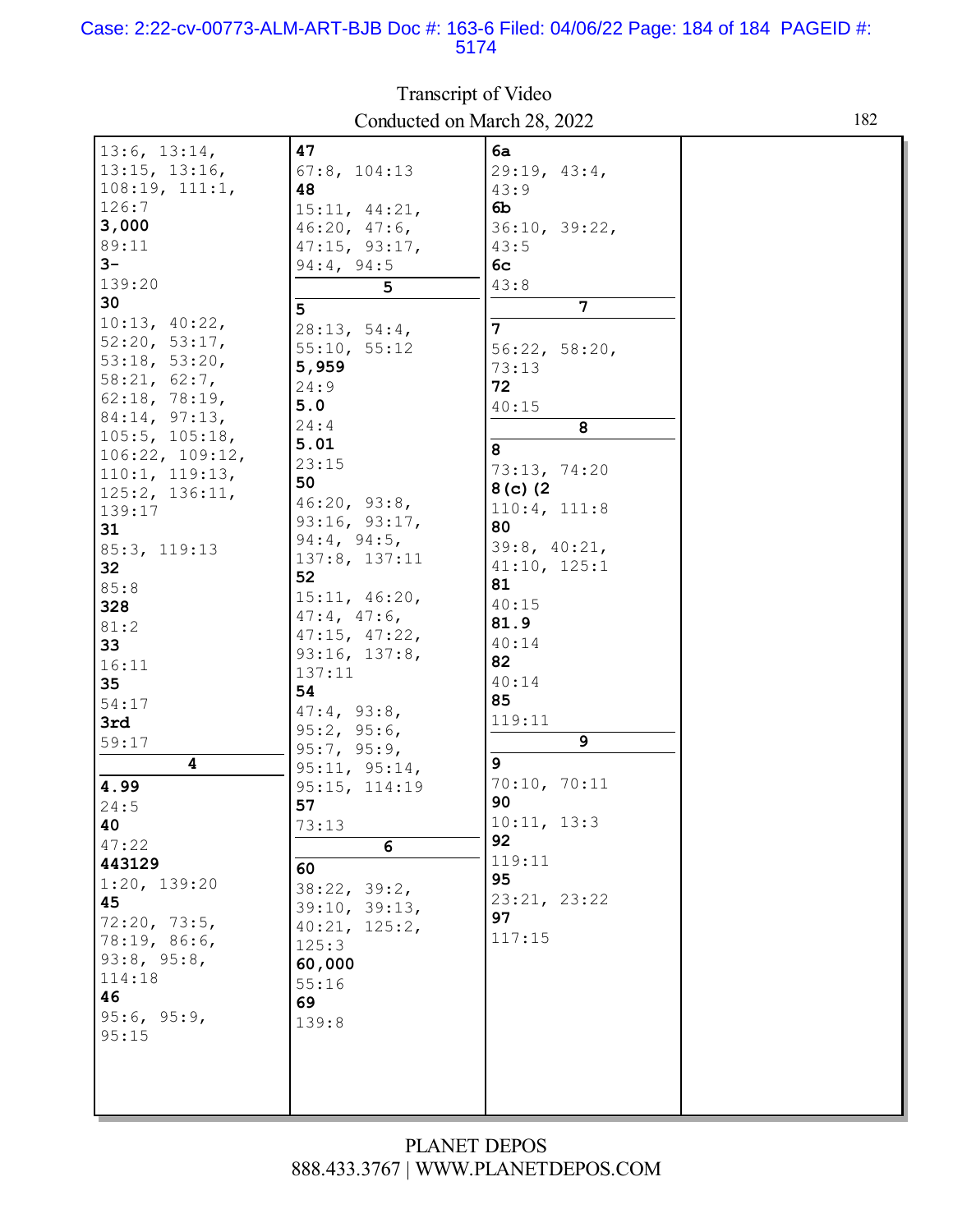13:6, 13:14,
13:15, 13:16,
108:19, 111:1,
126:7

**3,000**
89:11

**3-**
139:20

**30**
10:13, 40:22,
52:20, 53:17,
53:18, 53:20,
58:21, 62:7,
62:18, 78:19,
84:14, 97:13,
105:5, 105:18,
106:22, 109:12,
110:1, 119:13,
125:2, 136:11,
139:17

**31**
85:3, 119:13

**32**
85:8

**328**
81:2

**33**
16:11

**35**
54:17

**3rd**
59:17

## 4

**4.99**
24:5

**40**
47:22

**443129**
1:20, 139:20

**45**
72:20, 73:5,
78:19, 86:6,
93:8, 95:8,
114:18

**46**
95:6, 95:9,
95:15

**47**
67:8, 104:13

**48**
15:11, 44:21,
46:20, 47:6,
47:15, 93:17,
94:4, 94:5

## 5

**5**
28:13, 54:4,
55:10, 55:12

**5,959**
24:9

**5.0**
24:4

**5.01**
23:15

**50**
46:20, 93:8,
93:16, 93:17,
94:4, 94:5,
137:8, 137:11

**52**
15:11, 46:20,
47:4, 47:6,
47:15, 47:22,
93:16, 137:8,
137:11

**54**
47:4, 93:8,
95:2, 95:6,
95:7, 95:9,
95:11, 95:14,
95:15, 114:19

**57**
73:13

## 6

**60**
38:22, 39:2,
39:10, 39:13,
40:21, 125:2,
125:3

**60,000**
55:16

**69**
139:8

**6a**
29:19, 43:4,
43:9

**6b**
36:10, 39:22,
43:5

**6c**
43:8

## 7

**7**
56:22, 58:20,
73:13

**72**
40:15

## 8

**8**
73:13, 74:20

**8(c)(2**
110:4, 111:8

**80**
39:8, 40:21,
41:10, 125:1

**81**
40:15

**81.9**
40:14

**82**
40:14

**85**
119:11

## 9

**9**
70:10, 70:11

**90**
10:11, 13:3

**92**
119:11

**95**
23:21, 23:22

**97**
117:15